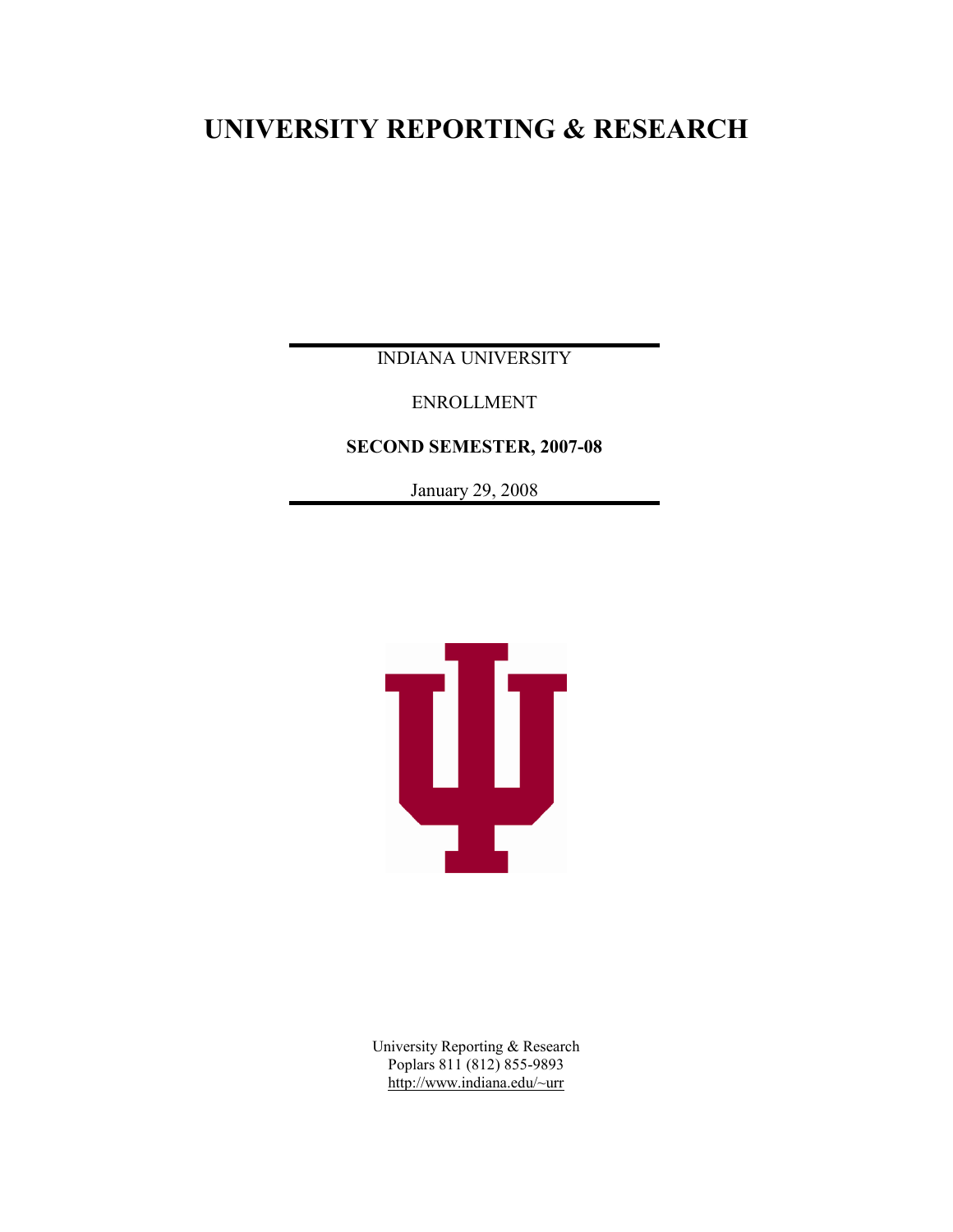# UNIVERSITY REPORTING & RESEARCH

INDIANA UNIVERSITY

ENROLLMENT

**SECOND SEMESTER, 2007-08**

January 29, 2008

University Reporting & Research
Poplars 811 (812) 855-9893
http://www.indiana.edu/~urr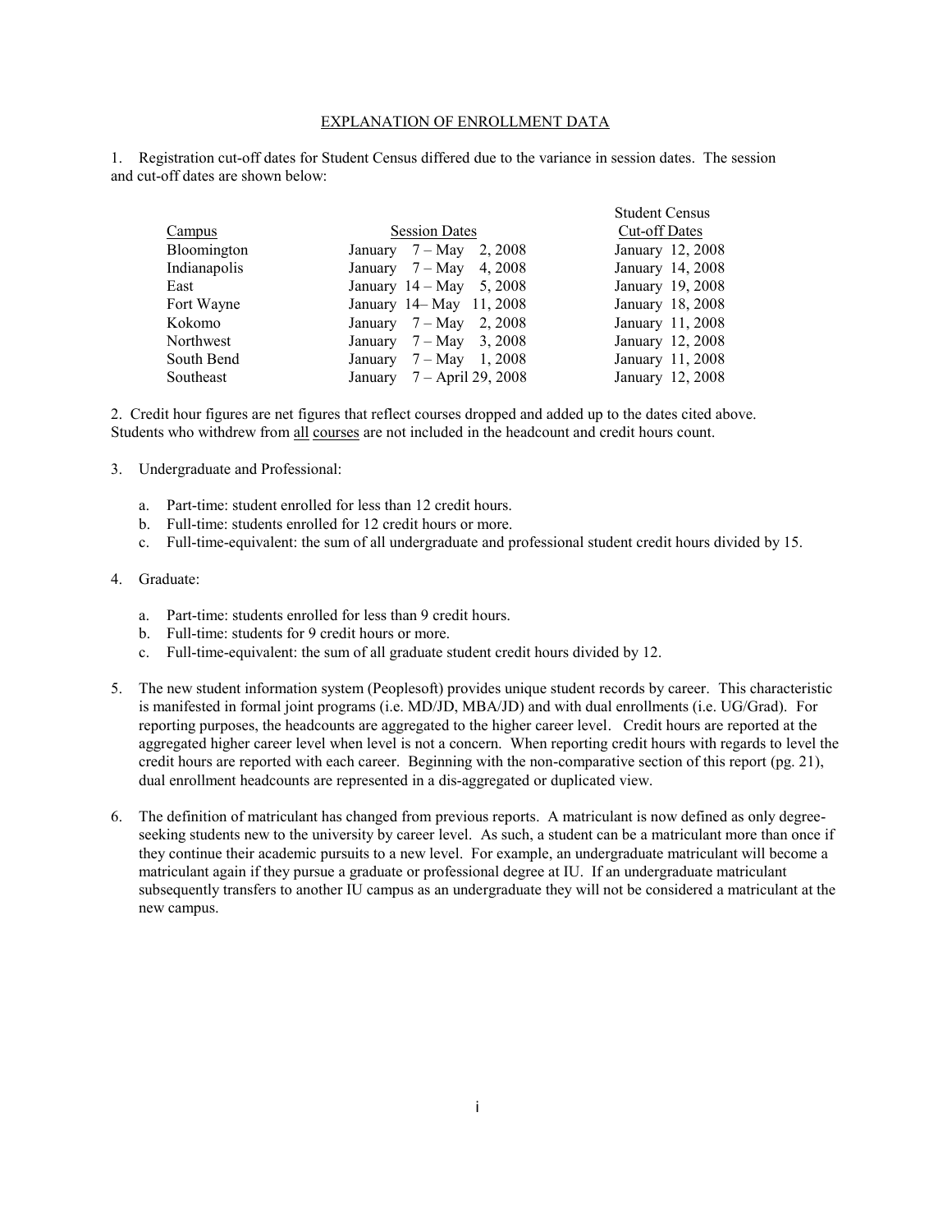## EXPLANATION OF ENROLLMENT DATA

1. Registration cut-off dates for Student Census differed due to the variance in session dates. The session and cut-off dates are shown below:

| Campus | Session Dates | Student Census Cut-off Dates |
|---|---|---|
| Bloomington | January 7 – May 2, 2008 | January 12, 2008 |
| Indianapolis | January 7 – May 4, 2008 | January 14, 2008 |
| East | January 14 – May 5, 2008 | January 19, 2008 |
| Fort Wayne | January 14– May 11, 2008 | January 18, 2008 |
| Kokomo | January 7 – May 2, 2008 | January 11, 2008 |
| Northwest | January 7 – May 3, 2008 | January 12, 2008 |
| South Bend | January 7 – May 1, 2008 | January 11, 2008 |
| Southeast | January 7 – April 29, 2008 | January 12, 2008 |

2. Credit hour figures are net figures that reflect courses dropped and added up to the dates cited above. Students who withdrew from all courses are not included in the headcount and credit hours count.

3. Undergraduate and Professional:

   a. Part-time: student enrolled for less than 12 credit hours.
   b. Full-time: students enrolled for 12 credit hours or more.
   c. Full-time-equivalent: the sum of all undergraduate and professional student credit hours divided by 15.

4. Graduate:

   a. Part-time: students enrolled for less than 9 credit hours.
   b. Full-time: students for 9 credit hours or more.
   c. Full-time-equivalent: the sum of all graduate student credit hours divided by 12.

5. The new student information system (Peoplesoft) provides unique student records by career. This characteristic is manifested in formal joint programs (i.e. MD/JD, MBA/JD) and with dual enrollments (i.e. UG/Grad). For reporting purposes, the headcounts are aggregated to the higher career level. Credit hours are reported at the aggregated higher career level when level is not a concern. When reporting credit hours with regards to level the credit hours are reported with each career. Beginning with the non-comparative section of this report (pg. 21), dual enrollment headcounts are represented in a dis-aggregated or duplicated view.

6. The definition of matriculant has changed from previous reports. A matriculant is now defined as only degree-seeking students new to the university by career level. As such, a student can be a matriculant more than once if they continue their academic pursuits to a new level. For example, an undergraduate matriculant will become a matriculant again if they pursue a graduate or professional degree at IU. If an undergraduate matriculant subsequently transfers to another IU campus as an undergraduate they will not be considered a matriculant at the new campus.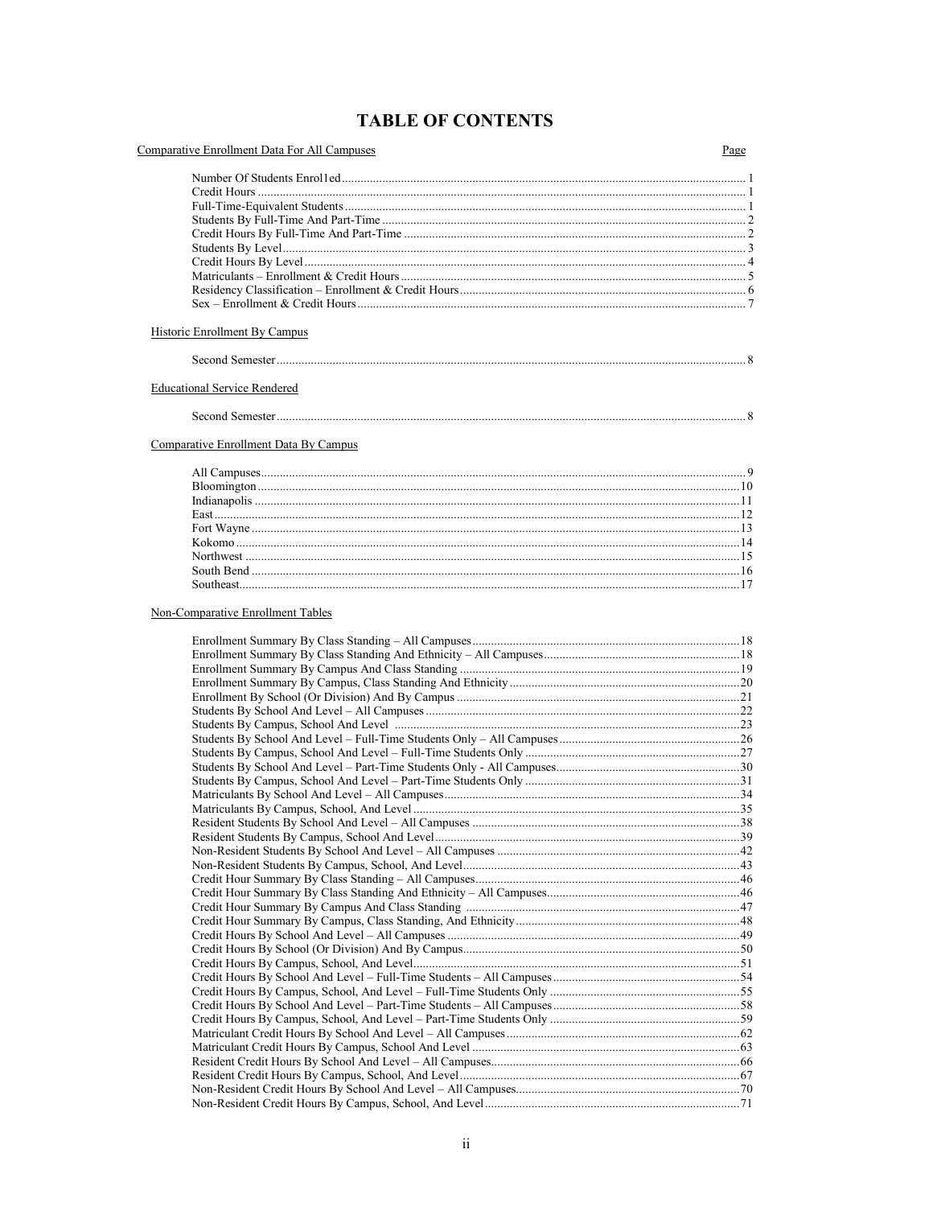# TABLE OF CONTENTS

| Comparative Enrollment Data For All Campuses | Page |
|---|---|
| Number Of Students Enrol1ed | 1 |
| Credit Hours | 1 |
| Full-Time-Equivalent Students | 1 |
| Students By Full-Time And Part-Time | 2 |
| Credit Hours By Full-Time And Part-Time | 2 |
| Students By Level | 3 |
| Credit Hours By Level | 4 |
| Matriculants – Enrollment & Credit Hours | 5 |
| Residency Classification – Enrollment & Credit Hours | 6 |
| Sex – Enrollment & Credit Hours | 7 |
| **Historic Enrollment By Campus** | |
| Second Semester | 8 |
| **Educational Service Rendered** | |
| Second Semester | 8 |
| **Comparative Enrollment Data By Campus** | |
| All Campuses | 9 |
| Bloomington | 10 |
| Indianapolis | 11 |
| East | 12 |
| Fort Wayne | 13 |
| Kokomo | 14 |
| Northwest | 15 |
| South Bend | 16 |
| Southeast | 17 |
| **Non-Comparative Enrollment Tables** | |
| Enrollment Summary By Class Standing – All Campuses | 18 |
| Enrollment Summary By Class Standing And Ethnicity – All Campuses | 18 |
| Enrollment Summary By Campus And Class Standing | 19 |
| Enrollment Summary By Campus, Class Standing And Ethnicity | 20 |
| Enrollment By School (Or Division) And By Campus | 21 |
| Students By School And Level – All Campuses | 22 |
| Students By Campus, School And Level | 23 |
| Students By School And Level – Full-Time Students Only – All Campuses | 26 |
| Students By Campus, School And Level – Full-Time Students Only | 27 |
| Students By School And Level – Part-Time Students Only - All Campuses | 30 |
| Students By Campus, School And Level – Part-Time Students Only | 31 |
| Matriculants By School And Level – All Campuses | 34 |
| Matriculants By Campus, School, And Level | 35 |
| Resident Students By School And Level – All Campuses | 38 |
| Resident Students By Campus, School And Level | 39 |
| Non-Resident Students By School And Level – All Campuses | 42 |
| Non-Resident Students By Campus, School, And Level | 43 |
| Credit Hour Summary By Class Standing – All Campuses | 46 |
| Credit Hour Summary By Class Standing And Ethnicity – All Campuses | 46 |
| Credit Hour Summary By Campus And Class Standing | 47 |
| Credit Hour Summary By Campus, Class Standing, And Ethnicity | 48 |
| Credit Hours By School And Level – All Campuses | 49 |
| Credit Hours By School (Or Division) And By Campus | 50 |
| Credit Hours By Campus, School, And Level | 51 |
| Credit Hours By School And Level – Full-Time Students – All Campuses | 54 |
| Credit Hours By Campus, School, And Level – Full-Time Students Only | 55 |
| Credit Hours By School And Level – Part-Time Students – All Campuses | 58 |
| Credit Hours By Campus, School, And Level – Part-Time Students Only | 59 |
| Matriculant Credit Hours By School And Level – All Campuses | 62 |
| Matriculant Credit Hours By Campus, School And Level | 63 |
| Resident Credit Hours By School And Level – All Campuses | 66 |
| Resident Credit Hours By Campus, School, And Level | 67 |
| Non-Resident Credit Hours By School And Level – All Campuses | 70 |
| Non-Resident Credit Hours By Campus, School, And Level | 71 |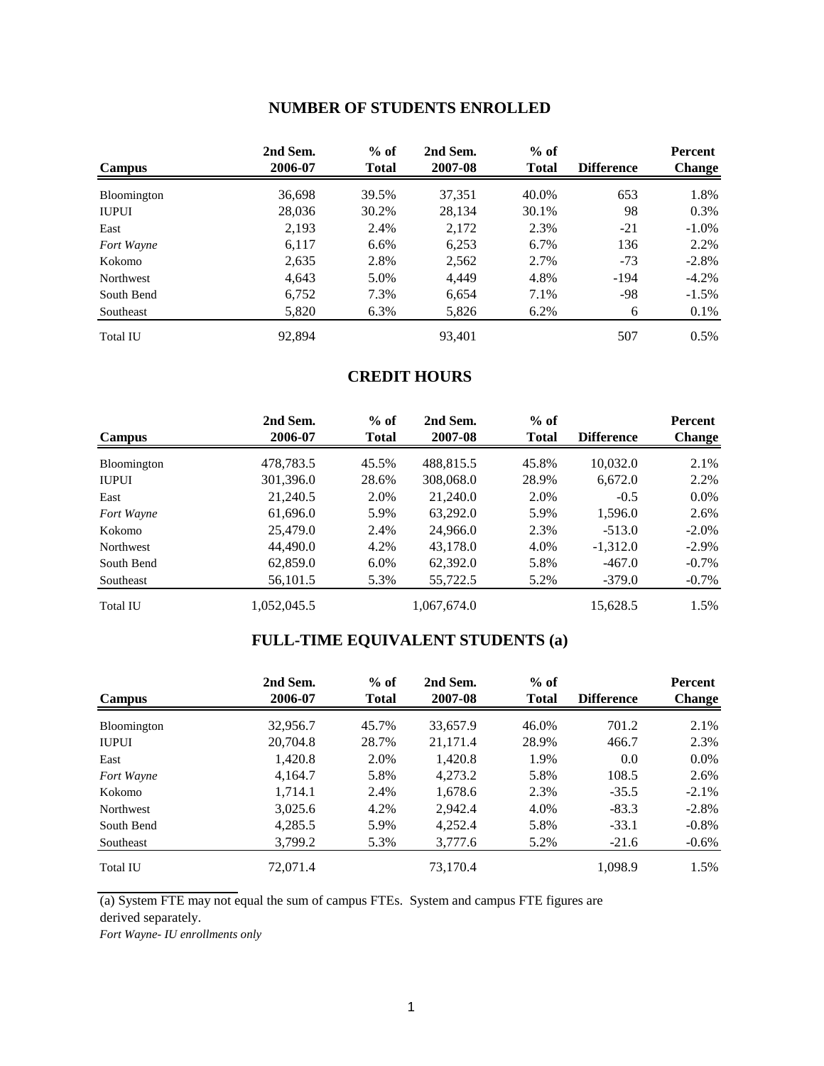## NUMBER OF STUDENTS ENROLLED

| Campus | 2nd Sem. 2006-07 | % of Total | 2nd Sem. 2007-08 | % of Total | Difference | Percent Change |
|---|---|---|---|---|---|---|
| Bloomington | 36,698 | 39.5% | 37,351 | 40.0% | 653 | 1.8% |
| IUPUI | 28,036 | 30.2% | 28,134 | 30.1% | 98 | 0.3% |
| East | 2,193 | 2.4% | 2,172 | 2.3% | -21 | -1.0% |
| *Fort Wayne* | 6,117 | 6.6% | 6,253 | 6.7% | 136 | 2.2% |
| Kokomo | 2,635 | 2.8% | 2,562 | 2.7% | -73 | -2.8% |
| Northwest | 4,643 | 5.0% | 4,449 | 4.8% | -194 | -4.2% |
| South Bend | 6,752 | 7.3% | 6,654 | 7.1% | -98 | -1.5% |
| Southeast | 5,820 | 6.3% | 5,826 | 6.2% | 6 | 0.1% |
| Total IU | 92,894 | | 93,401 | | 507 | 0.5% |

## CREDIT HOURS

| Campus | 2nd Sem. 2006-07 | % of Total | 2nd Sem. 2007-08 | % of Total | Difference | Percent Change |
|---|---|---|---|---|---|---|
| Bloomington | 478,783.5 | 45.5% | 488,815.5 | 45.8% | 10,032.0 | 2.1% |
| IUPUI | 301,396.0 | 28.6% | 308,068.0 | 28.9% | 6,672.0 | 2.2% |
| East | 21,240.5 | 2.0% | 21,240.0 | 2.0% | -0.5 | 0.0% |
| *Fort Wayne* | 61,696.0 | 5.9% | 63,292.0 | 5.9% | 1,596.0 | 2.6% |
| Kokomo | 25,479.0 | 2.4% | 24,966.0 | 2.3% | -513.0 | -2.0% |
| Northwest | 44,490.0 | 4.2% | 43,178.0 | 4.0% | -1,312.0 | -2.9% |
| South Bend | 62,859.0 | 6.0% | 62,392.0 | 5.8% | -467.0 | -0.7% |
| Southeast | 56,101.5 | 5.3% | 55,722.5 | 5.2% | -379.0 | -0.7% |
| Total IU | 1,052,045.5 | | 1,067,674.0 | | 15,628.5 | 1.5% |

## FULL-TIME EQUIVALENT STUDENTS (a)

| Campus | 2nd Sem. 2006-07 | % of Total | 2nd Sem. 2007-08 | % of Total | Difference | Percent Change |
|---|---|---|---|---|---|---|
| Bloomington | 32,956.7 | 45.7% | 33,657.9 | 46.0% | 701.2 | 2.1% |
| IUPUI | 20,704.8 | 28.7% | 21,171.4 | 28.9% | 466.7 | 2.3% |
| East | 1,420.8 | 2.0% | 1,420.8 | 1.9% | 0.0 | 0.0% |
| *Fort Wayne* | 4,164.7 | 5.8% | 4,273.2 | 5.8% | 108.5 | 2.6% |
| Kokomo | 1,714.1 | 2.4% | 1,678.6 | 2.3% | -35.5 | -2.1% |
| Northwest | 3,025.6 | 4.2% | 2,942.4 | 4.0% | -83.3 | -2.8% |
| South Bend | 4,285.5 | 5.9% | 4,252.4 | 5.8% | -33.1 | -0.8% |
| Southeast | 3,799.2 | 5.3% | 3,777.6 | 5.2% | -21.6 | -0.6% |
| Total IU | 72,071.4 | | 73,170.4 | | 1,098.9 | 1.5% |

(a) System FTE may not equal the sum of campus FTEs. System and campus FTE figures are derived separately.

*Fort Wayne- IU enrollments only*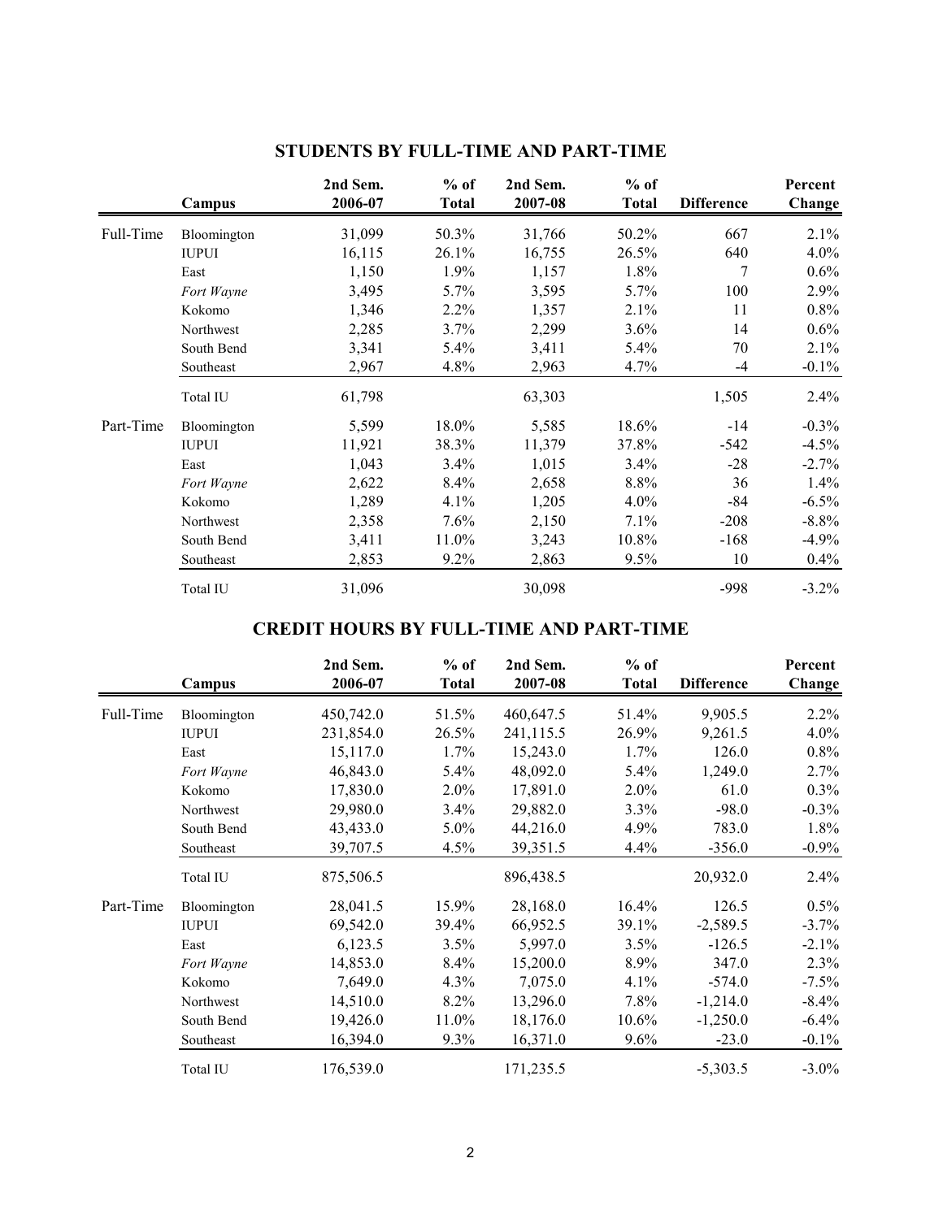## STUDENTS BY FULL-TIME AND PART-TIME

| | Campus | 2nd Sem. 2006-07 | % of Total | 2nd Sem. 2007-08 | % of Total | Difference | Percent Change |
|---|---|---|---|---|---|---|---|
| Full-Time | Bloomington | 31,099 | 50.3% | 31,766 | 50.2% | 667 | 2.1% |
| | IUPUI | 16,115 | 26.1% | 16,755 | 26.5% | 640 | 4.0% |
| | East | 1,150 | 1.9% | 1,157 | 1.8% | 7 | 0.6% |
| | *Fort Wayne* | 3,495 | 5.7% | 3,595 | 5.7% | 100 | 2.9% |
| | Kokomo | 1,346 | 2.2% | 1,357 | 2.1% | 11 | 0.8% |
| | Northwest | 2,285 | 3.7% | 2,299 | 3.6% | 14 | 0.6% |
| | South Bend | 3,341 | 5.4% | 3,411 | 5.4% | 70 | 2.1% |
| | Southeast | 2,967 | 4.8% | 2,963 | 4.7% | -4 | -0.1% |
| | Total IU | 61,798 | | 63,303 | | 1,505 | 2.4% |
| Part-Time | Bloomington | 5,599 | 18.0% | 5,585 | 18.6% | -14 | -0.3% |
| | IUPUI | 11,921 | 38.3% | 11,379 | 37.8% | -542 | -4.5% |
| | East | 1,043 | 3.4% | 1,015 | 3.4% | -28 | -2.7% |
| | *Fort Wayne* | 2,622 | 8.4% | 2,658 | 8.8% | 36 | 1.4% |
| | Kokomo | 1,289 | 4.1% | 1,205 | 4.0% | -84 | -6.5% |
| | Northwest | 2,358 | 7.6% | 2,150 | 7.1% | -208 | -8.8% |
| | South Bend | 3,411 | 11.0% | 3,243 | 10.8% | -168 | -4.9% |
| | Southeast | 2,853 | 9.2% | 2,863 | 9.5% | 10 | 0.4% |
| | Total IU | 31,096 | | 30,098 | | -998 | -3.2% |

## CREDIT HOURS BY FULL-TIME AND PART-TIME

| | Campus | 2nd Sem. 2006-07 | % of Total | 2nd Sem. 2007-08 | % of Total | Difference | Percent Change |
|---|---|---|---|---|---|---|---|
| Full-Time | Bloomington | 450,742.0 | 51.5% | 460,647.5 | 51.4% | 9,905.5 | 2.2% |
| | IUPUI | 231,854.0 | 26.5% | 241,115.5 | 26.9% | 9,261.5 | 4.0% |
| | East | 15,117.0 | 1.7% | 15,243.0 | 1.7% | 126.0 | 0.8% |
| | *Fort Wayne* | 46,843.0 | 5.4% | 48,092.0 | 5.4% | 1,249.0 | 2.7% |
| | Kokomo | 17,830.0 | 2.0% | 17,891.0 | 2.0% | 61.0 | 0.3% |
| | Northwest | 29,980.0 | 3.4% | 29,882.0 | 3.3% | -98.0 | -0.3% |
| | South Bend | 43,433.0 | 5.0% | 44,216.0 | 4.9% | 783.0 | 1.8% |
| | Southeast | 39,707.5 | 4.5% | 39,351.5 | 4.4% | -356.0 | -0.9% |
| | Total IU | 875,506.5 | | 896,438.5 | | 20,932.0 | 2.4% |
| Part-Time | Bloomington | 28,041.5 | 15.9% | 28,168.0 | 16.4% | 126.5 | 0.5% |
| | IUPUI | 69,542.0 | 39.4% | 66,952.5 | 39.1% | -2,589.5 | -3.7% |
| | East | 6,123.5 | 3.5% | 5,997.0 | 3.5% | -126.5 | -2.1% |
| | *Fort Wayne* | 14,853.0 | 8.4% | 15,200.0 | 8.9% | 347.0 | 2.3% |
| | Kokomo | 7,649.0 | 4.3% | 7,075.0 | 4.1% | -574.0 | -7.5% |
| | Northwest | 14,510.0 | 8.2% | 13,296.0 | 7.8% | -1,214.0 | -8.4% |
| | South Bend | 19,426.0 | 11.0% | 18,176.0 | 10.6% | -1,250.0 | -6.4% |
| | Southeast | 16,394.0 | 9.3% | 16,371.0 | 9.6% | -23.0 | -0.1% |
| | Total IU | 176,539.0 | | 171,235.5 | | -5,303.5 | -3.0% |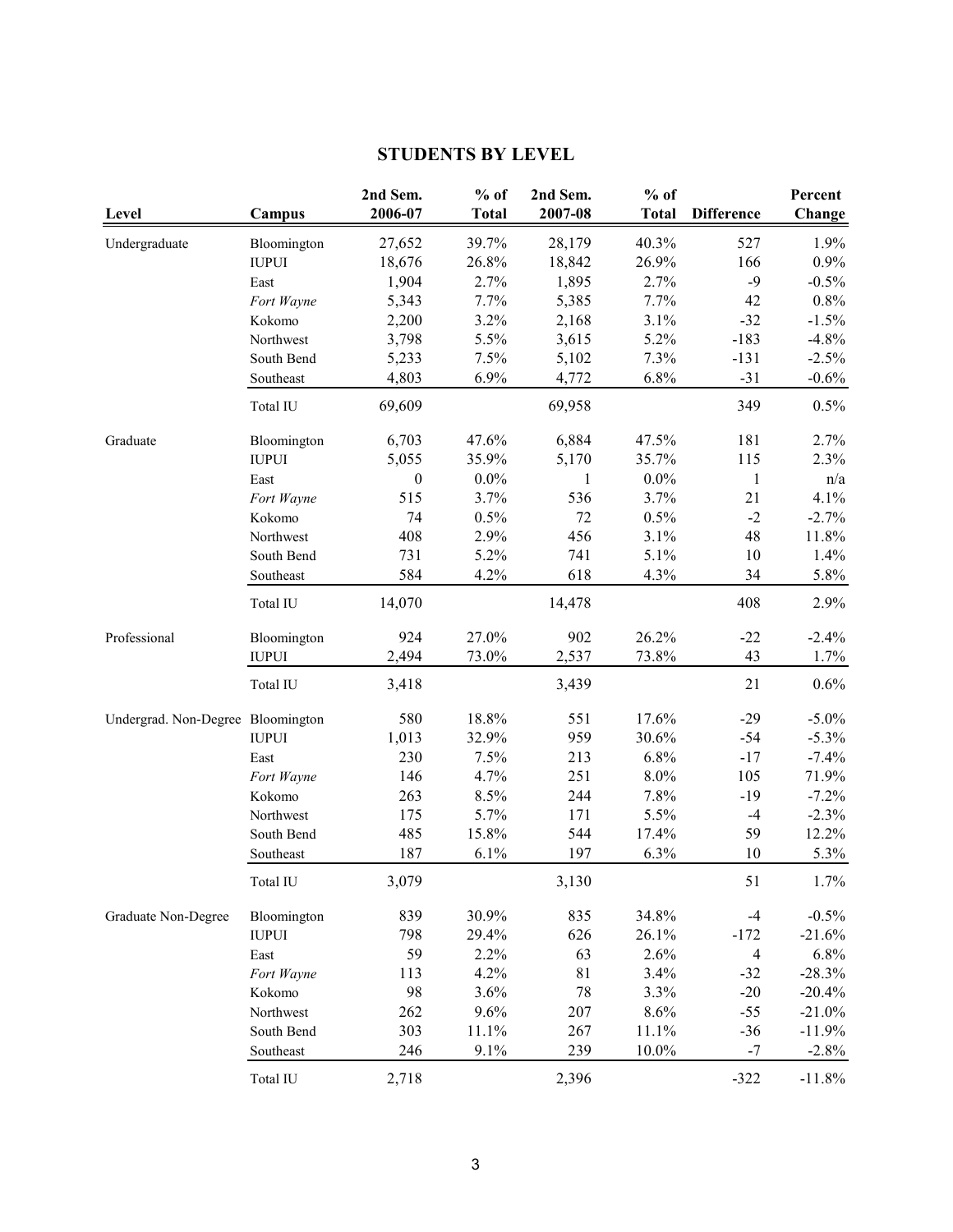# STUDENTS BY LEVEL

| Level | Campus | 2nd Sem. 2006-07 | % of Total | 2nd Sem. 2007-08 | % of Total | Difference | Percent Change |
|---|---|---|---|---|---|---|---|
| Undergraduate | Bloomington | 27,652 | 39.7% | 28,179 | 40.3% | 527 | 1.9% |
| | IUPUI | 18,676 | 26.8% | 18,842 | 26.9% | 166 | 0.9% |
| | East | 1,904 | 2.7% | 1,895 | 2.7% | -9 | -0.5% |
| | *Fort Wayne* | 5,343 | 7.7% | 5,385 | 7.7% | 42 | 0.8% |
| | Kokomo | 2,200 | 3.2% | 2,168 | 3.1% | -32 | -1.5% |
| | Northwest | 3,798 | 5.5% | 3,615 | 5.2% | -183 | -4.8% |
| | South Bend | 5,233 | 7.5% | 5,102 | 7.3% | -131 | -2.5% |
| | Southeast | 4,803 | 6.9% | 4,772 | 6.8% | -31 | -0.6% |
| | Total IU | 69,609 | | 69,958 | | 349 | 0.5% |
| Graduate | Bloomington | 6,703 | 47.6% | 6,884 | 47.5% | 181 | 2.7% |
| | IUPUI | 5,055 | 35.9% | 5,170 | 35.7% | 115 | 2.3% |
| | East | 0 | 0.0% | 1 | 0.0% | 1 | n/a |
| | *Fort Wayne* | 515 | 3.7% | 536 | 3.7% | 21 | 4.1% |
| | Kokomo | 74 | 0.5% | 72 | 0.5% | -2 | -2.7% |
| | Northwest | 408 | 2.9% | 456 | 3.1% | 48 | 11.8% |
| | South Bend | 731 | 5.2% | 741 | 5.1% | 10 | 1.4% |
| | Southeast | 584 | 4.2% | 618 | 4.3% | 34 | 5.8% |
| | Total IU | 14,070 | | 14,478 | | 408 | 2.9% |
| Professional | Bloomington | 924 | 27.0% | 902 | 26.2% | -22 | -2.4% |
| | IUPUI | 2,494 | 73.0% | 2,537 | 73.8% | 43 | 1.7% |
| | Total IU | 3,418 | | 3,439 | | 21 | 0.6% |
| Undergrad. Non-Degree | Bloomington | 580 | 18.8% | 551 | 17.6% | -29 | -5.0% |
| | IUPUI | 1,013 | 32.9% | 959 | 30.6% | -54 | -5.3% |
| | East | 230 | 7.5% | 213 | 6.8% | -17 | -7.4% |
| | *Fort Wayne* | 146 | 4.7% | 251 | 8.0% | 105 | 71.9% |
| | Kokomo | 263 | 8.5% | 244 | 7.8% | -19 | -7.2% |
| | Northwest | 175 | 5.7% | 171 | 5.5% | -4 | -2.3% |
| | South Bend | 485 | 15.8% | 544 | 17.4% | 59 | 12.2% |
| | Southeast | 187 | 6.1% | 197 | 6.3% | 10 | 5.3% |
| | Total IU | 3,079 | | 3,130 | | 51 | 1.7% |
| Graduate Non-Degree | Bloomington | 839 | 30.9% | 835 | 34.8% | -4 | -0.5% |
| | IUPUI | 798 | 29.4% | 626 | 26.1% | -172 | -21.6% |
| | East | 59 | 2.2% | 63 | 2.6% | 4 | 6.8% |
| | *Fort Wayne* | 113 | 4.2% | 81 | 3.4% | -32 | -28.3% |
| | Kokomo | 98 | 3.6% | 78 | 3.3% | -20 | -20.4% |
| | Northwest | 262 | 9.6% | 207 | 8.6% | -55 | -21.0% |
| | South Bend | 303 | 11.1% | 267 | 11.1% | -36 | -11.9% |
| | Southeast | 246 | 9.1% | 239 | 10.0% | -7 | -2.8% |
| | Total IU | 2,718 | | 2,396 | | -322 | -11.8% |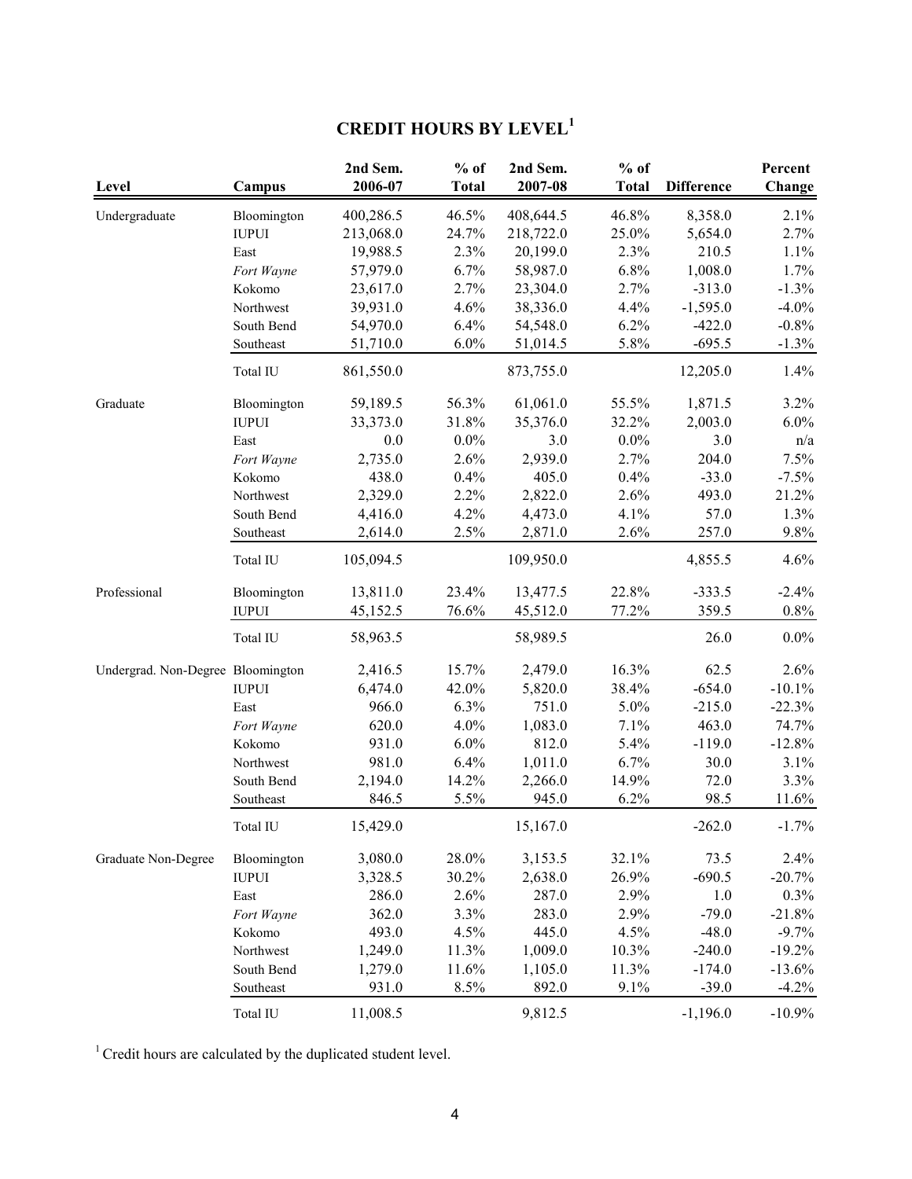# CREDIT HOURS BY LEVEL[1]

| Level | Campus | 2nd Sem. 2006-07 | % of Total | 2nd Sem. 2007-08 | % of Total | Difference | Percent Change |
|---|---|---|---|---|---|---|---|
| Undergraduate | Bloomington | 400,286.5 | 46.5% | 408,644.5 | 46.8% | 8,358.0 | 2.1% |
| | IUPUI | 213,068.0 | 24.7% | 218,722.0 | 25.0% | 5,654.0 | 2.7% |
| | East | 19,988.5 | 2.3% | 20,199.0 | 2.3% | 210.5 | 1.1% |
| | *Fort Wayne* | 57,979.0 | 6.7% | 58,987.0 | 6.8% | 1,008.0 | 1.7% |
| | Kokomo | 23,617.0 | 2.7% | 23,304.0 | 2.7% | -313.0 | -1.3% |
| | Northwest | 39,931.0 | 4.6% | 38,336.0 | 4.4% | -1,595.0 | -4.0% |
| | South Bend | 54,970.0 | 6.4% | 54,548.0 | 6.2% | -422.0 | -0.8% |
| | Southeast | 51,710.0 | 6.0% | 51,014.5 | 5.8% | -695.5 | -1.3% |
| | Total IU | 861,550.0 | | 873,755.0 | | 12,205.0 | 1.4% |
| Graduate | Bloomington | 59,189.5 | 56.3% | 61,061.0 | 55.5% | 1,871.5 | 3.2% |
| | IUPUI | 33,373.0 | 31.8% | 35,376.0 | 32.2% | 2,003.0 | 6.0% |
| | East | 0.0 | 0.0% | 3.0 | 0.0% | 3.0 | n/a |
| | *Fort Wayne* | 2,735.0 | 2.6% | 2,939.0 | 2.7% | 204.0 | 7.5% |
| | Kokomo | 438.0 | 0.4% | 405.0 | 0.4% | -33.0 | -7.5% |
| | Northwest | 2,329.0 | 2.2% | 2,822.0 | 2.6% | 493.0 | 21.2% |
| | South Bend | 4,416.0 | 4.2% | 4,473.0 | 4.1% | 57.0 | 1.3% |
| | Southeast | 2,614.0 | 2.5% | 2,871.0 | 2.6% | 257.0 | 9.8% |
| | Total IU | 105,094.5 | | 109,950.0 | | 4,855.5 | 4.6% |
| Professional | Bloomington | 13,811.0 | 23.4% | 13,477.5 | 22.8% | -333.5 | -2.4% |
| | IUPUI | 45,152.5 | 76.6% | 45,512.0 | 77.2% | 359.5 | 0.8% |
| | Total IU | 58,963.5 | | 58,989.5 | | 26.0 | 0.0% |
| Undergrad. Non-Degree | Bloomington | 2,416.5 | 15.7% | 2,479.0 | 16.3% | 62.5 | 2.6% |
| | IUPUI | 6,474.0 | 42.0% | 5,820.0 | 38.4% | -654.0 | -10.1% |
| | East | 966.0 | 6.3% | 751.0 | 5.0% | -215.0 | -22.3% |
| | *Fort Wayne* | 620.0 | 4.0% | 1,083.0 | 7.1% | 463.0 | 74.7% |
| | Kokomo | 931.0 | 6.0% | 812.0 | 5.4% | -119.0 | -12.8% |
| | Northwest | 981.0 | 6.4% | 1,011.0 | 6.7% | 30.0 | 3.1% |
| | South Bend | 2,194.0 | 14.2% | 2,266.0 | 14.9% | 72.0 | 3.3% |
| | Southeast | 846.5 | 5.5% | 945.0 | 6.2% | 98.5 | 11.6% |
| | Total IU | 15,429.0 | | 15,167.0 | | -262.0 | -1.7% |
| Graduate Non-Degree | Bloomington | 3,080.0 | 28.0% | 3,153.5 | 32.1% | 73.5 | 2.4% |
| | IUPUI | 3,328.5 | 30.2% | 2,638.0 | 26.9% | -690.5 | -20.7% |
| | East | 286.0 | 2.6% | 287.0 | 2.9% | 1.0 | 0.3% |
| | *Fort Wayne* | 362.0 | 3.3% | 283.0 | 2.9% | -79.0 | -21.8% |
| | Kokomo | 493.0 | 4.5% | 445.0 | 4.5% | -48.0 | -9.7% |
| | Northwest | 1,249.0 | 11.3% | 1,009.0 | 10.3% | -240.0 | -19.2% |
| | South Bend | 1,279.0 | 11.6% | 1,105.0 | 11.3% | -174.0 | -13.6% |
| | Southeast | 931.0 | 8.5% | 892.0 | 9.1% | -39.0 | -4.2% |
| | Total IU | 11,008.5 | | 9,812.5 | | -1,196.0 | -10.9% |

[1] Credit hours are calculated by the duplicated student level.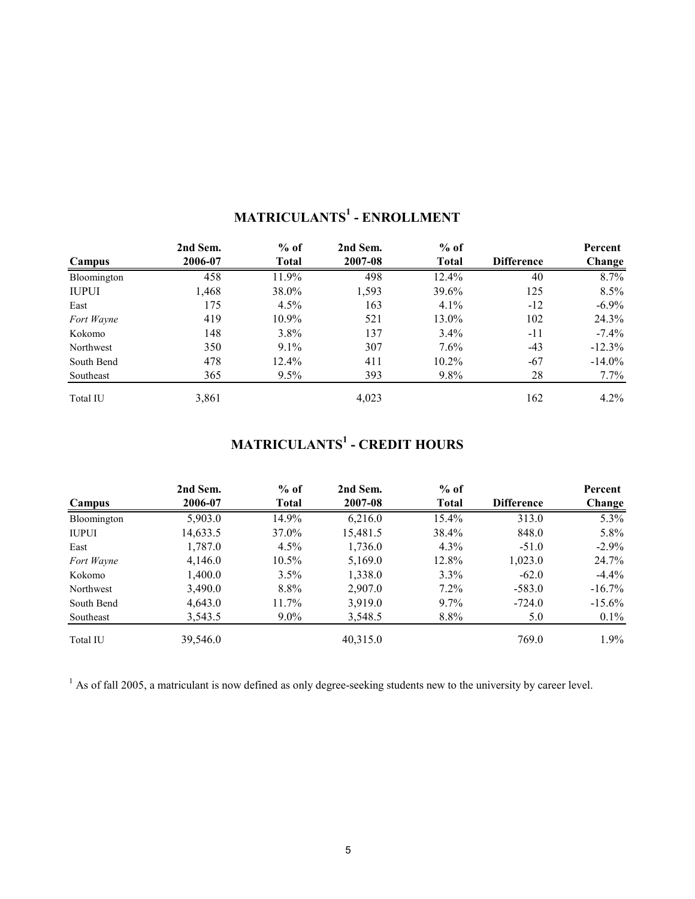## MATRICULANTS[1] - ENROLLMENT

| Campus | 2nd Sem. 2006-07 | % of Total | 2nd Sem. 2007-08 | % of Total | Difference | Percent Change |
|---|---|---|---|---|---|---|
| Bloomington | 458 | 11.9% | 498 | 12.4% | 40 | 8.7% |
| IUPUI | 1,468 | 38.0% | 1,593 | 39.6% | 125 | 8.5% |
| East | 175 | 4.5% | 163 | 4.1% | -12 | -6.9% |
| *Fort Wayne* | 419 | 10.9% | 521 | 13.0% | 102 | 24.3% |
| Kokomo | 148 | 3.8% | 137 | 3.4% | -11 | -7.4% |
| Northwest | 350 | 9.1% | 307 | 7.6% | -43 | -12.3% |
| South Bend | 478 | 12.4% | 411 | 10.2% | -67 | -14.0% |
| Southeast | 365 | 9.5% | 393 | 9.8% | 28 | 7.7% |
| Total IU | 3,861 | | 4,023 | | 162 | 4.2% |

## MATRICULANTS[1] - CREDIT HOURS

| Campus | 2nd Sem. 2006-07 | % of Total | 2nd Sem. 2007-08 | % of Total | Difference | Percent Change |
|---|---|---|---|---|---|---|
| Bloomington | 5,903.0 | 14.9% | 6,216.0 | 15.4% | 313.0 | 5.3% |
| IUPUI | 14,633.5 | 37.0% | 15,481.5 | 38.4% | 848.0 | 5.8% |
| East | 1,787.0 | 4.5% | 1,736.0 | 4.3% | -51.0 | -2.9% |
| *Fort Wayne* | 4,146.0 | 10.5% | 5,169.0 | 12.8% | 1,023.0 | 24.7% |
| Kokomo | 1,400.0 | 3.5% | 1,338.0 | 3.3% | -62.0 | -4.4% |
| Northwest | 3,490.0 | 8.8% | 2,907.0 | 7.2% | -583.0 | -16.7% |
| South Bend | 4,643.0 | 11.7% | 3,919.0 | 9.7% | -724.0 | -15.6% |
| Southeast | 3,543.5 | 9.0% | 3,548.5 | 8.8% | 5.0 | 0.1% |
| Total IU | 39,546.0 | | 40,315.0 | | 769.0 | 1.9% |

[1] As of fall 2005, a matriculant is now defined as only degree-seeking students new to the university by career level.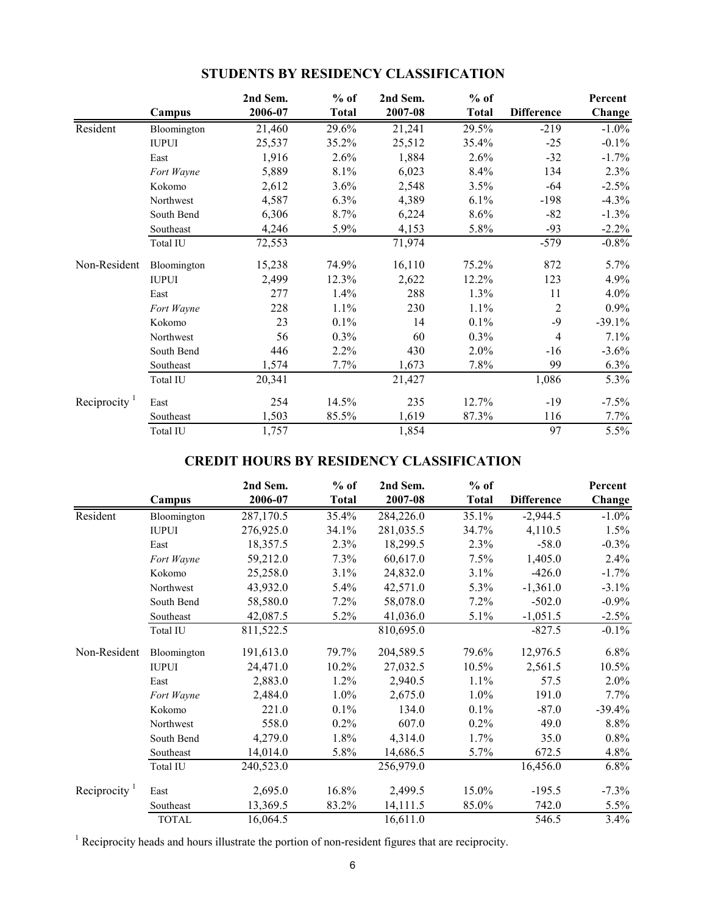## STUDENTS BY RESIDENCY CLASSIFICATION

| | Campus | 2nd Sem. 2006-07 | % of Total | 2nd Sem. 2007-08 | % of Total | Difference | Percent Change |
|---|---|---|---|---|---|---|---|
| Resident | Bloomington | 21,460 | 29.6% | 21,241 | 29.5% | -219 | -1.0% |
| | IUPUI | 25,537 | 35.2% | 25,512 | 35.4% | -25 | -0.1% |
| | East | 1,916 | 2.6% | 1,884 | 2.6% | -32 | -1.7% |
| | *Fort Wayne* | 5,889 | 8.1% | 6,023 | 8.4% | 134 | 2.3% |
| | Kokomo | 2,612 | 3.6% | 2,548 | 3.5% | -64 | -2.5% |
| | Northwest | 4,587 | 6.3% | 4,389 | 6.1% | -198 | -4.3% |
| | South Bend | 6,306 | 8.7% | 6,224 | 8.6% | -82 | -1.3% |
| | Southeast | 4,246 | 5.9% | 4,153 | 5.8% | -93 | -2.2% |
| | Total IU | 72,553 | | 71,974 | | -579 | -0.8% |
| Non-Resident | Bloomington | 15,238 | 74.9% | 16,110 | 75.2% | 872 | 5.7% |
| | IUPUI | 2,499 | 12.3% | 2,622 | 12.2% | 123 | 4.9% |
| | East | 277 | 1.4% | 288 | 1.3% | 11 | 4.0% |
| | *Fort Wayne* | 228 | 1.1% | 230 | 1.1% | 2 | 0.9% |
| | Kokomo | 23 | 0.1% | 14 | 0.1% | -9 | -39.1% |
| | Northwest | 56 | 0.3% | 60 | 0.3% | 4 | 7.1% |
| | South Bend | 446 | 2.2% | 430 | 2.0% | -16 | -3.6% |
| | Southeast | 1,574 | 7.7% | 1,673 | 7.8% | 99 | 6.3% |
| | Total IU | 20,341 | | 21,427 | | 1,086 | 5.3% |
| Reciprocity [1] | East | 254 | 14.5% | 235 | 12.7% | -19 | -7.5% |
| | Southeast | 1,503 | 85.5% | 1,619 | 87.3% | 116 | 7.7% |
| | Total IU | 1,757 | | 1,854 | | 97 | 5.5% |

## CREDIT HOURS BY RESIDENCY CLASSIFICATION

| | Campus | 2nd Sem. 2006-07 | % of Total | 2nd Sem. 2007-08 | % of Total | Difference | Percent Change |
|---|---|---|---|---|---|---|---|
| Resident | Bloomington | 287,170.5 | 35.4% | 284,226.0 | 35.1% | -2,944.5 | -1.0% |
| | IUPUI | 276,925.0 | 34.1% | 281,035.5 | 34.7% | 4,110.5 | 1.5% |
| | East | 18,357.5 | 2.3% | 18,299.5 | 2.3% | -58.0 | -0.3% |
| | *Fort Wayne* | 59,212.0 | 7.3% | 60,617.0 | 7.5% | 1,405.0 | 2.4% |
| | Kokomo | 25,258.0 | 3.1% | 24,832.0 | 3.1% | -426.0 | -1.7% |
| | Northwest | 43,932.0 | 5.4% | 42,571.0 | 5.3% | -1,361.0 | -3.1% |
| | South Bend | 58,580.0 | 7.2% | 58,078.0 | 7.2% | -502.0 | -0.9% |
| | Southeast | 42,087.5 | 5.2% | 41,036.0 | 5.1% | -1,051.5 | -2.5% |
| | Total IU | 811,522.5 | | 810,695.0 | | -827.5 | -0.1% |
| Non-Resident | Bloomington | 191,613.0 | 79.7% | 204,589.5 | 79.6% | 12,976.5 | 6.8% |
| | IUPUI | 24,471.0 | 10.2% | 27,032.5 | 10.5% | 2,561.5 | 10.5% |
| | East | 2,883.0 | 1.2% | 2,940.5 | 1.1% | 57.5 | 2.0% |
| | *Fort Wayne* | 2,484.0 | 1.0% | 2,675.0 | 1.0% | 191.0 | 7.7% |
| | Kokomo | 221.0 | 0.1% | 134.0 | 0.1% | -87.0 | -39.4% |
| | Northwest | 558.0 | 0.2% | 607.0 | 0.2% | 49.0 | 8.8% |
| | South Bend | 4,279.0 | 1.8% | 4,314.0 | 1.7% | 35.0 | 0.8% |
| | Southeast | 14,014.0 | 5.8% | 14,686.5 | 5.7% | 672.5 | 4.8% |
| | Total IU | 240,523.0 | | 256,979.0 | | 16,456.0 | 6.8% |
| Reciprocity [1] | East | 2,695.0 | 16.8% | 2,499.5 | 15.0% | -195.5 | -7.3% |
| | Southeast | 13,369.5 | 83.2% | 14,111.5 | 85.0% | 742.0 | 5.5% |
| | TOTAL | 16,064.5 | | 16,611.0 | | 546.5 | 3.4% |

[1] Reciprocity heads and hours illustrate the portion of non-resident figures that are reciprocity.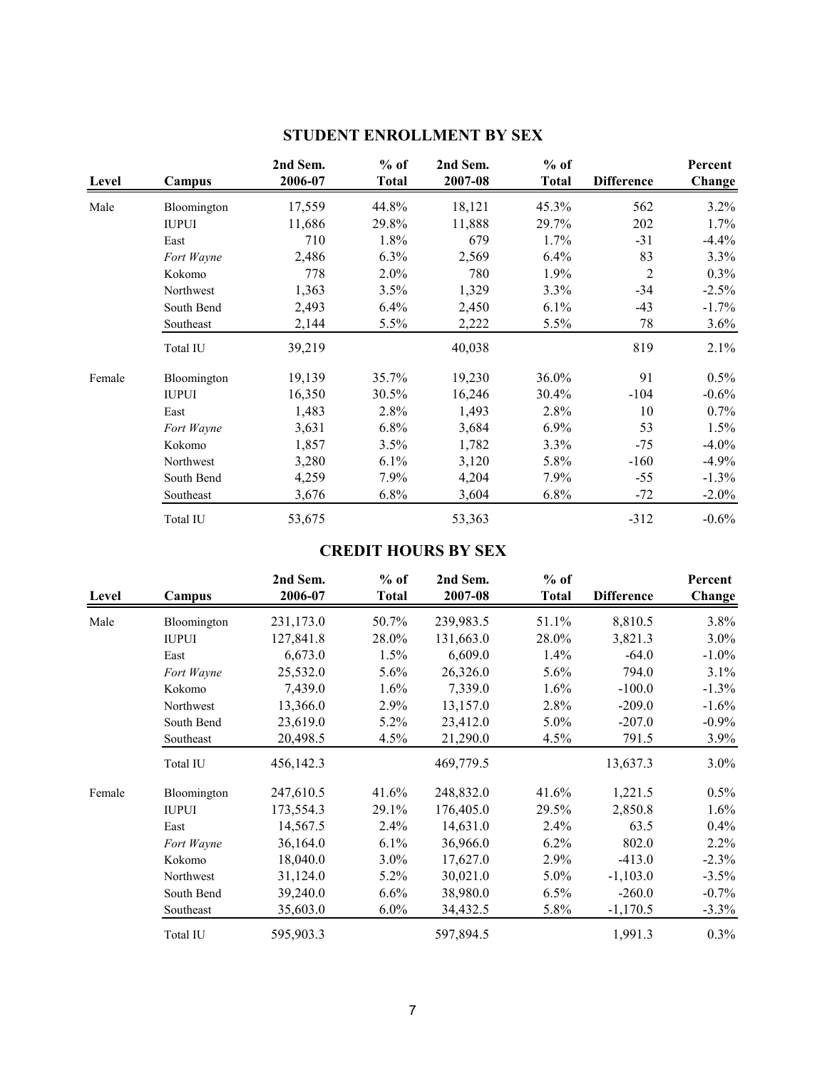## STUDENT ENROLLMENT BY SEX

| Level | Campus | 2nd Sem. 2006-07 | % of Total | 2nd Sem. 2007-08 | % of Total | Difference | Percent Change |
|---|---|---|---|---|---|---|---|
| Male | Bloomington | 17,559 | 44.8% | 18,121 | 45.3% | 562 | 3.2% |
| | IUPUI | 11,686 | 29.8% | 11,888 | 29.7% | 202 | 1.7% |
| | East | 710 | 1.8% | 679 | 1.7% | -31 | -4.4% |
| | *Fort Wayne* | 2,486 | 6.3% | 2,569 | 6.4% | 83 | 3.3% |
| | Kokomo | 778 | 2.0% | 780 | 1.9% | 2 | 0.3% |
| | Northwest | 1,363 | 3.5% | 1,329 | 3.3% | -34 | -2.5% |
| | South Bend | 2,493 | 6.4% | 2,450 | 6.1% | -43 | -1.7% |
| | Southeast | 2,144 | 5.5% | 2,222 | 5.5% | 78 | 3.6% |
| | Total IU | 39,219 | | 40,038 | | 819 | 2.1% |
| Female | Bloomington | 19,139 | 35.7% | 19,230 | 36.0% | 91 | 0.5% |
| | IUPUI | 16,350 | 30.5% | 16,246 | 30.4% | -104 | -0.6% |
| | East | 1,483 | 2.8% | 1,493 | 2.8% | 10 | 0.7% |
| | *Fort Wayne* | 3,631 | 6.8% | 3,684 | 6.9% | 53 | 1.5% |
| | Kokomo | 1,857 | 3.5% | 1,782 | 3.3% | -75 | -4.0% |
| | Northwest | 3,280 | 6.1% | 3,120 | 5.8% | -160 | -4.9% |
| | South Bend | 4,259 | 7.9% | 4,204 | 7.9% | -55 | -1.3% |
| | Southeast | 3,676 | 6.8% | 3,604 | 6.8% | -72 | -2.0% |
| | Total IU | 53,675 | | 53,363 | | -312 | -0.6% |

## CREDIT HOURS BY SEX

| Level | Campus | 2nd Sem. 2006-07 | % of Total | 2nd Sem. 2007-08 | % of Total | Difference | Percent Change |
|---|---|---|---|---|---|---|---|
| Male | Bloomington | 231,173.0 | 50.7% | 239,983.5 | 51.1% | 8,810.5 | 3.8% |
| | IUPUI | 127,841.8 | 28.0% | 131,663.0 | 28.0% | 3,821.3 | 3.0% |
| | East | 6,673.0 | 1.5% | 6,609.0 | 1.4% | -64.0 | -1.0% |
| | *Fort Wayne* | 25,532.0 | 5.6% | 26,326.0 | 5.6% | 794.0 | 3.1% |
| | Kokomo | 7,439.0 | 1.6% | 7,339.0 | 1.6% | -100.0 | -1.3% |
| | Northwest | 13,366.0 | 2.9% | 13,157.0 | 2.8% | -209.0 | -1.6% |
| | South Bend | 23,619.0 | 5.2% | 23,412.0 | 5.0% | -207.0 | -0.9% |
| | Southeast | 20,498.5 | 4.5% | 21,290.0 | 4.5% | 791.5 | 3.9% |
| | Total IU | 456,142.3 | | 469,779.5 | | 13,637.3 | 3.0% |
| Female | Bloomington | 247,610.5 | 41.6% | 248,832.0 | 41.6% | 1,221.5 | 0.5% |
| | IUPUI | 173,554.3 | 29.1% | 176,405.0 | 29.5% | 2,850.8 | 1.6% |
| | East | 14,567.5 | 2.4% | 14,631.0 | 2.4% | 63.5 | 0.4% |
| | *Fort Wayne* | 36,164.0 | 6.1% | 36,966.0 | 6.2% | 802.0 | 2.2% |
| | Kokomo | 18,040.0 | 3.0% | 17,627.0 | 2.9% | -413.0 | -2.3% |
| | Northwest | 31,124.0 | 5.2% | 30,021.0 | 5.0% | -1,103.0 | -3.5% |
| | South Bend | 39,240.0 | 6.6% | 38,980.0 | 6.5% | -260.0 | -0.7% |
| | Southeast | 35,603.0 | 6.0% | 34,432.5 | 5.8% | -1,170.5 | -3.3% |
| | Total IU | 595,903.3 | | 597,894.5 | | 1,991.3 | 0.3% |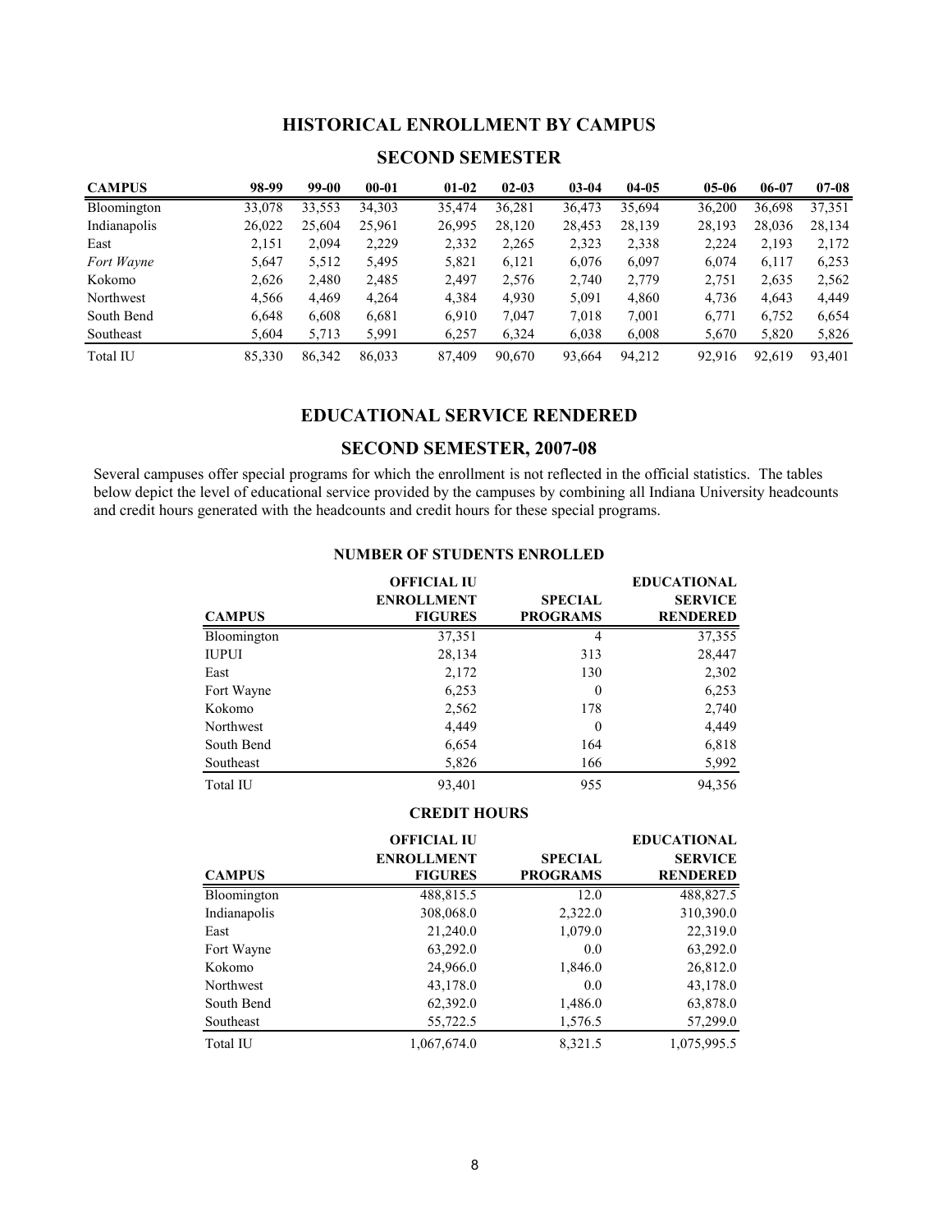## HISTORICAL ENROLLMENT BY CAMPUS

### SECOND SEMESTER

| CAMPUS | 98-99 | 99-00 | 00-01 | 01-02 | 02-03 | 03-04 | 04-05 | 05-06 | 06-07 | 07-08 |
|---|---|---|---|---|---|---|---|---|---|---|
| Bloomington | 33,078 | 33,553 | 34,303 | 35,474 | 36,281 | 36,473 | 35,694 | 36,200 | 36,698 | 37,351 |
| Indianapolis | 26,022 | 25,604 | 25,961 | 26,995 | 28,120 | 28,453 | 28,139 | 28,193 | 28,036 | 28,134 |
| East | 2,151 | 2,094 | 2,229 | 2,332 | 2,265 | 2,323 | 2,338 | 2,224 | 2,193 | 2,172 |
| *Fort Wayne* | 5,647 | 5,512 | 5,495 | 5,821 | 6,121 | 6,076 | 6,097 | 6,074 | 6,117 | 6,253 |
| Kokomo | 2,626 | 2,480 | 2,485 | 2,497 | 2,576 | 2,740 | 2,779 | 2,751 | 2,635 | 2,562 |
| Northwest | 4,566 | 4,469 | 4,264 | 4,384 | 4,930 | 5,091 | 4,860 | 4,736 | 4,643 | 4,449 |
| South Bend | 6,648 | 6,608 | 6,681 | 6,910 | 7,047 | 7,018 | 7,001 | 6,771 | 6,752 | 6,654 |
| Southeast | 5,604 | 5,713 | 5,991 | 6,257 | 6,324 | 6,038 | 6,008 | 5,670 | 5,820 | 5,826 |
| Total IU | 85,330 | 86,342 | 86,033 | 87,409 | 90,670 | 93,664 | 94,212 | 92,916 | 92,619 | 93,401 |

## EDUCATIONAL SERVICE RENDERED

### SECOND SEMESTER, 2007-08

Several campuses offer special programs for which the enrollment is not reflected in the official statistics. The tables below depict the level of educational service provided by the campuses by combining all Indiana University headcounts and credit hours generated with the headcounts and credit hours for these special programs.

#### NUMBER OF STUDENTS ENROLLED

| CAMPUS | OFFICIAL IU ENROLLMENT FIGURES | SPECIAL PROGRAMS | EDUCATIONAL SERVICE RENDERED |
|---|---|---|---|
| Bloomington | 37,351 | 4 | 37,355 |
| IUPUI | 28,134 | 313 | 28,447 |
| East | 2,172 | 130 | 2,302 |
| Fort Wayne | 6,253 | 0 | 6,253 |
| Kokomo | 2,562 | 178 | 2,740 |
| Northwest | 4,449 | 0 | 4,449 |
| South Bend | 6,654 | 164 | 6,818 |
| Southeast | 5,826 | 166 | 5,992 |
| Total IU | 93,401 | 955 | 94,356 |

#### CREDIT HOURS

| CAMPUS | OFFICIAL IU ENROLLMENT FIGURES | SPECIAL PROGRAMS | EDUCATIONAL SERVICE RENDERED |
|---|---|---|---|
| Bloomington | 488,815.5 | 12.0 | 488,827.5 |
| Indianapolis | 308,068.0 | 2,322.0 | 310,390.0 |
| East | 21,240.0 | 1,079.0 | 22,319.0 |
| Fort Wayne | 63,292.0 | 0.0 | 63,292.0 |
| Kokomo | 24,966.0 | 1,846.0 | 26,812.0 |
| Northwest | 43,178.0 | 0.0 | 43,178.0 |
| South Bend | 62,392.0 | 1,486.0 | 63,878.0 |
| Southeast | 55,722.5 | 1,576.5 | 57,299.0 |
| Total IU | 1,067,674.0 | 8,321.5 | 1,075,995.5 |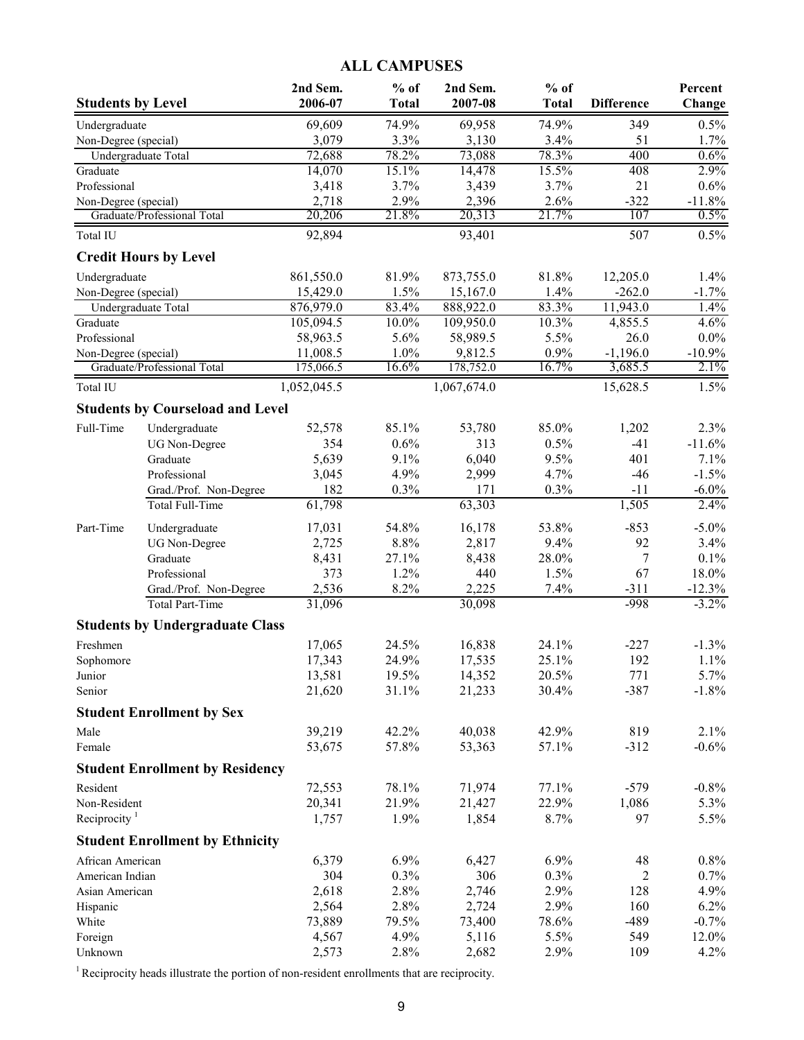# ALL CAMPUSES

| Students by Level | | 2nd Sem. 2006-07 | % of Total | 2nd Sem. 2007-08 | % of Total | Difference | Percent Change |
|---|---|---|---|---|---|---|---|
| Undergraduate | | 69,609 | 74.9% | 69,958 | 74.9% | 349 | 0.5% |
| Non-Degree (special) | | 3,079 | 3.3% | 3,130 | 3.4% | 51 | 1.7% |
| Undergraduate Total | | 72,688 | 78.2% | 73,088 | 78.3% | 400 | 0.6% |
| Graduate | | 14,070 | 15.1% | 14,478 | 15.5% | 408 | 2.9% |
| Professional | | 3,418 | 3.7% | 3,439 | 3.7% | 21 | 0.6% |
| Non-Degree (special) | | 2,718 | 2.9% | 2,396 | 2.6% | -322 | -11.8% |
| Graduate/Professional Total | | 20,206 | 21.8% | 20,313 | 21.7% | 107 | 0.5% |
| Total IU | | 92,894 | | 93,401 | | 507 | 0.5% |
| **Credit Hours by Level** | | | | | | | |
| Undergraduate | | 861,550.0 | 81.9% | 873,755.0 | 81.8% | 12,205.0 | 1.4% |
| Non-Degree (special) | | 15,429.0 | 1.5% | 15,167.0 | 1.4% | -262.0 | -1.7% |
| Undergraduate Total | | 876,979.0 | 83.4% | 888,922.0 | 83.3% | 11,943.0 | 1.4% |
| Graduate | | 105,094.5 | 10.0% | 109,950.0 | 10.3% | 4,855.5 | 4.6% |
| Professional | | 58,963.5 | 5.6% | 58,989.5 | 5.5% | 26.0 | 0.0% |
| Non-Degree (special) | | 11,008.5 | 1.0% | 9,812.5 | 0.9% | -1,196.0 | -10.9% |
| Graduate/Professional Total | | 175,066.5 | 16.6% | 178,752.0 | 16.7% | 3,685.5 | 2.1% |
| Total IU | | 1,052,045.5 | | 1,067,674.0 | | 15,628.5 | 1.5% |
| **Students by Courseload and Level** | | | | | | | |
| Full-Time | Undergraduate | 52,578 | 85.1% | 53,780 | 85.0% | 1,202 | 2.3% |
| | UG Non-Degree | 354 | 0.6% | 313 | 0.5% | -41 | -11.6% |
| | Graduate | 5,639 | 9.1% | 6,040 | 9.5% | 401 | 7.1% |
| | Professional | 3,045 | 4.9% | 2,999 | 4.7% | -46 | -1.5% |
| | Grad./Prof. Non-Degree | 182 | 0.3% | 171 | 0.3% | -11 | -6.0% |
| | Total Full-Time | 61,798 | | 63,303 | | 1,505 | 2.4% |
| Part-Time | Undergraduate | 17,031 | 54.8% | 16,178 | 53.8% | -853 | -5.0% |
| | UG Non-Degree | 2,725 | 8.8% | 2,817 | 9.4% | 92 | 3.4% |
| | Graduate | 8,431 | 27.1% | 8,438 | 28.0% | 7 | 0.1% |
| | Professional | 373 | 1.2% | 440 | 1.5% | 67 | 18.0% |
| | Grad./Prof. Non-Degree | 2,536 | 8.2% | 2,225 | 7.4% | -311 | -12.3% |
| | Total Part-Time | 31,096 | | 30,098 | | -998 | -3.2% |
| **Students by Undergraduate Class** | | | | | | | |
| Freshmen | | 17,065 | 24.5% | 16,838 | 24.1% | -227 | -1.3% |
| Sophomore | | 17,343 | 24.9% | 17,535 | 25.1% | 192 | 1.1% |
| Junior | | 13,581 | 19.5% | 14,352 | 20.5% | 771 | 5.7% |
| Senior | | 21,620 | 31.1% | 21,233 | 30.4% | -387 | -1.8% |
| **Student Enrollment by Sex** | | | | | | | |
| Male | | 39,219 | 42.2% | 40,038 | 42.9% | 819 | 2.1% |
| Female | | 53,675 | 57.8% | 53,363 | 57.1% | -312 | -0.6% |
| **Student Enrollment by Residency** | | | | | | | |
| Resident | | 72,553 | 78.1% | 71,974 | 77.1% | -579 | -0.8% |
| Non-Resident | | 20,341 | 21.9% | 21,427 | 22.9% | 1,086 | 5.3% |
| Reciprocity [1] | | 1,757 | 1.9% | 1,854 | 8.7% | 97 | 5.5% |
| **Student Enrollment by Ethnicity** | | | | | | | |
| African American | | 6,379 | 6.9% | 6,427 | 6.9% | 48 | 0.8% |
| American Indian | | 304 | 0.3% | 306 | 0.3% | 2 | 0.7% |
| Asian American | | 2,618 | 2.8% | 2,746 | 2.9% | 128 | 4.9% |
| Hispanic | | 2,564 | 2.8% | 2,724 | 2.9% | 160 | 6.2% |
| White | | 73,889 | 79.5% | 73,400 | 78.6% | -489 | -0.7% |
| Foreign | | 4,567 | 4.9% | 5,116 | 5.5% | 549 | 12.0% |
| Unknown | | 2,573 | 2.8% | 2,682 | 2.9% | 109 | 4.2% |

[1] Reciprocity heads illustrate the portion of non-resident enrollments that are reciprocity.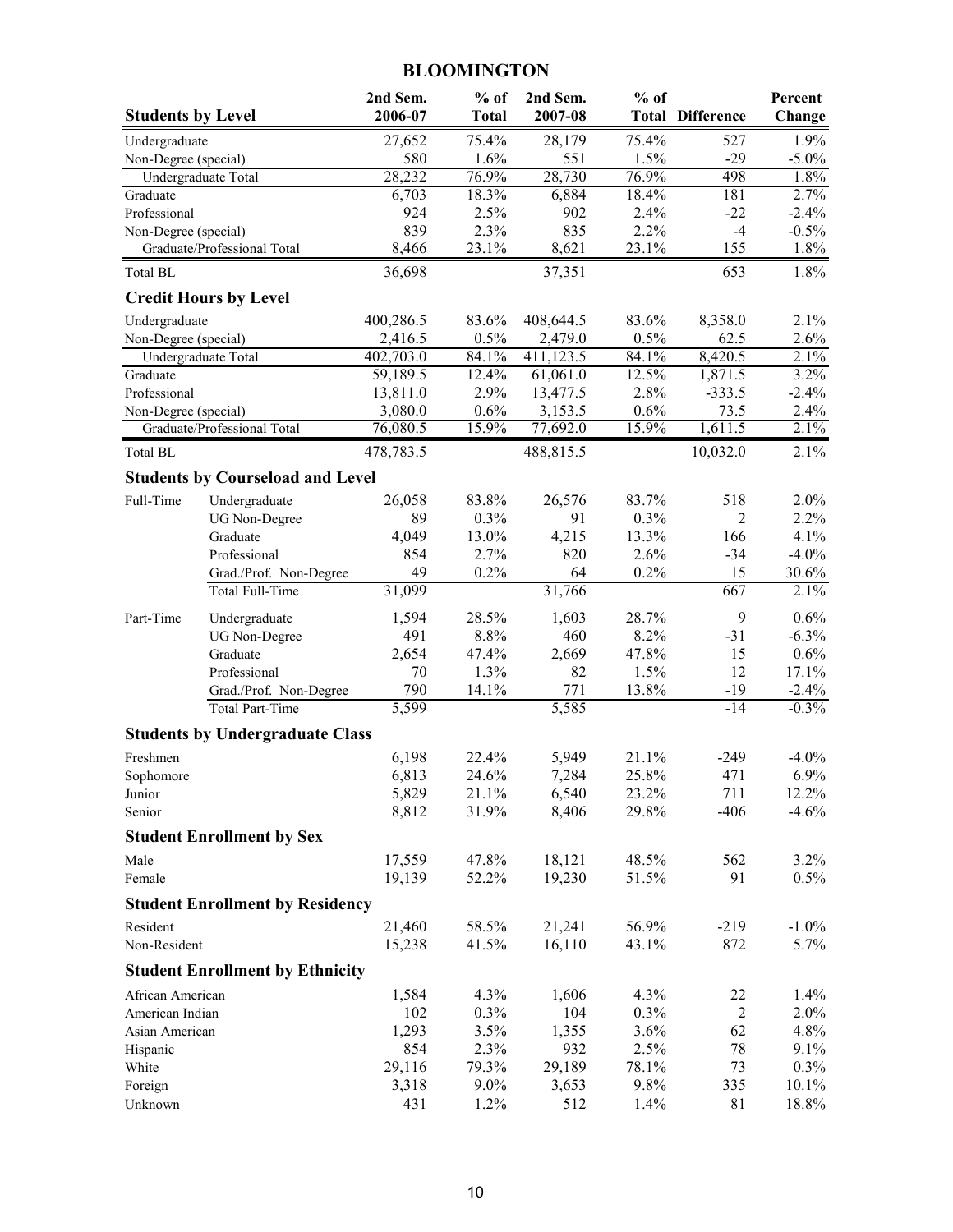# BLOOMINGTON

| Students by Level | | 2nd Sem. 2006-07 | % of Total | 2nd Sem. 2007-08 | % of Total | Difference | Percent Change |
|---|---|---|---|---|---|---|---|
| Undergraduate | | 27,652 | 75.4% | 28,179 | 75.4% | 527 | 1.9% |
| Non-Degree (special) | | 580 | 1.6% | 551 | 1.5% | -29 | -5.0% |
| Undergraduate Total | | 28,232 | 76.9% | 28,730 | 76.9% | 498 | 1.8% |
| Graduate | | 6,703 | 18.3% | 6,884 | 18.4% | 181 | 2.7% |
| Professional | | 924 | 2.5% | 902 | 2.4% | -22 | -2.4% |
| Non-Degree (special) | | 839 | 2.3% | 835 | 2.2% | -4 | -0.5% |
| Graduate/Professional Total | | 8,466 | 23.1% | 8,621 | 23.1% | 155 | 1.8% |
| Total BL | | 36,698 | | 37,351 | | 653 | 1.8% |
| **Credit Hours by Level** | | | | | | | |
| Undergraduate | | 400,286.5 | 83.6% | 408,644.5 | 83.6% | 8,358.0 | 2.1% |
| Non-Degree (special) | | 2,416.5 | 0.5% | 2,479.0 | 0.5% | 62.5 | 2.6% |
| Undergraduate Total | | 402,703.0 | 84.1% | 411,123.5 | 84.1% | 8,420.5 | 2.1% |
| Graduate | | 59,189.5 | 12.4% | 61,061.0 | 12.5% | 1,871.5 | 3.2% |
| Professional | | 13,811.0 | 2.9% | 13,477.5 | 2.8% | -333.5 | -2.4% |
| Non-Degree (special) | | 3,080.0 | 0.6% | 3,153.5 | 0.6% | 73.5 | 2.4% |
| Graduate/Professional Total | | 76,080.5 | 15.9% | 77,692.0 | 15.9% | 1,611.5 | 2.1% |
| Total BL | | 478,783.5 | | 488,815.5 | | 10,032.0 | 2.1% |
| **Students by Courseload and Level** | | | | | | | |
| Full-Time | Undergraduate | 26,058 | 83.8% | 26,576 | 83.7% | 518 | 2.0% |
| | UG Non-Degree | 89 | 0.3% | 91 | 0.3% | 2 | 2.2% |
| | Graduate | 4,049 | 13.0% | 4,215 | 13.3% | 166 | 4.1% |
| | Professional | 854 | 2.7% | 820 | 2.6% | -34 | -4.0% |
| | Grad./Prof. Non-Degree | 49 | 0.2% | 64 | 0.2% | 15 | 30.6% |
| | Total Full-Time | 31,099 | | 31,766 | | 667 | 2.1% |
| Part-Time | Undergraduate | 1,594 | 28.5% | 1,603 | 28.7% | 9 | 0.6% |
| | UG Non-Degree | 491 | 8.8% | 460 | 8.2% | -31 | -6.3% |
| | Graduate | 2,654 | 47.4% | 2,669 | 47.8% | 15 | 0.6% |
| | Professional | 70 | 1.3% | 82 | 1.5% | 12 | 17.1% |
| | Grad./Prof. Non-Degree | 790 | 14.1% | 771 | 13.8% | -19 | -2.4% |
| | Total Part-Time | 5,599 | | 5,585 | | -14 | -0.3% |
| **Students by Undergraduate Class** | | | | | | | |
| Freshmen | | 6,198 | 22.4% | 5,949 | 21.1% | -249 | -4.0% |
| Sophomore | | 6,813 | 24.6% | 7,284 | 25.8% | 471 | 6.9% |
| Junior | | 5,829 | 21.1% | 6,540 | 23.2% | 711 | 12.2% |
| Senior | | 8,812 | 31.9% | 8,406 | 29.8% | -406 | -4.6% |
| **Student Enrollment by Sex** | | | | | | | |
| Male | | 17,559 | 47.8% | 18,121 | 48.5% | 562 | 3.2% |
| Female | | 19,139 | 52.2% | 19,230 | 51.5% | 91 | 0.5% |
| **Student Enrollment by Residency** | | | | | | | |
| Resident | | 21,460 | 58.5% | 21,241 | 56.9% | -219 | -1.0% |
| Non-Resident | | 15,238 | 41.5% | 16,110 | 43.1% | 872 | 5.7% |
| **Student Enrollment by Ethnicity** | | | | | | | |
| African American | | 1,584 | 4.3% | 1,606 | 4.3% | 22 | 1.4% |
| American Indian | | 102 | 0.3% | 104 | 0.3% | 2 | 2.0% |
| Asian American | | 1,293 | 3.5% | 1,355 | 3.6% | 62 | 4.8% |
| Hispanic | | 854 | 2.3% | 932 | 2.5% | 78 | 9.1% |
| White | | 29,116 | 79.3% | 29,189 | 78.1% | 73 | 0.3% |
| Foreign | | 3,318 | 9.0% | 3,653 | 9.8% | 335 | 10.1% |
| Unknown | | 431 | 1.2% | 512 | 1.4% | 81 | 18.8% |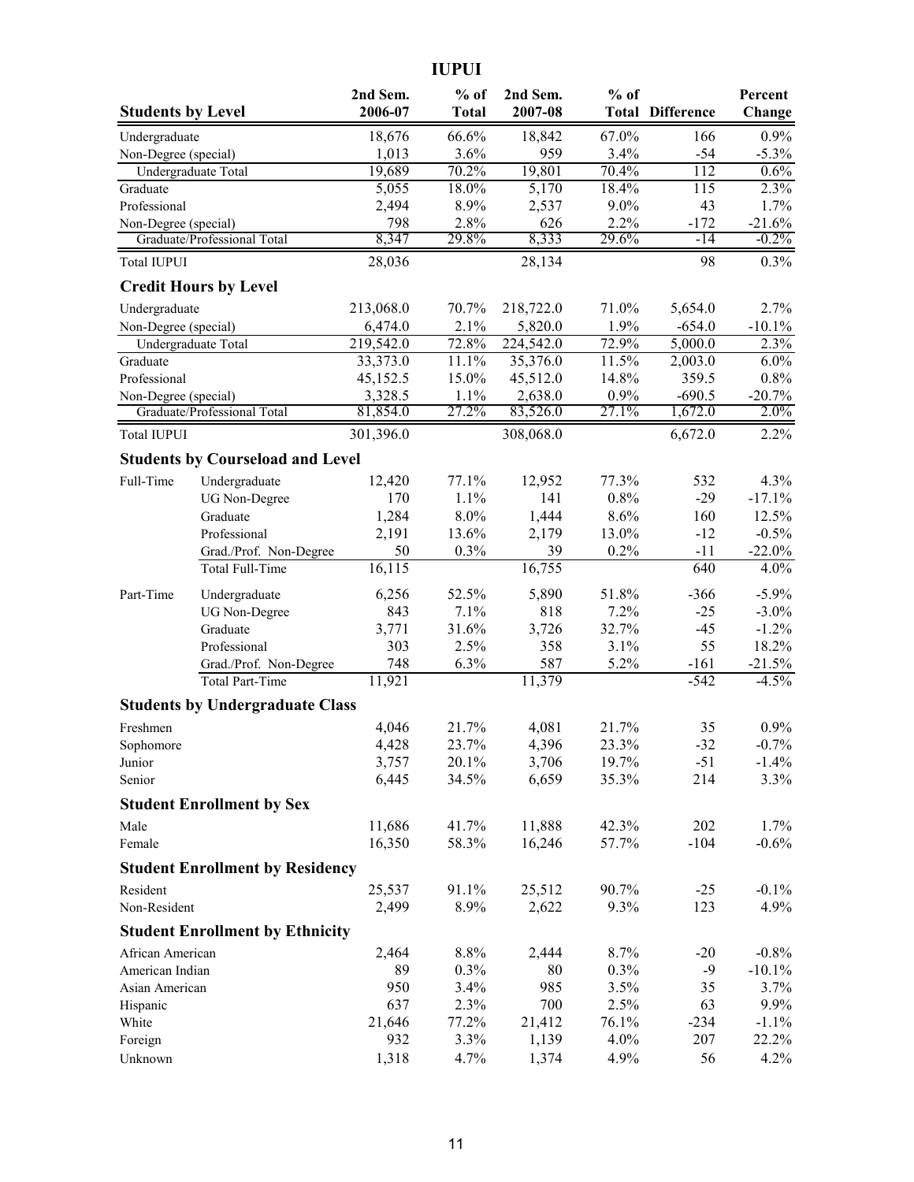# IUPUI

| Students by Level | | 2nd Sem. 2006-07 | % of Total | 2nd Sem. 2007-08 | % of Total | Difference | Percent Change |
|---|---|---|---|---|---|---|---|
| Undergraduate | | 18,676 | 66.6% | 18,842 | 67.0% | 166 | 0.9% |
| Non-Degree (special) | | 1,013 | 3.6% | 959 | 3.4% | -54 | -5.3% |
| Undergraduate Total | | 19,689 | 70.2% | 19,801 | 70.4% | 112 | 0.6% |
| Graduate | | 5,055 | 18.0% | 5,170 | 18.4% | 115 | 2.3% |
| Professional | | 2,494 | 8.9% | 2,537 | 9.0% | 43 | 1.7% |
| Non-Degree (special) | | 798 | 2.8% | 626 | 2.2% | -172 | -21.6% |
| Graduate/Professional Total | | 8,347 | 29.8% | 8,333 | 29.6% | -14 | -0.2% |
| Total IUPUI | | 28,036 | | 28,134 | | 98 | 0.3% |
| **Credit Hours by Level** | | | | | | | |
| Undergraduate | | 213,068.0 | 70.7% | 218,722.0 | 71.0% | 5,654.0 | 2.7% |
| Non-Degree (special) | | 6,474.0 | 2.1% | 5,820.0 | 1.9% | -654.0 | -10.1% |
| Undergraduate Total | | 219,542.0 | 72.8% | 224,542.0 | 72.9% | 5,000.0 | 2.3% |
| Graduate | | 33,373.0 | 11.1% | 35,376.0 | 11.5% | 2,003.0 | 6.0% |
| Professional | | 45,152.5 | 15.0% | 45,512.0 | 14.8% | 359.5 | 0.8% |
| Non-Degree (special) | | 3,328.5 | 1.1% | 2,638.0 | 0.9% | -690.5 | -20.7% |
| Graduate/Professional Total | | 81,854.0 | 27.2% | 83,526.0 | 27.1% | 1,672.0 | 2.0% |
| Total IUPUI | | 301,396.0 | | 308,068.0 | | 6,672.0 | 2.2% |
| **Students by Courseload and Level** | | | | | | | |
| Full-Time | Undergraduate | 12,420 | 77.1% | 12,952 | 77.3% | 532 | 4.3% |
| | UG Non-Degree | 170 | 1.1% | 141 | 0.8% | -29 | -17.1% |
| | Graduate | 1,284 | 8.0% | 1,444 | 8.6% | 160 | 12.5% |
| | Professional | 2,191 | 13.6% | 2,179 | 13.0% | -12 | -0.5% |
| | Grad./Prof. Non-Degree | 50 | 0.3% | 39 | 0.2% | -11 | -22.0% |
| | Total Full-Time | 16,115 | | 16,755 | | 640 | 4.0% |
| Part-Time | Undergraduate | 6,256 | 52.5% | 5,890 | 51.8% | -366 | -5.9% |
| | UG Non-Degree | 843 | 7.1% | 818 | 7.2% | -25 | -3.0% |
| | Graduate | 3,771 | 31.6% | 3,726 | 32.7% | -45 | -1.2% |
| | Professional | 303 | 2.5% | 358 | 3.1% | 55 | 18.2% |
| | Grad./Prof. Non-Degree | 748 | 6.3% | 587 | 5.2% | -161 | -21.5% |
| | Total Part-Time | 11,921 | | 11,379 | | -542 | -4.5% |
| **Students by Undergraduate Class** | | | | | | | |
| Freshmen | | 4,046 | 21.7% | 4,081 | 21.7% | 35 | 0.9% |
| Sophomore | | 4,428 | 23.7% | 4,396 | 23.3% | -32 | -0.7% |
| Junior | | 3,757 | 20.1% | 3,706 | 19.7% | -51 | -1.4% |
| Senior | | 6,445 | 34.5% | 6,659 | 35.3% | 214 | 3.3% |
| **Student Enrollment by Sex** | | | | | | | |
| Male | | 11,686 | 41.7% | 11,888 | 42.3% | 202 | 1.7% |
| Female | | 16,350 | 58.3% | 16,246 | 57.7% | -104 | -0.6% |
| **Student Enrollment by Residency** | | | | | | | |
| Resident | | 25,537 | 91.1% | 25,512 | 90.7% | -25 | -0.1% |
| Non-Resident | | 2,499 | 8.9% | 2,622 | 9.3% | 123 | 4.9% |
| **Student Enrollment by Ethnicity** | | | | | | | |
| African American | | 2,464 | 8.8% | 2,444 | 8.7% | -20 | -0.8% |
| American Indian | | 89 | 0.3% | 80 | 0.3% | -9 | -10.1% |
| Asian American | | 950 | 3.4% | 985 | 3.5% | 35 | 3.7% |
| Hispanic | | 637 | 2.3% | 700 | 2.5% | 63 | 9.9% |
| White | | 21,646 | 77.2% | 21,412 | 76.1% | -234 | -1.1% |
| Foreign | | 932 | 3.3% | 1,139 | 4.0% | 207 | 22.2% |
| Unknown | | 1,318 | 4.7% | 1,374 | 4.9% | 56 | 4.2% |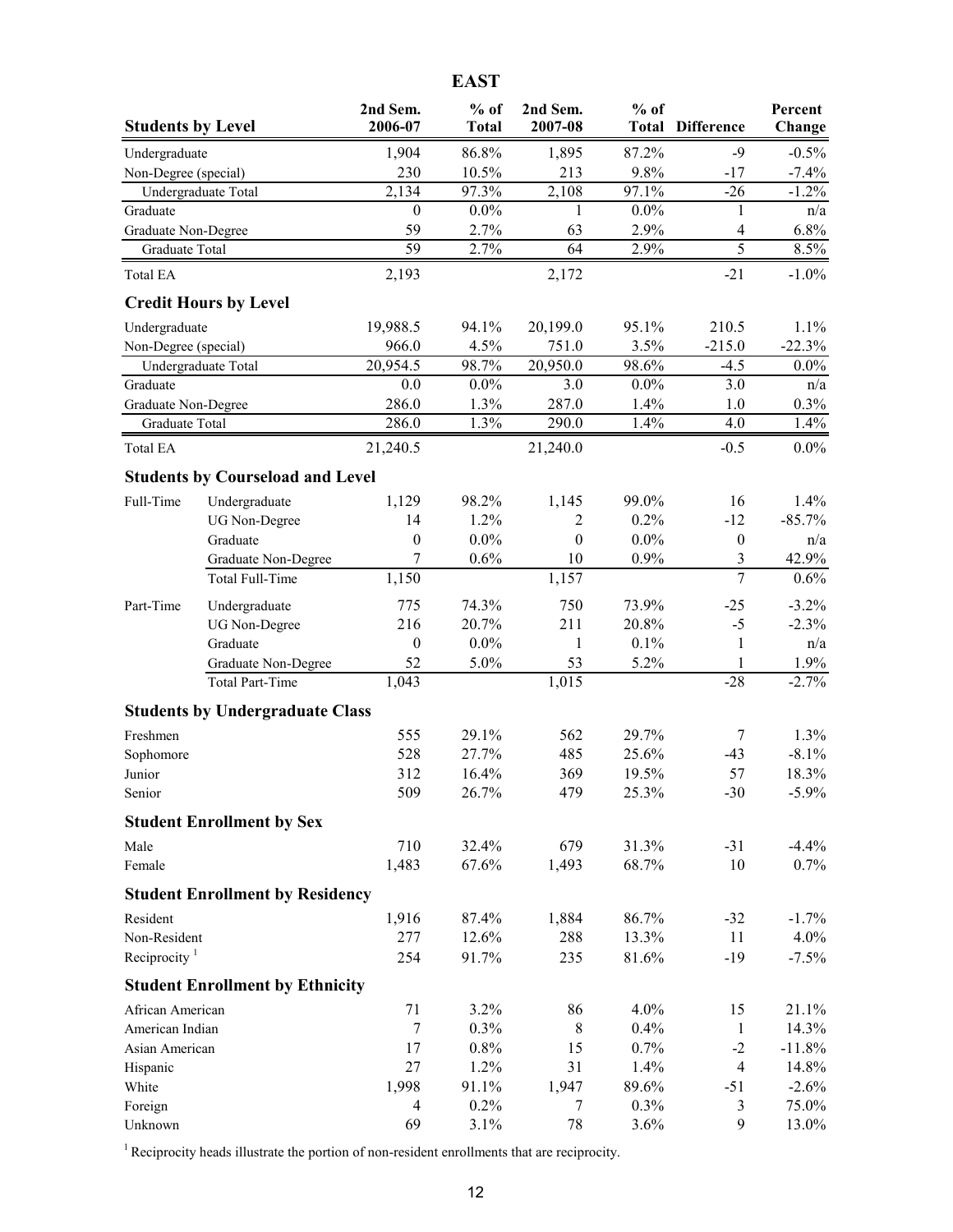# EAST

| Students by Level | | 2nd Sem. 2006-07 | % of Total | 2nd Sem. 2007-08 | % of Total | Difference | Percent Change |
|---|---|---|---|---|---|---|---|
| Undergraduate | | 1,904 | 86.8% | 1,895 | 87.2% | -9 | -0.5% |
| Non-Degree (special) | | 230 | 10.5% | 213 | 9.8% | -17 | -7.4% |
| Undergraduate Total | | 2,134 | 97.3% | 2,108 | 97.1% | -26 | -1.2% |
| Graduate | | 0 | 0.0% | 1 | 0.0% | 1 | n/a |
| Graduate Non-Degree | | 59 | 2.7% | 63 | 2.9% | 4 | 6.8% |
| Graduate Total | | 59 | 2.7% | 64 | 2.9% | 5 | 8.5% |
| Total EA | | 2,193 | | 2,172 | | -21 | -1.0% |
| **Credit Hours by Level** | | | | | | | |
| Undergraduate | | 19,988.5 | 94.1% | 20,199.0 | 95.1% | 210.5 | 1.1% |
| Non-Degree (special) | | 966.0 | 4.5% | 751.0 | 3.5% | -215.0 | -22.3% |
| Undergraduate Total | | 20,954.5 | 98.7% | 20,950.0 | 98.6% | -4.5 | 0.0% |
| Graduate | | 0.0 | 0.0% | 3.0 | 0.0% | 3.0 | n/a |
| Graduate Non-Degree | | 286.0 | 1.3% | 287.0 | 1.4% | 1.0 | 0.3% |
| Graduate Total | | 286.0 | 1.3% | 290.0 | 1.4% | 4.0 | 1.4% |
| Total EA | | 21,240.5 | | 21,240.0 | | -0.5 | 0.0% |
| **Students by Courseload and Level** | | | | | | | |
| Full-Time | Undergraduate | 1,129 | 98.2% | 1,145 | 99.0% | 16 | 1.4% |
| | UG Non-Degree | 14 | 1.2% | 2 | 0.2% | -12 | -85.7% |
| | Graduate | 0 | 0.0% | 0 | 0.0% | 0 | n/a |
| | Graduate Non-Degree | 7 | 0.6% | 10 | 0.9% | 3 | 42.9% |
| | Total Full-Time | 1,150 | | 1,157 | | 7 | 0.6% |
| Part-Time | Undergraduate | 775 | 74.3% | 750 | 73.9% | -25 | -3.2% |
| | UG Non-Degree | 216 | 20.7% | 211 | 20.8% | -5 | -2.3% |
| | Graduate | 0 | 0.0% | 1 | 0.1% | 1 | n/a |
| | Graduate Non-Degree | 52 | 5.0% | 53 | 5.2% | 1 | 1.9% |
| | Total Part-Time | 1,043 | | 1,015 | | -28 | -2.7% |
| **Students by Undergraduate Class** | | | | | | | |
| Freshmen | | 555 | 29.1% | 562 | 29.7% | 7 | 1.3% |
| Sophomore | | 528 | 27.7% | 485 | 25.6% | -43 | -8.1% |
| Junior | | 312 | 16.4% | 369 | 19.5% | 57 | 18.3% |
| Senior | | 509 | 26.7% | 479 | 25.3% | -30 | -5.9% |
| **Student Enrollment by Sex** | | | | | | | |
| Male | | 710 | 32.4% | 679 | 31.3% | -31 | -4.4% |
| Female | | 1,483 | 67.6% | 1,493 | 68.7% | 10 | 0.7% |
| **Student Enrollment by Residency** | | | | | | | |
| Resident | | 1,916 | 87.4% | 1,884 | 86.7% | -32 | -1.7% |
| Non-Resident | | 277 | 12.6% | 288 | 13.3% | 11 | 4.0% |
| Reciprocity [1] | | 254 | 91.7% | 235 | 81.6% | -19 | -7.5% |
| **Student Enrollment by Ethnicity** | | | | | | | |
| African American | | 71 | 3.2% | 86 | 4.0% | 15 | 21.1% |
| American Indian | | 7 | 0.3% | 8 | 0.4% | 1 | 14.3% |
| Asian American | | 17 | 0.8% | 15 | 0.7% | -2 | -11.8% |
| Hispanic | | 27 | 1.2% | 31 | 1.4% | 4 | 14.8% |
| White | | 1,998 | 91.1% | 1,947 | 89.6% | -51 | -2.6% |
| Foreign | | 4 | 0.2% | 7 | 0.3% | 3 | 75.0% |
| Unknown | | 69 | 3.1% | 78 | 3.6% | 9 | 13.0% |

[1] Reciprocity heads illustrate the portion of non-resident enrollments that are reciprocity.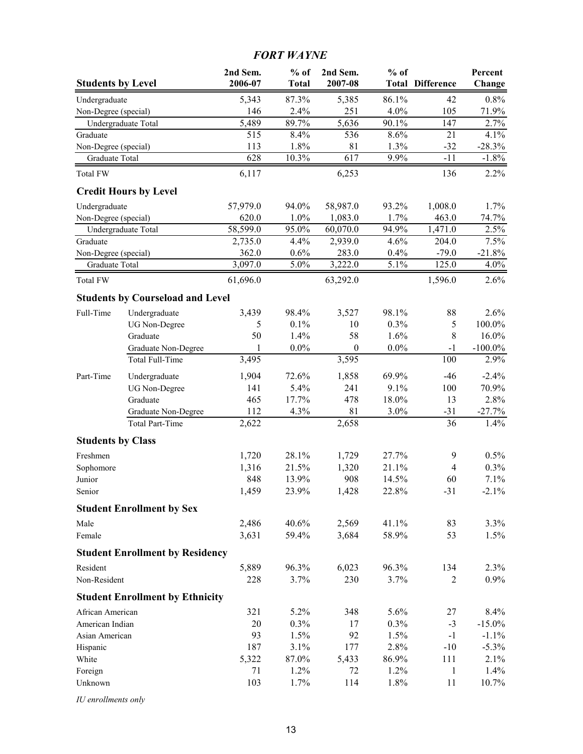## *FORT WAYNE*

| Students by Level | | 2nd Sem. 2006-07 | % of Total | 2nd Sem. 2007-08 | % of Total | Difference | Percent Change |
|---|---|---|---|---|---|---|---|
| Undergraduate | | 5,343 | 87.3% | 5,385 | 86.1% | 42 | 0.8% |
| Non-Degree (special) | | 146 | 2.4% | 251 | 4.0% | 105 | 71.9% |
| Undergraduate Total | | 5,489 | 89.7% | 5,636 | 90.1% | 147 | 2.7% |
| Graduate | | 515 | 8.4% | 536 | 8.6% | 21 | 4.1% |
| Non-Degree (special) | | 113 | 1.8% | 81 | 1.3% | -32 | -28.3% |
| Graduate Total | | 628 | 10.3% | 617 | 9.9% | -11 | -1.8% |
| Total FW | | 6,117 | | 6,253 | | 136 | 2.2% |
| **Credit Hours by Level** | | | | | | | |
| Undergraduate | | 57,979.0 | 94.0% | 58,987.0 | 93.2% | 1,008.0 | 1.7% |
| Non-Degree (special) | | 620.0 | 1.0% | 1,083.0 | 1.7% | 463.0 | 74.7% |
| Undergraduate Total | | 58,599.0 | 95.0% | 60,070.0 | 94.9% | 1,471.0 | 2.5% |
| Graduate | | 2,735.0 | 4.4% | 2,939.0 | 4.6% | 204.0 | 7.5% |
| Non-Degree (special) | | 362.0 | 0.6% | 283.0 | 0.4% | -79.0 | -21.8% |
| Graduate Total | | 3,097.0 | 5.0% | 3,222.0 | 5.1% | 125.0 | 4.0% |
| Total FW | | 61,696.0 | | 63,292.0 | | 1,596.0 | 2.6% |
| **Students by Courseload and Level** | | | | | | | |
| Full-Time | Undergraduate | 3,439 | 98.4% | 3,527 | 98.1% | 88 | 2.6% |
| | UG Non-Degree | 5 | 0.1% | 10 | 0.3% | 5 | 100.0% |
| | Graduate | 50 | 1.4% | 58 | 1.6% | 8 | 16.0% |
| | Graduate Non-Degree | 1 | 0.0% | 0 | 0.0% | -1 | -100.0% |
| | Total Full-Time | 3,495 | | 3,595 | | 100 | 2.9% |
| Part-Time | Undergraduate | 1,904 | 72.6% | 1,858 | 69.9% | -46 | -2.4% |
| | UG Non-Degree | 141 | 5.4% | 241 | 9.1% | 100 | 70.9% |
| | Graduate | 465 | 17.7% | 478 | 18.0% | 13 | 2.8% |
| | Graduate Non-Degree | 112 | 4.3% | 81 | 3.0% | -31 | -27.7% |
| | Total Part-Time | 2,622 | | 2,658 | | 36 | 1.4% |
| **Students by Class** | | | | | | | |
| Freshmen | | 1,720 | 28.1% | 1,729 | 27.7% | 9 | 0.5% |
| Sophomore | | 1,316 | 21.5% | 1,320 | 21.1% | 4 | 0.3% |
| Junior | | 848 | 13.9% | 908 | 14.5% | 60 | 7.1% |
| Senior | | 1,459 | 23.9% | 1,428 | 22.8% | -31 | -2.1% |
| **Student Enrollment by Sex** | | | | | | | |
| Male | | 2,486 | 40.6% | 2,569 | 41.1% | 83 | 3.3% |
| Female | | 3,631 | 59.4% | 3,684 | 58.9% | 53 | 1.5% |
| **Student Enrollment by Residency** | | | | | | | |
| Resident | | 5,889 | 96.3% | 6,023 | 96.3% | 134 | 2.3% |
| Non-Resident | | 228 | 3.7% | 230 | 3.7% | 2 | 0.9% |
| **Student Enrollment by Ethnicity** | | | | | | | |
| African American | | 321 | 5.2% | 348 | 5.6% | 27 | 8.4% |
| American Indian | | 20 | 0.3% | 17 | 0.3% | -3 | -15.0% |
| Asian American | | 93 | 1.5% | 92 | 1.5% | -1 | -1.1% |
| Hispanic | | 187 | 3.1% | 177 | 2.8% | -10 | -5.3% |
| White | | 5,322 | 87.0% | 5,433 | 86.9% | 111 | 2.1% |
| Foreign | | 71 | 1.2% | 72 | 1.2% | 1 | 1.4% |
| Unknown | | 103 | 1.7% | 114 | 1.8% | 11 | 10.7% |

*IU enrollments only*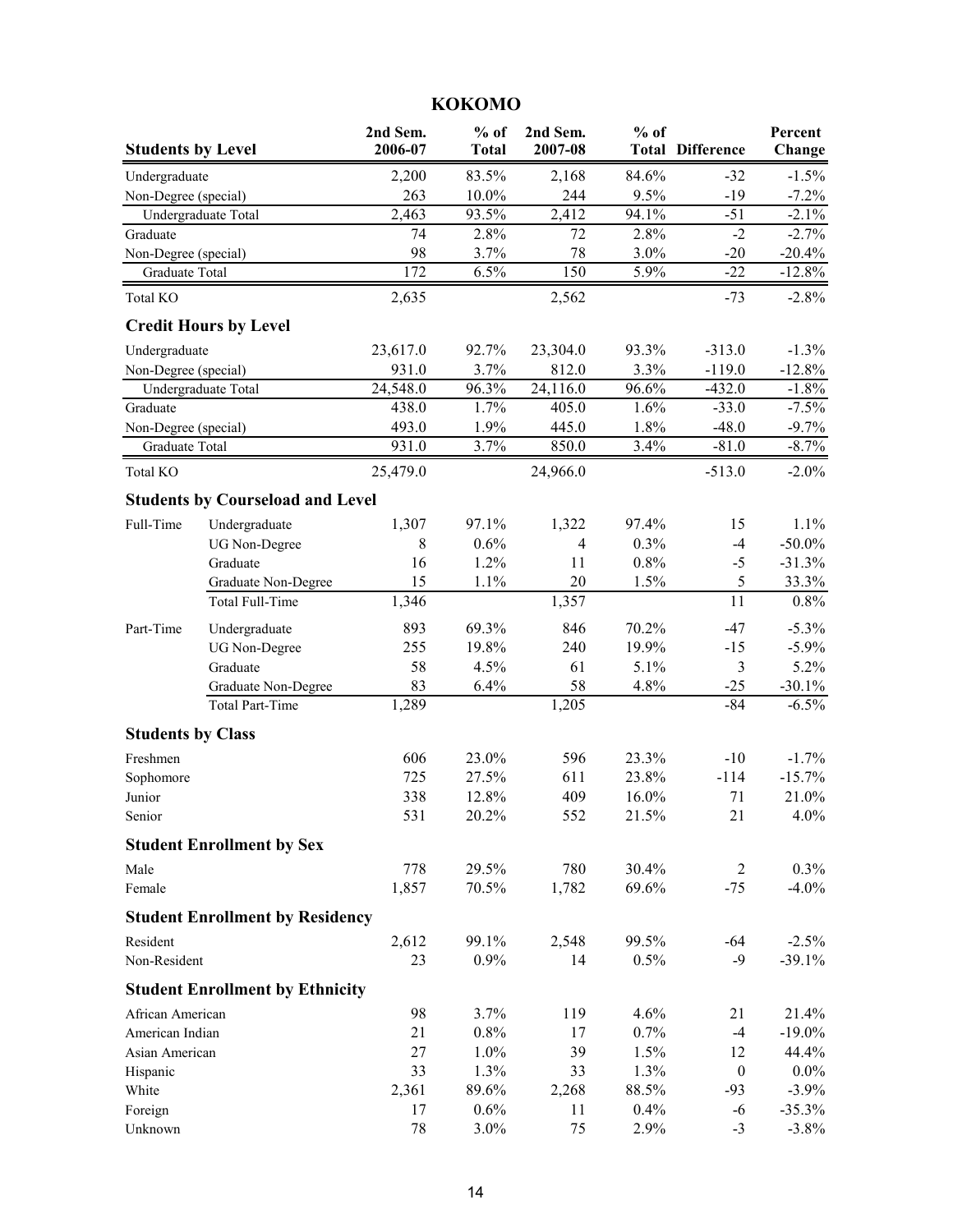# KOKOMO

| Students by Level | 2nd Sem. 2006-07 | % of Total | 2nd Sem. 2007-08 | % of Total | Difference | Percent Change |
|---|---|---|---|---|---|---|
| Undergraduate | 2,200 | 83.5% | 2,168 | 84.6% | -32 | -1.5% |
| Non-Degree (special) | 263 | 10.0% | 244 | 9.5% | -19 | -7.2% |
| Undergraduate Total | 2,463 | 93.5% | 2,412 | 94.1% | -51 | -2.1% |
| Graduate | 74 | 2.8% | 72 | 2.8% | -2 | -2.7% |
| Non-Degree (special) | 98 | 3.7% | 78 | 3.0% | -20 | -20.4% |
| Graduate Total | 172 | 6.5% | 150 | 5.9% | -22 | -12.8% |
| Total KO | 2,635 | | 2,562 | | -73 | -2.8% |

## Credit Hours by Level

| Level | 2nd Sem. 2006-07 | % of Total | 2nd Sem. 2007-08 | % of Total | Difference | Percent Change |
|---|---|---|---|---|---|---|
| Undergraduate | 23,617.0 | 92.7% | 23,304.0 | 93.3% | -313.0 | -1.3% |
| Non-Degree (special) | 931.0 | 3.7% | 812.0 | 3.3% | -119.0 | -12.8% |
| Undergraduate Total | 24,548.0 | 96.3% | 24,116.0 | 96.6% | -432.0 | -1.8% |
| Graduate | 438.0 | 1.7% | 405.0 | 1.6% | -33.0 | -7.5% |
| Non-Degree (special) | 493.0 | 1.9% | 445.0 | 1.8% | -48.0 | -9.7% |
| Graduate Total | 931.0 | 3.7% | 850.0 | 3.4% | -81.0 | -8.7% |
| Total KO | 25,479.0 | | 24,966.0 | | -513.0 | -2.0% |

## Students by Courseload and Level

| Courseload | Level | 2nd Sem. 2006-07 | % of Total | 2nd Sem. 2007-08 | % of Total | Difference | Percent Change |
|---|---|---|---|---|---|---|---|
| Full-Time | Undergraduate | 1,307 | 97.1% | 1,322 | 97.4% | 15 | 1.1% |
| | UG Non-Degree | 8 | 0.6% | 4 | 0.3% | -4 | -50.0% |
| | Graduate | 16 | 1.2% | 11 | 0.8% | -5 | -31.3% |
| | Graduate Non-Degree | 15 | 1.1% | 20 | 1.5% | 5 | 33.3% |
| | Total Full-Time | 1,346 | | 1,357 | | 11 | 0.8% |
| Part-Time | Undergraduate | 893 | 69.3% | 846 | 70.2% | -47 | -5.3% |
| | UG Non-Degree | 255 | 19.8% | 240 | 19.9% | -15 | -5.9% |
| | Graduate | 58 | 4.5% | 61 | 5.1% | 3 | 5.2% |
| | Graduate Non-Degree | 83 | 6.4% | 58 | 4.8% | -25 | -30.1% |
| | Total Part-Time | 1,289 | | 1,205 | | -84 | -6.5% |

## Students by Class

| Class | 2nd Sem. 2006-07 | % of Total | 2nd Sem. 2007-08 | % of Total | Difference | Percent Change |
|---|---|---|---|---|---|---|
| Freshmen | 606 | 23.0% | 596 | 23.3% | -10 | -1.7% |
| Sophomore | 725 | 27.5% | 611 | 23.8% | -114 | -15.7% |
| Junior | 338 | 12.8% | 409 | 16.0% | 71 | 21.0% |
| Senior | 531 | 20.2% | 552 | 21.5% | 21 | 4.0% |

## Student Enrollment by Sex

| Sex | 2nd Sem. 2006-07 | % of Total | 2nd Sem. 2007-08 | % of Total | Difference | Percent Change |
|---|---|---|---|---|---|---|
| Male | 778 | 29.5% | 780 | 30.4% | 2 | 0.3% |
| Female | 1,857 | 70.5% | 1,782 | 69.6% | -75 | -4.0% |

## Student Enrollment by Residency

| Residency | 2nd Sem. 2006-07 | % of Total | 2nd Sem. 2007-08 | % of Total | Difference | Percent Change |
|---|---|---|---|---|---|---|
| Resident | 2,612 | 99.1% | 2,548 | 99.5% | -64 | -2.5% |
| Non-Resident | 23 | 0.9% | 14 | 0.5% | -9 | -39.1% |

## Student Enrollment by Ethnicity

| Ethnicity | 2nd Sem. 2006-07 | % of Total | 2nd Sem. 2007-08 | % of Total | Difference | Percent Change |
|---|---|---|---|---|---|---|
| African American | 98 | 3.7% | 119 | 4.6% | 21 | 21.4% |
| American Indian | 21 | 0.8% | 17 | 0.7% | -4 | -19.0% |
| Asian American | 27 | 1.0% | 39 | 1.5% | 12 | 44.4% |
| Hispanic | 33 | 1.3% | 33 | 1.3% | 0 | 0.0% |
| White | 2,361 | 89.6% | 2,268 | 88.5% | -93 | -3.9% |
| Foreign | 17 | 0.6% | 11 | 0.4% | -6 | -35.3% |
| Unknown | 78 | 3.0% | 75 | 2.9% | -3 | -3.8% |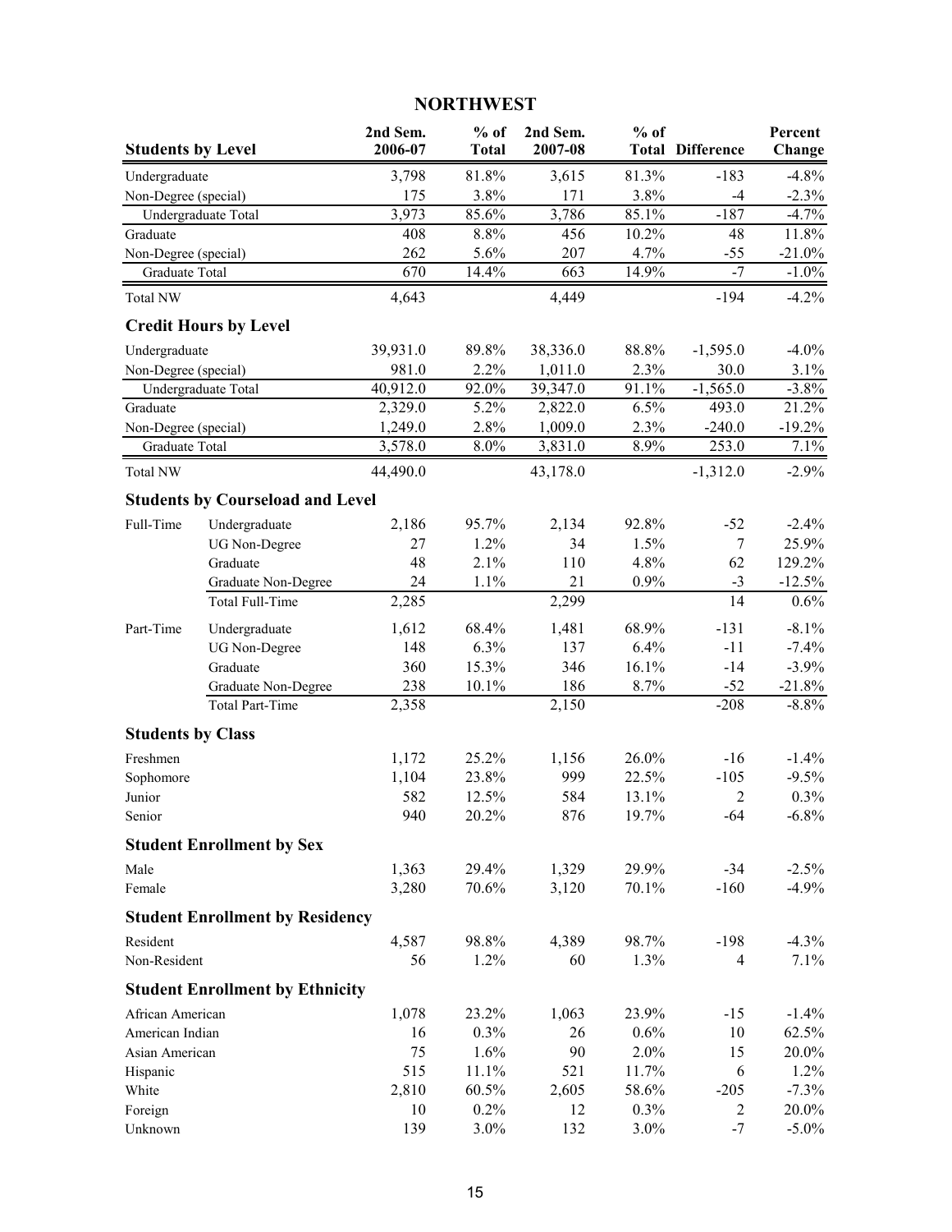# NORTHWEST

| Students by Level | | 2nd Sem. 2006-07 | % of Total | 2nd Sem. 2007-08 | % of Total | Difference | Percent Change |
|---|---|---|---|---|---|---|---|
| Undergraduate | | 3,798 | 81.8% | 3,615 | 81.3% | -183 | -4.8% |
| Non-Degree (special) | | 175 | 3.8% | 171 | 3.8% | -4 | -2.3% |
| Undergraduate Total | | 3,973 | 85.6% | 3,786 | 85.1% | -187 | -4.7% |
| Graduate | | 408 | 8.8% | 456 | 10.2% | 48 | 11.8% |
| Non-Degree (special) | | 262 | 5.6% | 207 | 4.7% | -55 | -21.0% |
| Graduate Total | | 670 | 14.4% | 663 | 14.9% | -7 | -1.0% |
| Total NW | | 4,643 | | 4,449 | | -194 | -4.2% |
| **Credit Hours by Level** | | | | | | | |
| Undergraduate | | 39,931.0 | 89.8% | 38,336.0 | 88.8% | -1,595.0 | -4.0% |
| Non-Degree (special) | | 981.0 | 2.2% | 1,011.0 | 2.3% | 30.0 | 3.1% |
| Undergraduate Total | | 40,912.0 | 92.0% | 39,347.0 | 91.1% | -1,565.0 | -3.8% |
| Graduate | | 2,329.0 | 5.2% | 2,822.0 | 6.5% | 493.0 | 21.2% |
| Non-Degree (special) | | 1,249.0 | 2.8% | 1,009.0 | 2.3% | -240.0 | -19.2% |
| Graduate Total | | 3,578.0 | 8.0% | 3,831.0 | 8.9% | 253.0 | 7.1% |
| Total NW | | 44,490.0 | | 43,178.0 | | -1,312.0 | -2.9% |
| **Students by Courseload and Level** | | | | | | | |
| Full-Time | Undergraduate | 2,186 | 95.7% | 2,134 | 92.8% | -52 | -2.4% |
| | UG Non-Degree | 27 | 1.2% | 34 | 1.5% | 7 | 25.9% |
| | Graduate | 48 | 2.1% | 110 | 4.8% | 62 | 129.2% |
| | Graduate Non-Degree | 24 | 1.1% | 21 | 0.9% | -3 | -12.5% |
| | Total Full-Time | 2,285 | | 2,299 | | 14 | 0.6% |
| Part-Time | Undergraduate | 1,612 | 68.4% | 1,481 | 68.9% | -131 | -8.1% |
| | UG Non-Degree | 148 | 6.3% | 137 | 6.4% | -11 | -7.4% |
| | Graduate | 360 | 15.3% | 346 | 16.1% | -14 | -3.9% |
| | Graduate Non-Degree | 238 | 10.1% | 186 | 8.7% | -52 | -21.8% |
| | Total Part-Time | 2,358 | | 2,150 | | -208 | -8.8% |
| **Students by Class** | | | | | | | |
| Freshmen | | 1,172 | 25.2% | 1,156 | 26.0% | -16 | -1.4% |
| Sophomore | | 1,104 | 23.8% | 999 | 22.5% | -105 | -9.5% |
| Junior | | 582 | 12.5% | 584 | 13.1% | 2 | 0.3% |
| Senior | | 940 | 20.2% | 876 | 19.7% | -64 | -6.8% |
| **Student Enrollment by Sex** | | | | | | | |
| Male | | 1,363 | 29.4% | 1,329 | 29.9% | -34 | -2.5% |
| Female | | 3,280 | 70.6% | 3,120 | 70.1% | -160 | -4.9% |
| **Student Enrollment by Residency** | | | | | | | |
| Resident | | 4,587 | 98.8% | 4,389 | 98.7% | -198 | -4.3% |
| Non-Resident | | 56 | 1.2% | 60 | 1.3% | 4 | 7.1% |
| **Student Enrollment by Ethnicity** | | | | | | | |
| African American | | 1,078 | 23.2% | 1,063 | 23.9% | -15 | -1.4% |
| American Indian | | 16 | 0.3% | 26 | 0.6% | 10 | 62.5% |
| Asian American | | 75 | 1.6% | 90 | 2.0% | 15 | 20.0% |
| Hispanic | | 515 | 11.1% | 521 | 11.7% | 6 | 1.2% |
| White | | 2,810 | 60.5% | 2,605 | 58.6% | -205 | -7.3% |
| Foreign | | 10 | 0.2% | 12 | 0.3% | 2 | 20.0% |
| Unknown | | 139 | 3.0% | 132 | 3.0% | -7 | -5.0% |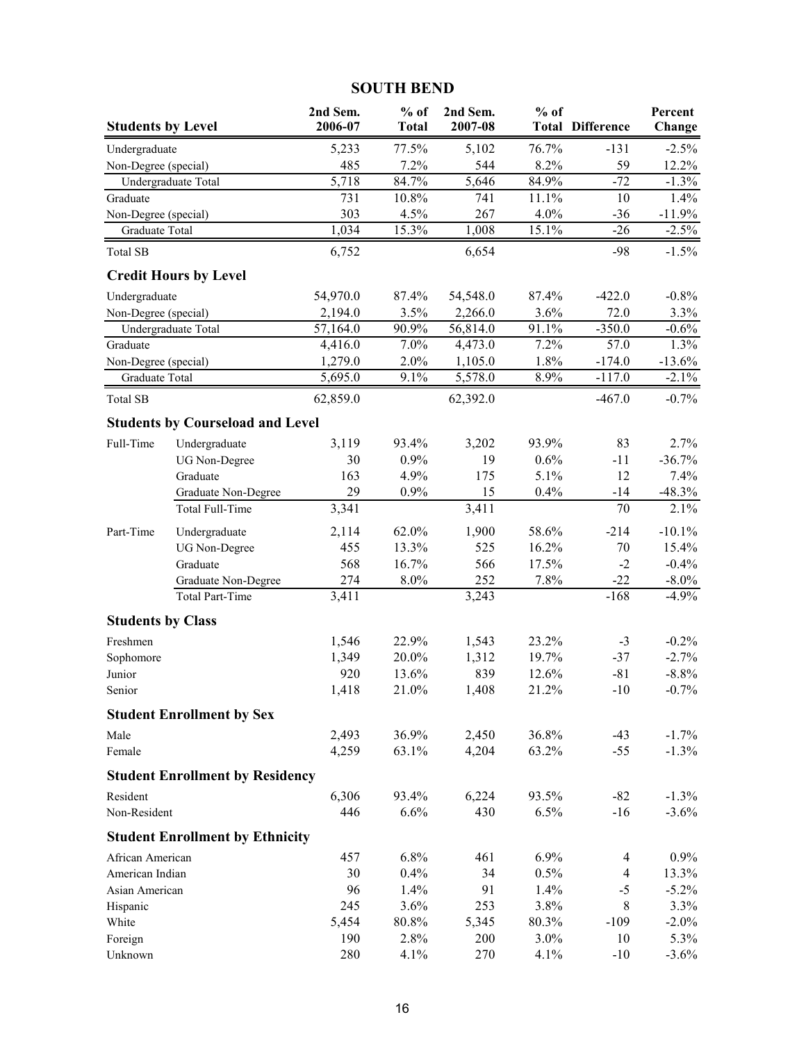## SOUTH BEND

| Students by Level | | 2nd Sem. 2006-07 | % of Total | 2nd Sem. 2007-08 | % of Total | Difference | Percent Change |
|---|---|---|---|---|---|---|---|
| Undergraduate | | 5,233 | 77.5% | 5,102 | 76.7% | -131 | -2.5% |
| Non-Degree (special) | | 485 | 7.2% | 544 | 8.2% | 59 | 12.2% |
| Undergraduate Total | | 5,718 | 84.7% | 5,646 | 84.9% | -72 | -1.3% |
| Graduate | | 731 | 10.8% | 741 | 11.1% | 10 | 1.4% |
| Non-Degree (special) | | 303 | 4.5% | 267 | 4.0% | -36 | -11.9% |
| Graduate Total | | 1,034 | 15.3% | 1,008 | 15.1% | -26 | -2.5% |
| Total SB | | 6,752 | | 6,654 | | -98 | -1.5% |
| **Credit Hours by Level** | | | | | | | |
| Undergraduate | | 54,970.0 | 87.4% | 54,548.0 | 87.4% | -422.0 | -0.8% |
| Non-Degree (special) | | 2,194.0 | 3.5% | 2,266.0 | 3.6% | 72.0 | 3.3% |
| Undergraduate Total | | 57,164.0 | 90.9% | 56,814.0 | 91.1% | -350.0 | -0.6% |
| Graduate | | 4,416.0 | 7.0% | 4,473.0 | 7.2% | 57.0 | 1.3% |
| Non-Degree (special) | | 1,279.0 | 2.0% | 1,105.0 | 1.8% | -174.0 | -13.6% |
| Graduate Total | | 5,695.0 | 9.1% | 5,578.0 | 8.9% | -117.0 | -2.1% |
| Total SB | | 62,859.0 | | 62,392.0 | | -467.0 | -0.7% |
| **Students by Courseload and Level** | | | | | | | |
| Full-Time | Undergraduate | 3,119 | 93.4% | 3,202 | 93.9% | 83 | 2.7% |
| | UG Non-Degree | 30 | 0.9% | 19 | 0.6% | -11 | -36.7% |
| | Graduate | 163 | 4.9% | 175 | 5.1% | 12 | 7.4% |
| | Graduate Non-Degree | 29 | 0.9% | 15 | 0.4% | -14 | -48.3% |
| | Total Full-Time | 3,341 | | 3,411 | | 70 | 2.1% |
| Part-Time | Undergraduate | 2,114 | 62.0% | 1,900 | 58.6% | -214 | -10.1% |
| | UG Non-Degree | 455 | 13.3% | 525 | 16.2% | 70 | 15.4% |
| | Graduate | 568 | 16.7% | 566 | 17.5% | -2 | -0.4% |
| | Graduate Non-Degree | 274 | 8.0% | 252 | 7.8% | -22 | -8.0% |
| | Total Part-Time | 3,411 | | 3,243 | | -168 | -4.9% |
| **Students by Class** | | | | | | | |
| Freshmen | | 1,546 | 22.9% | 1,543 | 23.2% | -3 | -0.2% |
| Sophomore | | 1,349 | 20.0% | 1,312 | 19.7% | -37 | -2.7% |
| Junior | | 920 | 13.6% | 839 | 12.6% | -81 | -8.8% |
| Senior | | 1,418 | 21.0% | 1,408 | 21.2% | -10 | -0.7% |
| **Student Enrollment by Sex** | | | | | | | |
| Male | | 2,493 | 36.9% | 2,450 | 36.8% | -43 | -1.7% |
| Female | | 4,259 | 63.1% | 4,204 | 63.2% | -55 | -1.3% |
| **Student Enrollment by Residency** | | | | | | | |
| Resident | | 6,306 | 93.4% | 6,224 | 93.5% | -82 | -1.3% |
| Non-Resident | | 446 | 6.6% | 430 | 6.5% | -16 | -3.6% |
| **Student Enrollment by Ethnicity** | | | | | | | |
| African American | | 457 | 6.8% | 461 | 6.9% | 4 | 0.9% |
| American Indian | | 30 | 0.4% | 34 | 0.5% | 4 | 13.3% |
| Asian American | | 96 | 1.4% | 91 | 1.4% | -5 | -5.2% |
| Hispanic | | 245 | 3.6% | 253 | 3.8% | 8 | 3.3% |
| White | | 5,454 | 80.8% | 5,345 | 80.3% | -109 | -2.0% |
| Foreign | | 190 | 2.8% | 200 | 3.0% | 10 | 5.3% |
| Unknown | | 280 | 4.1% | 270 | 4.1% | -10 | -3.6% |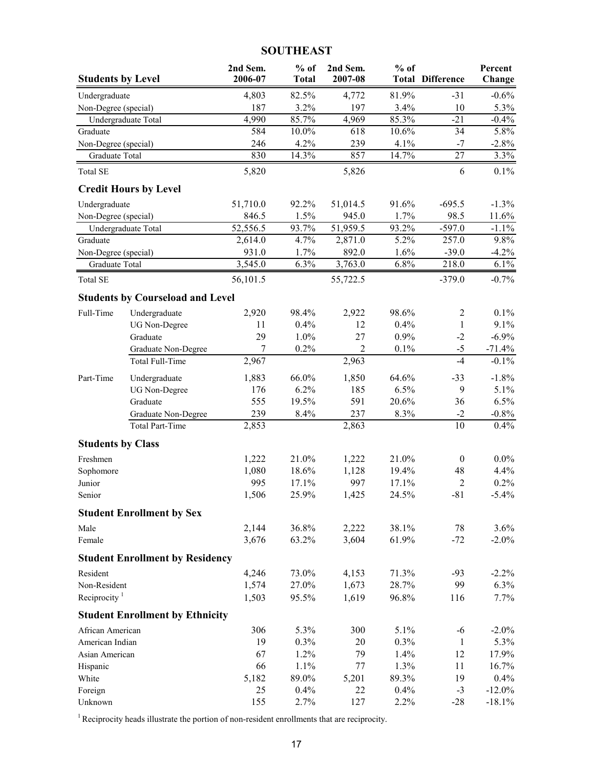## SOUTHEAST

| Students by Level | | 2nd Sem. 2006-07 | % of Total | 2nd Sem. 2007-08 | % of Total | Difference | Percent Change |
|---|---|---|---|---|---|---|---|
| Undergraduate | | 4,803 | 82.5% | 4,772 | 81.9% | -31 | -0.6% |
| Non-Degree (special) | | 187 | 3.2% | 197 | 3.4% | 10 | 5.3% |
| Undergraduate Total | | 4,990 | 85.7% | 4,969 | 85.3% | -21 | -0.4% |
| Graduate | | 584 | 10.0% | 618 | 10.6% | 34 | 5.8% |
| Non-Degree (special) | | 246 | 4.2% | 239 | 4.1% | -7 | -2.8% |
| Graduate Total | | 830 | 14.3% | 857 | 14.7% | 27 | 3.3% |
| Total SE | | 5,820 | | 5,826 | | 6 | 0.1% |
| **Credit Hours by Level** | | | | | | | |
| Undergraduate | | 51,710.0 | 92.2% | 51,014.5 | 91.6% | -695.5 | -1.3% |
| Non-Degree (special) | | 846.5 | 1.5% | 945.0 | 1.7% | 98.5 | 11.6% |
| Undergraduate Total | | 52,556.5 | 93.7% | 51,959.5 | 93.2% | -597.0 | -1.1% |
| Graduate | | 2,614.0 | 4.7% | 2,871.0 | 5.2% | 257.0 | 9.8% |
| Non-Degree (special) | | 931.0 | 1.7% | 892.0 | 1.6% | -39.0 | -4.2% |
| Graduate Total | | 3,545.0 | 6.3% | 3,763.0 | 6.8% | 218.0 | 6.1% |
| Total SE | | 56,101.5 | | 55,722.5 | | -379.0 | -0.7% |
| **Students by Courseload and Level** | | | | | | | |
| Full-Time | Undergraduate | 2,920 | 98.4% | 2,922 | 98.6% | 2 | 0.1% |
| | UG Non-Degree | 11 | 0.4% | 12 | 0.4% | 1 | 9.1% |
| | Graduate | 29 | 1.0% | 27 | 0.9% | -2 | -6.9% |
| | Graduate Non-Degree | 7 | 0.2% | 2 | 0.1% | -5 | -71.4% |
| | Total Full-Time | 2,967 | | 2,963 | | -4 | -0.1% |
| Part-Time | Undergraduate | 1,883 | 66.0% | 1,850 | 64.6% | -33 | -1.8% |
| | UG Non-Degree | 176 | 6.2% | 185 | 6.5% | 9 | 5.1% |
| | Graduate | 555 | 19.5% | 591 | 20.6% | 36 | 6.5% |
| | Graduate Non-Degree | 239 | 8.4% | 237 | 8.3% | -2 | -0.8% |
| | Total Part-Time | 2,853 | | 2,863 | | 10 | 0.4% |
| **Students by Class** | | | | | | | |
| Freshmen | | 1,222 | 21.0% | 1,222 | 21.0% | 0 | 0.0% |
| Sophomore | | 1,080 | 18.6% | 1,128 | 19.4% | 48 | 4.4% |
| Junior | | 995 | 17.1% | 997 | 17.1% | 2 | 0.2% |
| Senior | | 1,506 | 25.9% | 1,425 | 24.5% | -81 | -5.4% |
| **Student Enrollment by Sex** | | | | | | | |
| Male | | 2,144 | 36.8% | 2,222 | 38.1% | 78 | 3.6% |
| Female | | 3,676 | 63.2% | 3,604 | 61.9% | -72 | -2.0% |
| **Student Enrollment by Residency** | | | | | | | |
| Resident | | 4,246 | 73.0% | 4,153 | 71.3% | -93 | -2.2% |
| Non-Resident | | 1,574 | 27.0% | 1,673 | 28.7% | 99 | 6.3% |
| Reciprocity [1] | | 1,503 | 95.5% | 1,619 | 96.8% | 116 | 7.7% |
| **Student Enrollment by Ethnicity** | | | | | | | |
| African American | | 306 | 5.3% | 300 | 5.1% | -6 | -2.0% |
| American Indian | | 19 | 0.3% | 20 | 0.3% | 1 | 5.3% |
| Asian American | | 67 | 1.2% | 79 | 1.4% | 12 | 17.9% |
| Hispanic | | 66 | 1.1% | 77 | 1.3% | 11 | 16.7% |
| White | | 5,182 | 89.0% | 5,201 | 89.3% | 19 | 0.4% |
| Foreign | | 25 | 0.4% | 22 | 0.4% | -3 | -12.0% |
| Unknown | | 155 | 2.7% | 127 | 2.2% | -28 | -18.1% |

[1] Reciprocity heads illustrate the portion of non-resident enrollments that are reciprocity.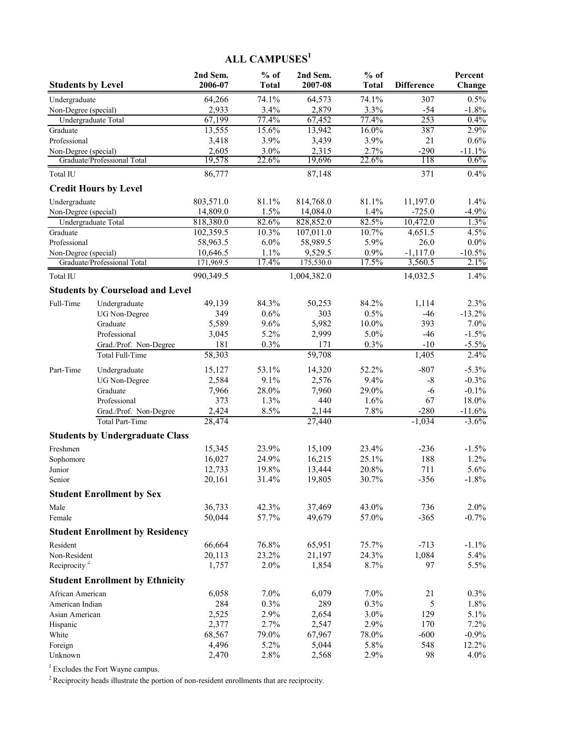# ALL CAMPUSES[1]

| Students by Level | | 2nd Sem. 2006-07 | % of Total | 2nd Sem. 2007-08 | % of Total | Difference | Percent Change |
|---|---|---|---|---|---|---|---|
| Undergraduate | | 64,266 | 74.1% | 64,573 | 74.1% | 307 | 0.5% |
| Non-Degree (special) | | 2,933 | 3.4% | 2,879 | 3.3% | -54 | -1.8% |
| Undergraduate Total | | 67,199 | 77.4% | 67,452 | 77.4% | 253 | 0.4% |
| Graduate | | 13,555 | 15.6% | 13,942 | 16.0% | 387 | 2.9% |
| Professional | | 3,418 | 3.9% | 3,439 | 3.9% | 21 | 0.6% |
| Non-Degree (special) | | 2,605 | 3.0% | 2,315 | 2.7% | -290 | -11.1% |
| Graduate/Professional Total | | 19,578 | 22.6% | 19,696 | 22.6% | 118 | 0.6% |
| Total IU | | 86,777 | | 87,148 | | 371 | 0.4% |
| **Credit Hours by Level** | | | | | | | |
| Undergraduate | | 803,571.0 | 81.1% | 814,768.0 | 81.1% | 11,197.0 | 1.4% |
| Non-Degree (special) | | 14,809.0 | 1.5% | 14,084.0 | 1.4% | -725.0 | -4.9% |
| Undergraduate Total | | 818,380.0 | 82.6% | 828,852.0 | 82.5% | 10,472.0 | 1.3% |
| Graduate | | 102,359.5 | 10.3% | 107,011.0 | 10.7% | 4,651.5 | 4.5% |
| Professional | | 58,963.5 | 6.0% | 58,989.5 | 5.9% | 26.0 | 0.0% |
| Non-Degree (special) | | 10,646.5 | 1.1% | 9,529.5 | 0.9% | -1,117.0 | -10.5% |
| Graduate/Professional Total | | 171,969.5 | 17.4% | 175,530.0 | 17.5% | 3,560.5 | 2.1% |
| Total IU | | 990,349.5 | | 1,004,382.0 | | 14,032.5 | 1.4% |
| **Students by Courseload and Level** | | | | | | | |
| Full-Time | Undergraduate | 49,139 | 84.3% | 50,253 | 84.2% | 1,114 | 2.3% |
| | UG Non-Degree | 349 | 0.6% | 303 | 0.5% | -46 | -13.2% |
| | Graduate | 5,589 | 9.6% | 5,982 | 10.0% | 393 | 7.0% |
| | Professional | 3,045 | 5.2% | 2,999 | 5.0% | -46 | -1.5% |
| | Grad./Prof. Non-Degree | 181 | 0.3% | 171 | 0.3% | -10 | -5.5% |
| | Total Full-Time | 58,303 | | 59,708 | | 1,405 | 2.4% |
| Part-Time | Undergraduate | 15,127 | 53.1% | 14,320 | 52.2% | -807 | -5.3% |
| | UG Non-Degree | 2,584 | 9.1% | 2,576 | 9.4% | -8 | -0.3% |
| | Graduate | 7,966 | 28.0% | 7,960 | 29.0% | -6 | -0.1% |
| | Professional | 373 | 1.3% | 440 | 1.6% | 67 | 18.0% |
| | Grad./Prof. Non-Degree | 2,424 | 8.5% | 2,144 | 7.8% | -280 | -11.6% |
| | Total Part-Time | 28,474 | | 27,440 | | -1,034 | -3.6% |
| **Students by Undergraduate Class** | | | | | | | |
| Freshmen | | 15,345 | 23.9% | 15,109 | 23.4% | -236 | -1.5% |
| Sophomore | | 16,027 | 24.9% | 16,215 | 25.1% | 188 | 1.2% |
| Junior | | 12,733 | 19.8% | 13,444 | 20.8% | 711 | 5.6% |
| Senior | | 20,161 | 31.4% | 19,805 | 30.7% | -356 | -1.8% |
| **Student Enrollment by Sex** | | | | | | | |
| Male | | 36,733 | 42.3% | 37,469 | 43.0% | 736 | 2.0% |
| Female | | 50,044 | 57.7% | 49,679 | 57.0% | -365 | -0.7% |
| **Student Enrollment by Residency** | | | | | | | |
| Resident | | 66,664 | 76.8% | 65,951 | 75.7% | -713 | -1.1% |
| Non-Resident | | 20,113 | 23.2% | 21,197 | 24.3% | 1,084 | 5.4% |
| Reciprocity [2] | | 1,757 | 2.0% | 1,854 | 8.7% | 97 | 5.5% |
| **Student Enrollment by Ethnicity** | | | | | | | |
| African American | | 6,058 | 7.0% | 6,079 | 7.0% | 21 | 0.3% |
| American Indian | | 284 | 0.3% | 289 | 0.3% | 5 | 1.8% |
| Asian American | | 2,525 | 2.9% | 2,654 | 3.0% | 129 | 5.1% |
| Hispanic | | 2,377 | 2.7% | 2,547 | 2.9% | 170 | 7.2% |
| White | | 68,567 | 79.0% | 67,967 | 78.0% | -600 | -0.9% |
| Foreign | | 4,496 | 5.2% | 5,044 | 5.8% | 548 | 12.2% |
| Unknown | | 2,470 | 2.8% | 2,568 | 2.9% | 98 | 4.0% |

[1] Excludes the Fort Wayne campus.

[2] Reciprocity heads illustrate the portion of non-resident enrollments that are reciprocity.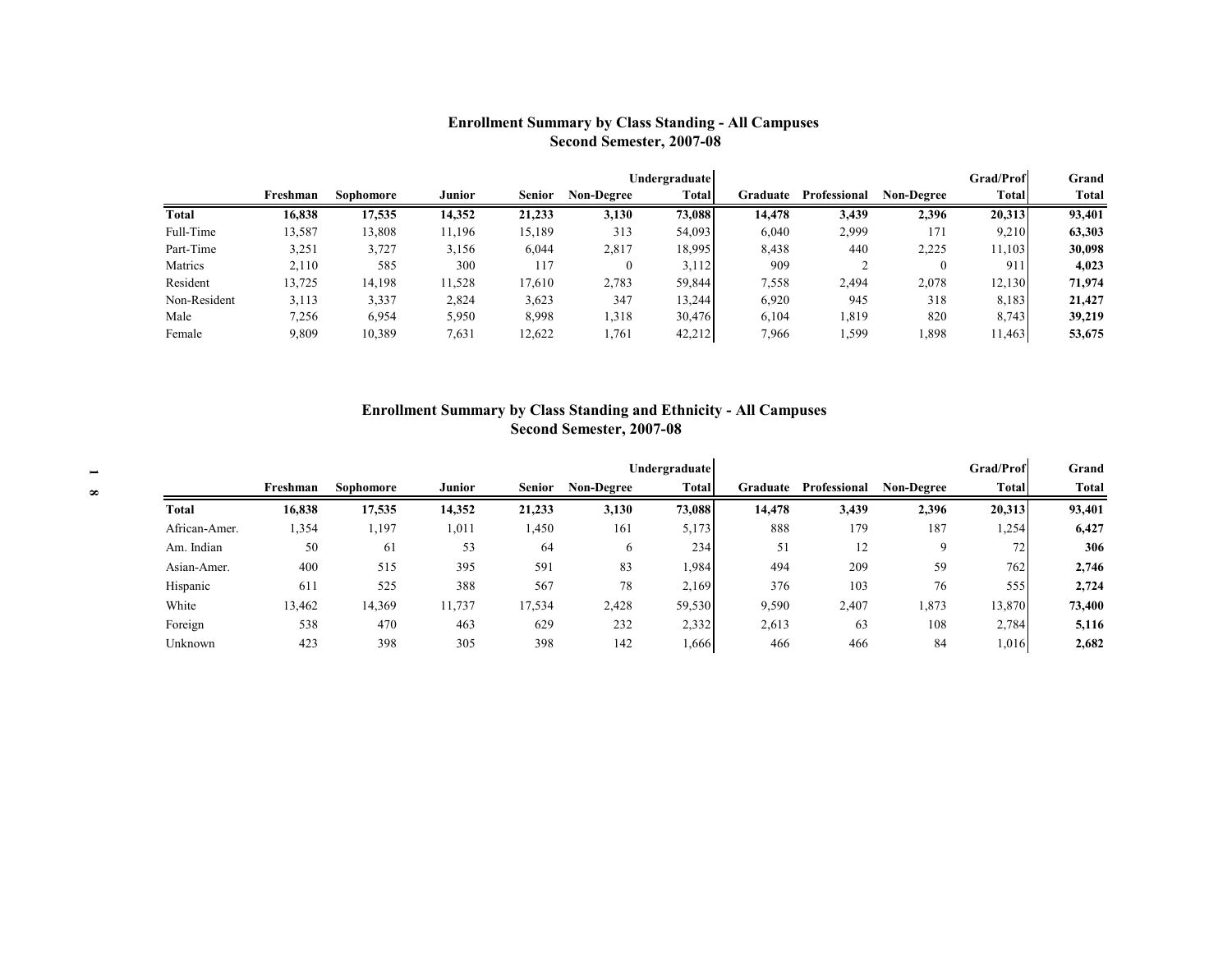## Enrollment Summary by Class Standing - All Campuses
## Second Semester, 2007-08

| | Freshman | Sophomore | Junior | Senior | Non-Degree | Undergraduate Total | Graduate | Professional | Non-Degree | Grad/Prof Total | Grand Total |
|---|---|---|---|---|---|---|---|---|---|---|---|
| **Total** | **16,838** | **17,535** | **14,352** | **21,233** | **3,130** | **73,088** | **14,478** | **3,439** | **2,396** | **20,313** | **93,401** |
| Full-Time | 13,587 | 13,808 | 11,196 | 15,189 | 313 | 54,093 | 6,040 | 2,999 | 171 | 9,210 | **63,303** |
| Part-Time | 3,251 | 3,727 | 3,156 | 6,044 | 2,817 | 18,995 | 8,438 | 440 | 2,225 | 11,103 | **30,098** |
| Matrics | 2,110 | 585 | 300 | 117 | 0 | 3,112 | 909 | 2 | 0 | 911 | **4,023** |
| Resident | 13,725 | 14,198 | 11,528 | 17,610 | 2,783 | 59,844 | 7,558 | 2,494 | 2,078 | 12,130 | **71,974** |
| Non-Resident | 3,113 | 3,337 | 2,824 | 3,623 | 347 | 13,244 | 6,920 | 945 | 318 | 8,183 | **21,427** |
| Male | 7,256 | 6,954 | 5,950 | 8,998 | 1,318 | 30,476 | 6,104 | 1,819 | 820 | 8,743 | **39,219** |
| Female | 9,809 | 10,389 | 7,631 | 12,622 | 1,761 | 42,212 | 7,966 | 1,599 | 1,898 | 11,463 | **53,675** |

## Enrollment Summary by Class Standing and Ethnicity - All Campuses
## Second Semester, 2007-08

| | Freshman | Sophomore | Junior | Senior | Non-Degree | Undergraduate Total | Graduate | Professional | Non-Degree | Grad/Prof Total | Grand Total |
|---|---|---|---|---|---|---|---|---|---|---|---|
| **Total** | **16,838** | **17,535** | **14,352** | **21,233** | **3,130** | **73,088** | **14,478** | **3,439** | **2,396** | **20,313** | **93,401** |
| African-Amer. | 1,354 | 1,197 | 1,011 | 1,450 | 161 | 5,173 | 888 | 179 | 187 | 1,254 | **6,427** |
| Am. Indian | 50 | 61 | 53 | 64 | 6 | 234 | 51 | 12 | 9 | 72 | **306** |
| Asian-Amer. | 400 | 515 | 395 | 591 | 83 | 1,984 | 494 | 209 | 59 | 762 | **2,746** |
| Hispanic | 611 | 525 | 388 | 567 | 78 | 2,169 | 376 | 103 | 76 | 555 | **2,724** |
| White | 13,462 | 14,369 | 11,737 | 17,534 | 2,428 | 59,530 | 9,590 | 2,407 | 1,873 | 13,870 | **73,400** |
| Foreign | 538 | 470 | 463 | 629 | 232 | 2,332 | 2,613 | 63 | 108 | 2,784 | **5,116** |
| Unknown | 423 | 398 | 305 | 398 | 142 | 1,666 | 466 | 466 | 84 | 1,016 | **2,682** |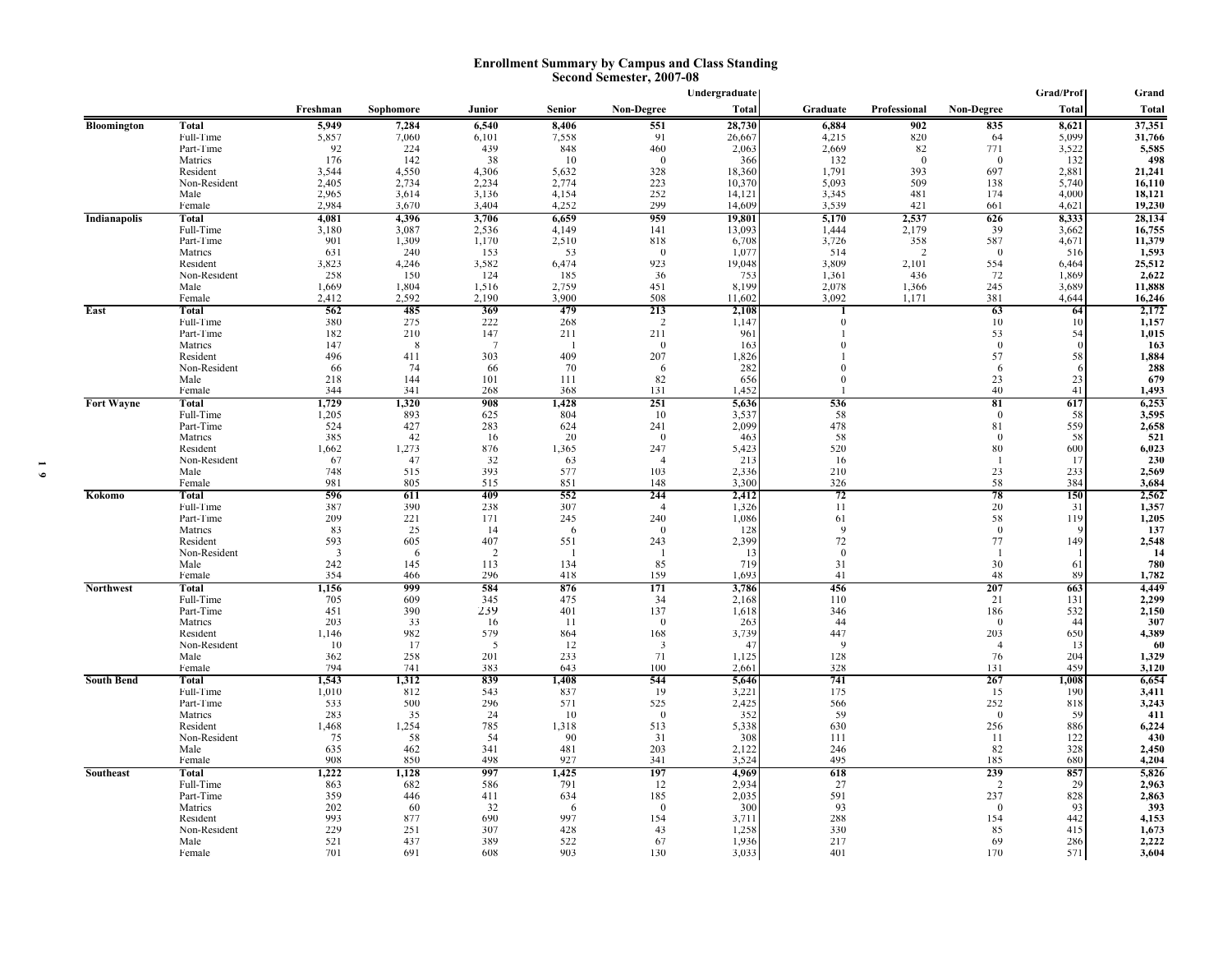# Enrollment Summary by Campus and Class Standing
## Second Semester, 2007-08

| Campus | | Freshman | Sophomore | Junior | Senior | Non-Degree | Undergraduate Total | Graduate | Professional | Non-Degree | Grad/Prof Total | Grand Total |
|---|---|---|---|---|---|---|---|---|---|---|---|---|
| **Bloomington** | **Total** | **5,949** | **7,284** | **6,540** | **8,406** | **551** | **28,730** | **6,884** | **902** | **835** | **8,621** | **37,351** |
| | Full-Time | 5,857 | 7,060 | 6,101 | 7,558 | 91 | 26,667 | 4,215 | 820 | 64 | 5,099 | **31,766** |
| | Part-Time | 92 | 224 | 439 | 848 | 460 | 2,063 | 2,669 | 82 | 771 | 3,522 | **5,585** |
| | Matrics | 176 | 142 | 38 | 10 | 0 | 366 | 132 | 0 | 0 | 132 | **498** |
| | Resident | 3,544 | 4,550 | 4,306 | 5,632 | 328 | 18,360 | 1,791 | 393 | 697 | 2,881 | **21,241** |
| | Non-Resident | 2,405 | 2,734 | 2,234 | 2,774 | 223 | 10,370 | 5,093 | 509 | 138 | 5,740 | **16,110** |
| | Male | 2,965 | 3,614 | 3,136 | 4,154 | 252 | 14,121 | 3,345 | 481 | 174 | 4,000 | **18,121** |
| | Female | 2,984 | 3,670 | 3,404 | 4,252 | 299 | 14,609 | 3,539 | 421 | 661 | 4,621 | **19,230** |
| **Indianapolis** | **Total** | **4,081** | **4,396** | **3,706** | **6,659** | **959** | **19,801** | **5,170** | **2,537** | **626** | **8,333** | **28,134** |
| | Full-Time | 3,180 | 3,087 | 2,536 | 4,149 | 141 | 13,093 | 1,444 | 2,179 | 39 | 3,662 | **16,755** |
| | Part-Time | 901 | 1,309 | 1,170 | 2,510 | 818 | 6,708 | 3,726 | 358 | 587 | 4,671 | **11,379** |
| | Matrics | 631 | 240 | 153 | 53 | 0 | 1,077 | 514 | 2 | 0 | 516 | **1,593** |
| | Resident | 3,823 | 4,246 | 3,582 | 6,474 | 923 | 19,048 | 3,809 | 2,101 | 554 | 6,464 | **25,512** |
| | Non-Resident | 258 | 150 | 124 | 185 | 36 | 753 | 1,361 | 436 | 72 | 1,869 | **2,622** |
| | Male | 1,669 | 1,804 | 1,516 | 2,759 | 451 | 8,199 | 2,078 | 1,366 | 245 | 3,689 | **11,888** |
| | Female | 2,412 | 2,592 | 2,190 | 3,900 | 508 | 11,602 | 3,092 | 1,171 | 381 | 4,644 | **16,246** |
| **East** | **Total** | **562** | **485** | **369** | **479** | **213** | **2,108** | **1** | | **63** | **64** | **2,172** |
| | Full-Time | 380 | 275 | 222 | 268 | 2 | 1,147 | 0 | | 10 | 10 | **1,157** |
| | Part-Time | 182 | 210 | 147 | 211 | 211 | 961 | 1 | | 53 | 54 | **1,015** |
| | Matrics | 147 | 8 | 7 | 1 | 0 | 163 | 0 | | 0 | 0 | **163** |
| | Resident | 496 | 411 | 303 | 409 | 207 | 1,826 | 1 | | 57 | 58 | **1,884** |
| | Non-Resident | 66 | 74 | 66 | 70 | 6 | 282 | 0 | | 6 | 6 | **288** |
| | Male | 218 | 144 | 101 | 111 | 82 | 656 | 0 | | 23 | 23 | **679** |
| | Female | 344 | 341 | 268 | 368 | 131 | 1,452 | 1 | | 40 | 41 | **1,493** |
| **Fort Wayne** | **Total** | **1,729** | **1,320** | **908** | **1,428** | **251** | **5,636** | **536** | | **81** | **617** | **6,253** |
| | Full-Time | 1,205 | 893 | 625 | 804 | 10 | 3,537 | 58 | | 0 | 58 | **3,595** |
| | Part-Time | 524 | 427 | 283 | 624 | 241 | 2,099 | 478 | | 81 | 559 | **2,658** |
| | Matrics | 385 | 42 | 16 | 20 | 0 | 463 | 58 | | 0 | 58 | **521** |
| | Resident | 1,662 | 1,273 | 876 | 1,365 | 247 | 5,423 | 520 | | 80 | 600 | **6,023** |
| | Non-Resident | 67 | 47 | 32 | 63 | 4 | 213 | 16 | | 1 | 17 | **230** |
| | Male | 748 | 515 | 393 | 577 | 103 | 2,336 | 210 | | 23 | 233 | **2,569** |
| | Female | 981 | 805 | 515 | 851 | 148 | 3,300 | 326 | | 58 | 384 | **3,684** |
| **Kokomo** | **Total** | **596** | **611** | **409** | **552** | **244** | **2,412** | **72** | | **78** | **150** | **2,562** |
| | Full-Time | 387 | 390 | 238 | 307 | 4 | 1,326 | 11 | | 20 | 31 | **1,357** |
| | Part-Time | 209 | 221 | 171 | 245 | 240 | 1,086 | 61 | | 58 | 119 | **1,205** |
| | Matrics | 83 | 25 | 14 | 6 | 0 | 128 | 9 | | 0 | 9 | **137** |
| | Resident | 593 | 605 | 407 | 551 | 243 | 2,399 | 72 | | 77 | 149 | **2,548** |
| | Non-Resident | 3 | 6 | 2 | 1 | 1 | 13 | 0 | | 1 | 1 | **14** |
| | Male | 242 | 145 | 113 | 134 | 85 | 719 | 31 | | 30 | 61 | **780** |
| | Female | 354 | 466 | 296 | 418 | 159 | 1,693 | 41 | | 48 | 89 | **1,782** |
| **Northwest** | **Total** | **1,156** | **999** | **584** | **876** | **171** | **3,786** | **456** | | **207** | **663** | **4,449** |
| | Full-Time | 705 | 609 | 345 | 475 | 34 | 2,168 | 110 | | 21 | 131 | **2,299** |
| | Part-Time | 451 | 390 | 239 | 401 | 137 | 1,618 | 346 | | 186 | 532 | **2,150** |
| | Matrics | 203 | 33 | 16 | 11 | 0 | 263 | 44 | | 0 | 44 | **307** |
| | Resident | 1,146 | 982 | 579 | 864 | 168 | 3,739 | 447 | | 203 | 650 | **4,389** |
| | Non-Resident | 10 | 17 | 5 | 12 | 3 | 47 | 9 | | 4 | 13 | **60** |
| | Male | 362 | 258 | 201 | 233 | 71 | 1,125 | 128 | | 76 | 204 | **1,329** |
| | Female | 794 | 741 | 383 | 643 | 100 | 2,661 | 328 | | 131 | 459 | **3,120** |
| **South Bend** | **Total** | **1,543** | **1,312** | **839** | **1,408** | **544** | **5,646** | **741** | | **267** | **1,008** | **6,654** |
| | Full-Time | 1,010 | 812 | 543 | 837 | 19 | 3,221 | 175 | | 15 | 190 | **3,411** |
| | Part-Time | 533 | 500 | 296 | 571 | 525 | 2,425 | 566 | | 252 | 818 | **3,243** |
| | Matrics | 283 | 35 | 24 | 10 | 0 | 352 | 59 | | 0 | 59 | **411** |
| | Resident | 1,468 | 1,254 | 785 | 1,318 | 513 | 5,338 | 630 | | 256 | 886 | **6,224** |
| | Non-Resident | 75 | 58 | 54 | 90 | 31 | 308 | 111 | | 11 | 122 | **430** |
| | Male | 635 | 462 | 341 | 481 | 203 | 2,122 | 246 | | 82 | 328 | **2,450** |
| | Female | 908 | 850 | 498 | 927 | 341 | 3,524 | 495 | | 185 | 680 | **4,204** |
| **Southeast** | **Total** | **1,222** | **1,128** | **997** | **1,425** | **197** | **4,969** | **618** | | **239** | **857** | **5,826** |
| | Full-Time | 863 | 682 | 586 | 791 | 12 | 2,934 | 27 | | 2 | 29 | **2,963** |
| | Part-Time | 359 | 446 | 411 | 634 | 185 | 2,035 | 591 | | 237 | 828 | **2,863** |
| | Matrics | 202 | 60 | 32 | 6 | 0 | 300 | 93 | | 0 | 93 | **393** |
| | Resident | 993 | 877 | 690 | 997 | 154 | 3,711 | 288 | | 154 | 442 | **4,153** |
| | Non-Resident | 229 | 251 | 307 | 428 | 43 | 1,258 | 330 | | 85 | 415 | **1,673** |
| | Male | 521 | 437 | 389 | 522 | 67 | 1,936 | 217 | | 69 | 286 | **2,222** |
| | Female | 701 | 691 | 608 | 903 | 130 | 3,033 | 401 | | 170 | 571 | **3,604** |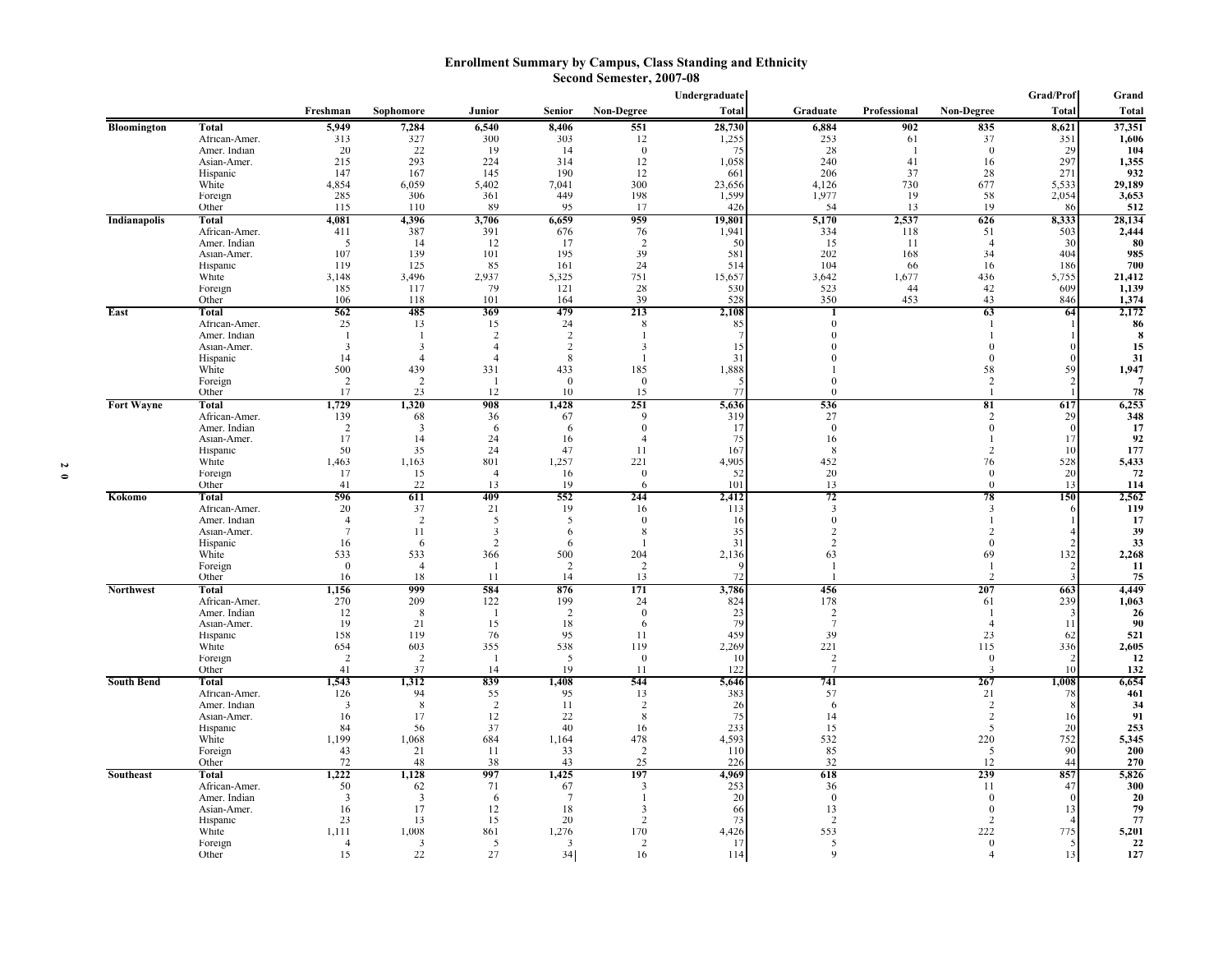## Enrollment Summary by Campus, Class Standing and Ethnicity
### Second Semester, 2007-08

| | | Freshman | Sophomore | Junior | Senior | Non-Degree | Undergraduate Total | Graduate | Professional | Non-Degree | Grad/Prof Total | Grand Total |
|---|---|---|---|---|---|---|---|---|---|---|---|---|
| **Bloomington** | **Total** | **5,949** | **7,284** | **6,540** | **8,406** | **551** | **28,730** | **6,884** | **902** | **835** | **8,621** | **37,351** |
| | African-Amer. | 313 | 327 | 300 | 303 | 12 | 1,255 | 253 | 61 | 37 | 351 | **1,606** |
| | Amer. Indian | 20 | 22 | 19 | 14 | 0 | 75 | 28 | 1 | 0 | 29 | **104** |
| | Asian-Amer. | 215 | 293 | 224 | 314 | 12 | 1,058 | 240 | 41 | 16 | 297 | **1,355** |
| | Hispanic | 147 | 167 | 145 | 190 | 12 | 661 | 206 | 37 | 28 | 271 | **932** |
| | White | 4,854 | 6,059 | 5,402 | 7,041 | 300 | 23,656 | 4,126 | 730 | 677 | 5,533 | **29,189** |
| | Foreign | 285 | 306 | 361 | 449 | 198 | 1,599 | 1,977 | 19 | 58 | 2,054 | **3,653** |
| | Other | 115 | 110 | 89 | 95 | 17 | 426 | 54 | 13 | 19 | 86 | **512** |
| **Indianapolis** | **Total** | **4,081** | **4,396** | **3,706** | **6,659** | **959** | **19,801** | **5,170** | **2,537** | **626** | **8,333** | **28,134** |
| | African-Amer. | 411 | 387 | 391 | 676 | 76 | 1,941 | 334 | 118 | 51 | 503 | **2,444** |
| | Amer. Indian | 5 | 14 | 12 | 17 | 2 | 50 | 15 | 11 | 4 | 30 | **80** |
| | Asian-Amer. | 107 | 139 | 101 | 195 | 39 | 581 | 202 | 168 | 34 | 404 | **985** |
| | Hispanic | 119 | 125 | 85 | 161 | 24 | 514 | 104 | 66 | 16 | 186 | **700** |
| | White | 3,148 | 3,496 | 2,937 | 5,325 | 751 | 15,657 | 3,642 | 1,677 | 436 | 5,755 | **21,412** |
| | Foreign | 185 | 117 | 79 | 121 | 28 | 530 | 523 | 44 | 42 | 609 | **1,139** |
| | Other | 106 | 118 | 101 | 164 | 39 | 528 | 350 | 453 | 43 | 846 | **1,374** |
| **East** | **Total** | **562** | **485** | **369** | **479** | **213** | **2,108** | **1** | | **63** | **64** | **2,172** |
| | African-Amer. | 25 | 13 | 15 | 24 | 8 | 85 | 0 | | 1 | 1 | **86** |
| | Amer. Indian | 1 | 1 | 2 | 2 | 1 | 7 | 0 | | 1 | 1 | **8** |
| | Asian-Amer. | 3 | 3 | 4 | 2 | 3 | 15 | 0 | | 0 | 0 | **15** |
| | Hispanic | 14 | 4 | 4 | 8 | 1 | 31 | 0 | | 0 | 0 | **31** |
| | White | 500 | 439 | 331 | 433 | 185 | 1,888 | 1 | | 58 | 59 | **1,947** |
| | Foreign | 2 | 2 | 1 | 0 | 0 | 5 | 0 | | 2 | 2 | **7** |
| | Other | 17 | 23 | 12 | 10 | 15 | 77 | 0 | | 1 | 1 | **78** |
| **Fort Wayne** | **Total** | **1,729** | **1,320** | **908** | **1,428** | **251** | **5,636** | **536** | | **81** | **617** | **6,253** |
| | African-Amer. | 139 | 68 | 36 | 67 | 9 | 319 | 27 | | 2 | 29 | **348** |
| | Amer. Indian | 2 | 3 | 6 | 6 | 0 | 17 | 0 | | 0 | 0 | **17** |
| | Asian-Amer. | 17 | 14 | 24 | 16 | 4 | 75 | 16 | | 1 | 17 | **92** |
| | Hispanic | 50 | 35 | 24 | 47 | 11 | 167 | 8 | | 2 | 10 | **177** |
| | White | 1,463 | 1,163 | 801 | 1,257 | 221 | 4,905 | 452 | | 76 | 528 | **5,433** |
| | Foreign | 17 | 15 | 4 | 16 | 0 | 52 | 20 | | 0 | 20 | **72** |
| | Other | 41 | 22 | 13 | 19 | 6 | 101 | 13 | | 0 | 13 | **114** |
| **Kokomo** | **Total** | **596** | **611** | **409** | **552** | **244** | **2,412** | **72** | | **78** | **150** | **2,562** |
| | African-Amer. | 20 | 37 | 21 | 19 | 16 | 113 | 3 | | 3 | 6 | **119** |
| | Amer. Indian | 4 | 2 | 5 | 5 | 0 | 16 | 0 | | 1 | 1 | **17** |
| | Asian-Amer. | 7 | 11 | 3 | 6 | 8 | 35 | 2 | | 2 | 4 | **39** |
| | Hispanic | 16 | 6 | 2 | 6 | 1 | 31 | 2 | | 0 | 2 | **33** |
| | White | 533 | 533 | 366 | 500 | 204 | 2,136 | 63 | | 69 | 132 | **2,268** |
| | Foreign | 0 | 4 | 1 | 2 | 2 | 9 | 1 | | 1 | 2 | **11** |
| | Other | 16 | 18 | 11 | 14 | 13 | 72 | 1 | | 2 | 3 | **75** |
| **Northwest** | **Total** | **1,156** | **999** | **584** | **876** | **171** | **3,786** | **456** | | **207** | **663** | **4,449** |
| | African-Amer. | 270 | 209 | 122 | 199 | 24 | 824 | 178 | | 61 | 239 | **1,063** |
| | Amer. Indian | 12 | 8 | 1 | 2 | 0 | 23 | 2 | | 1 | 3 | **26** |
| | Asian-Amer. | 19 | 21 | 15 | 18 | 6 | 79 | 7 | | 4 | 11 | **90** |
| | Hispanic | 158 | 119 | 76 | 95 | 11 | 459 | 39 | | 23 | 62 | **521** |
| | White | 654 | 603 | 355 | 538 | 119 | 2,269 | 221 | | 115 | 336 | **2,605** |
| | Foreign | 2 | 2 | 1 | 5 | 0 | 10 | 2 | | 0 | 2 | **12** |
| | Other | 41 | 37 | 14 | 19 | 11 | 122 | 7 | | 3 | 10 | **132** |
| **South Bend** | **Total** | **1,543** | **1,312** | **839** | **1,408** | **544** | **5,646** | **741** | | **267** | **1,008** | **6,654** |
| | African-Amer. | 126 | 94 | 55 | 95 | 13 | 383 | 57 | | 21 | 78 | **461** |
| | Amer. Indian | 3 | 8 | 2 | 11 | 2 | 26 | 6 | | 2 | 8 | **34** |
| | Asian-Amer. | 16 | 17 | 12 | 22 | 8 | 75 | 14 | | 2 | 16 | **91** |
| | Hispanic | 84 | 56 | 37 | 40 | 16 | 233 | 15 | | 5 | 20 | **253** |
| | White | 1,199 | 1,068 | 684 | 1,164 | 478 | 4,593 | 532 | | 220 | 752 | **5,345** |
| | Foreign | 43 | 21 | 11 | 33 | 2 | 110 | 85 | | 5 | 90 | **200** |
| | Other | 72 | 48 | 38 | 43 | 25 | 226 | 32 | | 12 | 44 | **270** |
| **Southeast** | **Total** | **1,222** | **1,128** | **997** | **1,425** | **197** | **4,969** | **618** | | **239** | **857** | **5,826** |
| | African-Amer. | 50 | 62 | 71 | 67 | 3 | 253 | 36 | | 11 | 47 | **300** |
| | Amer. Indian | 3 | 3 | 6 | 7 | 1 | 20 | 0 | | 0 | 0 | **20** |
| | Asian-Amer. | 16 | 17 | 12 | 18 | 3 | 66 | 13 | | 0 | 13 | **79** |
| | Hispanic | 23 | 13 | 15 | 20 | 2 | 73 | 2 | | 2 | 4 | **77** |
| | White | 1,111 | 1,008 | 861 | 1,276 | 170 | 4,426 | 553 | | 222 | 775 | **5,201** |
| | Foreign | 4 | 3 | 5 | 3 | 2 | 17 | 5 | | 0 | 5 | **22** |
| | Other | 15 | 22 | 27 | 34 | 16 | 114 | 9 | | 4 | 13 | **127** |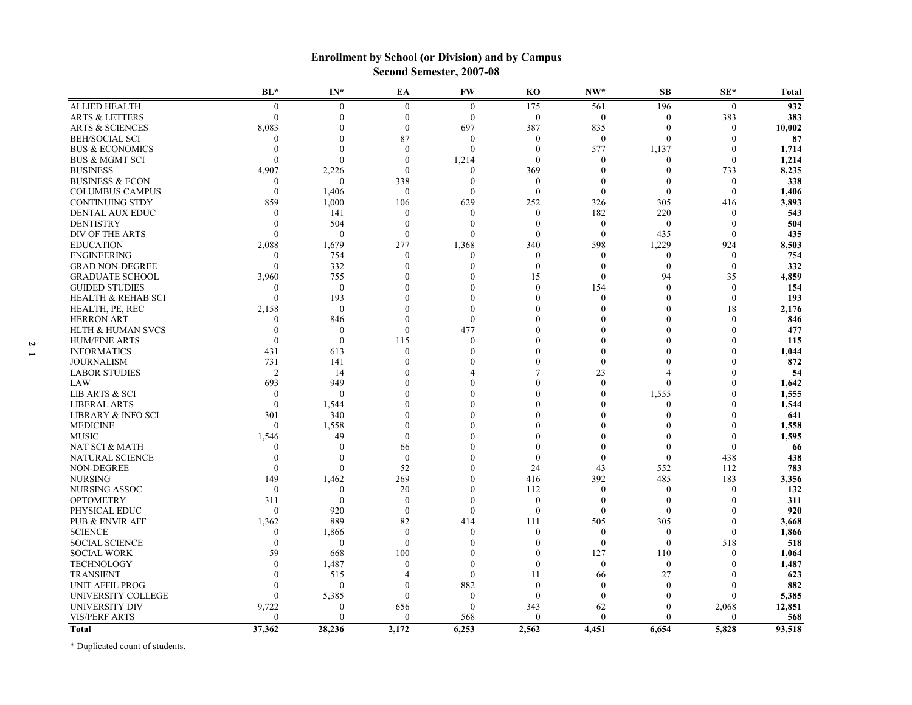## Enrollment by School (or Division) and by Campus
### Second Semester, 2007-08

| | BL* | IN* | EA | FW | KO | NW* | SB | SE* | Total |
|---|---|---|---|---|---|---|---|---|---|
| ALLIED HEALTH | 0 | 0 | 0 | 0 | 175 | 561 | 196 | 0 | **932** |
| ARTS & LETTERS | 0 | 0 | 0 | 0 | 0 | 0 | 0 | 383 | **383** |
| ARTS & SCIENCES | 8,083 | 0 | 0 | 697 | 387 | 835 | 0 | 0 | **10,002** |
| BEH/SOCIAL SCI | 0 | 0 | 87 | 0 | 0 | 0 | 0 | 0 | **87** |
| BUS & ECONOMICS | 0 | 0 | 0 | 0 | 0 | 577 | 1,137 | 0 | **1,714** |
| BUS & MGMT SCI | 0 | 0 | 0 | 1,214 | 0 | 0 | 0 | 0 | **1,214** |
| BUSINESS | 4,907 | 2,226 | 0 | 0 | 369 | 0 | 0 | 733 | **8,235** |
| BUSINESS & ECON | 0 | 0 | 338 | 0 | 0 | 0 | 0 | 0 | **338** |
| COLUMBUS CAMPUS | 0 | 1,406 | 0 | 0 | 0 | 0 | 0 | 0 | **1,406** |
| CONTINUING STDY | 859 | 1,000 | 106 | 629 | 252 | 326 | 305 | 416 | **3,893** |
| DENTAL AUX EDUC | 0 | 141 | 0 | 0 | 0 | 182 | 220 | 0 | **543** |
| DENTISTRY | 0 | 504 | 0 | 0 | 0 | 0 | 0 | 0 | **504** |
| DIV OF THE ARTS | 0 | 0 | 0 | 0 | 0 | 0 | 435 | 0 | **435** |
| EDUCATION | 2,088 | 1,679 | 277 | 1,368 | 340 | 598 | 1,229 | 924 | **8,503** |
| ENGINEERING | 0 | 754 | 0 | 0 | 0 | 0 | 0 | 0 | **754** |
| GRAD NON-DEGREE | 0 | 332 | 0 | 0 | 0 | 0 | 0 | 0 | **332** |
| GRADUATE SCHOOL | 3,960 | 755 | 0 | 0 | 15 | 0 | 94 | 35 | **4,859** |
| GUIDED STUDIES | 0 | 0 | 0 | 0 | 0 | 154 | 0 | 0 | **154** |
| HEALTH & REHAB SCI | 0 | 193 | 0 | 0 | 0 | 0 | 0 | 0 | **193** |
| HEALTH, PE, REC | 2,158 | 0 | 0 | 0 | 0 | 0 | 0 | 18 | **2,176** |
| HERRON ART | 0 | 846 | 0 | 0 | 0 | 0 | 0 | 0 | **846** |
| HLTH & HUMAN SVCS | 0 | 0 | 0 | 477 | 0 | 0 | 0 | 0 | **477** |
| HUM/FINE ARTS | 0 | 0 | 115 | 0 | 0 | 0 | 0 | 0 | **115** |
| INFORMATICS | 431 | 613 | 0 | 0 | 0 | 0 | 0 | 0 | **1,044** |
| JOURNALISM | 731 | 141 | 0 | 0 | 0 | 0 | 0 | 0 | **872** |
| LABOR STUDIES | 2 | 14 | 0 | 4 | 7 | 23 | 4 | 0 | **54** |
| LAW | 693 | 949 | 0 | 0 | 0 | 0 | 0 | 0 | **1,642** |
| LIB ARTS & SCI | 0 | 0 | 0 | 0 | 0 | 0 | 1,555 | 0 | **1,555** |
| LIBERAL ARTS | 0 | 1,544 | 0 | 0 | 0 | 0 | 0 | 0 | **1,544** |
| LIBRARY & INFO SCI | 301 | 340 | 0 | 0 | 0 | 0 | 0 | 0 | **641** |
| MEDICINE | 0 | 1,558 | 0 | 0 | 0 | 0 | 0 | 0 | **1,558** |
| MUSIC | 1,546 | 49 | 0 | 0 | 0 | 0 | 0 | 0 | **1,595** |
| NAT SCI & MATH | 0 | 0 | 66 | 0 | 0 | 0 | 0 | 0 | **66** |
| NATURAL SCIENCE | 0 | 0 | 0 | 0 | 0 | 0 | 0 | 438 | **438** |
| NON-DEGREE | 0 | 0 | 52 | 0 | 24 | 43 | 552 | 112 | **783** |
| NURSING | 149 | 1,462 | 269 | 0 | 416 | 392 | 485 | 183 | **3,356** |
| NURSING ASSOC | 0 | 0 | 20 | 0 | 112 | 0 | 0 | 0 | **132** |
| OPTOMETRY | 311 | 0 | 0 | 0 | 0 | 0 | 0 | 0 | **311** |
| PHYSICAL EDUC | 0 | 920 | 0 | 0 | 0 | 0 | 0 | 0 | **920** |
| PUB & ENVIR AFF | 1,362 | 889 | 82 | 414 | 111 | 505 | 305 | 0 | **3,668** |
| SCIENCE | 0 | 1,866 | 0 | 0 | 0 | 0 | 0 | 0 | **1,866** |
| SOCIAL SCIENCE | 0 | 0 | 0 | 0 | 0 | 0 | 0 | 518 | **518** |
| SOCIAL WORK | 59 | 668 | 100 | 0 | 0 | 127 | 110 | 0 | **1,064** |
| TECHNOLOGY | 0 | 1,487 | 0 | 0 | 0 | 0 | 0 | 0 | **1,487** |
| TRANSIENT | 0 | 515 | 4 | 0 | 11 | 66 | 27 | 0 | **623** |
| UNIT AFFIL PROG | 0 | 0 | 0 | 882 | 0 | 0 | 0 | 0 | **882** |
| UNIVERSITY COLLEGE | 0 | 5,385 | 0 | 0 | 0 | 0 | 0 | 0 | **5,385** |
| UNIVERSITY DIV | 9,722 | 0 | 656 | 0 | 343 | 62 | 0 | 2,068 | **12,851** |
| VIS/PERF ARTS | 0 | 0 | 0 | 568 | 0 | 0 | 0 | 0 | **568** |
| **Total** | **37,362** | **28,236** | **2,172** | **6,253** | **2,562** | **4,451** | **6,654** | **5,828** | **93,518** |

* Duplicated count of students.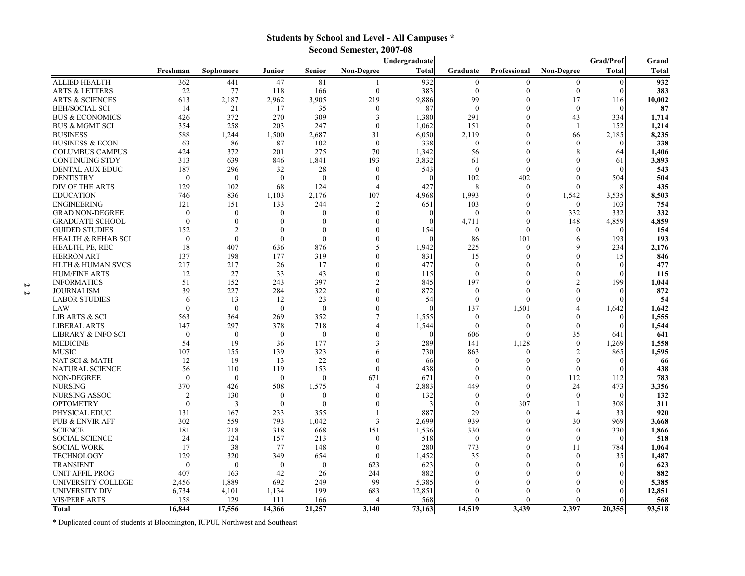# Students by School and Level - All Campuses *

## Second Semester, 2007-08

| | Freshman | Sophomore | Junior | Senior | Non-Degree | Undergraduate Total | Graduate | Professional | Non-Degree | Grad/Prof Total | Grand Total |
|---|---|---|---|---|---|---|---|---|---|---|---|
| ALLIED HEALTH | 362 | 441 | 47 | 81 | 1 | 932 | 0 | 0 | 0 | 0 | **932** |
| ARTS & LETTERS | 22 | 77 | 118 | 166 | 0 | 383 | 0 | 0 | 0 | 0 | **383** |
| ARTS & SCIENCES | 613 | 2,187 | 2,962 | 3,905 | 219 | 9,886 | 99 | 0 | 17 | 116 | **10,002** |
| BEH/SOCIAL SCI | 14 | 21 | 17 | 35 | 0 | 87 | 0 | 0 | 0 | 0 | **87** |
| BUS & ECONOMICS | 426 | 372 | 270 | 309 | 3 | 1,380 | 291 | 0 | 43 | 334 | **1,714** |
| BUS & MGMT SCI | 354 | 258 | 203 | 247 | 0 | 1,062 | 151 | 0 | 1 | 152 | **1,214** |
| BUSINESS | 588 | 1,244 | 1,500 | 2,687 | 31 | 6,050 | 2,119 | 0 | 66 | 2,185 | **8,235** |
| BUSINESS & ECON | 63 | 86 | 87 | 102 | 0 | 338 | 0 | 0 | 0 | 0 | **338** |
| COLUMBUS CAMPUS | 424 | 372 | 201 | 275 | 70 | 1,342 | 56 | 0 | 8 | 64 | **1,406** |
| CONTINUING STDY | 313 | 639 | 846 | 1,841 | 193 | 3,832 | 61 | 0 | 0 | 61 | **3,893** |
| DENTAL AUX EDUC | 187 | 296 | 32 | 28 | 0 | 543 | 0 | 0 | 0 | 0 | **543** |
| DENTISTRY | 0 | 0 | 0 | 0 | 0 | 0 | 102 | 402 | 0 | 504 | **504** |
| DIV OF THE ARTS | 129 | 102 | 68 | 124 | 4 | 427 | 8 | 0 | 0 | 8 | **435** |
| EDUCATION | 746 | 836 | 1,103 | 2,176 | 107 | 4,968 | 1,993 | 0 | 1,542 | 3,535 | **8,503** |
| ENGINEERING | 121 | 151 | 133 | 244 | 2 | 651 | 103 | 0 | 0 | 103 | **754** |
| GRAD NON-DEGREE | 0 | 0 | 0 | 0 | 0 | 0 | 0 | 0 | 332 | 332 | **332** |
| GRADUATE SCHOOL | 0 | 0 | 0 | 0 | 0 | 0 | 4,711 | 0 | 148 | 4,859 | **4,859** |
| GUIDED STUDIES | 152 | 2 | 0 | 0 | 0 | 154 | 0 | 0 | 0 | 0 | **154** |
| HEALTH & REHAB SCI | 0 | 0 | 0 | 0 | 0 | 0 | 86 | 101 | 6 | 193 | **193** |
| HEALTH, PE, REC | 18 | 407 | 636 | 876 | 5 | 1,942 | 225 | 0 | 9 | 234 | **2,176** |
| HERRON ART | 137 | 198 | 177 | 319 | 0 | 831 | 15 | 0 | 0 | 15 | **846** |
| HLTH & HUMAN SVCS | 217 | 217 | 26 | 17 | 0 | 477 | 0 | 0 | 0 | 0 | **477** |
| HUM/FINE ARTS | 12 | 27 | 33 | 43 | 0 | 115 | 0 | 0 | 0 | 0 | **115** |
| INFORMATICS | 51 | 152 | 243 | 397 | 2 | 845 | 197 | 0 | 2 | 199 | **1,044** |
| JOURNALISM | 39 | 227 | 284 | 322 | 0 | 872 | 0 | 0 | 0 | 0 | **872** |
| LABOR STUDIES | 6 | 13 | 12 | 23 | 0 | 54 | 0 | 0 | 0 | 0 | **54** |
| LAW | 0 | 0 | 0 | 0 | 0 | 0 | 137 | 1,501 | 4 | 1,642 | **1,642** |
| LIB ARTS & SCI | 563 | 364 | 269 | 352 | 7 | 1,555 | 0 | 0 | 0 | 0 | **1,555** |
| LIBERAL ARTS | 147 | 297 | 378 | 718 | 4 | 1,544 | 0 | 0 | 0 | 0 | **1,544** |
| LIBRARY & INFO SCI | 0 | 0 | 0 | 0 | 0 | 0 | 606 | 0 | 35 | 641 | **641** |
| MEDICINE | 54 | 19 | 36 | 177 | 3 | 289 | 141 | 1,128 | 0 | 1,269 | **1,558** |
| MUSIC | 107 | 155 | 139 | 323 | 6 | 730 | 863 | 0 | 2 | 865 | **1,595** |
| NAT SCI & MATH | 12 | 19 | 13 | 22 | 0 | 66 | 0 | 0 | 0 | 0 | **66** |
| NATURAL SCIENCE | 56 | 110 | 119 | 153 | 0 | 438 | 0 | 0 | 0 | 0 | **438** |
| NON-DEGREE | 0 | 0 | 0 | 0 | 671 | 671 | 0 | 0 | 112 | 112 | **783** |
| NURSING | 370 | 426 | 508 | 1,575 | 4 | 2,883 | 449 | 0 | 24 | 473 | **3,356** |
| NURSING ASSOC | 2 | 130 | 0 | 0 | 0 | 132 | 0 | 0 | 0 | 0 | **132** |
| OPTOMETRY | 0 | 3 | 0 | 0 | 0 | 3 | 0 | 307 | 1 | 308 | **311** |
| PHYSICAL EDUC | 131 | 167 | 233 | 355 | 1 | 887 | 29 | 0 | 4 | 33 | **920** |
| PUB & ENVIR AFF | 302 | 559 | 793 | 1,042 | 3 | 2,699 | 939 | 0 | 30 | 969 | **3,668** |
| SCIENCE | 181 | 218 | 318 | 668 | 151 | 1,536 | 330 | 0 | 0 | 330 | **1,866** |
| SOCIAL SCIENCE | 24 | 124 | 157 | 213 | 0 | 518 | 0 | 0 | 0 | 0 | **518** |
| SOCIAL WORK | 17 | 38 | 77 | 148 | 0 | 280 | 773 | 0 | 11 | 784 | **1,064** |
| TECHNOLOGY | 129 | 320 | 349 | 654 | 0 | 1,452 | 35 | 0 | 0 | 35 | **1,487** |
| TRANSIENT | 0 | 0 | 0 | 0 | 623 | 623 | 0 | 0 | 0 | 0 | **623** |
| UNIT AFFIL PROG | 407 | 163 | 42 | 26 | 244 | 882 | 0 | 0 | 0 | 0 | **882** |
| UNIVERSITY COLLEGE | 2,456 | 1,889 | 692 | 249 | 99 | 5,385 | 0 | 0 | 0 | 0 | **5,385** |
| UNIVERSITY DIV | 6,734 | 4,101 | 1,134 | 199 | 683 | 12,851 | 0 | 0 | 0 | 0 | **12,851** |
| VIS/PERF ARTS | 158 | 129 | 111 | 166 | 4 | 568 | 0 | 0 | 0 | 0 | **568** |
| **Total** | **16,844** | **17,556** | **14,366** | **21,257** | **3,140** | **73,163** | **14,519** | **3,439** | **2,397** | **20,355** | **93,518** |

* Duplicated count of students at Bloomington, IUPUI, Northwest and Southeast.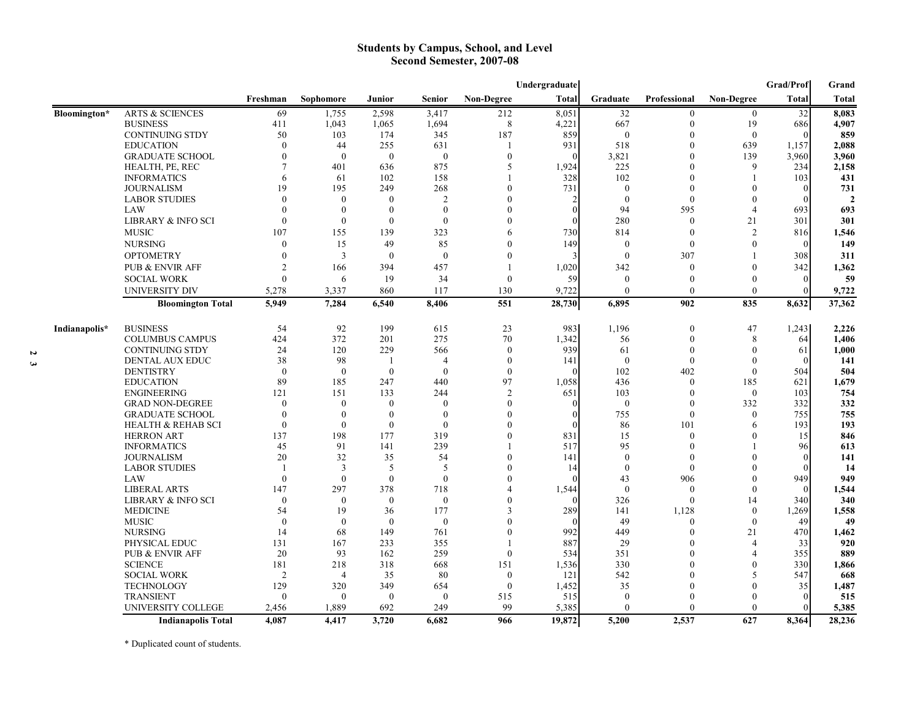## Students by Campus, School, and Level
## Second Semester, 2007-08

| | | Freshman | Sophomore | Junior | Senior | Non-Degree | Undergraduate Total | Graduate | Professional | Non-Degree | Grad/Prof Total | Grand Total |
|---|---|---|---|---|---|---|---|---|---|---|---|---|
| Bloomington* | ARTS & SCIENCES | 69 | 1,755 | 2,598 | 3,417 | 212 | 8,051 | 32 | 0 | 0 | 32 | **8,083** |
| | BUSINESS | 411 | 1,043 | 1,065 | 1,694 | 8 | 4,221 | 667 | 0 | 19 | 686 | **4,907** |
| | CONTINUING STDY | 50 | 103 | 174 | 345 | 187 | 859 | 0 | 0 | 0 | 0 | **859** |
| | EDUCATION | 0 | 44 | 255 | 631 | 1 | 931 | 518 | 0 | 639 | 1,157 | **2,088** |
| | GRADUATE SCHOOL | 0 | 0 | 0 | 0 | 0 | 0 | 3,821 | 0 | 139 | 3,960 | **3,960** |
| | HEALTH, PE, REC | 7 | 401 | 636 | 875 | 5 | 1,924 | 225 | 0 | 9 | 234 | **2,158** |
| | INFORMATICS | 6 | 61 | 102 | 158 | 1 | 328 | 102 | 0 | 1 | 103 | **431** |
| | JOURNALISM | 19 | 195 | 249 | 268 | 0 | 731 | 0 | 0 | 0 | 0 | **731** |
| | LABOR STUDIES | 0 | 0 | 0 | 2 | 0 | 2 | 0 | 0 | 0 | 0 | **2** |
| | LAW | 0 | 0 | 0 | 0 | 0 | 0 | 94 | 595 | 4 | 693 | **693** |
| | LIBRARY & INFO SCI | 0 | 0 | 0 | 0 | 0 | 0 | 280 | 0 | 21 | 301 | **301** |
| | MUSIC | 107 | 155 | 139 | 323 | 6 | 730 | 814 | 0 | 2 | 816 | **1,546** |
| | NURSING | 0 | 15 | 49 | 85 | 0 | 149 | 0 | 0 | 0 | 0 | **149** |
| | OPTOMETRY | 0 | 3 | 0 | 0 | 0 | 3 | 0 | 307 | 1 | 308 | **311** |
| | PUB & ENVIR AFF | 2 | 166 | 394 | 457 | 1 | 1,020 | 342 | 0 | 0 | 342 | **1,362** |
| | SOCIAL WORK | 0 | 6 | 19 | 34 | 0 | 59 | 0 | 0 | 0 | 0 | **59** |
| | UNIVERSITY DIV | 5,278 | 3,337 | 860 | 117 | 130 | 9,722 | 0 | 0 | 0 | 0 | **9,722** |
| | **Bloomington Total** | **5,949** | **7,284** | **6,540** | **8,406** | **551** | **28,730** | **6,895** | **902** | **835** | **8,632** | **37,362** |
| Indianapolis* | BUSINESS | 54 | 92 | 199 | 615 | 23 | 983 | 1,196 | 0 | 47 | 1,243 | **2,226** |
| | COLUMBUS CAMPUS | 424 | 372 | 201 | 275 | 70 | 1,342 | 56 | 0 | 8 | 64 | **1,406** |
| | CONTINUING STDY | 24 | 120 | 229 | 566 | 0 | 939 | 61 | 0 | 0 | 61 | **1,000** |
| | DENTAL AUX EDUC | 38 | 98 | 1 | 4 | 0 | 141 | 0 | 0 | 0 | 0 | **141** |
| | DENTISTRY | 0 | 0 | 0 | 0 | 0 | 0 | 102 | 402 | 0 | 504 | **504** |
| | EDUCATION | 89 | 185 | 247 | 440 | 97 | 1,058 | 436 | 0 | 185 | 621 | **1,679** |
| | ENGINEERING | 121 | 151 | 133 | 244 | 2 | 651 | 103 | 0 | 0 | 103 | **754** |
| | GRAD NON-DEGREE | 0 | 0 | 0 | 0 | 0 | 0 | 0 | 0 | 332 | 332 | **332** |
| | GRADUATE SCHOOL | 0 | 0 | 0 | 0 | 0 | 0 | 755 | 0 | 0 | 755 | **755** |
| | HEALTH & REHAB SCI | 0 | 0 | 0 | 0 | 0 | 0 | 86 | 101 | 6 | 193 | **193** |
| | HERRON ART | 137 | 198 | 177 | 319 | 0 | 831 | 15 | 0 | 0 | 15 | **846** |
| | INFORMATICS | 45 | 91 | 141 | 239 | 1 | 517 | 95 | 0 | 1 | 96 | **613** |
| | JOURNALISM | 20 | 32 | 35 | 54 | 0 | 141 | 0 | 0 | 0 | 0 | **141** |
| | LABOR STUDIES | 1 | 3 | 5 | 5 | 0 | 14 | 0 | 0 | 0 | 0 | **14** |
| | LAW | 0 | 0 | 0 | 0 | 0 | 0 | 43 | 906 | 0 | 949 | **949** |
| | LIBERAL ARTS | 147 | 297 | 378 | 718 | 4 | 1,544 | 0 | 0 | 0 | 0 | **1,544** |
| | LIBRARY & INFO SCI | 0 | 0 | 0 | 0 | 0 | 0 | 326 | 0 | 14 | 340 | **340** |
| | MEDICINE | 54 | 19 | 36 | 177 | 3 | 289 | 141 | 1,128 | 0 | 1,269 | **1,558** |
| | MUSIC | 0 | 0 | 0 | 0 | 0 | 0 | 49 | 0 | 0 | 49 | **49** |
| | NURSING | 14 | 68 | 149 | 761 | 0 | 992 | 449 | 0 | 21 | 470 | **1,462** |
| | PHYSICAL EDUC | 131 | 167 | 233 | 355 | 1 | 887 | 29 | 0 | 4 | 33 | **920** |
| | PUB & ENVIR AFF | 20 | 93 | 162 | 259 | 0 | 534 | 351 | 0 | 4 | 355 | **889** |
| | SCIENCE | 181 | 218 | 318 | 668 | 151 | 1,536 | 330 | 0 | 0 | 330 | **1,866** |
| | SOCIAL WORK | 2 | 4 | 35 | 80 | 0 | 121 | 542 | 0 | 5 | 547 | **668** |
| | TECHNOLOGY | 129 | 320 | 349 | 654 | 0 | 1,452 | 35 | 0 | 0 | 35 | **1,487** |
| | TRANSIENT | 0 | 0 | 0 | 0 | 515 | 515 | 0 | 0 | 0 | 0 | **515** |
| | UNIVERSITY COLLEGE | 2,456 | 1,889 | 692 | 249 | 99 | 5,385 | 0 | 0 | 0 | 0 | **5,385** |
| | **Indianapolis Total** | **4,087** | **4,417** | **3,720** | **6,682** | **966** | **19,872** | **5,200** | **2,537** | **627** | **8,364** | **28,236** |

\* Duplicated count of students.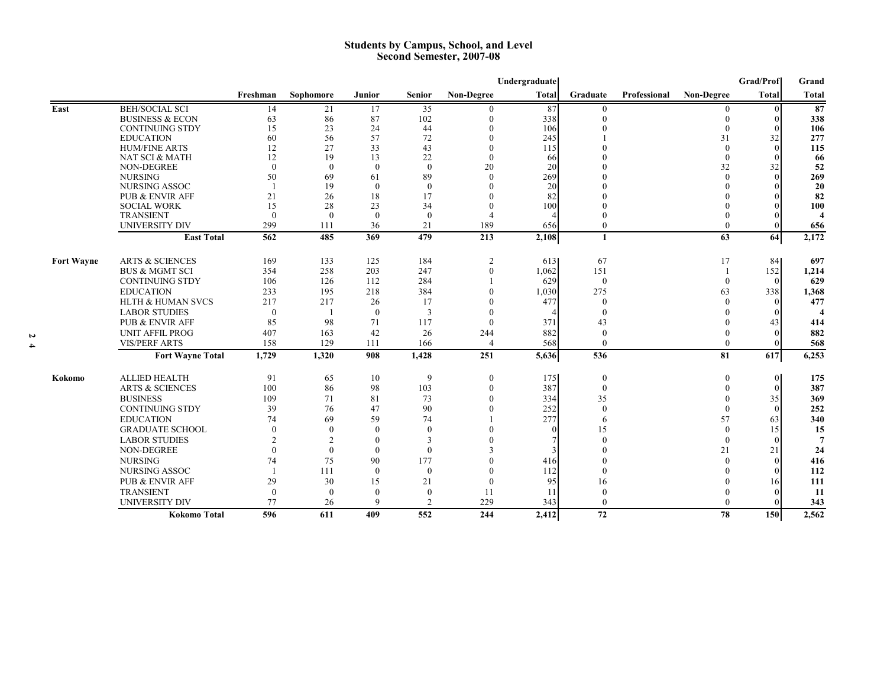# Students by Campus, School, and Level
## Second Semester, 2007-08

| | | Freshman | Sophomore | Junior | Senior | Non-Degree | Undergraduate Total | Graduate | Professional | Non-Degree | Grad/Prof Total | Grand Total |
|---|---|---|---|---|---|---|---|---|---|---|---|---|
| East | BEH/SOCIAL SCI | 14 | 21 | 17 | 35 | 0 | 87 | 0 | | 0 | 0 | 87 |
| | BUSINESS & ECON | 63 | 86 | 87 | 102 | 0 | 338 | 0 | | 0 | 0 | 338 |
| | CONTINUING STDY | 15 | 23 | 24 | 44 | 0 | 106 | 0 | | 0 | 0 | 106 |
| | EDUCATION | 60 | 56 | 57 | 72 | 0 | 245 | 1 | | 31 | 32 | 277 |
| | HUM/FINE ARTS | 12 | 27 | 33 | 43 | 0 | 115 | 0 | | 0 | 0 | 115 |
| | NAT SCI & MATH | 12 | 19 | 13 | 22 | 0 | 66 | 0 | | 0 | 0 | 66 |
| | NON-DEGREE | 0 | 0 | 0 | 0 | 20 | 20 | 0 | | 32 | 32 | 52 |
| | NURSING | 50 | 69 | 61 | 89 | 0 | 269 | 0 | | 0 | 0 | 269 |
| | NURSING ASSOC | 1 | 19 | 0 | 0 | 0 | 20 | 0 | | 0 | 0 | 20 |
| | PUB & ENVIR AFF | 21 | 26 | 18 | 17 | 0 | 82 | 0 | | 0 | 0 | 82 |
| | SOCIAL WORK | 15 | 28 | 23 | 34 | 0 | 100 | 0 | | 0 | 0 | 100 |
| | TRANSIENT | 0 | 0 | 0 | 0 | 4 | 4 | 0 | | 0 | 0 | 4 |
| | UNIVERSITY DIV | 299 | 111 | 36 | 21 | 189 | 656 | 0 | | 0 | 0 | 656 |
| | **East Total** | **562** | **485** | **369** | **479** | **213** | **2,108** | **1** | | **63** | **64** | **2,172** |
| Fort Wayne | ARTS & SCIENCES | 169 | 133 | 125 | 184 | 2 | 613 | 67 | | 17 | 84 | 697 |
| | BUS & MGMT SCI | 354 | 258 | 203 | 247 | 0 | 1,062 | 151 | | 1 | 152 | 1,214 |
| | CONTINUING STDY | 106 | 126 | 112 | 284 | 1 | 629 | 0 | | 0 | 0 | 629 |
| | EDUCATION | 233 | 195 | 218 | 384 | 0 | 1,030 | 275 | | 63 | 338 | 1,368 |
| | HLTH & HUMAN SVCS | 217 | 217 | 26 | 17 | 0 | 477 | 0 | | 0 | 0 | 477 |
| | LABOR STUDIES | 0 | 1 | 0 | 3 | 0 | 4 | 0 | | 0 | 0 | 4 |
| | PUB & ENVIR AFF | 85 | 98 | 71 | 117 | 0 | 371 | 43 | | 0 | 43 | 414 |
| | UNIT AFFIL PROG | 407 | 163 | 42 | 26 | 244 | 882 | 0 | | 0 | 0 | 882 |
| | VIS/PERF ARTS | 158 | 129 | 111 | 166 | 4 | 568 | 0 | | 0 | 0 | 568 |
| | **Fort Wayne Total** | **1,729** | **1,320** | **908** | **1,428** | **251** | **5,636** | **536** | | **81** | **617** | **6,253** |
| Kokomo | ALLIED HEALTH | 91 | 65 | 10 | 9 | 0 | 175 | 0 | | 0 | 0 | 175 |
| | ARTS & SCIENCES | 100 | 86 | 98 | 103 | 0 | 387 | 0 | | 0 | 0 | 387 |
| | BUSINESS | 109 | 71 | 81 | 73 | 0 | 334 | 35 | | 0 | 35 | 369 |
| | CONTINUING STDY | 39 | 76 | 47 | 90 | 0 | 252 | 0 | | 0 | 0 | 252 |
| | EDUCATION | 74 | 69 | 59 | 74 | 1 | 277 | 6 | | 57 | 63 | 340 |
| | GRADUATE SCHOOL | 0 | 0 | 0 | 0 | 0 | 0 | 15 | | 0 | 15 | 15 |
| | LABOR STUDIES | 2 | 2 | 0 | 3 | 0 | 7 | 0 | | 0 | 0 | 7 |
| | NON-DEGREE | 0 | 0 | 0 | 0 | 3 | 3 | 0 | | 21 | 21 | 24 |
| | NURSING | 74 | 75 | 90 | 177 | 0 | 416 | 0 | | 0 | 0 | 416 |
| | NURSING ASSOC | 1 | 111 | 0 | 0 | 0 | 112 | 0 | | 0 | 0 | 112 |
| | PUB & ENVIR AFF | 29 | 30 | 15 | 21 | 0 | 95 | 16 | | 0 | 16 | 111 |
| | TRANSIENT | 0 | 0 | 0 | 0 | 11 | 11 | 0 | | 0 | 0 | 11 |
| | UNIVERSITY DIV | 77 | 26 | 9 | 2 | 229 | 343 | 0 | | 0 | 0 | 343 |
| | **Kokomo Total** | **596** | **611** | **409** | **552** | **244** | **2,412** | **72** | | **78** | **150** | **2,562** |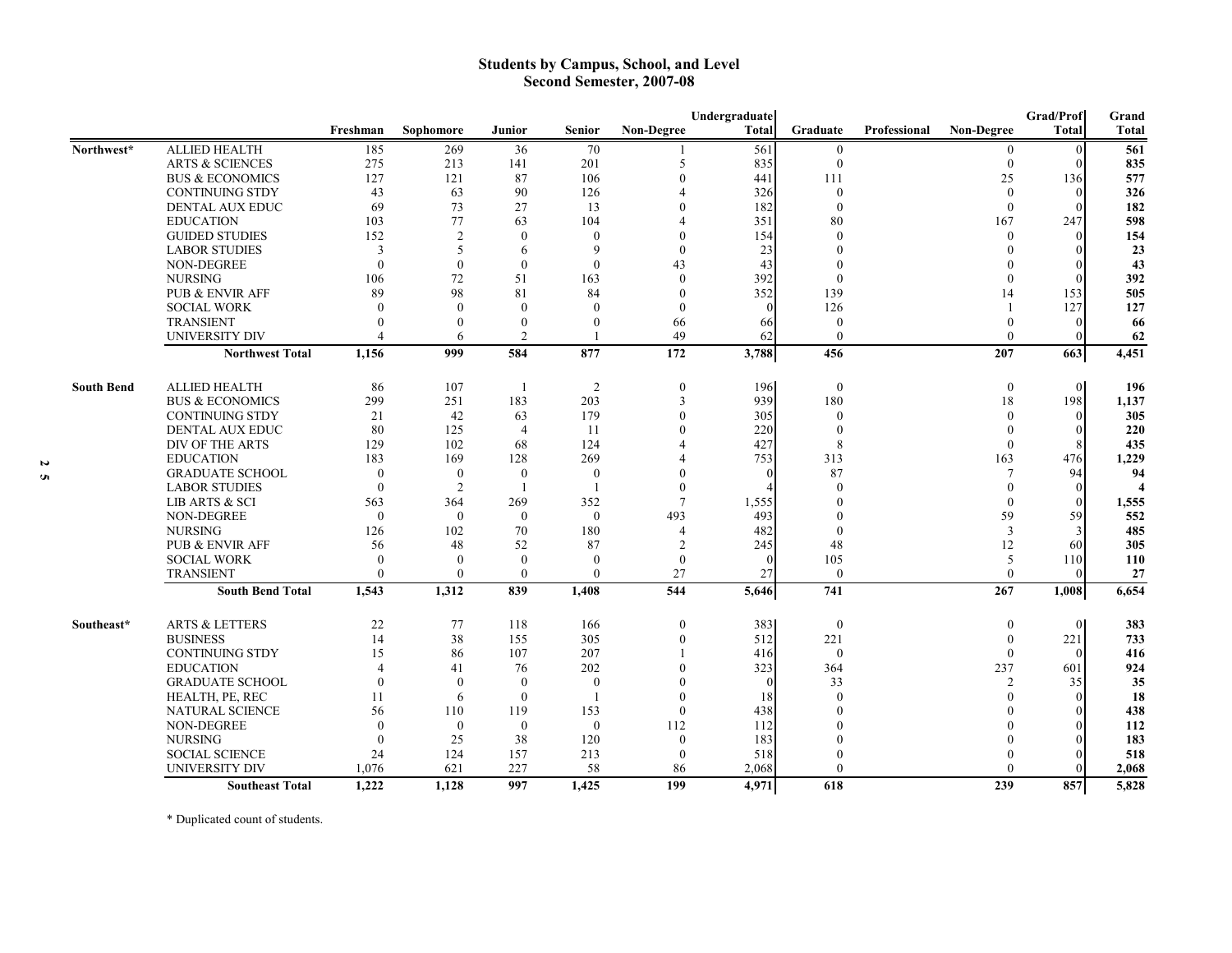## Students by Campus, School, and Level
## Second Semester, 2007-08

| | | Freshman | Sophomore | Junior | Senior | Non-Degree | Undergraduate Total | Graduate | Professional | Non-Degree | Grad/Prof Total | Grand Total |
|---|---|---|---|---|---|---|---|---|---|---|---|---|
| Northwest* | ALLIED HEALTH | 185 | 269 | 36 | 70 | 1 | 561 | 0 | | 0 | 0 | **561** |
| | ARTS & SCIENCES | 275 | 213 | 141 | 201 | 5 | 835 | 0 | | 0 | 0 | **835** |
| | BUS & ECONOMICS | 127 | 121 | 87 | 106 | 0 | 441 | 111 | | 25 | 136 | **577** |
| | CONTINUING STDY | 43 | 63 | 90 | 126 | 4 | 326 | 0 | | 0 | 0 | **326** |
| | DENTAL AUX EDUC | 69 | 73 | 27 | 13 | 0 | 182 | 0 | | 0 | 0 | **182** |
| | EDUCATION | 103 | 77 | 63 | 104 | 4 | 351 | 80 | | 167 | 247 | **598** |
| | GUIDED STUDIES | 152 | 2 | 0 | 0 | 0 | 154 | 0 | | 0 | 0 | **154** |
| | LABOR STUDIES | 3 | 5 | 6 | 9 | 0 | 23 | 0 | | 0 | 0 | **23** |
| | NON-DEGREE | 0 | 0 | 0 | 0 | 43 | 43 | 0 | | 0 | 0 | **43** |
| | NURSING | 106 | 72 | 51 | 163 | 0 | 392 | 0 | | 0 | 0 | **392** |
| | PUB & ENVIR AFF | 89 | 98 | 81 | 84 | 0 | 352 | 139 | | 14 | 153 | **505** |
| | SOCIAL WORK | 0 | 0 | 0 | 0 | 0 | 0 | 126 | | 1 | 127 | **127** |
| | TRANSIENT | 0 | 0 | 0 | 0 | 66 | 66 | 0 | | 0 | 0 | **66** |
| | UNIVERSITY DIV | 4 | 6 | 2 | 1 | 49 | 62 | 0 | | 0 | 0 | **62** |
| | **Northwest Total** | **1,156** | **999** | **584** | **877** | **172** | **3,788** | **456** | | **207** | **663** | **4,451** |
| South Bend | ALLIED HEALTH | 86 | 107 | 1 | 2 | 0 | 196 | 0 | | 0 | 0 | **196** |
| | BUS & ECONOMICS | 299 | 251 | 183 | 203 | 3 | 939 | 180 | | 18 | 198 | **1,137** |
| | CONTINUING STDY | 21 | 42 | 63 | 179 | 0 | 305 | 0 | | 0 | 0 | **305** |
| | DENTAL AUX EDUC | 80 | 125 | 4 | 11 | 0 | 220 | 0 | | 0 | 0 | **220** |
| | DIV OF THE ARTS | 129 | 102 | 68 | 124 | 4 | 427 | 8 | | 0 | 8 | **435** |
| | EDUCATION | 183 | 169 | 128 | 269 | 4 | 753 | 313 | | 163 | 476 | **1,229** |
| | GRADUATE SCHOOL | 0 | 0 | 0 | 0 | 0 | 0 | 87 | | 7 | 94 | **94** |
| | LABOR STUDIES | 0 | 2 | 1 | 1 | 0 | 4 | 0 | | 0 | 0 | **4** |
| | LIB ARTS & SCI | 563 | 364 | 269 | 352 | 7 | 1,555 | 0 | | 0 | 0 | **1,555** |
| | NON-DEGREE | 0 | 0 | 0 | 0 | 493 | 493 | 0 | | 59 | 59 | **552** |
| | NURSING | 126 | 102 | 70 | 180 | 4 | 482 | 0 | | 3 | 3 | **485** |
| | PUB & ENVIR AFF | 56 | 48 | 52 | 87 | 2 | 245 | 48 | | 12 | 60 | **305** |
| | SOCIAL WORK | 0 | 0 | 0 | 0 | 0 | 0 | 105 | | 5 | 110 | **110** |
| | TRANSIENT | 0 | 0 | 0 | 0 | 27 | 27 | 0 | | 0 | 0 | **27** |
| | **South Bend Total** | **1,543** | **1,312** | **839** | **1,408** | **544** | **5,646** | **741** | | **267** | **1,008** | **6,654** |
| Southeast* | ARTS & LETTERS | 22 | 77 | 118 | 166 | 0 | 383 | 0 | | 0 | 0 | **383** |
| | BUSINESS | 14 | 38 | 155 | 305 | 0 | 512 | 221 | | 0 | 221 | **733** |
| | CONTINUING STDY | 15 | 86 | 107 | 207 | 1 | 416 | 0 | | 0 | 0 | **416** |
| | EDUCATION | 4 | 41 | 76 | 202 | 0 | 323 | 364 | | 237 | 601 | **924** |
| | GRADUATE SCHOOL | 0 | 0 | 0 | 0 | 0 | 0 | 33 | | 2 | 35 | **35** |
| | HEALTH, PE, REC | 11 | 6 | 0 | 1 | 0 | 18 | 0 | | 0 | 0 | **18** |
| | NATURAL SCIENCE | 56 | 110 | 119 | 153 | 0 | 438 | 0 | | 0 | 0 | **438** |
| | NON-DEGREE | 0 | 0 | 0 | 0 | 112 | 112 | 0 | | 0 | 0 | **112** |
| | NURSING | 0 | 25 | 38 | 120 | 0 | 183 | 0 | | 0 | 0 | **183** |
| | SOCIAL SCIENCE | 24 | 124 | 157 | 213 | 0 | 518 | 0 | | 0 | 0 | **518** |
| | UNIVERSITY DIV | 1,076 | 621 | 227 | 58 | 86 | 2,068 | 0 | | 0 | 0 | **2,068** |
| | **Southeast Total** | **1,222** | **1,128** | **997** | **1,425** | **199** | **4,971** | **618** | | **239** | **857** | **5,828** |

\* Duplicated count of students.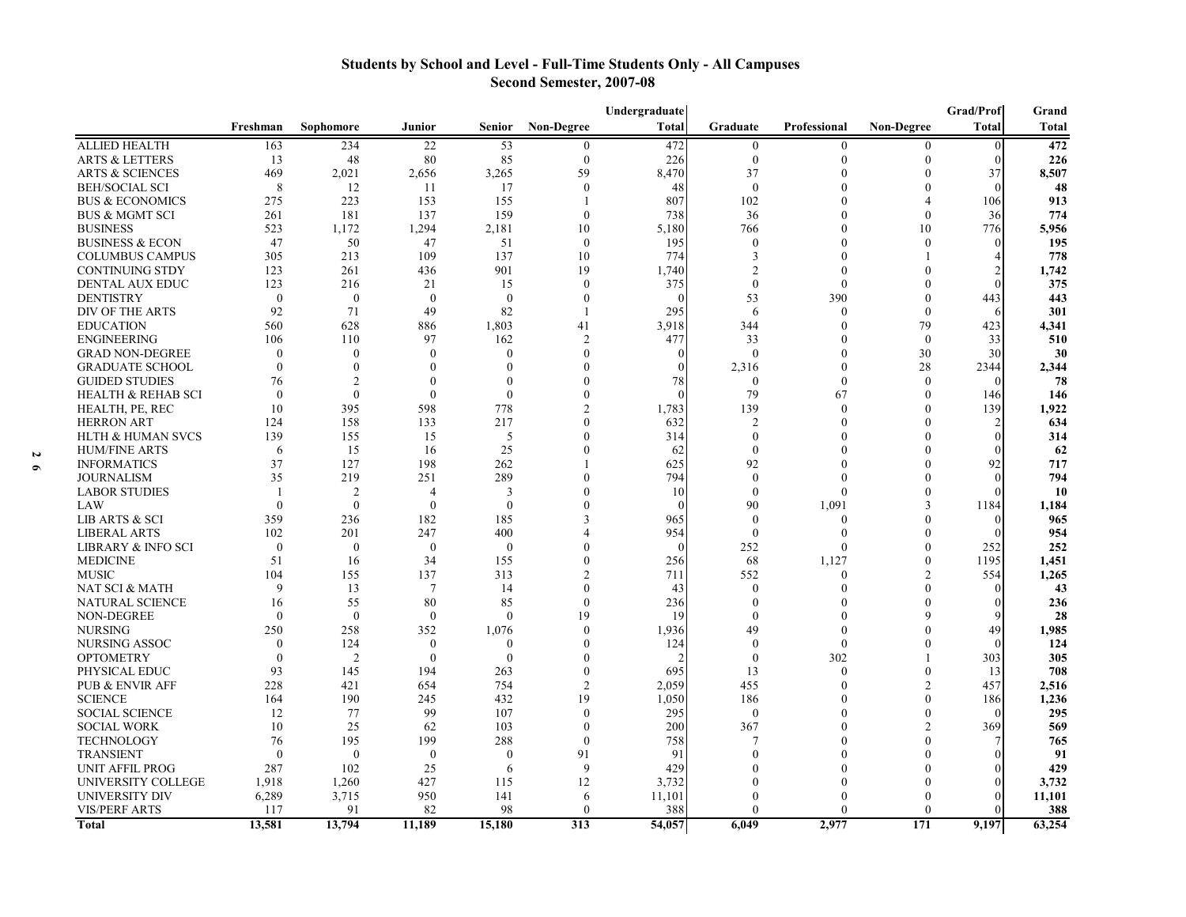## Students by School and Level - Full-Time Students Only - All Campuses
### Second Semester, 2007-08

| | Freshman | Sophomore | Junior | Senior | Non-Degree | Undergraduate Total | Graduate | Professional | Non-Degree | Grad/Prof Total | Grand Total |
|---|---|---|---|---|---|---|---|---|---|---|---|
| ALLIED HEALTH | 163 | 234 | 22 | 53 | 0 | 472 | 0 | 0 | 0 | 0 | **472** |
| ARTS & LETTERS | 13 | 48 | 80 | 85 | 0 | 226 | 0 | 0 | 0 | 0 | **226** |
| ARTS & SCIENCES | 469 | 2,021 | 2,656 | 3,265 | 59 | 8,470 | 37 | 0 | 0 | 37 | **8,507** |
| BEH/SOCIAL SCI | 8 | 12 | 11 | 17 | 0 | 48 | 0 | 0 | 0 | 0 | **48** |
| BUS & ECONOMICS | 275 | 223 | 153 | 155 | 1 | 807 | 102 | 0 | 4 | 106 | **913** |
| BUS & MGMT SCI | 261 | 181 | 137 | 159 | 0 | 738 | 36 | 0 | 0 | 36 | **774** |
| BUSINESS | 523 | 1,172 | 1,294 | 2,181 | 10 | 5,180 | 766 | 0 | 10 | 776 | **5,956** |
| BUSINESS & ECON | 47 | 50 | 47 | 51 | 0 | 195 | 0 | 0 | 0 | 0 | **195** |
| COLUMBUS CAMPUS | 305 | 213 | 109 | 137 | 10 | 774 | 3 | 0 | 1 | 4 | **778** |
| CONTINUING STDY | 123 | 261 | 436 | 901 | 19 | 1,740 | 2 | 0 | 0 | 2 | **1,742** |
| DENTAL AUX EDUC | 123 | 216 | 21 | 15 | 0 | 375 | 0 | 0 | 0 | 0 | **375** |
| DENTISTRY | 0 | 0 | 0 | 0 | 0 | 0 | 53 | 390 | 0 | 443 | **443** |
| DIV OF THE ARTS | 92 | 71 | 49 | 82 | 1 | 295 | 6 | 0 | 0 | 6 | **301** |
| EDUCATION | 560 | 628 | 886 | 1,803 | 41 | 3,918 | 344 | 0 | 79 | 423 | **4,341** |
| ENGINEERING | 106 | 110 | 97 | 162 | 2 | 477 | 33 | 0 | 0 | 33 | **510** |
| GRAD NON-DEGREE | 0 | 0 | 0 | 0 | 0 | 0 | 0 | 0 | 30 | 30 | **30** |
| GRADUATE SCHOOL | 0 | 0 | 0 | 0 | 0 | 0 | 2,316 | 0 | 28 | 2344 | **2,344** |
| GUIDED STUDIES | 76 | 2 | 0 | 0 | 0 | 78 | 0 | 0 | 0 | 0 | **78** |
| HEALTH & REHAB SCI | 0 | 0 | 0 | 0 | 0 | 0 | 79 | 67 | 0 | 146 | **146** |
| HEALTH, PE, REC | 10 | 395 | 598 | 778 | 2 | 1,783 | 139 | 0 | 0 | 139 | **1,922** |
| HERRON ART | 124 | 158 | 133 | 217 | 0 | 632 | 2 | 0 | 0 | 2 | **634** |
| HLTH & HUMAN SVCS | 139 | 155 | 15 | 5 | 0 | 314 | 0 | 0 | 0 | 0 | **314** |
| HUM/FINE ARTS | 6 | 15 | 16 | 25 | 0 | 62 | 0 | 0 | 0 | 0 | **62** |
| INFORMATICS | 37 | 127 | 198 | 262 | 1 | 625 | 92 | 0 | 0 | 92 | **717** |
| JOURNALISM | 35 | 219 | 251 | 289 | 0 | 794 | 0 | 0 | 0 | 0 | **794** |
| LABOR STUDIES | 1 | 2 | 4 | 3 | 0 | 10 | 0 | 0 | 0 | 0 | **10** |
| LAW | 0 | 0 | 0 | 0 | 0 | 0 | 90 | 1,091 | 3 | 1184 | **1,184** |
| LIB ARTS & SCI | 359 | 236 | 182 | 185 | 3 | 965 | 0 | 0 | 0 | 0 | **965** |
| LIBERAL ARTS | 102 | 201 | 247 | 400 | 4 | 954 | 0 | 0 | 0 | 0 | **954** |
| LIBRARY & INFO SCI | 0 | 0 | 0 | 0 | 0 | 0 | 252 | 0 | 0 | 252 | **252** |
| MEDICINE | 51 | 16 | 34 | 155 | 0 | 256 | 68 | 1,127 | 0 | 1195 | **1,451** |
| MUSIC | 104 | 155 | 137 | 313 | 2 | 711 | 552 | 0 | 2 | 554 | **1,265** |
| NAT SCI & MATH | 9 | 13 | 7 | 14 | 0 | 43 | 0 | 0 | 0 | 0 | **43** |
| NATURAL SCIENCE | 16 | 55 | 80 | 85 | 0 | 236 | 0 | 0 | 0 | 0 | **236** |
| NON-DEGREE | 0 | 0 | 0 | 0 | 19 | 19 | 0 | 0 | 9 | 9 | **28** |
| NURSING | 250 | 258 | 352 | 1,076 | 0 | 1,936 | 49 | 0 | 0 | 49 | **1,985** |
| NURSING ASSOC | 0 | 124 | 0 | 0 | 0 | 124 | 0 | 0 | 0 | 0 | **124** |
| OPTOMETRY | 0 | 2 | 0 | 0 | 0 | 2 | 0 | 302 | 1 | 303 | **305** |
| PHYSICAL EDUC | 93 | 145 | 194 | 263 | 0 | 695 | 13 | 0 | 0 | 13 | **708** |
| PUB & ENVIR AFF | 228 | 421 | 654 | 754 | 2 | 2,059 | 455 | 0 | 2 | 457 | **2,516** |
| SCIENCE | 164 | 190 | 245 | 432 | 19 | 1,050 | 186 | 0 | 0 | 186 | **1,236** |
| SOCIAL SCIENCE | 12 | 77 | 99 | 107 | 0 | 295 | 0 | 0 | 0 | 0 | **295** |
| SOCIAL WORK | 10 | 25 | 62 | 103 | 0 | 200 | 367 | 0 | 2 | 369 | **569** |
| TECHNOLOGY | 76 | 195 | 199 | 288 | 0 | 758 | 7 | 0 | 0 | 7 | **765** |
| TRANSIENT | 0 | 0 | 0 | 0 | 91 | 91 | 0 | 0 | 0 | 0 | **91** |
| UNIT AFFIL PROG | 287 | 102 | 25 | 6 | 9 | 429 | 0 | 0 | 0 | 0 | **429** |
| UNIVERSITY COLLEGE | 1,918 | 1,260 | 427 | 115 | 12 | 3,732 | 0 | 0 | 0 | 0 | **3,732** |
| UNIVERSITY DIV | 6,289 | 3,715 | 950 | 141 | 6 | 11,101 | 0 | 0 | 0 | 0 | **11,101** |
| VIS/PERF ARTS | 117 | 91 | 82 | 98 | 0 | 388 | 0 | 0 | 0 | 0 | **388** |
| **Total** | **13,581** | **13,794** | **11,189** | **15,180** | **313** | **54,057** | **6,049** | **2,977** | **171** | **9,197** | **63,254** |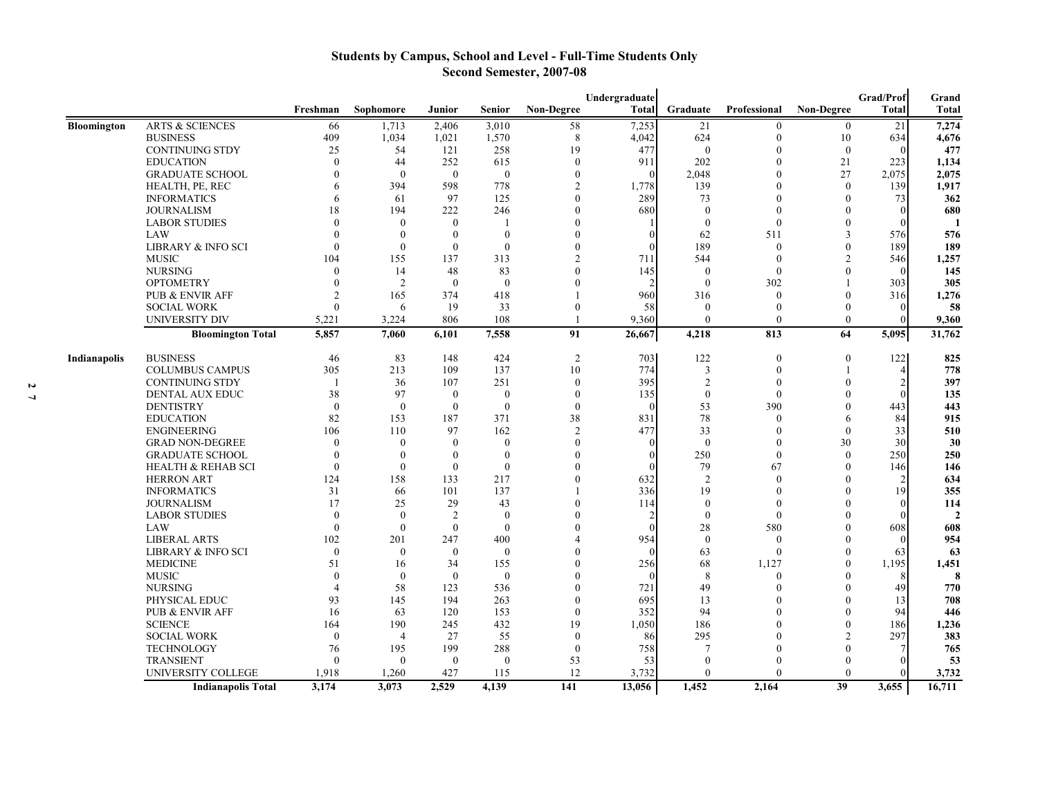# Students by Campus, School and Level - Full-Time Students Only
## Second Semester, 2007-08

| | | Freshman | Sophomore | Junior | Senior | Non-Degree | Undergraduate Total | Graduate | Professional | Non-Degree | Grad/Prof Total | Grand Total |
|---|---|---|---|---|---|---|---|---|---|---|---|---|
| Bloomington | ARTS & SCIENCES | 66 | 1,713 | 2,406 | 3,010 | 58 | 7,253 | 21 | 0 | 0 | 21 | **7,274** |
| | BUSINESS | 409 | 1,034 | 1,021 | 1,570 | 8 | 4,042 | 624 | 0 | 10 | 634 | **4,676** |
| | CONTINUING STDY | 25 | 54 | 121 | 258 | 19 | 477 | 0 | 0 | 0 | 0 | **477** |
| | EDUCATION | 0 | 44 | 252 | 615 | 0 | 911 | 202 | 0 | 21 | 223 | **1,134** |
| | GRADUATE SCHOOL | 0 | 0 | 0 | 0 | 0 | 0 | 2,048 | 0 | 27 | 2,075 | **2,075** |
| | HEALTH, PE, REC | 6 | 394 | 598 | 778 | 2 | 1,778 | 139 | 0 | 0 | 139 | **1,917** |
| | INFORMATICS | 6 | 61 | 97 | 125 | 0 | 289 | 73 | 0 | 0 | 73 | **362** |
| | JOURNALISM | 18 | 194 | 222 | 246 | 0 | 680 | 0 | 0 | 0 | 0 | **680** |
| | LABOR STUDIES | 0 | 0 | 0 | 1 | 0 | 1 | 0 | 0 | 0 | 0 | **1** |
| | LAW | 0 | 0 | 0 | 0 | 0 | 0 | 62 | 511 | 3 | 576 | **576** |
| | LIBRARY & INFO SCI | 0 | 0 | 0 | 0 | 0 | 0 | 189 | 0 | 0 | 189 | **189** |
| | MUSIC | 104 | 155 | 137 | 313 | 2 | 711 | 544 | 0 | 2 | 546 | **1,257** |
| | NURSING | 0 | 14 | 48 | 83 | 0 | 145 | 0 | 0 | 0 | 0 | **145** |
| | OPTOMETRY | 0 | 2 | 0 | 0 | 0 | 2 | 0 | 302 | 1 | 303 | **305** |
| | PUB & ENVIR AFF | 2 | 165 | 374 | 418 | 1 | 960 | 316 | 0 | 0 | 316 | **1,276** |
| | SOCIAL WORK | 0 | 6 | 19 | 33 | 0 | 58 | 0 | 0 | 0 | 0 | **58** |
| | UNIVERSITY DIV | 5,221 | 3,224 | 806 | 108 | 1 | 9,360 | 0 | 0 | 0 | 0 | **9,360** |
| | **Bloomington Total** | **5,857** | **7,060** | **6,101** | **7,558** | **91** | **26,667** | **4,218** | **813** | **64** | **5,095** | **31,762** |
| Indianapolis | BUSINESS | 46 | 83 | 148 | 424 | 2 | 703 | 122 | 0 | 0 | 122 | **825** |
| | COLUMBUS CAMPUS | 305 | 213 | 109 | 137 | 10 | 774 | 3 | 0 | 1 | 4 | **778** |
| | CONTINUING STDY | 1 | 36 | 107 | 251 | 0 | 395 | 2 | 0 | 0 | 2 | **397** |
| | DENTAL AUX EDUC | 38 | 97 | 0 | 0 | 0 | 135 | 0 | 0 | 0 | 0 | **135** |
| | DENTISTRY | 0 | 0 | 0 | 0 | 0 | 0 | 53 | 390 | 0 | 443 | **443** |
| | EDUCATION | 82 | 153 | 187 | 371 | 38 | 831 | 78 | 0 | 6 | 84 | **915** |
| | ENGINEERING | 106 | 110 | 97 | 162 | 2 | 477 | 33 | 0 | 0 | 33 | **510** |
| | GRAD NON-DEGREE | 0 | 0 | 0 | 0 | 0 | 0 | 0 | 0 | 30 | 30 | **30** |
| | GRADUATE SCHOOL | 0 | 0 | 0 | 0 | 0 | 0 | 250 | 0 | 0 | 250 | **250** |
| | HEALTH & REHAB SCI | 0 | 0 | 0 | 0 | 0 | 0 | 79 | 67 | 0 | 146 | **146** |
| | HERRON ART | 124 | 158 | 133 | 217 | 0 | 632 | 2 | 0 | 0 | 2 | **634** |
| | INFORMATICS | 31 | 66 | 101 | 137 | 1 | 336 | 19 | 0 | 0 | 19 | **355** |
| | JOURNALISM | 17 | 25 | 29 | 43 | 0 | 114 | 0 | 0 | 0 | 0 | **114** |
| | LABOR STUDIES | 0 | 0 | 2 | 0 | 0 | 2 | 0 | 0 | 0 | 0 | **2** |
| | LAW | 0 | 0 | 0 | 0 | 0 | 0 | 28 | 580 | 0 | 608 | **608** |
| | LIBERAL ARTS | 102 | 201 | 247 | 400 | 4 | 954 | 0 | 0 | 0 | 0 | **954** |
| | LIBRARY & INFO SCI | 0 | 0 | 0 | 0 | 0 | 0 | 63 | 0 | 0 | 63 | **63** |
| | MEDICINE | 51 | 16 | 34 | 155 | 0 | 256 | 68 | 1,127 | 0 | 1,195 | **1,451** |
| | MUSIC | 0 | 0 | 0 | 0 | 0 | 0 | 8 | 0 | 0 | 8 | **8** |
| | NURSING | 4 | 58 | 123 | 536 | 0 | 721 | 49 | 0 | 0 | 49 | **770** |
| | PHYSICAL EDUC | 93 | 145 | 194 | 263 | 0 | 695 | 13 | 0 | 0 | 13 | **708** |
| | PUB & ENVIR AFF | 16 | 63 | 120 | 153 | 0 | 352 | 94 | 0 | 0 | 94 | **446** |
| | SCIENCE | 164 | 190 | 245 | 432 | 19 | 1,050 | 186 | 0 | 0 | 186 | **1,236** |
| | SOCIAL WORK | 0 | 4 | 27 | 55 | 0 | 86 | 295 | 0 | 2 | 297 | **383** |
| | TECHNOLOGY | 76 | 195 | 199 | 288 | 0 | 758 | 7 | 0 | 0 | 7 | **765** |
| | TRANSIENT | 0 | 0 | 0 | 0 | 53 | 53 | 0 | 0 | 0 | 0 | **53** |
| | UNIVERSITY COLLEGE | 1,918 | 1,260 | 427 | 115 | 12 | 3,732 | 0 | 0 | 0 | 0 | **3,732** |
| | **Indianapolis Total** | **3,174** | **3,073** | **2,529** | **4,139** | **141** | **13,056** | **1,452** | **2,164** | **39** | **3,655** | **16,711** |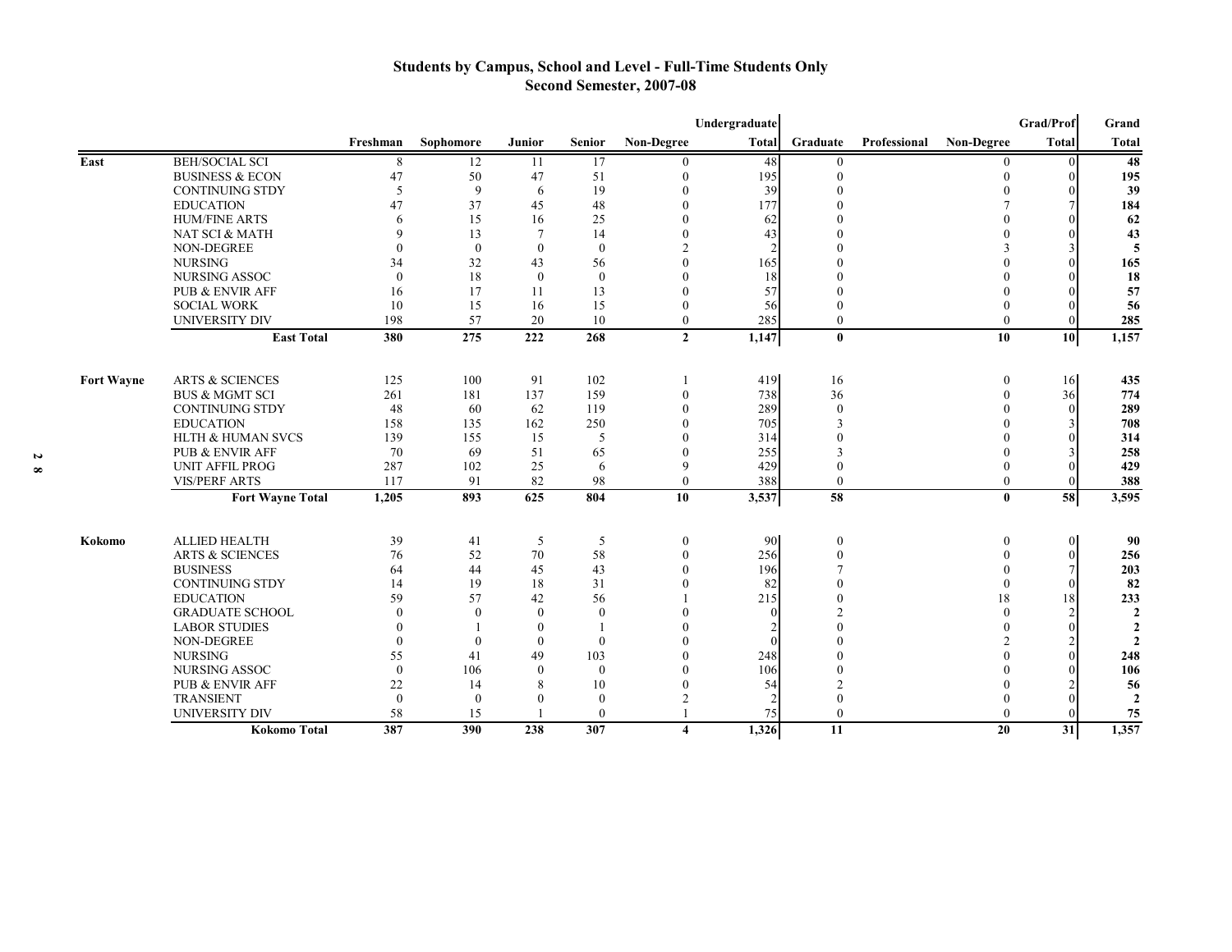# Students by Campus, School and Level - Full-Time Students Only
## Second Semester, 2007-08

| | | Freshman | Sophomore | Junior | Senior | Non-Degree | Undergraduate Total | Graduate | Professional | Non-Degree | Grad/Prof Total | Grand Total |
|---|---|---|---|---|---|---|---|---|---|---|---|---|
| East | BEH/SOCIAL SCI | 8 | 12 | 11 | 17 | 0 | 48 | 0 | | 0 | 0 | **48** |
| | BUSINESS & ECON | 47 | 50 | 47 | 51 | 0 | 195 | 0 | | 0 | 0 | **195** |
| | CONTINUING STDY | 5 | 9 | 6 | 19 | 0 | 39 | 0 | | 0 | 0 | **39** |
| | EDUCATION | 47 | 37 | 45 | 48 | 0 | 177 | 0 | | 7 | 7 | **184** |
| | HUM/FINE ARTS | 6 | 15 | 16 | 25 | 0 | 62 | 0 | | 0 | 0 | **62** |
| | NAT SCI & MATH | 9 | 13 | 7 | 14 | 0 | 43 | 0 | | 0 | 0 | **43** |
| | NON-DEGREE | 0 | 0 | 0 | 0 | 2 | 2 | 0 | | 3 | 3 | **5** |
| | NURSING | 34 | 32 | 43 | 56 | 0 | 165 | 0 | | 0 | 0 | **165** |
| | NURSING ASSOC | 0 | 18 | 0 | 0 | 0 | 18 | 0 | | 0 | 0 | **18** |
| | PUB & ENVIR AFF | 16 | 17 | 11 | 13 | 0 | 57 | 0 | | 0 | 0 | **57** |
| | SOCIAL WORK | 10 | 15 | 16 | 15 | 0 | 56 | 0 | | 0 | 0 | **56** |
| | UNIVERSITY DIV | 198 | 57 | 20 | 10 | 0 | 285 | 0 | | 0 | 0 | **285** |
| | **East Total** | **380** | **275** | **222** | **268** | **2** | **1,147** | **0** | | **10** | **10** | **1,157** |
| Fort Wayne | ARTS & SCIENCES | 125 | 100 | 91 | 102 | 1 | 419 | 16 | | 0 | 16 | **435** |
| | BUS & MGMT SCI | 261 | 181 | 137 | 159 | 0 | 738 | 36 | | 0 | 36 | **774** |
| | CONTINUING STDY | 48 | 60 | 62 | 119 | 0 | 289 | 0 | | 0 | 0 | **289** |
| | EDUCATION | 158 | 135 | 162 | 250 | 0 | 705 | 3 | | 0 | 3 | **708** |
| | HLTH & HUMAN SVCS | 139 | 155 | 15 | 5 | 0 | 314 | 0 | | 0 | 0 | **314** |
| | PUB & ENVIR AFF | 70 | 69 | 51 | 65 | 0 | 255 | 3 | | 0 | 3 | **258** |
| | UNIT AFFIL PROG | 287 | 102 | 25 | 6 | 9 | 429 | 0 | | 0 | 0 | **429** |
| | VIS/PERF ARTS | 117 | 91 | 82 | 98 | 0 | 388 | 0 | | 0 | 0 | **388** |
| | **Fort Wayne Total** | **1,205** | **893** | **625** | **804** | **10** | **3,537** | **58** | | **0** | **58** | **3,595** |
| Kokomo | ALLIED HEALTH | 39 | 41 | 5 | 5 | 0 | 90 | 0 | | 0 | 0 | **90** |
| | ARTS & SCIENCES | 76 | 52 | 70 | 58 | 0 | 256 | 0 | | 0 | 0 | **256** |
| | BUSINESS | 64 | 44 | 45 | 43 | 0 | 196 | 7 | | 0 | 7 | **203** |
| | CONTINUING STDY | 14 | 19 | 18 | 31 | 0 | 82 | 0 | | 0 | 0 | **82** |
| | EDUCATION | 59 | 57 | 42 | 56 | 1 | 215 | 0 | | 18 | 18 | **233** |
| | GRADUATE SCHOOL | 0 | 0 | 0 | 0 | 0 | 0 | 2 | | 0 | 2 | **2** |
| | LABOR STUDIES | 0 | 1 | 0 | 1 | 0 | 2 | 0 | | 0 | 0 | **2** |
| | NON-DEGREE | 0 | 0 | 0 | 0 | 0 | 0 | 0 | | 2 | 2 | **2** |
| | NURSING | 55 | 41 | 49 | 103 | 0 | 248 | 0 | | 0 | 0 | **248** |
| | NURSING ASSOC | 0 | 106 | 0 | 0 | 0 | 106 | 0 | | 0 | 0 | **106** |
| | PUB & ENVIR AFF | 22 | 14 | 8 | 10 | 0 | 54 | 2 | | 0 | 2 | **56** |
| | TRANSIENT | 0 | 0 | 0 | 0 | 2 | 2 | 0 | | 0 | 0 | **2** |
| | UNIVERSITY DIV | 58 | 15 | 1 | 0 | 1 | 75 | 0 | | 0 | 0 | **75** |
| | **Kokomo Total** | **387** | **390** | **238** | **307** | **4** | **1,326** | **11** | | **20** | **31** | **1,357** |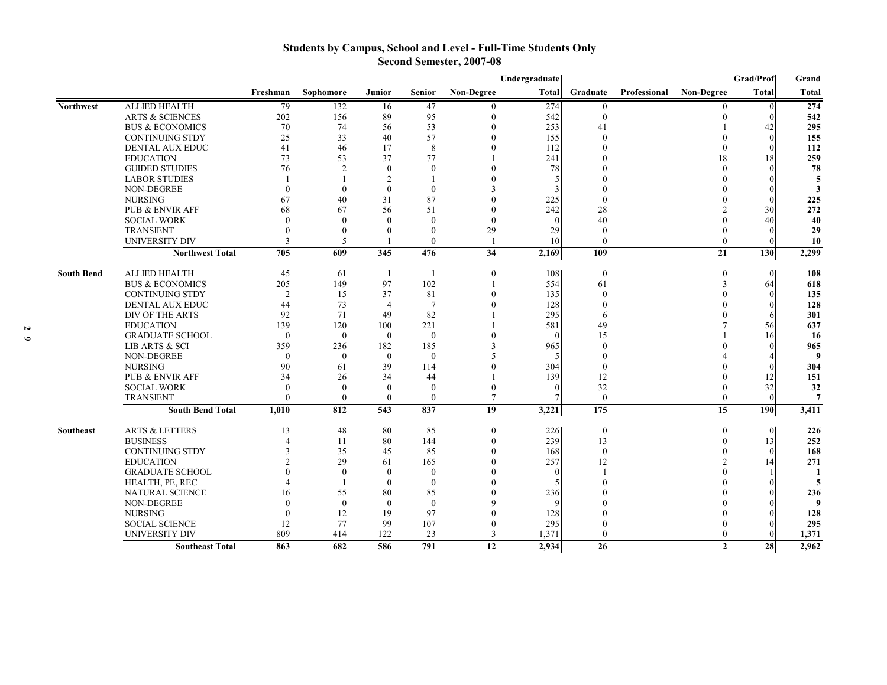# Students by Campus, School and Level - Full-Time Students Only
## Second Semester, 2007-08

| | | Freshman | Sophomore | Junior | Senior | Non-Degree | Undergraduate Total | Graduate | Professional | Non-Degree | Grad/Prof Total | Grand Total |
|---|---|---|---|---|---|---|---|---|---|---|---|---|
| **Northwest** | ALLIED HEALTH | 79 | 132 | 16 | 47 | 0 | 274 | 0 | | 0 | 0 | **274** |
| | ARTS & SCIENCES | 202 | 156 | 89 | 95 | 0 | 542 | 0 | | 0 | 0 | **542** |
| | BUS & ECONOMICS | 70 | 74 | 56 | 53 | 0 | 253 | 41 | | 1 | 42 | **295** |
| | CONTINUING STDY | 25 | 33 | 40 | 57 | 0 | 155 | 0 | | 0 | 0 | **155** |
| | DENTAL AUX EDUC | 41 | 46 | 17 | 8 | 0 | 112 | 0 | | 0 | 0 | **112** |
| | EDUCATION | 73 | 53 | 37 | 77 | 1 | 241 | 0 | | 18 | 18 | **259** |
| | GUIDED STUDIES | 76 | 2 | 0 | 0 | 0 | 78 | 0 | | 0 | 0 | **78** |
| | LABOR STUDIES | 1 | 1 | 2 | 1 | 0 | 5 | 0 | | 0 | 0 | **5** |
| | NON-DEGREE | 0 | 0 | 0 | 0 | 3 | 3 | 0 | | 0 | 0 | **3** |
| | NURSING | 67 | 40 | 31 | 87 | 0 | 225 | 0 | | 0 | 0 | **225** |
| | PUB & ENVIR AFF | 68 | 67 | 56 | 51 | 0 | 242 | 28 | | 2 | 30 | **272** |
| | SOCIAL WORK | 0 | 0 | 0 | 0 | 0 | 0 | 40 | | 0 | 40 | **40** |
| | TRANSIENT | 0 | 0 | 0 | 0 | 29 | 29 | 0 | | 0 | 0 | **29** |
| | UNIVERSITY DIV | 3 | 5 | 1 | 0 | 1 | 10 | 0 | | 0 | 0 | **10** |
| | **Northwest Total** | **705** | **609** | **345** | **476** | **34** | **2,169** | **109** | | **21** | **130** | **2,299** |
| **South Bend** | ALLIED HEALTH | 45 | 61 | 1 | 1 | 0 | 108 | 0 | | 0 | 0 | **108** |
| | BUS & ECONOMICS | 205 | 149 | 97 | 102 | 1 | 554 | 61 | | 3 | 64 | **618** |
| | CONTINUING STDY | 2 | 15 | 37 | 81 | 0 | 135 | 0 | | 0 | 0 | **135** |
| | DENTAL AUX EDUC | 44 | 73 | 4 | 7 | 0 | 128 | 0 | | 0 | 0 | **128** |
| | DIV OF THE ARTS | 92 | 71 | 49 | 82 | 1 | 295 | 6 | | 0 | 6 | **301** |
| | EDUCATION | 139 | 120 | 100 | 221 | 1 | 581 | 49 | | 7 | 56 | **637** |
| | GRADUATE SCHOOL | 0 | 0 | 0 | 0 | 0 | 0 | 15 | | 1 | 16 | **16** |
| | LIB ARTS & SCI | 359 | 236 | 182 | 185 | 3 | 965 | 0 | | 0 | 0 | **965** |
| | NON-DEGREE | 0 | 0 | 0 | 0 | 5 | 5 | 0 | | 4 | 4 | **9** |
| | NURSING | 90 | 61 | 39 | 114 | 0 | 304 | 0 | | 0 | 0 | **304** |
| | PUB & ENVIR AFF | 34 | 26 | 34 | 44 | 1 | 139 | 12 | | 0 | 12 | **151** |
| | SOCIAL WORK | 0 | 0 | 0 | 0 | 0 | 0 | 32 | | 0 | 32 | **32** |
| | TRANSIENT | 0 | 0 | 0 | 0 | 7 | 7 | 0 | | 0 | 0 | **7** |
| | **South Bend Total** | **1,010** | **812** | **543** | **837** | **19** | **3,221** | **175** | | **15** | **190** | **3,411** |
| **Southeast** | ARTS & LETTERS | 13 | 48 | 80 | 85 | 0 | 226 | 0 | | 0 | 0 | **226** |
| | BUSINESS | 4 | 11 | 80 | 144 | 0 | 239 | 13 | | 0 | 13 | **252** |
| | CONTINUING STDY | 3 | 35 | 45 | 85 | 0 | 168 | 0 | | 0 | 0 | **168** |
| | EDUCATION | 2 | 29 | 61 | 165 | 0 | 257 | 12 | | 2 | 14 | **271** |
| | GRADUATE SCHOOL | 0 | 0 | 0 | 0 | 0 | 0 | 1 | | 0 | 1 | **1** |
| | HEALTH, PE, REC | 4 | 1 | 0 | 0 | 0 | 5 | 0 | | 0 | 0 | **5** |
| | NATURAL SCIENCE | 16 | 55 | 80 | 85 | 0 | 236 | 0 | | 0 | 0 | **236** |
| | NON-DEGREE | 0 | 0 | 0 | 0 | 9 | 9 | 0 | | 0 | 0 | **9** |
| | NURSING | 0 | 12 | 19 | 97 | 0 | 128 | 0 | | 0 | 0 | **128** |
| | SOCIAL SCIENCE | 12 | 77 | 99 | 107 | 0 | 295 | 0 | | 0 | 0 | **295** |
| | UNIVERSITY DIV | 809 | 414 | 122 | 23 | 3 | 1,371 | 0 | | 0 | 0 | **1,371** |
| | **Southeast Total** | **863** | **682** | **586** | **791** | **12** | **2,934** | **26** | | **2** | **28** | **2,962** |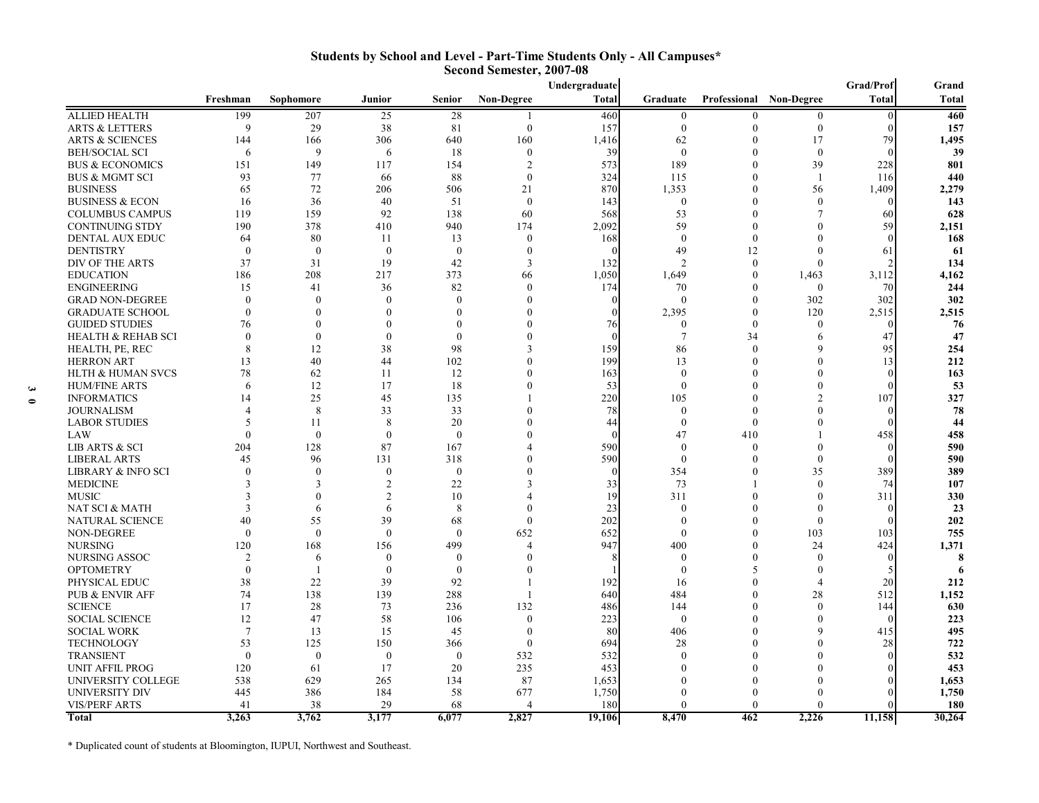## Students by School and Level - Part-Time Students Only - All Campuses*
### Second Semester, 2007-08

| | Freshman | Sophomore | Junior | Senior | Non-Degree | Undergraduate Total | Graduate | Professional | Non-Degree | Grad/Prof Total | Grand Total |
|---|---|---|---|---|---|---|---|---|---|---|---|
| ALLIED HEALTH | 199 | 207 | 25 | 28 | 1 | 460 | 0 | 0 | 0 | 0 | **460** |
| ARTS & LETTERS | 9 | 29 | 38 | 81 | 0 | 157 | 0 | 0 | 0 | 0 | **157** |
| ARTS & SCIENCES | 144 | 166 | 306 | 640 | 160 | 1,416 | 62 | 0 | 17 | 79 | **1,495** |
| BEH/SOCIAL SCI | 6 | 9 | 6 | 18 | 0 | 39 | 0 | 0 | 0 | 0 | **39** |
| BUS & ECONOMICS | 151 | 149 | 117 | 154 | 2 | 573 | 189 | 0 | 39 | 228 | **801** |
| BUS & MGMT SCI | 93 | 77 | 66 | 88 | 0 | 324 | 115 | 0 | 1 | 116 | **440** |
| BUSINESS | 65 | 72 | 206 | 506 | 21 | 870 | 1,353 | 0 | 56 | 1,409 | **2,279** |
| BUSINESS & ECON | 16 | 36 | 40 | 51 | 0 | 143 | 0 | 0 | 0 | 0 | **143** |
| COLUMBUS CAMPUS | 119 | 159 | 92 | 138 | 60 | 568 | 53 | 0 | 7 | 60 | **628** |
| CONTINUING STDY | 190 | 378 | 410 | 940 | 174 | 2,092 | 59 | 0 | 0 | 59 | **2,151** |
| DENTAL AUX EDUC | 64 | 80 | 11 | 13 | 0 | 168 | 0 | 0 | 0 | 0 | **168** |
| DENTISTRY | 0 | 0 | 0 | 0 | 0 | 0 | 49 | 12 | 0 | 61 | **61** |
| DIV OF THE ARTS | 37 | 31 | 19 | 42 | 3 | 132 | 2 | 0 | 0 | 2 | **134** |
| EDUCATION | 186 | 208 | 217 | 373 | 66 | 1,050 | 1,649 | 0 | 1,463 | 3,112 | **4,162** |
| ENGINEERING | 15 | 41 | 36 | 82 | 0 | 174 | 70 | 0 | 0 | 70 | **244** |
| GRAD NON-DEGREE | 0 | 0 | 0 | 0 | 0 | 0 | 0 | 0 | 302 | 302 | **302** |
| GRADUATE SCHOOL | 0 | 0 | 0 | 0 | 0 | 0 | 2,395 | 0 | 120 | 2,515 | **2,515** |
| GUIDED STUDIES | 76 | 0 | 0 | 0 | 0 | 76 | 0 | 0 | 0 | 0 | **76** |
| HEALTH & REHAB SCI | 0 | 0 | 0 | 0 | 0 | 0 | 7 | 34 | 6 | 47 | **47** |
| HEALTH, PE, REC | 8 | 12 | 38 | 98 | 3 | 159 | 86 | 0 | 9 | 95 | **254** |
| HERRON ART | 13 | 40 | 44 | 102 | 0 | 199 | 13 | 0 | 0 | 13 | **212** |
| HLTH & HUMAN SVCS | 78 | 62 | 11 | 12 | 0 | 163 | 0 | 0 | 0 | 0 | **163** |
| HUM/FINE ARTS | 6 | 12 | 17 | 18 | 0 | 53 | 0 | 0 | 0 | 0 | **53** |
| INFORMATICS | 14 | 25 | 45 | 135 | 1 | 220 | 105 | 0 | 2 | 107 | **327** |
| JOURNALISM | 4 | 8 | 33 | 33 | 0 | 78 | 0 | 0 | 0 | 0 | **78** |
| LABOR STUDIES | 5 | 11 | 8 | 20 | 0 | 44 | 0 | 0 | 0 | 0 | **44** |
| LAW | 0 | 0 | 0 | 0 | 0 | 0 | 47 | 410 | 1 | 458 | **458** |
| LIB ARTS & SCI | 204 | 128 | 87 | 167 | 4 | 590 | 0 | 0 | 0 | 0 | **590** |
| LIBERAL ARTS | 45 | 96 | 131 | 318 | 0 | 590 | 0 | 0 | 0 | 0 | **590** |
| LIBRARY & INFO SCI | 0 | 0 | 0 | 0 | 0 | 0 | 354 | 0 | 35 | 389 | **389** |
| MEDICINE | 3 | 3 | 2 | 22 | 3 | 33 | 73 | 1 | 0 | 74 | **107** |
| MUSIC | 3 | 0 | 2 | 10 | 4 | 19 | 311 | 0 | 0 | 311 | **330** |
| NAT SCI & MATH | 3 | 6 | 6 | 8 | 0 | 23 | 0 | 0 | 0 | 0 | **23** |
| NATURAL SCIENCE | 40 | 55 | 39 | 68 | 0 | 202 | 0 | 0 | 0 | 0 | **202** |
| NON-DEGREE | 0 | 0 | 0 | 0 | 652 | 652 | 0 | 0 | 103 | 103 | **755** |
| NURSING | 120 | 168 | 156 | 499 | 4 | 947 | 400 | 0 | 24 | 424 | **1,371** |
| NURSING ASSOC | 2 | 6 | 0 | 0 | 0 | 8 | 0 | 0 | 0 | 0 | **8** |
| OPTOMETRY | 0 | 1 | 0 | 0 | 0 | 1 | 0 | 5 | 0 | 5 | **6** |
| PHYSICAL EDUC | 38 | 22 | 39 | 92 | 1 | 192 | 16 | 0 | 4 | 20 | **212** |
| PUB & ENVIR AFF | 74 | 138 | 139 | 288 | 1 | 640 | 484 | 0 | 28 | 512 | **1,152** |
| SCIENCE | 17 | 28 | 73 | 236 | 132 | 486 | 144 | 0 | 0 | 144 | **630** |
| SOCIAL SCIENCE | 12 | 47 | 58 | 106 | 0 | 223 | 0 | 0 | 0 | 0 | **223** |
| SOCIAL WORK | 7 | 13 | 15 | 45 | 0 | 80 | 406 | 0 | 9 | 415 | **495** |
| TECHNOLOGY | 53 | 125 | 150 | 366 | 0 | 694 | 28 | 0 | 0 | 28 | **722** |
| TRANSIENT | 0 | 0 | 0 | 0 | 532 | 532 | 0 | 0 | 0 | 0 | **532** |
| UNIT AFFIL PROG | 120 | 61 | 17 | 20 | 235 | 453 | 0 | 0 | 0 | 0 | **453** |
| UNIVERSITY COLLEGE | 538 | 629 | 265 | 134 | 87 | 1,653 | 0 | 0 | 0 | 0 | **1,653** |
| UNIVERSITY DIV | 445 | 386 | 184 | 58 | 677 | 1,750 | 0 | 0 | 0 | 0 | **1,750** |
| VIS/PERF ARTS | 41 | 38 | 29 | 68 | 4 | 180 | 0 | 0 | 0 | 0 | **180** |
| **Total** | **3,263** | **3,762** | **3,177** | **6,077** | **2,827** | **19,106** | **8,470** | **462** | **2,226** | **11,158** | **30,264** |

\* Duplicated count of students at Bloomington, IUPUI, Northwest and Southeast.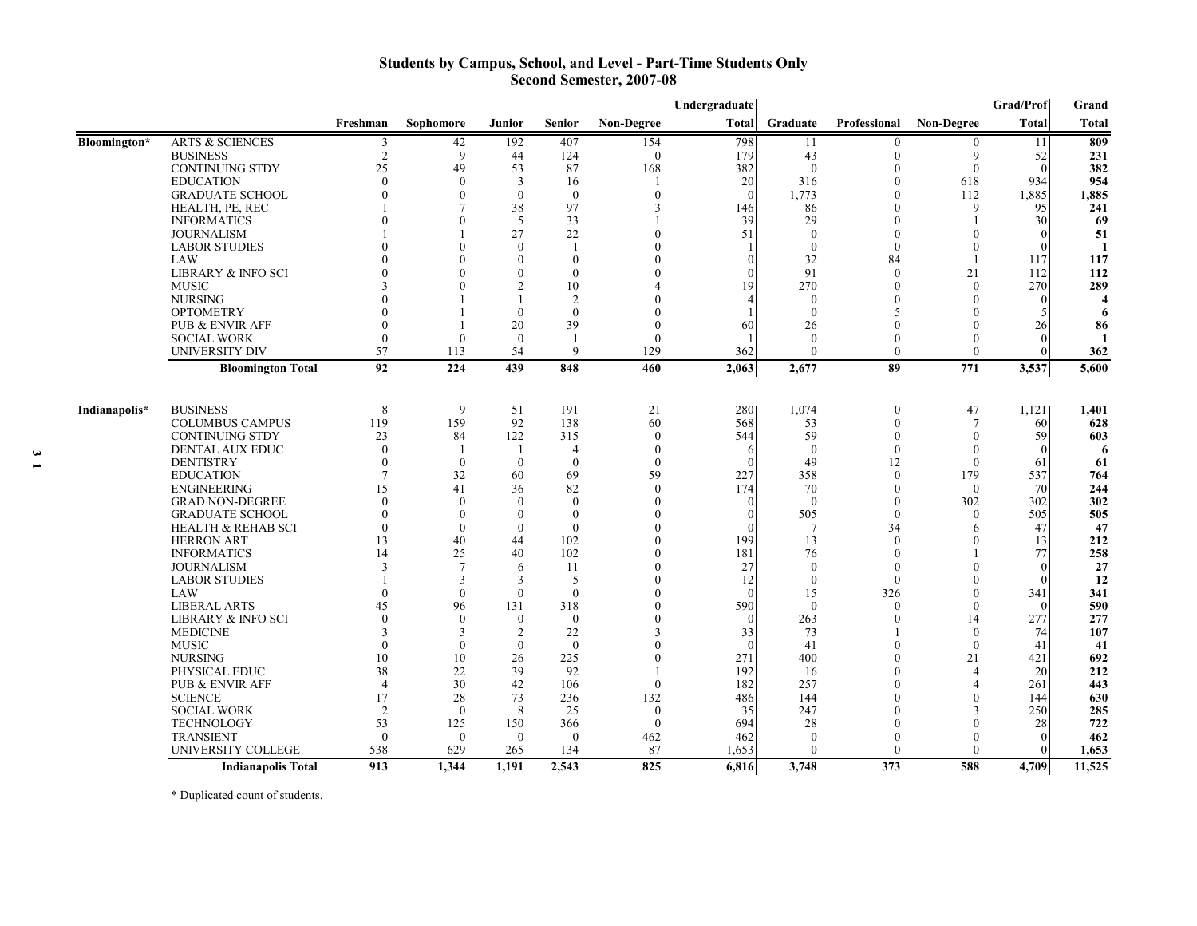# Students by Campus, School, and Level - Part-Time Students Only
## Second Semester, 2007-08

| | | Freshman | Sophomore | Junior | Senior | Non-Degree | Undergraduate Total | Graduate | Professional | Non-Degree | Grad/Prof Total | Grand Total |
|---|---|---|---|---|---|---|---|---|---|---|---|---|
| Bloomington* | ARTS & SCIENCES | 3 | 42 | 192 | 407 | 154 | 798 | 11 | 0 | 0 | 11 | **809** |
| | BUSINESS | 2 | 9 | 44 | 124 | 0 | 179 | 43 | 0 | 9 | 52 | **231** |
| | CONTINUING STDY | 25 | 49 | 53 | 87 | 168 | 382 | 0 | 0 | 0 | 0 | **382** |
| | EDUCATION | 0 | 0 | 3 | 16 | 1 | 20 | 316 | 0 | 618 | 934 | **954** |
| | GRADUATE SCHOOL | 0 | 0 | 0 | 0 | 0 | 0 | 1,773 | 0 | 112 | 1,885 | **1,885** |
| | HEALTH, PE, REC | 1 | 7 | 38 | 97 | 3 | 146 | 86 | 0 | 9 | 95 | **241** |
| | INFORMATICS | 0 | 0 | 5 | 33 | 1 | 39 | 29 | 0 | 1 | 30 | **69** |
| | JOURNALISM | 1 | 1 | 27 | 22 | 0 | 51 | 0 | 0 | 0 | 0 | **51** |
| | LABOR STUDIES | 0 | 0 | 0 | 1 | 0 | 1 | 0 | 0 | 0 | 0 | **1** |
| | LAW | 0 | 0 | 0 | 0 | 0 | 0 | 32 | 84 | 1 | 117 | **117** |
| | LIBRARY & INFO SCI | 0 | 0 | 0 | 0 | 0 | 0 | 91 | 0 | 21 | 112 | **112** |
| | MUSIC | 3 | 0 | 2 | 10 | 4 | 19 | 270 | 0 | 0 | 270 | **289** |
| | NURSING | 0 | 1 | 1 | 2 | 0 | 4 | 0 | 0 | 0 | 0 | **4** |
| | OPTOMETRY | 0 | 1 | 0 | 0 | 0 | 1 | 0 | 5 | 0 | 5 | **6** |
| | PUB & ENVIR AFF | 0 | 1 | 20 | 39 | 0 | 60 | 26 | 0 | 0 | 26 | **86** |
| | SOCIAL WORK | 0 | 0 | 0 | 1 | 0 | 1 | 0 | 0 | 0 | 0 | **1** |
| | UNIVERSITY DIV | 57 | 113 | 54 | 9 | 129 | 362 | 0 | 0 | 0 | 0 | **362** |
| | **Bloomington Total** | **92** | **224** | **439** | **848** | **460** | **2,063** | **2,677** | **89** | **771** | **3,537** | **5,600** |
| Indianapolis* | BUSINESS | 8 | 9 | 51 | 191 | 21 | 280 | 1,074 | 0 | 47 | 1,121 | **1,401** |
| | COLUMBUS CAMPUS | 119 | 159 | 92 | 138 | 60 | 568 | 53 | 0 | 7 | 60 | **628** |
| | CONTINUING STDY | 23 | 84 | 122 | 315 | 0 | 544 | 59 | 0 | 0 | 59 | **603** |
| | DENTAL AUX EDUC | 0 | 1 | 1 | 4 | 0 | 6 | 0 | 0 | 0 | 0 | **6** |
| | DENTISTRY | 0 | 0 | 0 | 0 | 0 | 0 | 49 | 12 | 0 | 61 | **61** |
| | EDUCATION | 7 | 32 | 60 | 69 | 59 | 227 | 358 | 0 | 179 | 537 | **764** |
| | ENGINEERING | 15 | 41 | 36 | 82 | 0 | 174 | 70 | 0 | 0 | 70 | **244** |
| | GRAD NON-DEGREE | 0 | 0 | 0 | 0 | 0 | 0 | 0 | 0 | 302 | 302 | **302** |
| | GRADUATE SCHOOL | 0 | 0 | 0 | 0 | 0 | 0 | 505 | 0 | 0 | 505 | **505** |
| | HEALTH & REHAB SCI | 0 | 0 | 0 | 0 | 0 | 0 | 7 | 34 | 6 | 47 | **47** |
| | HERRON ART | 13 | 40 | 44 | 102 | 0 | 199 | 13 | 0 | 0 | 13 | **212** |
| | INFORMATICS | 14 | 25 | 40 | 102 | 0 | 181 | 76 | 0 | 1 | 77 | **258** |
| | JOURNALISM | 3 | 7 | 6 | 11 | 0 | 27 | 0 | 0 | 0 | 0 | **27** |
| | LABOR STUDIES | 1 | 3 | 3 | 5 | 0 | 12 | 0 | 0 | 0 | 0 | **12** |
| | LAW | 0 | 0 | 0 | 0 | 0 | 0 | 15 | 326 | 0 | 341 | **341** |
| | LIBERAL ARTS | 45 | 96 | 131 | 318 | 0 | 590 | 0 | 0 | 0 | 0 | **590** |
| | LIBRARY & INFO SCI | 0 | 0 | 0 | 0 | 0 | 0 | 263 | 0 | 14 | 277 | **277** |
| | MEDICINE | 3 | 3 | 2 | 22 | 3 | 33 | 73 | 1 | 0 | 74 | **107** |
| | MUSIC | 0 | 0 | 0 | 0 | 0 | 0 | 41 | 0 | 0 | 41 | **41** |
| | NURSING | 10 | 10 | 26 | 225 | 0 | 271 | 400 | 0 | 21 | 421 | **692** |
| | PHYSICAL EDUC | 38 | 22 | 39 | 92 | 1 | 192 | 16 | 0 | 4 | 20 | **212** |
| | PUB & ENVIR AFF | 4 | 30 | 42 | 106 | 0 | 182 | 257 | 0 | 4 | 261 | **443** |
| | SCIENCE | 17 | 28 | 73 | 236 | 132 | 486 | 144 | 0 | 0 | 144 | **630** |
| | SOCIAL WORK | 2 | 0 | 8 | 25 | 0 | 35 | 247 | 0 | 3 | 250 | **285** |
| | TECHNOLOGY | 53 | 125 | 150 | 366 | 0 | 694 | 28 | 0 | 0 | 28 | **722** |
| | TRANSIENT | 0 | 0 | 0 | 0 | 462 | 462 | 0 | 0 | 0 | 0 | **462** |
| | UNIVERSITY COLLEGE | 538 | 629 | 265 | 134 | 87 | 1,653 | 0 | 0 | 0 | 0 | **1,653** |
| | **Indianapolis Total** | **913** | **1,344** | **1,191** | **2,543** | **825** | **6,816** | **3,748** | **373** | **588** | **4,709** | **11,525** |

* Duplicated count of students.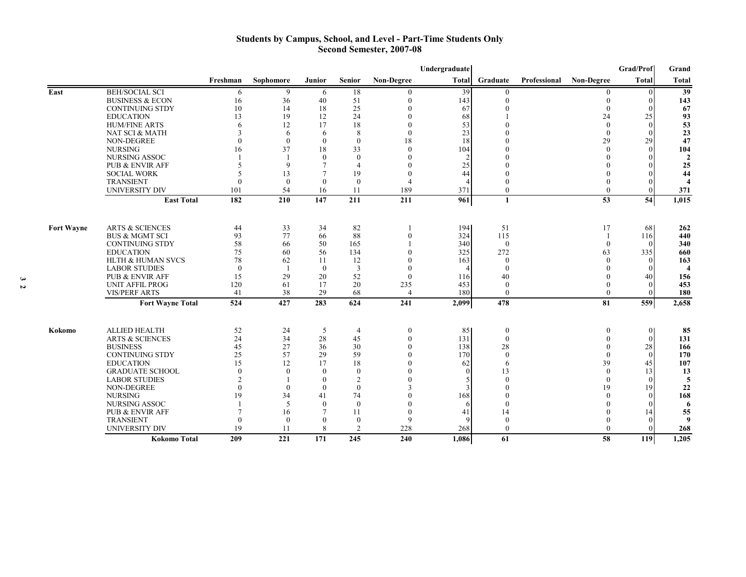# Students by Campus, School, and Level - Part-Time Students Only
## Second Semester, 2007-08

| | | Freshman | Sophomore | Junior | Senior | Non-Degree | Undergraduate Total | Graduate | Professional | Non-Degree | Grad/Prof Total | Grand Total |
|---|---|---|---|---|---|---|---|---|---|---|---|---|
| East | BEH/SOCIAL SCI | 6 | 9 | 6 | 18 | 0 | 39 | 0 | | 0 | 0 | **39** |
| | BUSINESS & ECON | 16 | 36 | 40 | 51 | 0 | 143 | 0 | | 0 | 0 | **143** |
| | CONTINUING STDY | 10 | 14 | 18 | 25 | 0 | 67 | 0 | | 0 | 0 | **67** |
| | EDUCATION | 13 | 19 | 12 | 24 | 0 | 68 | 1 | | 24 | 25 | **93** |
| | HUM/FINE ARTS | 6 | 12 | 17 | 18 | 0 | 53 | 0 | | 0 | 0 | **53** |
| | NAT SCI & MATH | 3 | 6 | 6 | 8 | 0 | 23 | 0 | | 0 | 0 | **23** |
| | NON-DEGREE | 0 | 0 | 0 | 0 | 18 | 18 | 0 | | 29 | 29 | **47** |
| | NURSING | 16 | 37 | 18 | 33 | 0 | 104 | 0 | | 0 | 0 | **104** |
| | NURSING ASSOC | 1 | 1 | 0 | 0 | 0 | 2 | 0 | | 0 | 0 | **2** |
| | PUB & ENVIR AFF | 5 | 9 | 7 | 4 | 0 | 25 | 0 | | 0 | 0 | **25** |
| | SOCIAL WORK | 5 | 13 | 7 | 19 | 0 | 44 | 0 | | 0 | 0 | **44** |
| | TRANSIENT | 0 | 0 | 0 | 0 | 4 | 4 | 0 | | 0 | 0 | **4** |
| | UNIVERSITY DIV | 101 | 54 | 16 | 11 | 189 | 371 | 0 | | 0 | 0 | **371** |
| | **East Total** | **182** | **210** | **147** | **211** | **211** | **961** | **1** | | **53** | **54** | **1,015** |
| Fort Wayne | ARTS & SCIENCES | 44 | 33 | 34 | 82 | 1 | 194 | 51 | | 17 | 68 | **262** |
| | BUS & MGMT SCI | 93 | 77 | 66 | 88 | 0 | 324 | 115 | | 1 | 116 | **440** |
| | CONTINUING STDY | 58 | 66 | 50 | 165 | 1 | 340 | 0 | | 0 | 0 | **340** |
| | EDUCATION | 75 | 60 | 56 | 134 | 0 | 325 | 272 | | 63 | 335 | **660** |
| | HLTH & HUMAN SVCS | 78 | 62 | 11 | 12 | 0 | 163 | 0 | | 0 | 0 | **163** |
| | LABOR STUDIES | 0 | 1 | 0 | 3 | 0 | 4 | 0 | | 0 | 0 | **4** |
| | PUB & ENVIR AFF | 15 | 29 | 20 | 52 | 0 | 116 | 40 | | 0 | 40 | **156** |
| | UNIT AFFIL PROG | 120 | 61 | 17 | 20 | 235 | 453 | 0 | | 0 | 0 | **453** |
| | VIS/PERF ARTS | 41 | 38 | 29 | 68 | 4 | 180 | 0 | | 0 | 0 | **180** |
| | **Fort Wayne Total** | **524** | **427** | **283** | **624** | **241** | **2,099** | **478** | | **81** | **559** | **2,658** |
| Kokomo | ALLIED HEALTH | 52 | 24 | 5 | 4 | 0 | 85 | 0 | | 0 | 0 | **85** |
| | ARTS & SCIENCES | 24 | 34 | 28 | 45 | 0 | 131 | 0 | | 0 | 0 | **131** |
| | BUSINESS | 45 | 27 | 36 | 30 | 0 | 138 | 28 | | 0 | 28 | **166** |
| | CONTINUING STDY | 25 | 57 | 29 | 59 | 0 | 170 | 0 | | 0 | 0 | **170** |
| | EDUCATION | 15 | 12 | 17 | 18 | 0 | 62 | 6 | | 39 | 45 | **107** |
| | GRADUATE SCHOOL | 0 | 0 | 0 | 0 | 0 | 0 | 13 | | 0 | 13 | **13** |
| | LABOR STUDIES | 2 | 1 | 0 | 2 | 0 | 5 | 0 | | 0 | 0 | **5** |
| | NON-DEGREE | 0 | 0 | 0 | 0 | 3 | 3 | 0 | | 19 | 19 | **22** |
| | NURSING | 19 | 34 | 41 | 74 | 0 | 168 | 0 | | 0 | 0 | **168** |
| | NURSING ASSOC | 1 | 5 | 0 | 0 | 0 | 6 | 0 | | 0 | 0 | **6** |
| | PUB & ENVIR AFF | 7 | 16 | 7 | 11 | 0 | 41 | 14 | | 0 | 14 | **55** |
| | TRANSIENT | 0 | 0 | 0 | 0 | 9 | 9 | 0 | | 0 | 0 | **9** |
| | UNIVERSITY DIV | 19 | 11 | 8 | 2 | 228 | 268 | 0 | | 0 | 0 | **268** |
| | **Kokomo Total** | **209** | **221** | **171** | **245** | **240** | **1,086** | **61** | | **58** | **119** | **1,205** |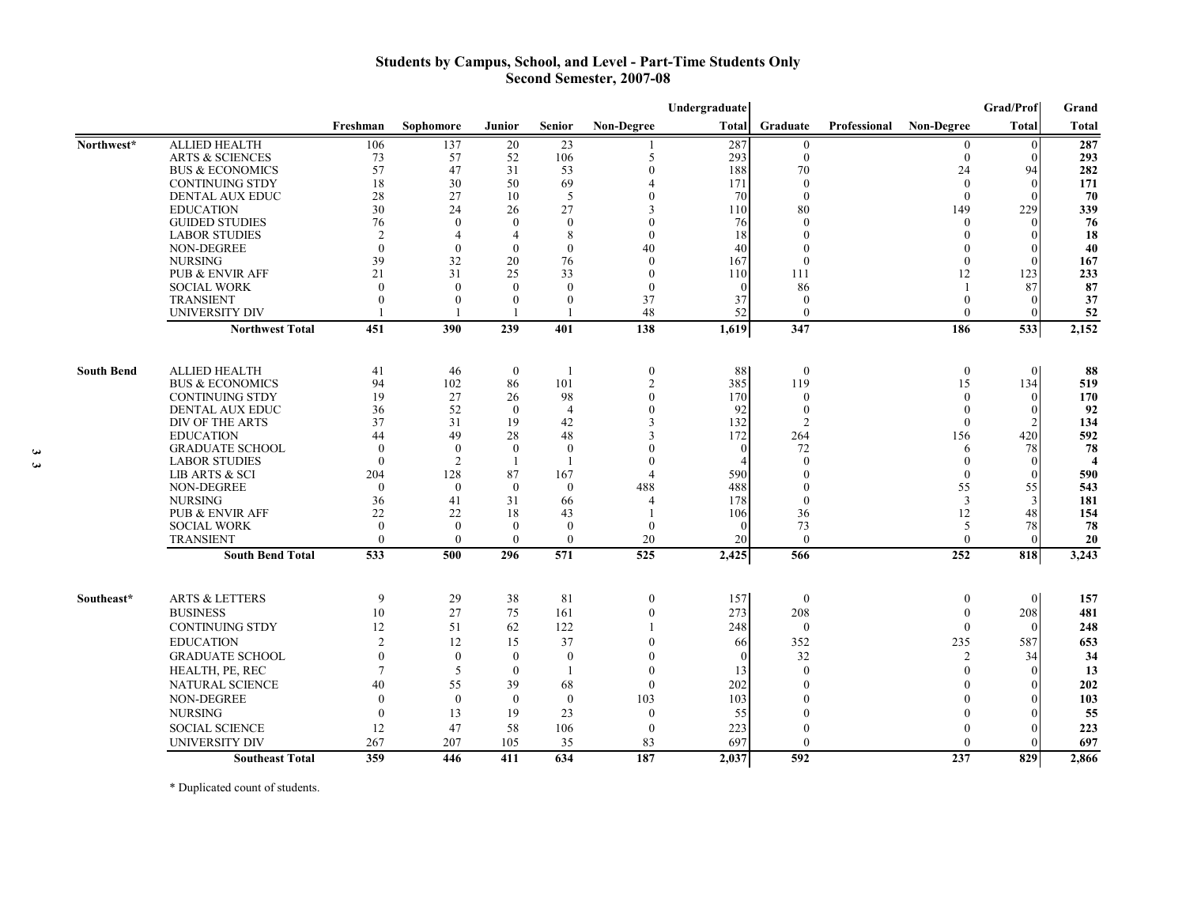## Students by Campus, School, and Level - Part-Time Students Only
## Second Semester, 2007-08

| | | Freshman | Sophomore | Junior | Senior | Non-Degree | Undergraduate Total | Graduate | Professional | Non-Degree | Grad/Prof Total | Grand Total |
|---|---|---|---|---|---|---|---|---|---|---|---|---|
| **Northwest*** | ALLIED HEALTH | 106 | 137 | 20 | 23 | 1 | 287 | 0 | | 0 | 0 | **287** |
| | ARTS & SCIENCES | 73 | 57 | 52 | 106 | 5 | 293 | 0 | | 0 | 0 | **293** |
| | BUS & ECONOMICS | 57 | 47 | 31 | 53 | 0 | 188 | 70 | | 24 | 94 | **282** |
| | CONTINUING STDY | 18 | 30 | 50 | 69 | 4 | 171 | 0 | | 0 | 0 | **171** |
| | DENTAL AUX EDUC | 28 | 27 | 10 | 5 | 0 | 70 | 0 | | 0 | 0 | **70** |
| | EDUCATION | 30 | 24 | 26 | 27 | 3 | 110 | 80 | | 149 | 229 | **339** |
| | GUIDED STUDIES | 76 | 0 | 0 | 0 | 0 | 76 | 0 | | 0 | 0 | **76** |
| | LABOR STUDIES | 2 | 4 | 4 | 8 | 0 | 18 | 0 | | 0 | 0 | **18** |
| | NON-DEGREE | 0 | 0 | 0 | 0 | 40 | 40 | 0 | | 0 | 0 | **40** |
| | NURSING | 39 | 32 | 20 | 76 | 0 | 167 | 0 | | 0 | 0 | **167** |
| | PUB & ENVIR AFF | 21 | 31 | 25 | 33 | 0 | 110 | 111 | | 12 | 123 | **233** |
| | SOCIAL WORK | 0 | 0 | 0 | 0 | 0 | 0 | 86 | | 1 | 87 | **87** |
| | TRANSIENT | 0 | 0 | 0 | 0 | 37 | 37 | 0 | | 0 | 0 | **37** |
| | UNIVERSITY DIV | 1 | 1 | 1 | 1 | 48 | 52 | 0 | | 0 | 0 | **52** |
| | **Northwest Total** | **451** | **390** | **239** | **401** | **138** | **1,619** | **347** | | **186** | **533** | **2,152** |
| **South Bend** | ALLIED HEALTH | 41 | 46 | 0 | 1 | 0 | 88 | 0 | | 0 | 0 | **88** |
| | BUS & ECONOMICS | 94 | 102 | 86 | 101 | 2 | 385 | 119 | | 15 | 134 | **519** |
| | CONTINUING STDY | 19 | 27 | 26 | 98 | 0 | 170 | 0 | | 0 | 0 | **170** |
| | DENTAL AUX EDUC | 36 | 52 | 0 | 4 | 0 | 92 | 0 | | 0 | 0 | **92** |
| | DIV OF THE ARTS | 37 | 31 | 19 | 42 | 3 | 132 | 2 | | 0 | 2 | **134** |
| | EDUCATION | 44 | 49 | 28 | 48 | 3 | 172 | 264 | | 156 | 420 | **592** |
| | GRADUATE SCHOOL | 0 | 0 | 0 | 0 | 0 | 0 | 72 | | 6 | 78 | **78** |
| | LABOR STUDIES | 0 | 2 | 1 | 1 | 0 | 4 | 0 | | 0 | 0 | **4** |
| | LIB ARTS & SCI | 204 | 128 | 87 | 167 | 4 | 590 | 0 | | 0 | 0 | **590** |
| | NON-DEGREE | 0 | 0 | 0 | 0 | 488 | 488 | 0 | | 55 | 55 | **543** |
| | NURSING | 36 | 41 | 31 | 66 | 4 | 178 | 0 | | 3 | 3 | **181** |
| | PUB & ENVIR AFF | 22 | 22 | 18 | 43 | 1 | 106 | 36 | | 12 | 48 | **154** |
| | SOCIAL WORK | 0 | 0 | 0 | 0 | 0 | 0 | 73 | | 5 | 78 | **78** |
| | TRANSIENT | 0 | 0 | 0 | 0 | 20 | 20 | 0 | | 0 | 0 | **20** |
| | **South Bend Total** | **533** | **500** | **296** | **571** | **525** | **2,425** | **566** | | **252** | **818** | **3,243** |
| **Southeast*** | ARTS & LETTERS | 9 | 29 | 38 | 81 | 0 | 157 | 0 | | 0 | 0 | **157** |
| | BUSINESS | 10 | 27 | 75 | 161 | 0 | 273 | 208 | | 0 | 208 | **481** |
| | CONTINUING STDY | 12 | 51 | 62 | 122 | 1 | 248 | 0 | | 0 | 0 | **248** |
| | EDUCATION | 2 | 12 | 15 | 37 | 0 | 66 | 352 | | 235 | 587 | **653** |
| | GRADUATE SCHOOL | 0 | 0 | 0 | 0 | 0 | 0 | 32 | | 2 | 34 | **34** |
| | HEALTH, PE, REC | 7 | 5 | 0 | 1 | 0 | 13 | 0 | | 0 | 0 | **13** |
| | NATURAL SCIENCE | 40 | 55 | 39 | 68 | 0 | 202 | 0 | | 0 | 0 | **202** |
| | NON-DEGREE | 0 | 0 | 0 | 0 | 103 | 103 | 0 | | 0 | 0 | **103** |
| | NURSING | 0 | 13 | 19 | 23 | 0 | 55 | 0 | | 0 | 0 | **55** |
| | SOCIAL SCIENCE | 12 | 47 | 58 | 106 | 0 | 223 | 0 | | 0 | 0 | **223** |
| | UNIVERSITY DIV | 267 | 207 | 105 | 35 | 83 | 697 | 0 | | 0 | 0 | **697** |
| | **Southeast Total** | **359** | **446** | **411** | **634** | **187** | **2,037** | **592** | | **237** | **829** | **2,866** |

* Duplicated count of students.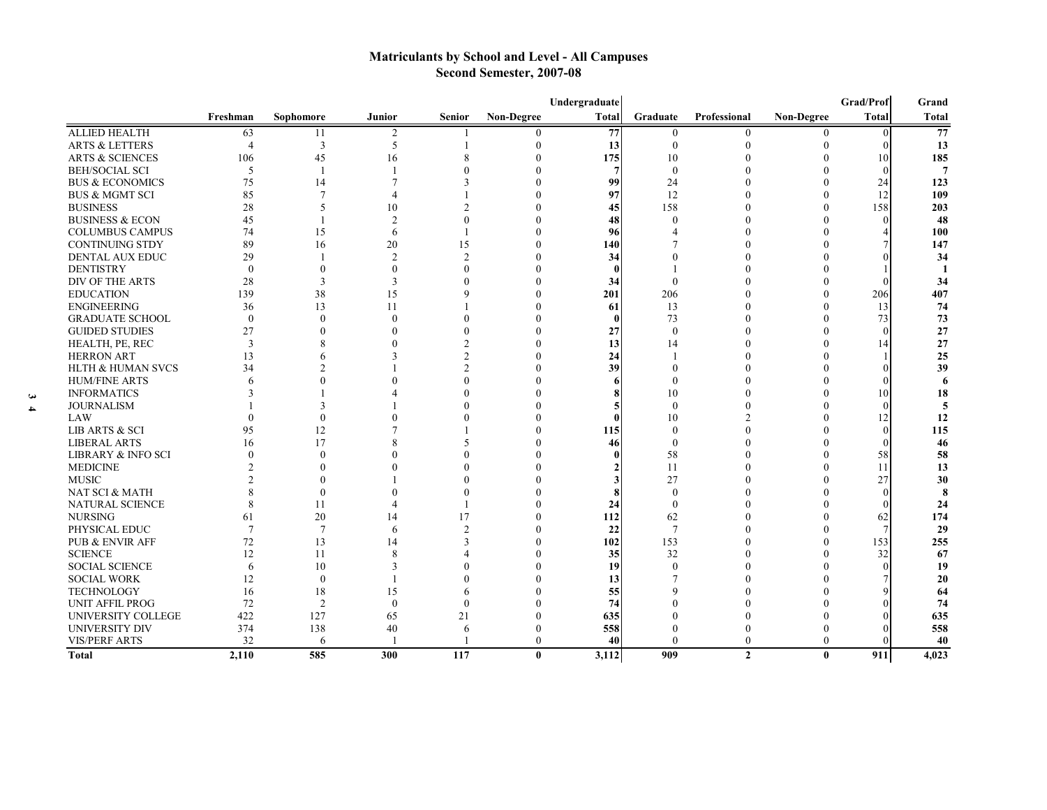# Matriculants by School and Level - All Campuses
## Second Semester, 2007-08

| | Freshman | Sophomore | Junior | Senior | Non-Degree | Undergraduate Total | Graduate | Professional | Non-Degree | Grad/Prof Total | Grand Total |
|---|---|---|---|---|---|---|---|---|---|---|---|
| ALLIED HEALTH | 63 | 11 | 2 | 1 | 0 | **77** | 0 | 0 | 0 | 0 | **77** |
| ARTS & LETTERS | 4 | 3 | 5 | 1 | 0 | **13** | 0 | 0 | 0 | 0 | **13** |
| ARTS & SCIENCES | 106 | 45 | 16 | 8 | 0 | **175** | 10 | 0 | 0 | 10 | **185** |
| BEH/SOCIAL SCI | 5 | 1 | 1 | 0 | 0 | **7** | 0 | 0 | 0 | 0 | **7** |
| BUS & ECONOMICS | 75 | 14 | 7 | 3 | 0 | **99** | 24 | 0 | 0 | 24 | **123** |
| BUS & MGMT SCI | 85 | 7 | 4 | 1 | 0 | **97** | 12 | 0 | 0 | 12 | **109** |
| BUSINESS | 28 | 5 | 10 | 2 | 0 | **45** | 158 | 0 | 0 | 158 | **203** |
| BUSINESS & ECON | 45 | 1 | 2 | 0 | 0 | **48** | 0 | 0 | 0 | 0 | **48** |
| COLUMBUS CAMPUS | 74 | 15 | 6 | 1 | 0 | **96** | 4 | 0 | 0 | 4 | **100** |
| CONTINUING STDY | 89 | 16 | 20 | 15 | 0 | **140** | 7 | 0 | 0 | 7 | **147** |
| DENTAL AUX EDUC | 29 | 1 | 2 | 2 | 0 | **34** | 0 | 0 | 0 | 0 | **34** |
| DENTISTRY | 0 | 0 | 0 | 0 | 0 | **0** | 1 | 0 | 0 | 1 | **1** |
| DIV OF THE ARTS | 28 | 3 | 3 | 0 | 0 | **34** | 0 | 0 | 0 | 0 | **34** |
| EDUCATION | 139 | 38 | 15 | 9 | 0 | **201** | 206 | 0 | 0 | 206 | **407** |
| ENGINEERING | 36 | 13 | 11 | 1 | 0 | **61** | 13 | 0 | 0 | 13 | **74** |
| GRADUATE SCHOOL | 0 | 0 | 0 | 0 | 0 | **0** | 73 | 0 | 0 | 73 | **73** |
| GUIDED STUDIES | 27 | 0 | 0 | 0 | 0 | **27** | 0 | 0 | 0 | 0 | **27** |
| HEALTH, PE, REC | 3 | 8 | 0 | 2 | 0 | **13** | 14 | 0 | 0 | 14 | **27** |
| HERRON ART | 13 | 6 | 3 | 2 | 0 | **24** | 1 | 0 | 0 | 1 | **25** |
| HLTH & HUMAN SVCS | 34 | 2 | 1 | 2 | 0 | **39** | 0 | 0 | 0 | 0 | **39** |
| HUM/FINE ARTS | 6 | 0 | 0 | 0 | 0 | **6** | 0 | 0 | 0 | 0 | **6** |
| INFORMATICS | 3 | 1 | 4 | 0 | 0 | **8** | 10 | 0 | 0 | 10 | **18** |
| JOURNALISM | 1 | 3 | 1 | 0 | 0 | **5** | 0 | 0 | 0 | 0 | **5** |
| LAW | 0 | 0 | 0 | 0 | 0 | **0** | 10 | 2 | 0 | 12 | **12** |
| LIB ARTS & SCI | 95 | 12 | 7 | 1 | 0 | **115** | 0 | 0 | 0 | 0 | **115** |
| LIBERAL ARTS | 16 | 17 | 8 | 5 | 0 | **46** | 0 | 0 | 0 | 0 | **46** |
| LIBRARY & INFO SCI | 0 | 0 | 0 | 0 | 0 | **0** | 58 | 0 | 0 | 58 | **58** |
| MEDICINE | 2 | 0 | 0 | 0 | 0 | **2** | 11 | 0 | 0 | 11 | **13** |
| MUSIC | 2 | 0 | 1 | 0 | 0 | **3** | 27 | 0 | 0 | 27 | **30** |
| NAT SCI & MATH | 8 | 0 | 0 | 0 | 0 | **8** | 0 | 0 | 0 | 0 | **8** |
| NATURAL SCIENCE | 8 | 11 | 4 | 1 | 0 | **24** | 0 | 0 | 0 | 0 | **24** |
| NURSING | 61 | 20 | 14 | 17 | 0 | **112** | 62 | 0 | 0 | 62 | **174** |
| PHYSICAL EDUC | 7 | 7 | 6 | 2 | 0 | **22** | 7 | 0 | 0 | 7 | **29** |
| PUB & ENVIR AFF | 72 | 13 | 14 | 3 | 0 | **102** | 153 | 0 | 0 | 153 | **255** |
| SCIENCE | 12 | 11 | 8 | 4 | 0 | **35** | 32 | 0 | 0 | 32 | **67** |
| SOCIAL SCIENCE | 6 | 10 | 3 | 0 | 0 | **19** | 0 | 0 | 0 | 0 | **19** |
| SOCIAL WORK | 12 | 0 | 1 | 0 | 0 | **13** | 7 | 0 | 0 | 7 | **20** |
| TECHNOLOGY | 16 | 18 | 15 | 6 | 0 | **55** | 9 | 0 | 0 | 9 | **64** |
| UNIT AFFIL PROG | 72 | 2 | 0 | 0 | 0 | **74** | 0 | 0 | 0 | 0 | **74** |
| UNIVERSITY COLLEGE | 422 | 127 | 65 | 21 | 0 | **635** | 0 | 0 | 0 | 0 | **635** |
| UNIVERSITY DIV | 374 | 138 | 40 | 6 | 0 | **558** | 0 | 0 | 0 | 0 | **558** |
| VIS/PERF ARTS | 32 | 6 | 1 | 1 | 0 | **40** | 0 | 0 | 0 | 0 | **40** |
| **Total** | **2,110** | **585** | **300** | **117** | **0** | **3,112** | **909** | **2** | **0** | **911** | **4,023** |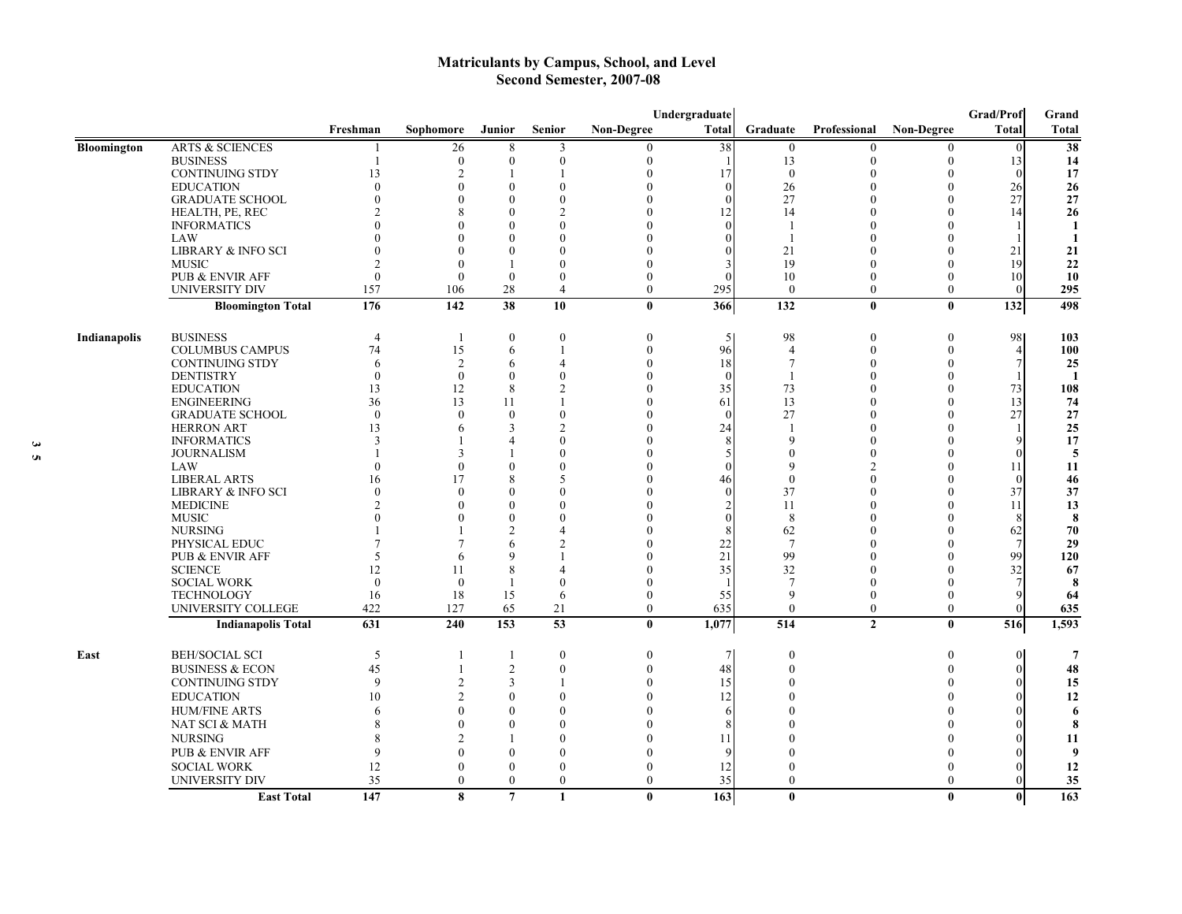## Matriculants by Campus, School, and Level
## Second Semester, 2007-08

| | | Freshman | Sophomore | Junior | Senior | Non-Degree | Undergraduate Total | Graduate | Professional | Non-Degree | Grad/Prof Total | Grand Total |
|---|---|---|---|---|---|---|---|---|---|---|---|---|
| **Bloomington** | ARTS & SCIENCES | 1 | 26 | 8 | 3 | 0 | 38 | 0 | 0 | 0 | 0 | **38** |
| | BUSINESS | 1 | 0 | 0 | 0 | 0 | 1 | 13 | 0 | 0 | 13 | **14** |
| | CONTINUING STDY | 13 | 2 | 1 | 1 | 0 | 17 | 0 | 0 | 0 | 0 | **17** |
| | EDUCATION | 0 | 0 | 0 | 0 | 0 | 0 | 26 | 0 | 0 | 26 | **26** |
| | GRADUATE SCHOOL | 0 | 0 | 0 | 0 | 0 | 0 | 27 | 0 | 0 | 27 | **27** |
| | HEALTH, PE, REC | 2 | 8 | 0 | 2 | 0 | 12 | 14 | 0 | 0 | 14 | **26** |
| | INFORMATICS | 0 | 0 | 0 | 0 | 0 | 0 | 1 | 0 | 0 | 1 | **1** |
| | LAW | 0 | 0 | 0 | 0 | 0 | 0 | 1 | 0 | 0 | 1 | **1** |
| | LIBRARY & INFO SCI | 0 | 0 | 0 | 0 | 0 | 0 | 21 | 0 | 0 | 21 | **21** |
| | MUSIC | 2 | 0 | 1 | 0 | 0 | 3 | 19 | 0 | 0 | 19 | **22** |
| | PUB & ENVIR AFF | 0 | 0 | 0 | 0 | 0 | 0 | 10 | 0 | 0 | 10 | **10** |
| | UNIVERSITY DIV | 157 | 106 | 28 | 4 | 0 | 295 | 0 | 0 | 0 | 0 | **295** |
| | **Bloomington Total** | **176** | **142** | **38** | **10** | **0** | **366** | **132** | **0** | **0** | **132** | **498** |
| **Indianapolis** | BUSINESS | 4 | 1 | 0 | 0 | 0 | 5 | 98 | 0 | 0 | 98 | **103** |
| | COLUMBUS CAMPUS | 74 | 15 | 6 | 1 | 0 | 96 | 4 | 0 | 0 | 4 | **100** |
| | CONTINUING STDY | 6 | 2 | 6 | 4 | 0 | 18 | 7 | 0 | 0 | 7 | **25** |
| | DENTISTRY | 0 | 0 | 0 | 0 | 0 | 0 | 1 | 0 | 0 | 1 | **1** |
| | EDUCATION | 13 | 12 | 8 | 2 | 0 | 35 | 73 | 0 | 0 | 73 | **108** |
| | ENGINEERING | 36 | 13 | 11 | 1 | 0 | 61 | 13 | 0 | 0 | 13 | **74** |
| | GRADUATE SCHOOL | 0 | 0 | 0 | 0 | 0 | 0 | 27 | 0 | 0 | 27 | **27** |
| | HERRON ART | 13 | 6 | 3 | 2 | 0 | 24 | 1 | 0 | 0 | 1 | **25** |
| | INFORMATICS | 3 | 1 | 4 | 0 | 0 | 8 | 9 | 0 | 0 | 9 | **17** |
| | JOURNALISM | 1 | 3 | 1 | 0 | 0 | 5 | 0 | 0 | 0 | 0 | **5** |
| | LAW | 0 | 0 | 0 | 0 | 0 | 0 | 9 | 2 | 0 | 11 | **11** |
| | LIBERAL ARTS | 16 | 17 | 8 | 5 | 0 | 46 | 0 | 0 | 0 | 0 | **46** |
| | LIBRARY & INFO SCI | 0 | 0 | 0 | 0 | 0 | 0 | 37 | 0 | 0 | 37 | **37** |
| | MEDICINE | 2 | 0 | 0 | 0 | 0 | 2 | 11 | 0 | 0 | 11 | **13** |
| | MUSIC | 0 | 0 | 0 | 0 | 0 | 0 | 8 | 0 | 0 | 8 | **8** |
| | NURSING | 1 | 1 | 2 | 4 | 0 | 8 | 62 | 0 | 0 | 62 | **70** |
| | PHYSICAL EDUC | 7 | 7 | 6 | 2 | 0 | 22 | 7 | 0 | 0 | 7 | **29** |
| | PUB & ENVIR AFF | 5 | 6 | 9 | 1 | 0 | 21 | 99 | 0 | 0 | 99 | **120** |
| | SCIENCE | 12 | 11 | 8 | 4 | 0 | 35 | 32 | 0 | 0 | 32 | **67** |
| | SOCIAL WORK | 0 | 0 | 1 | 0 | 0 | 1 | 7 | 0 | 0 | 7 | **8** |
| | TECHNOLOGY | 16 | 18 | 15 | 6 | 0 | 55 | 9 | 0 | 0 | 9 | **64** |
| | UNIVERSITY COLLEGE | 422 | 127 | 65 | 21 | 0 | 635 | 0 | 0 | 0 | 0 | **635** |
| | **Indianapolis Total** | **631** | **240** | **153** | **53** | **0** | **1,077** | **514** | **2** | **0** | **516** | **1,593** |
| **East** | BEH/SOCIAL SCI | 5 | 1 | 1 | 0 | 0 | 7 | 0 | | 0 | 0 | **7** |
| | BUSINESS & ECON | 45 | 1 | 2 | 0 | 0 | 48 | 0 | | 0 | 0 | **48** |
| | CONTINUING STDY | 9 | 2 | 3 | 1 | 0 | 15 | 0 | | 0 | 0 | **15** |
| | EDUCATION | 10 | 2 | 0 | 0 | 0 | 12 | 0 | | 0 | 0 | **12** |
| | HUM/FINE ARTS | 6 | 0 | 0 | 0 | 0 | 6 | 0 | | 0 | 0 | **6** |
| | NAT SCI & MATH | 8 | 0 | 0 | 0 | 0 | 8 | 0 | | 0 | 0 | **8** |
| | NURSING | 8 | 2 | 1 | 0 | 0 | 11 | 0 | | 0 | 0 | **11** |
| | PUB & ENVIR AFF | 9 | 0 | 0 | 0 | 0 | 9 | 0 | | 0 | 0 | **9** |
| | SOCIAL WORK | 12 | 0 | 0 | 0 | 0 | 12 | 0 | | 0 | 0 | **12** |
| | UNIVERSITY DIV | 35 | 0 | 0 | 0 | 0 | 35 | 0 | | 0 | 0 | **35** |
| | **East Total** | **147** | **8** | **7** | **1** | **0** | **163** | **0** | | **0** | **0** | **163** |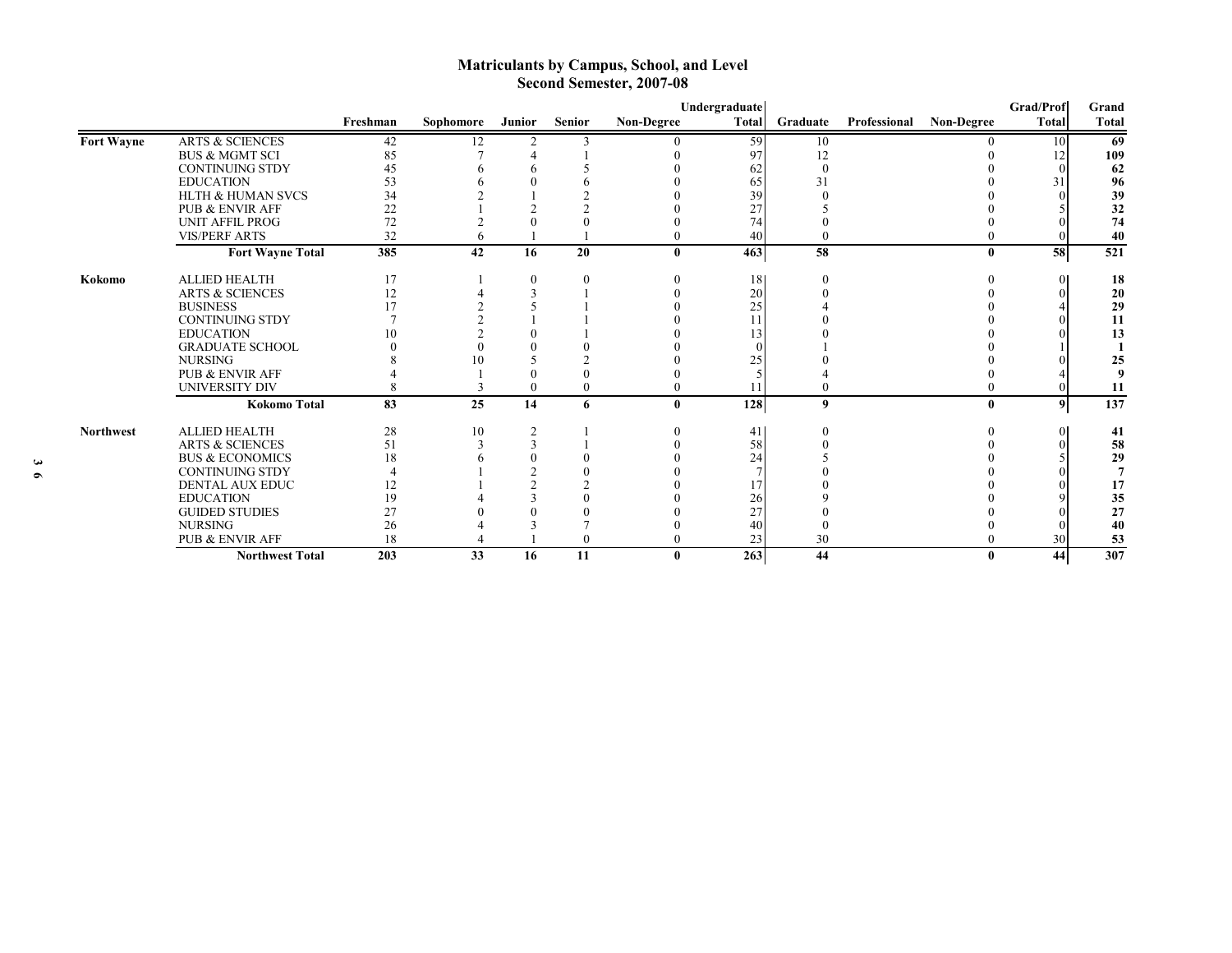# Matriculants by Campus, School, and Level
## Second Semester, 2007-08

| | | Freshman | Sophomore | Junior | Senior | Non-Degree | Undergraduate Total | Graduate | Professional | Non-Degree | Grad/Prof Total | Grand Total |
|---|---|---|---|---|---|---|---|---|---|---|---|---|
| **Fort Wayne** | ARTS & SCIENCES | 42 | 12 | 2 | 3 | 0 | 59 | 10 | | 0 | 10 | **69** |
| | BUS & MGMT SCI | 85 | 7 | 4 | 1 | 0 | 97 | 12 | | 0 | 12 | **109** |
| | CONTINUING STDY | 45 | 6 | 6 | 5 | 0 | 62 | 0 | | 0 | 0 | **62** |
| | EDUCATION | 53 | 6 | 0 | 6 | 0 | 65 | 31 | | 0 | 31 | **96** |
| | HLTH & HUMAN SVCS | 34 | 2 | 1 | 2 | 0 | 39 | 0 | | 0 | 0 | **39** |
| | PUB & ENVIR AFF | 22 | 1 | 2 | 2 | 0 | 27 | 5 | | 0 | 5 | **32** |
| | UNIT AFFIL PROG | 72 | 2 | 0 | 0 | 0 | 74 | 0 | | 0 | 0 | **74** |
| | VIS/PERF ARTS | 32 | 6 | 1 | 1 | 0 | 40 | 0 | | 0 | 0 | **40** |
| | **Fort Wayne Total** | **385** | **42** | **16** | **20** | **0** | **463** | **58** | | **0** | **58** | **521** |
| **Kokomo** | ALLIED HEALTH | 17 | 1 | 0 | 0 | 0 | 18 | 0 | | 0 | 0 | **18** |
| | ARTS & SCIENCES | 12 | 4 | 3 | 1 | 0 | 20 | 0 | | 0 | 0 | **20** |
| | BUSINESS | 17 | 2 | 5 | 1 | 0 | 25 | 4 | | 0 | 4 | **29** |
| | CONTINUING STDY | 7 | 2 | 1 | 1 | 0 | 11 | 0 | | 0 | 0 | **11** |
| | EDUCATION | 10 | 2 | 0 | 1 | 0 | 13 | 0 | | 0 | 0 | **13** |
| | GRADUATE SCHOOL | 0 | 0 | 0 | 0 | 0 | 0 | 1 | | 0 | 1 | **1** |
| | NURSING | 8 | 10 | 5 | 2 | 0 | 25 | 0 | | 0 | 0 | **25** |
| | PUB & ENVIR AFF | 4 | 1 | 0 | 0 | 0 | 5 | 4 | | 0 | 4 | **9** |
| | UNIVERSITY DIV | 8 | 3 | 0 | 0 | 0 | 11 | 0 | | 0 | 0 | **11** |
| | **Kokomo Total** | **83** | **25** | **14** | **6** | **0** | **128** | **9** | | **0** | **9** | **137** |
| **Northwest** | ALLIED HEALTH | 28 | 10 | 2 | 1 | 0 | 41 | 0 | | 0 | 0 | **41** |
| | ARTS & SCIENCES | 51 | 3 | 3 | 1 | 0 | 58 | 0 | | 0 | 0 | **58** |
| | BUS & ECONOMICS | 18 | 6 | 0 | 0 | 0 | 24 | 5 | | 0 | 5 | **29** |
| | CONTINUING STDY | 4 | 1 | 2 | 0 | 0 | 7 | 0 | | 0 | 0 | **7** |
| | DENTAL AUX EDUC | 12 | 1 | 2 | 2 | 0 | 17 | 0 | | 0 | 0 | **17** |
| | EDUCATION | 19 | 4 | 3 | 0 | 0 | 26 | 9 | | 0 | 9 | **35** |
| | GUIDED STUDIES | 27 | 0 | 0 | 0 | 0 | 27 | 0 | | 0 | 0 | **27** |
| | NURSING | 26 | 4 | 3 | 7 | 0 | 40 | 0 | | 0 | 0 | **40** |
| | PUB & ENVIR AFF | 18 | 4 | 1 | 0 | 0 | 23 | 30 | | 0 | 30 | **53** |
| | **Northwest Total** | **203** | **33** | **16** | **11** | **0** | **263** | **44** | | **0** | **44** | **307** |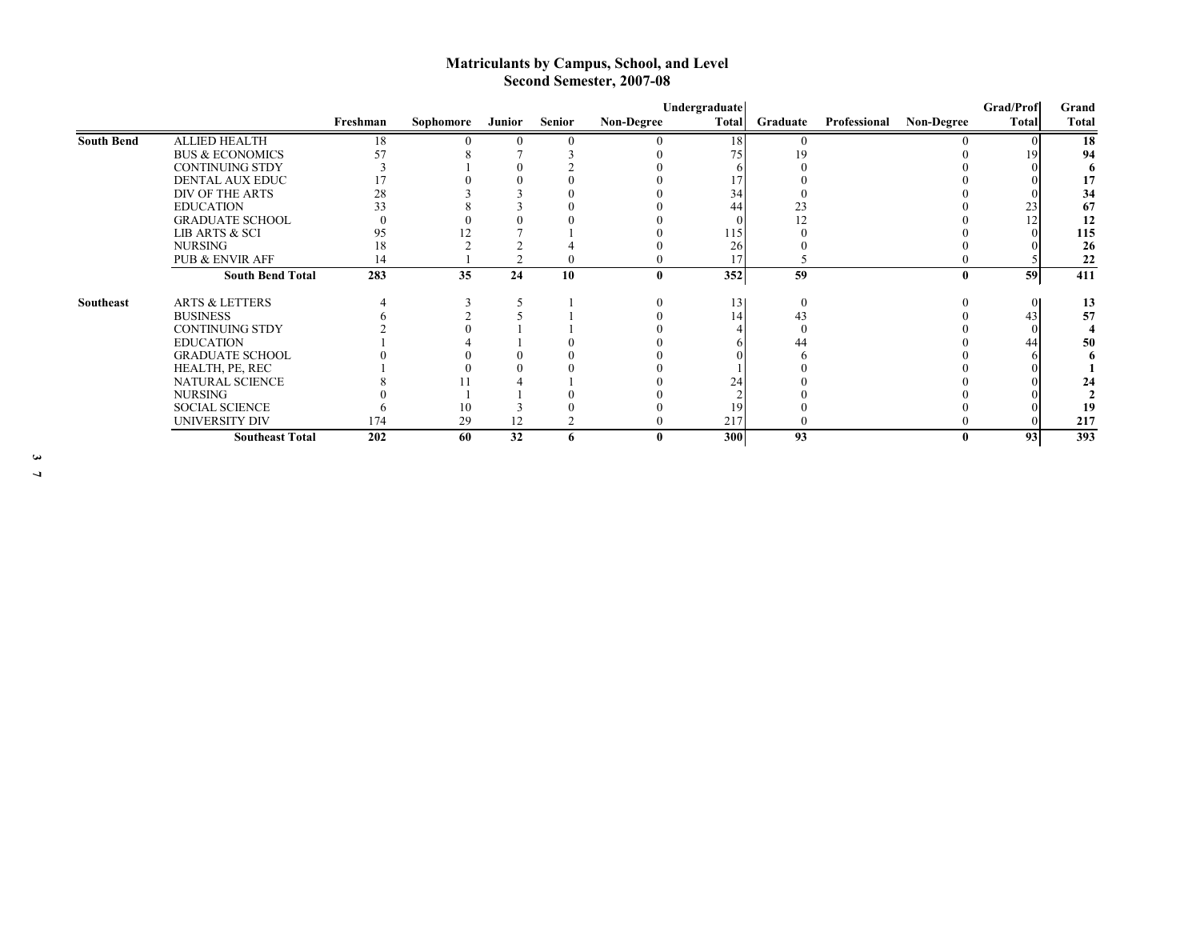# Matriculants by Campus, School, and Level
## Second Semester, 2007-08

| | | Freshman | Sophomore | Junior | Senior | Non-Degree | Undergraduate Total | Graduate | Professional | Non-Degree | Grad/Prof Total | Grand Total |
|---|---|---|---|---|---|---|---|---|---|---|---|---|
| **South Bend** | ALLIED HEALTH | 18 | 0 | 0 | 0 | 0 | 18 | 0 | | 0 | 0 | **18** |
| | BUS & ECONOMICS | 57 | 8 | 7 | 3 | 0 | 75 | 19 | | 0 | 19 | **94** |
| | CONTINUING STDY | 3 | 1 | 0 | 2 | 0 | 6 | 0 | | 0 | 0 | **6** |
| | DENTAL AUX EDUC | 17 | 0 | 0 | 0 | 0 | 17 | 0 | | 0 | 0 | **17** |
| | DIV OF THE ARTS | 28 | 3 | 3 | 0 | 0 | 34 | 0 | | 0 | 0 | **34** |
| | EDUCATION | 33 | 8 | 3 | 0 | 0 | 44 | 23 | | 0 | 23 | **67** |
| | GRADUATE SCHOOL | 0 | 0 | 0 | 0 | 0 | 0 | 12 | | 0 | 12 | **12** |
| | LIB ARTS & SCI | 95 | 12 | 7 | 1 | 0 | 115 | 0 | | 0 | 0 | **115** |
| | NURSING | 18 | 2 | 2 | 4 | 0 | 26 | 0 | | 0 | 0 | **26** |
| | PUB & ENVIR AFF | 14 | 1 | 2 | 0 | 0 | 17 | 5 | | 0 | 5 | **22** |
| | **South Bend Total** | **283** | **35** | **24** | **10** | **0** | **352** | **59** | | **0** | **59** | **411** |
| **Southeast** | ARTS & LETTERS | 4 | 3 | 5 | 1 | 0 | 13 | 0 | | 0 | 0 | **13** |
| | BUSINESS | 6 | 2 | 5 | 1 | 0 | 14 | 43 | | 0 | 43 | **57** |
| | CONTINUING STDY | 2 | 0 | 1 | 1 | 0 | 4 | 0 | | 0 | 0 | **4** |
| | EDUCATION | 1 | 4 | 1 | 0 | 0 | 6 | 44 | | 0 | 44 | **50** |
| | GRADUATE SCHOOL | 0 | 0 | 0 | 0 | 0 | 0 | 6 | | 0 | 6 | **6** |
| | HEALTH, PE, REC | 1 | 0 | 0 | 0 | 0 | 1 | 0 | | 0 | 0 | **1** |
| | NATURAL SCIENCE | 8 | 11 | 4 | 1 | 0 | 24 | 0 | | 0 | 0 | **24** |
| | NURSING | 0 | 1 | 1 | 0 | 0 | 2 | 0 | | 0 | 0 | **2** |
| | SOCIAL SCIENCE | 6 | 10 | 3 | 0 | 0 | 19 | 0 | | 0 | 0 | **19** |
| | UNIVERSITY DIV | 174 | 29 | 12 | 2 | 0 | 217 | 0 | | 0 | 0 | **217** |
| | **Southeast Total** | **202** | **60** | **32** | **6** | **0** | **300** | **93** | | **0** | **93** | **393** |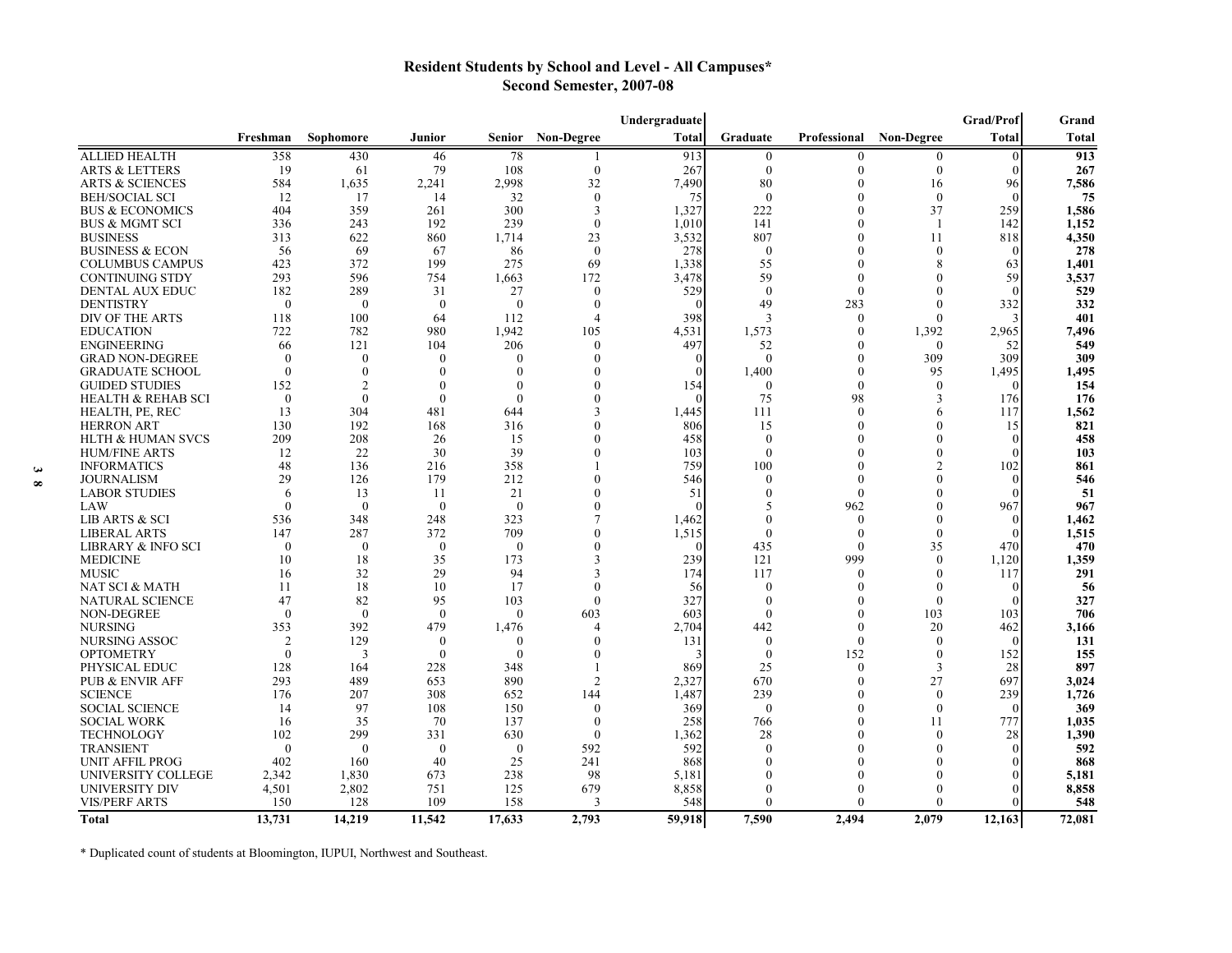## Resident Students by School and Level - All Campuses*
## Second Semester, 2007-08

| | Freshman | Sophomore | Junior | Senior | Non-Degree | Undergraduate Total | Graduate | Professional | Non-Degree | Grad/Prof Total | Grand Total |
|---|---|---|---|---|---|---|---|---|---|---|---|
| ALLIED HEALTH | 358 | 430 | 46 | 78 | 1 | 913 | 0 | 0 | 0 | 0 | **913** |
| ARTS & LETTERS | 19 | 61 | 79 | 108 | 0 | 267 | 0 | 0 | 0 | 0 | **267** |
| ARTS & SCIENCES | 584 | 1,635 | 2,241 | 2,998 | 32 | 7,490 | 80 | 0 | 16 | 96 | **7,586** |
| BEH/SOCIAL SCI | 12 | 17 | 14 | 32 | 0 | 75 | 0 | 0 | 0 | 0 | **75** |
| BUS & ECONOMICS | 404 | 359 | 261 | 300 | 3 | 1,327 | 222 | 0 | 37 | 259 | **1,586** |
| BUS & MGMT SCI | 336 | 243 | 192 | 239 | 0 | 1,010 | 141 | 0 | 1 | 142 | **1,152** |
| BUSINESS | 313 | 622 | 860 | 1,714 | 23 | 3,532 | 807 | 0 | 11 | 818 | **4,350** |
| BUSINESS & ECON | 56 | 69 | 67 | 86 | 0 | 278 | 0 | 0 | 0 | 0 | **278** |
| COLUMBUS CAMPUS | 423 | 372 | 199 | 275 | 69 | 1,338 | 55 | 0 | 8 | 63 | **1,401** |
| CONTINUING STDY | 293 | 596 | 754 | 1,663 | 172 | 3,478 | 59 | 0 | 0 | 59 | **3,537** |
| DENTAL AUX EDUC | 182 | 289 | 31 | 27 | 0 | 529 | 0 | 0 | 0 | 0 | **529** |
| DENTISTRY | 0 | 0 | 0 | 0 | 0 | 0 | 49 | 283 | 0 | 332 | **332** |
| DIV OF THE ARTS | 118 | 100 | 64 | 112 | 4 | 398 | 3 | 0 | 0 | 3 | **401** |
| EDUCATION | 722 | 782 | 980 | 1,942 | 105 | 4,531 | 1,573 | 0 | 1,392 | 2,965 | **7,496** |
| ENGINEERING | 66 | 121 | 104 | 206 | 0 | 497 | 52 | 0 | 0 | 52 | **549** |
| GRAD NON-DEGREE | 0 | 0 | 0 | 0 | 0 | 0 | 0 | 0 | 309 | 309 | **309** |
| GRADUATE SCHOOL | 0 | 0 | 0 | 0 | 0 | 0 | 1,400 | 0 | 95 | 1,495 | **1,495** |
| GUIDED STUDIES | 152 | 2 | 0 | 0 | 0 | 154 | 0 | 0 | 0 | 0 | **154** |
| HEALTH & REHAB SCI | 0 | 0 | 0 | 0 | 0 | 0 | 75 | 98 | 3 | 176 | **176** |
| HEALTH, PE, REC | 13 | 304 | 481 | 644 | 3 | 1,445 | 111 | 0 | 6 | 117 | **1,562** |
| HERRON ART | 130 | 192 | 168 | 316 | 0 | 806 | 15 | 0 | 0 | 15 | **821** |
| HLTH & HUMAN SVCS | 209 | 208 | 26 | 15 | 0 | 458 | 0 | 0 | 0 | 0 | **458** |
| HUM/FINE ARTS | 12 | 22 | 30 | 39 | 0 | 103 | 0 | 0 | 0 | 0 | **103** |
| INFORMATICS | 48 | 136 | 216 | 358 | 1 | 759 | 100 | 0 | 2 | 102 | **861** |
| JOURNALISM | 29 | 126 | 179 | 212 | 0 | 546 | 0 | 0 | 0 | 0 | **546** |
| LABOR STUDIES | 6 | 13 | 11 | 21 | 0 | 51 | 0 | 0 | 0 | 0 | **51** |
| LAW | 0 | 0 | 0 | 0 | 0 | 0 | 5 | 962 | 0 | 967 | **967** |
| LIB ARTS & SCI | 536 | 348 | 248 | 323 | 7 | 1,462 | 0 | 0 | 0 | 0 | **1,462** |
| LIBERAL ARTS | 147 | 287 | 372 | 709 | 0 | 1,515 | 0 | 0 | 0 | 0 | **1,515** |
| LIBRARY & INFO SCI | 0 | 0 | 0 | 0 | 0 | 0 | 435 | 0 | 35 | 470 | **470** |
| MEDICINE | 10 | 18 | 35 | 173 | 3 | 239 | 121 | 999 | 0 | 1,120 | **1,359** |
| MUSIC | 16 | 32 | 29 | 94 | 3 | 174 | 117 | 0 | 0 | 117 | **291** |
| NAT SCI & MATH | 11 | 18 | 10 | 17 | 0 | 56 | 0 | 0 | 0 | 0 | **56** |
| NATURAL SCIENCE | 47 | 82 | 95 | 103 | 0 | 327 | 0 | 0 | 0 | 0 | **327** |
| NON-DEGREE | 0 | 0 | 0 | 0 | 603 | 603 | 0 | 0 | 103 | 103 | **706** |
| NURSING | 353 | 392 | 479 | 1,476 | 4 | 2,704 | 442 | 0 | 20 | 462 | **3,166** |
| NURSING ASSOC | 2 | 129 | 0 | 0 | 0 | 131 | 0 | 0 | 0 | 0 | **131** |
| OPTOMETRY | 0 | 3 | 0 | 0 | 0 | 3 | 0 | 152 | 0 | 152 | **155** |
| PHYSICAL EDUC | 128 | 164 | 228 | 348 | 1 | 869 | 25 | 0 | 3 | 28 | **897** |
| PUB & ENVIR AFF | 293 | 489 | 653 | 890 | 2 | 2,327 | 670 | 0 | 27 | 697 | **3,024** |
| SCIENCE | 176 | 207 | 308 | 652 | 144 | 1,487 | 239 | 0 | 0 | 239 | **1,726** |
| SOCIAL SCIENCE | 14 | 97 | 108 | 150 | 0 | 369 | 0 | 0 | 0 | 0 | **369** |
| SOCIAL WORK | 16 | 35 | 70 | 137 | 0 | 258 | 766 | 0 | 11 | 777 | **1,035** |
| TECHNOLOGY | 102 | 299 | 331 | 630 | 0 | 1,362 | 28 | 0 | 0 | 28 | **1,390** |
| TRANSIENT | 0 | 0 | 0 | 0 | 592 | 592 | 0 | 0 | 0 | 0 | **592** |
| UNIT AFFIL PROG | 402 | 160 | 40 | 25 | 241 | 868 | 0 | 0 | 0 | 0 | **868** |
| UNIVERSITY COLLEGE | 2,342 | 1,830 | 673 | 238 | 98 | 5,181 | 0 | 0 | 0 | 0 | **5,181** |
| UNIVERSITY DIV | 4,501 | 2,802 | 751 | 125 | 679 | 8,858 | 0 | 0 | 0 | 0 | **8,858** |
| VIS/PERF ARTS | 150 | 128 | 109 | 158 | 3 | 548 | 0 | 0 | 0 | 0 | **548** |
| **Total** | **13,731** | **14,219** | **11,542** | **17,633** | **2,793** | **59,918** | **7,590** | **2,494** | **2,079** | **12,163** | **72,081** |

\* Duplicated count of students at Bloomington, IUPUI, Northwest and Southeast.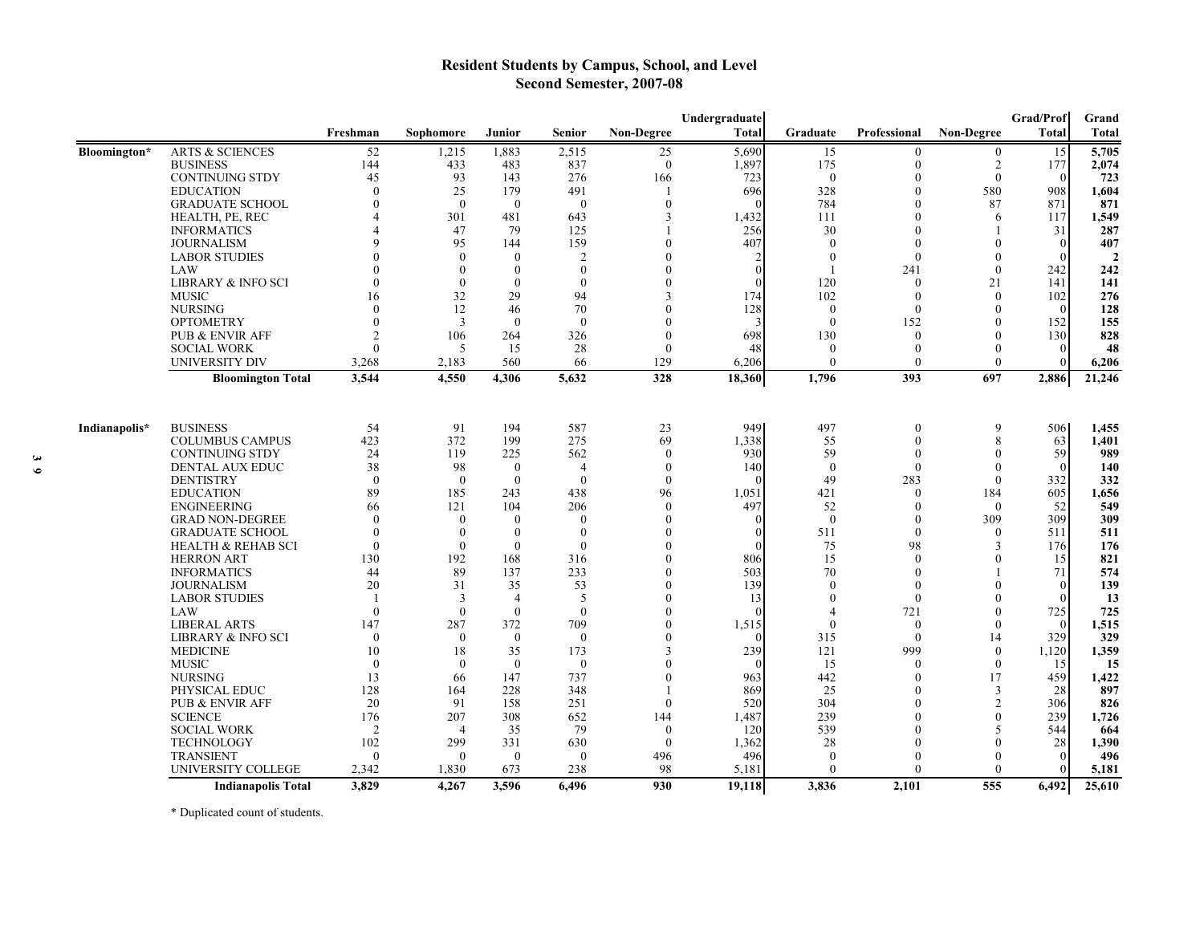## Resident Students by Campus, School, and Level
## Second Semester, 2007-08

| | | Freshman | Sophomore | Junior | Senior | Non-Degree | Undergraduate Total | Graduate | Professional | Non-Degree | Grad/Prof Total | Grand Total |
|---|---|---|---|---|---|---|---|---|---|---|---|---|
| Bloomington* | ARTS & SCIENCES | 52 | 1,215 | 1,883 | 2,515 | 25 | 5,690 | 15 | 0 | 0 | 15 | **5,705** |
| | BUSINESS | 144 | 433 | 483 | 837 | 0 | 1,897 | 175 | 0 | 2 | 177 | **2,074** |
| | CONTINUING STDY | 45 | 93 | 143 | 276 | 166 | 723 | 0 | 0 | 0 | 0 | **723** |
| | EDUCATION | 0 | 25 | 179 | 491 | 1 | 696 | 328 | 0 | 580 | 908 | **1,604** |
| | GRADUATE SCHOOL | 0 | 0 | 0 | 0 | 0 | 0 | 784 | 0 | 87 | 871 | **871** |
| | HEALTH, PE, REC | 4 | 301 | 481 | 643 | 3 | 1,432 | 111 | 0 | 6 | 117 | **1,549** |
| | INFORMATICS | 4 | 47 | 79 | 125 | 1 | 256 | 30 | 0 | 1 | 31 | **287** |
| | JOURNALISM | 9 | 95 | 144 | 159 | 0 | 407 | 0 | 0 | 0 | 0 | **407** |
| | LABOR STUDIES | 0 | 0 | 0 | 2 | 0 | 2 | 0 | 0 | 0 | 0 | **2** |
| | LAW | 0 | 0 | 0 | 0 | 0 | 0 | 1 | 241 | 0 | 242 | **242** |
| | LIBRARY & INFO SCI | 0 | 0 | 0 | 0 | 0 | 0 | 120 | 0 | 21 | 141 | **141** |
| | MUSIC | 16 | 32 | 29 | 94 | 3 | 174 | 102 | 0 | 0 | 102 | **276** |
| | NURSING | 0 | 12 | 46 | 70 | 0 | 128 | 0 | 0 | 0 | 0 | **128** |
| | OPTOMETRY | 0 | 3 | 0 | 0 | 0 | 3 | 0 | 152 | 0 | 152 | **155** |
| | PUB & ENVIR AFF | 2 | 106 | 264 | 326 | 0 | 698 | 130 | 0 | 0 | 130 | **828** |
| | SOCIAL WORK | 0 | 5 | 15 | 28 | 0 | 48 | 0 | 0 | 0 | 0 | **48** |
| | UNIVERSITY DIV | 3,268 | 2,183 | 560 | 66 | 129 | 6,206 | 0 | 0 | 0 | 0 | **6,206** |
| | **Bloomington Total** | **3,544** | **4,550** | **4,306** | **5,632** | **328** | **18,360** | **1,796** | **393** | **697** | **2,886** | **21,246** |
| Indianapolis* | BUSINESS | 54 | 91 | 194 | 587 | 23 | 949 | 497 | 0 | 9 | 506 | **1,455** |
| | COLUMBUS CAMPUS | 423 | 372 | 199 | 275 | 69 | 1,338 | 55 | 0 | 8 | 63 | **1,401** |
| | CONTINUING STDY | 24 | 119 | 225 | 562 | 0 | 930 | 59 | 0 | 0 | 59 | **989** |
| | DENTAL AUX EDUC | 38 | 98 | 0 | 4 | 0 | 140 | 0 | 0 | 0 | 0 | **140** |
| | DENTISTRY | 0 | 0 | 0 | 0 | 0 | 0 | 49 | 283 | 0 | 332 | **332** |
| | EDUCATION | 89 | 185 | 243 | 438 | 96 | 1,051 | 421 | 0 | 184 | 605 | **1,656** |
| | ENGINEERING | 66 | 121 | 104 | 206 | 0 | 497 | 52 | 0 | 0 | 52 | **549** |
| | GRAD NON-DEGREE | 0 | 0 | 0 | 0 | 0 | 0 | 0 | 0 | 309 | 309 | **309** |
| | GRADUATE SCHOOL | 0 | 0 | 0 | 0 | 0 | 0 | 511 | 0 | 0 | 511 | **511** |
| | HEALTH & REHAB SCI | 0 | 0 | 0 | 0 | 0 | 0 | 75 | 98 | 3 | 176 | **176** |
| | HERRON ART | 130 | 192 | 168 | 316 | 0 | 806 | 15 | 0 | 0 | 15 | **821** |
| | INFORMATICS | 44 | 89 | 137 | 233 | 0 | 503 | 70 | 0 | 1 | 71 | **574** |
| | JOURNALISM | 20 | 31 | 35 | 53 | 0 | 139 | 0 | 0 | 0 | 0 | **139** |
| | LABOR STUDIES | 1 | 3 | 4 | 5 | 0 | 13 | 0 | 0 | 0 | 0 | **13** |
| | LAW | 0 | 0 | 0 | 0 | 0 | 0 | 4 | 721 | 0 | 725 | **725** |
| | LIBERAL ARTS | 147 | 287 | 372 | 709 | 0 | 1,515 | 0 | 0 | 0 | 0 | **1,515** |
| | LIBRARY & INFO SCI | 0 | 0 | 0 | 0 | 0 | 0 | 315 | 0 | 14 | 329 | **329** |
| | MEDICINE | 10 | 18 | 35 | 173 | 3 | 239 | 121 | 999 | 0 | 1,120 | **1,359** |
| | MUSIC | 0 | 0 | 0 | 0 | 0 | 0 | 15 | 0 | 0 | 15 | **15** |
| | NURSING | 13 | 66 | 147 | 737 | 0 | 963 | 442 | 0 | 17 | 459 | **1,422** |
| | PHYSICAL EDUC | 128 | 164 | 228 | 348 | 1 | 869 | 25 | 0 | 3 | 28 | **897** |
| | PUB & ENVIR AFF | 20 | 91 | 158 | 251 | 0 | 520 | 304 | 0 | 2 | 306 | **826** |
| | SCIENCE | 176 | 207 | 308 | 652 | 144 | 1,487 | 239 | 0 | 0 | 239 | **1,726** |
| | SOCIAL WORK | 2 | 4 | 35 | 79 | 0 | 120 | 539 | 0 | 5 | 544 | **664** |
| | TECHNOLOGY | 102 | 299 | 331 | 630 | 0 | 1,362 | 28 | 0 | 0 | 28 | **1,390** |
| | TRANSIENT | 0 | 0 | 0 | 0 | 496 | 496 | 0 | 0 | 0 | 0 | **496** |
| | UNIVERSITY COLLEGE | 2,342 | 1,830 | 673 | 238 | 98 | 5,181 | 0 | 0 | 0 | 0 | **5,181** |
| | **Indianapolis Total** | **3,829** | **4,267** | **3,596** | **6,496** | **930** | **19,118** | **3,836** | **2,101** | **555** | **6,492** | **25,610** |

\* Duplicated count of students.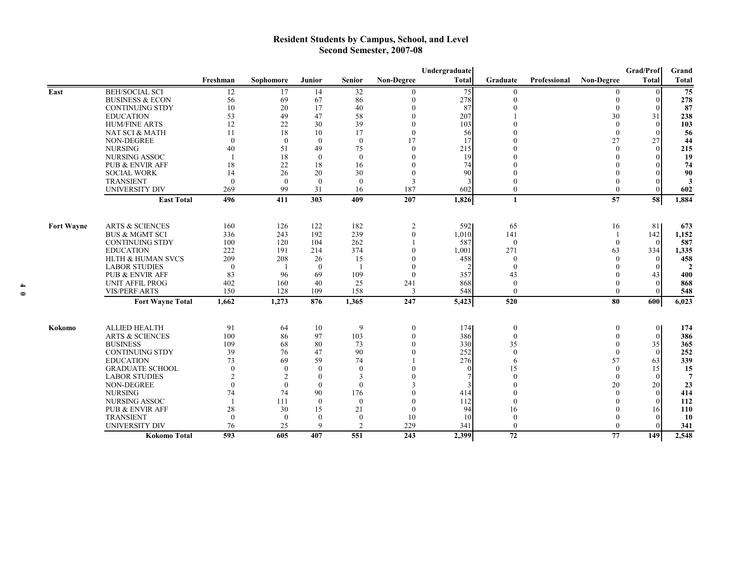# Resident Students by Campus, School, and Level
## Second Semester, 2007-08

| | | Freshman | Sophomore | Junior | Senior | Non-Degree | Undergraduate Total | Graduate | Professional | Non-Degree | Grad/Prof Total | Grand Total |
|---|---|---|---|---|---|---|---|---|---|---|---|---|
| East | BEH/SOCIAL SCI | 12 | 17 | 14 | 32 | 0 | 75 | 0 | | 0 | 0 | **75** |
| | BUSINESS & ECON | 56 | 69 | 67 | 86 | 0 | 278 | 0 | | 0 | 0 | **278** |
| | CONTINUING STDY | 10 | 20 | 17 | 40 | 0 | 87 | 0 | | 0 | 0 | **87** |
| | EDUCATION | 53 | 49 | 47 | 58 | 0 | 207 | 1 | | 30 | 31 | **238** |
| | HUM/FINE ARTS | 12 | 22 | 30 | 39 | 0 | 103 | 0 | | 0 | 0 | **103** |
| | NAT SCI & MATH | 11 | 18 | 10 | 17 | 0 | 56 | 0 | | 0 | 0 | **56** |
| | NON-DEGREE | 0 | 0 | 0 | 0 | 17 | 17 | 0 | | 27 | 27 | **44** |
| | NURSING | 40 | 51 | 49 | 75 | 0 | 215 | 0 | | 0 | 0 | **215** |
| | NURSING ASSOC | 1 | 18 | 0 | 0 | 0 | 19 | 0 | | 0 | 0 | **19** |
| | PUB & ENVIR AFF | 18 | 22 | 18 | 16 | 0 | 74 | 0 | | 0 | 0 | **74** |
| | SOCIAL WORK | 14 | 26 | 20 | 30 | 0 | 90 | 0 | | 0 | 0 | **90** |
| | TRANSIENT | 0 | 0 | 0 | 0 | 3 | 3 | 0 | | 0 | 0 | **3** |
| | UNIVERSITY DIV | 269 | 99 | 31 | 16 | 187 | 602 | 0 | | 0 | 0 | **602** |
| | **East Total** | **496** | **411** | **303** | **409** | **207** | **1,826** | **1** | | **57** | **58** | **1,884** |
| Fort Wayne | ARTS & SCIENCES | 160 | 126 | 122 | 182 | 2 | 592 | 65 | | 16 | 81 | **673** |
| | BUS & MGMT SCI | 336 | 243 | 192 | 239 | 0 | 1,010 | 141 | | 1 | 142 | **1,152** |
| | CONTINUING STDY | 100 | 120 | 104 | 262 | 1 | 587 | 0 | | 0 | 0 | **587** |
| | EDUCATION | 222 | 191 | 214 | 374 | 0 | 1,001 | 271 | | 63 | 334 | **1,335** |
| | HLTH & HUMAN SVCS | 209 | 208 | 26 | 15 | 0 | 458 | 0 | | 0 | 0 | **458** |
| | LABOR STUDIES | 0 | 1 | 0 | 1 | 0 | 2 | 0 | | 0 | 0 | **2** |
| | PUB & ENVIR AFF | 83 | 96 | 69 | 109 | 0 | 357 | 43 | | 0 | 43 | **400** |
| | UNIT AFFIL PROG | 402 | 160 | 40 | 25 | 241 | 868 | 0 | | 0 | 0 | **868** |
| | VIS/PERF ARTS | 150 | 128 | 109 | 158 | 3 | 548 | 0 | | 0 | 0 | **548** |
| | **Fort Wayne Total** | **1,662** | **1,273** | **876** | **1,365** | **247** | **5,423** | **520** | | **80** | **600** | **6,023** |
| Kokomo | ALLIED HEALTH | 91 | 64 | 10 | 9 | 0 | 174 | 0 | | 0 | 0 | **174** |
| | ARTS & SCIENCES | 100 | 86 | 97 | 103 | 0 | 386 | 0 | | 0 | 0 | **386** |
| | BUSINESS | 109 | 68 | 80 | 73 | 0 | 330 | 35 | | 0 | 35 | **365** |
| | CONTINUING STDY | 39 | 76 | 47 | 90 | 0 | 252 | 0 | | 0 | 0 | **252** |
| | EDUCATION | 73 | 69 | 59 | 74 | 1 | 276 | 6 | | 57 | 63 | **339** |
| | GRADUATE SCHOOL | 0 | 0 | 0 | 0 | 0 | 0 | 15 | | 0 | 15 | **15** |
| | LABOR STUDIES | 2 | 2 | 0 | 3 | 0 | 7 | 0 | | 0 | 0 | **7** |
| | NON-DEGREE | 0 | 0 | 0 | 0 | 3 | 3 | 0 | | 20 | 20 | **23** |
| | NURSING | 74 | 74 | 90 | 176 | 0 | 414 | 0 | | 0 | 0 | **414** |
| | NURSING ASSOC | 1 | 111 | 0 | 0 | 0 | 112 | 0 | | 0 | 0 | **112** |
| | PUB & ENVIR AFF | 28 | 30 | 15 | 21 | 0 | 94 | 16 | | 0 | 16 | **110** |
| | TRANSIENT | 0 | 0 | 0 | 0 | 10 | 10 | 0 | | 0 | 0 | **10** |
| | UNIVERSITY DIV | 76 | 25 | 9 | 2 | 229 | 341 | 0 | | 0 | 0 | **341** |
| | **Kokomo Total** | **593** | **605** | **407** | **551** | **243** | **2,399** | **72** | | **77** | **149** | **2,548** |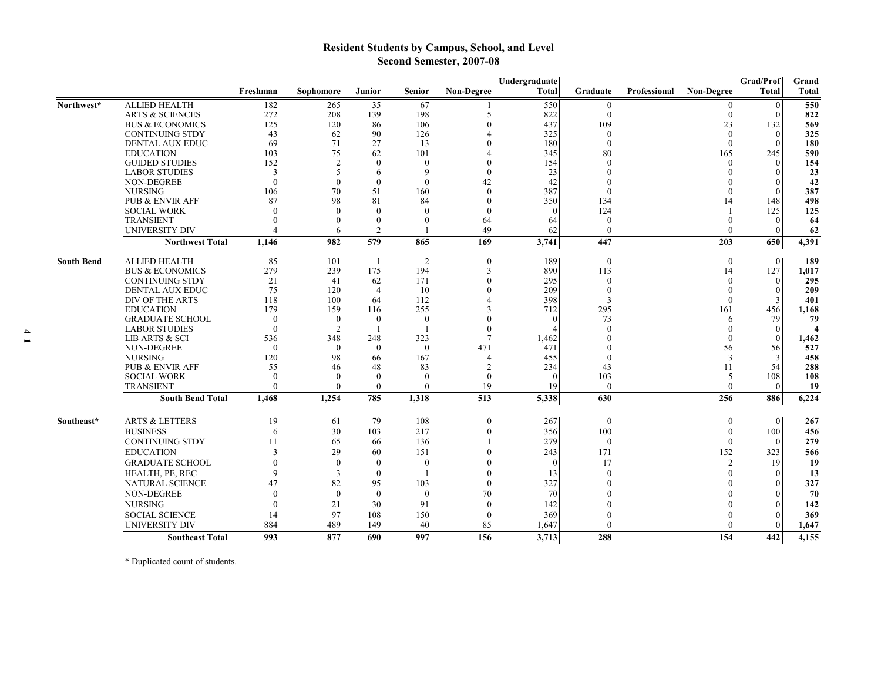## Resident Students by Campus, School, and Level
## Second Semester, 2007-08

| | | Freshman | Sophomore | Junior | Senior | Non-Degree | Undergraduate Total | Graduate | Professional | Non-Degree | Grad/Prof Total | Grand Total |
|---|---|---|---|---|---|---|---|---|---|---|---|---|
| Northwest* | ALLIED HEALTH | 182 | 265 | 35 | 67 | 1 | 550 | 0 | | 0 | 0 | **550** |
| | ARTS & SCIENCES | 272 | 208 | 139 | 198 | 5 | 822 | 0 | | 0 | 0 | **822** |
| | BUS & ECONOMICS | 125 | 120 | 86 | 106 | 0 | 437 | 109 | | 23 | 132 | **569** |
| | CONTINUING STDY | 43 | 62 | 90 | 126 | 4 | 325 | 0 | | 0 | 0 | **325** |
| | DENTAL AUX EDUC | 69 | 71 | 27 | 13 | 0 | 180 | 0 | | 0 | 0 | **180** |
| | EDUCATION | 103 | 75 | 62 | 101 | 4 | 345 | 80 | | 165 | 245 | **590** |
| | GUIDED STUDIES | 152 | 2 | 0 | 0 | 0 | 154 | 0 | | 0 | 0 | **154** |
| | LABOR STUDIES | 3 | 5 | 6 | 9 | 0 | 23 | 0 | | 0 | 0 | **23** |
| | NON-DEGREE | 0 | 0 | 0 | 0 | 42 | 42 | 0 | | 0 | 0 | **42** |
| | NURSING | 106 | 70 | 51 | 160 | 0 | 387 | 0 | | 0 | 0 | **387** |
| | PUB & ENVIR AFF | 87 | 98 | 81 | 84 | 0 | 350 | 134 | | 14 | 148 | **498** |
| | SOCIAL WORK | 0 | 0 | 0 | 0 | 0 | 0 | 124 | | 1 | 125 | **125** |
| | TRANSIENT | 0 | 0 | 0 | 0 | 64 | 64 | 0 | | 0 | 0 | **64** |
| | UNIVERSITY DIV | 4 | 6 | 2 | 1 | 49 | 62 | 0 | | 0 | 0 | **62** |
| | **Northwest Total** | **1,146** | **982** | **579** | **865** | **169** | **3,741** | **447** | | **203** | **650** | **4,391** |
| South Bend | ALLIED HEALTH | 85 | 101 | 1 | 2 | 0 | 189 | 0 | | 0 | 0 | **189** |
| | BUS & ECONOMICS | 279 | 239 | 175 | 194 | 3 | 890 | 113 | | 14 | 127 | **1,017** |
| | CONTINUING STDY | 21 | 41 | 62 | 171 | 0 | 295 | 0 | | 0 | 0 | **295** |
| | DENTAL AUX EDUC | 75 | 120 | 4 | 10 | 0 | 209 | 0 | | 0 | 0 | **209** |
| | DIV OF THE ARTS | 118 | 100 | 64 | 112 | 4 | 398 | 3 | | 0 | 3 | **401** |
| | EDUCATION | 179 | 159 | 116 | 255 | 3 | 712 | 295 | | 161 | 456 | **1,168** |
| | GRADUATE SCHOOL | 0 | 0 | 0 | 0 | 0 | 0 | 73 | | 6 | 79 | **79** |
| | LABOR STUDIES | 0 | 2 | 1 | 1 | 0 | 4 | 0 | | 0 | 0 | **4** |
| | LIB ARTS & SCI | 536 | 348 | 248 | 323 | 7 | 1,462 | 0 | | 0 | 0 | **1,462** |
| | NON-DEGREE | 0 | 0 | 0 | 0 | 471 | 471 | 0 | | 56 | 56 | **527** |
| | NURSING | 120 | 98 | 66 | 167 | 4 | 455 | 0 | | 3 | 3 | **458** |
| | PUB & ENVIR AFF | 55 | 46 | 48 | 83 | 2 | 234 | 43 | | 11 | 54 | **288** |
| | SOCIAL WORK | 0 | 0 | 0 | 0 | 0 | 0 | 103 | | 5 | 108 | **108** |
| | TRANSIENT | 0 | 0 | 0 | 0 | 19 | 19 | 0 | | 0 | 0 | **19** |
| | **South Bend Total** | **1,468** | **1,254** | **785** | **1,318** | **513** | **5,338** | **630** | | **256** | **886** | **6,224** |
| Southeast* | ARTS & LETTERS | 19 | 61 | 79 | 108 | 0 | 267 | 0 | | 0 | 0 | **267** |
| | BUSINESS | 6 | 30 | 103 | 217 | 0 | 356 | 100 | | 0 | 100 | **456** |
| | CONTINUING STDY | 11 | 65 | 66 | 136 | 1 | 279 | 0 | | 0 | 0 | **279** |
| | EDUCATION | 3 | 29 | 60 | 151 | 0 | 243 | 171 | | 152 | 323 | **566** |
| | GRADUATE SCHOOL | 0 | 0 | 0 | 0 | 0 | 0 | 17 | | 2 | 19 | **19** |
| | HEALTH, PE, REC | 9 | 3 | 0 | 1 | 0 | 13 | 0 | | 0 | 0 | **13** |
| | NATURAL SCIENCE | 47 | 82 | 95 | 103 | 0 | 327 | 0 | | 0 | 0 | **327** |
| | NON-DEGREE | 0 | 0 | 0 | 0 | 70 | 70 | 0 | | 0 | 0 | **70** |
| | NURSING | 0 | 21 | 30 | 91 | 0 | 142 | 0 | | 0 | 0 | **142** |
| | SOCIAL SCIENCE | 14 | 97 | 108 | 150 | 0 | 369 | 0 | | 0 | 0 | **369** |
| | UNIVERSITY DIV | 884 | 489 | 149 | 40 | 85 | 1,647 | 0 | | 0 | 0 | **1,647** |
| | **Southeast Total** | **993** | **877** | **690** | **997** | **156** | **3,713** | **288** | | **154** | **442** | **4,155** |

\* Duplicated count of students.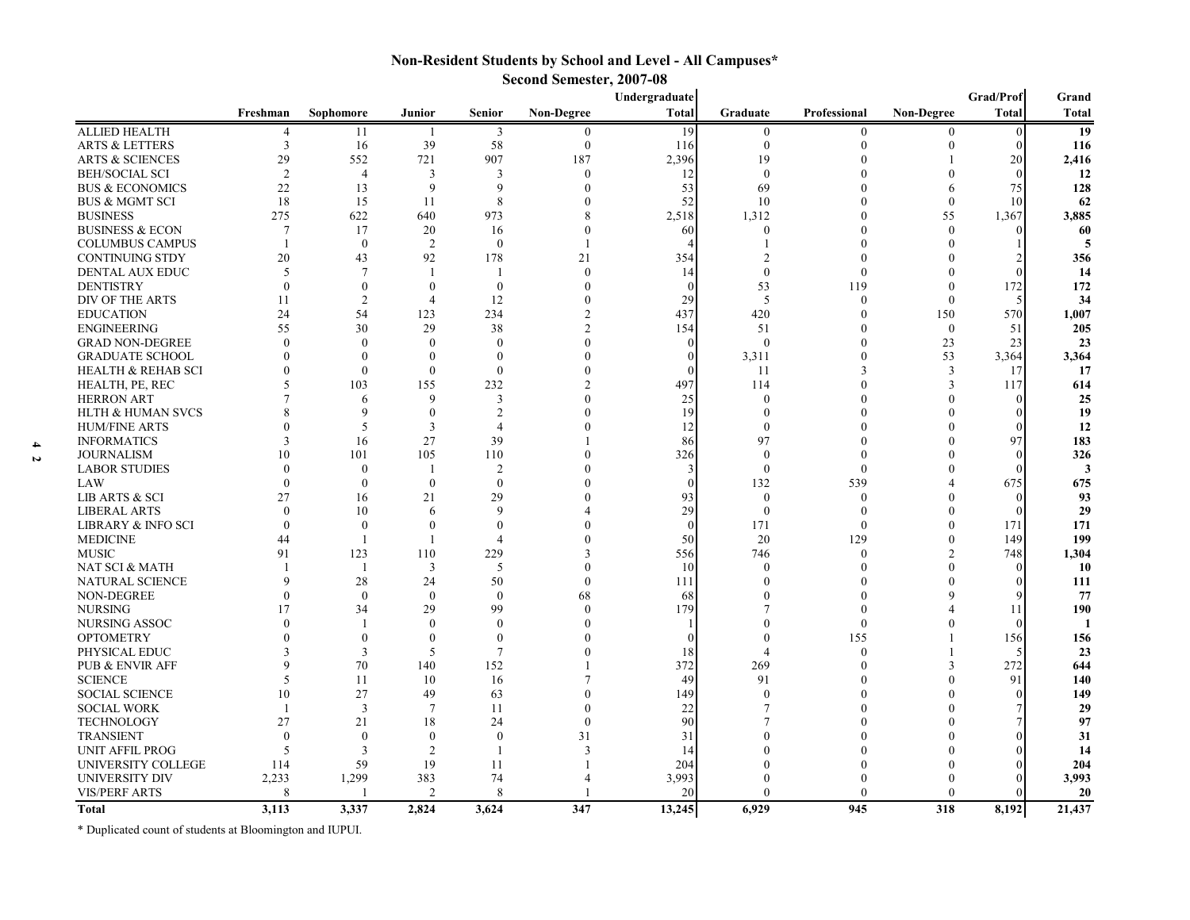# Non-Resident Students by School and Level - All Campuses*

## Second Semester, 2007-08

| | Freshman | Sophomore | Junior | Senior | Non-Degree | Undergraduate Total | Graduate | Professional | Non-Degree | Grad/Prof Total | Grand Total |
|---|---|---|---|---|---|---|---|---|---|---|---|
| ALLIED HEALTH | 4 | 11 | 1 | 3 | 0 | 19 | 0 | 0 | 0 | 0 | **19** |
| ARTS & LETTERS | 3 | 16 | 39 | 58 | 0 | 116 | 0 | 0 | 0 | 0 | **116** |
| ARTS & SCIENCES | 29 | 552 | 721 | 907 | 187 | 2,396 | 19 | 0 | 1 | 20 | **2,416** |
| BEH/SOCIAL SCI | 2 | 4 | 3 | 3 | 0 | 12 | 0 | 0 | 0 | 0 | **12** |
| BUS & ECONOMICS | 22 | 13 | 9 | 9 | 0 | 53 | 69 | 0 | 6 | 75 | **128** |
| BUS & MGMT SCI | 18 | 15 | 11 | 8 | 0 | 52 | 10 | 0 | 0 | 10 | **62** |
| BUSINESS | 275 | 622 | 640 | 973 | 8 | 2,518 | 1,312 | 0 | 55 | 1,367 | **3,885** |
| BUSINESS & ECON | 7 | 17 | 20 | 16 | 0 | 60 | 0 | 0 | 0 | 0 | **60** |
| COLUMBUS CAMPUS | 1 | 0 | 2 | 0 | 1 | 4 | 1 | 0 | 0 | 1 | **5** |
| CONTINUING STDY | 20 | 43 | 92 | 178 | 21 | 354 | 2 | 0 | 0 | 2 | **356** |
| DENTAL AUX EDUC | 5 | 7 | 1 | 1 | 0 | 14 | 0 | 0 | 0 | 0 | **14** |
| DENTISTRY | 0 | 0 | 0 | 0 | 0 | 0 | 53 | 119 | 0 | 172 | **172** |
| DIV OF THE ARTS | 11 | 2 | 4 | 12 | 0 | 29 | 5 | 0 | 0 | 5 | **34** |
| EDUCATION | 24 | 54 | 123 | 234 | 2 | 437 | 420 | 0 | 150 | 570 | **1,007** |
| ENGINEERING | 55 | 30 | 29 | 38 | 2 | 154 | 51 | 0 | 0 | 51 | **205** |
| GRAD NON-DEGREE | 0 | 0 | 0 | 0 | 0 | 0 | 0 | 0 | 23 | 23 | **23** |
| GRADUATE SCHOOL | 0 | 0 | 0 | 0 | 0 | 0 | 3,311 | 0 | 53 | 3,364 | **3,364** |
| HEALTH & REHAB SCI | 0 | 0 | 0 | 0 | 0 | 0 | 11 | 3 | 3 | 17 | **17** |
| HEALTH, PE, REC | 5 | 103 | 155 | 232 | 2 | 497 | 114 | 0 | 3 | 117 | **614** |
| HERRON ART | 7 | 6 | 9 | 3 | 0 | 25 | 0 | 0 | 0 | 0 | **25** |
| HLTH & HUMAN SVCS | 8 | 9 | 0 | 2 | 0 | 19 | 0 | 0 | 0 | 0 | **19** |
| HUM/FINE ARTS | 0 | 5 | 3 | 4 | 0 | 12 | 0 | 0 | 0 | 0 | **12** |
| INFORMATICS | 3 | 16 | 27 | 39 | 1 | 86 | 97 | 0 | 0 | 97 | **183** |
| JOURNALISM | 10 | 101 | 105 | 110 | 0 | 326 | 0 | 0 | 0 | 0 | **326** |
| LABOR STUDIES | 0 | 0 | 1 | 2 | 0 | 3 | 0 | 0 | 0 | 0 | **3** |
| LAW | 0 | 0 | 0 | 0 | 0 | 0 | 132 | 539 | 4 | 675 | **675** |
| LIB ARTS & SCI | 27 | 16 | 21 | 29 | 0 | 93 | 0 | 0 | 0 | 0 | **93** |
| LIBERAL ARTS | 0 | 10 | 6 | 9 | 4 | 29 | 0 | 0 | 0 | 0 | **29** |
| LIBRARY & INFO SCI | 0 | 0 | 0 | 0 | 0 | 0 | 171 | 0 | 0 | 171 | **171** |
| MEDICINE | 44 | 1 | 1 | 4 | 0 | 50 | 20 | 129 | 0 | 149 | **199** |
| MUSIC | 91 | 123 | 110 | 229 | 3 | 556 | 746 | 0 | 2 | 748 | **1,304** |
| NAT SCI & MATH | 1 | 1 | 3 | 5 | 0 | 10 | 0 | 0 | 0 | 0 | **10** |
| NATURAL SCIENCE | 9 | 28 | 24 | 50 | 0 | 111 | 0 | 0 | 0 | 0 | **111** |
| NON-DEGREE | 0 | 0 | 0 | 0 | 68 | 68 | 0 | 0 | 9 | 9 | **77** |
| NURSING | 17 | 34 | 29 | 99 | 0 | 179 | 7 | 0 | 4 | 11 | **190** |
| NURSING ASSOC | 0 | 1 | 0 | 0 | 0 | 1 | 0 | 0 | 0 | 0 | **1** |
| OPTOMETRY | 0 | 0 | 0 | 0 | 0 | 0 | 0 | 155 | 1 | 156 | **156** |
| PHYSICAL EDUC | 3 | 3 | 5 | 7 | 0 | 18 | 4 | 0 | 1 | 5 | **23** |
| PUB & ENVIR AFF | 9 | 70 | 140 | 152 | 1 | 372 | 269 | 0 | 3 | 272 | **644** |
| SCIENCE | 5 | 11 | 10 | 16 | 7 | 49 | 91 | 0 | 0 | 91 | **140** |
| SOCIAL SCIENCE | 10 | 27 | 49 | 63 | 0 | 149 | 0 | 0 | 0 | 0 | **149** |
| SOCIAL WORK | 1 | 3 | 7 | 11 | 0 | 22 | 7 | 0 | 0 | 7 | **29** |
| TECHNOLOGY | 27 | 21 | 18 | 24 | 0 | 90 | 7 | 0 | 0 | 7 | **97** |
| TRANSIENT | 0 | 0 | 0 | 0 | 31 | 31 | 0 | 0 | 0 | 0 | **31** |
| UNIT AFFIL PROG | 5 | 3 | 2 | 1 | 3 | 14 | 0 | 0 | 0 | 0 | **14** |
| UNIVERSITY COLLEGE | 114 | 59 | 19 | 11 | 1 | 204 | 0 | 0 | 0 | 0 | **204** |
| UNIVERSITY DIV | 2,233 | 1,299 | 383 | 74 | 4 | 3,993 | 0 | 0 | 0 | 0 | **3,993** |
| VIS/PERF ARTS | 8 | 1 | 2 | 8 | 1 | 20 | 0 | 0 | 0 | 0 | **20** |
| **Total** | **3,113** | **3,337** | **2,824** | **3,624** | **347** | **13,245** | **6,929** | **945** | **318** | **8,192** | **21,437** |

\* Duplicated count of students at Bloomington and IUPUI.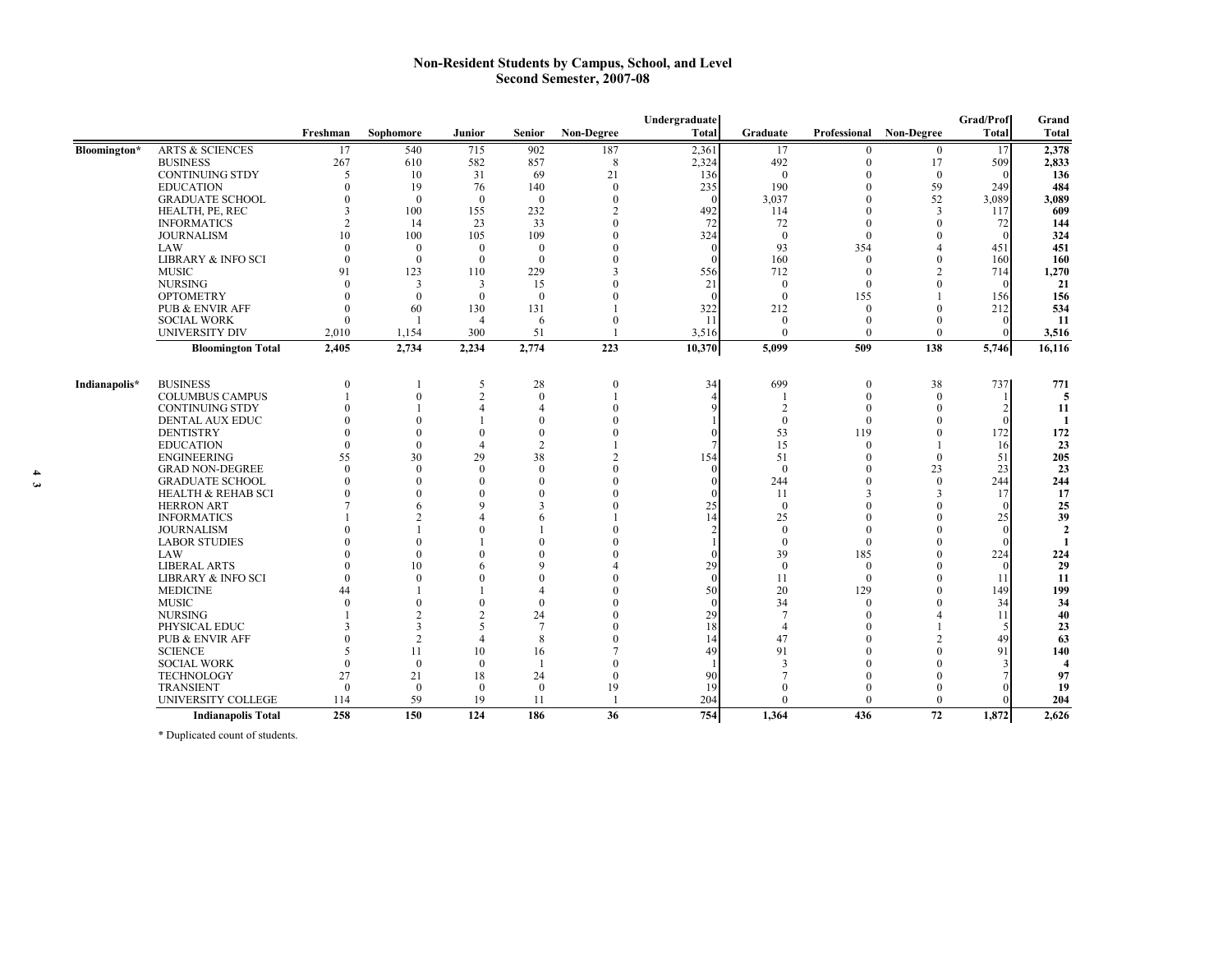# Non-Resident Students by Campus, School, and Level
## Second Semester, 2007-08

| | | Freshman | Sophomore | Junior | Senior | Non-Degree | Undergraduate Total | Graduate | Professional | Non-Degree | Grad/Prof Total | Grand Total |
|---|---|---|---|---|---|---|---|---|---|---|---|---|
| Bloomington* | ARTS & SCIENCES | 17 | 540 | 715 | 902 | 187 | 2,361 | 17 | 0 | 0 | 17 | **2,378** |
| | BUSINESS | 267 | 610 | 582 | 857 | 8 | 2,324 | 492 | 0 | 17 | 509 | **2,833** |
| | CONTINUING STDY | 5 | 10 | 31 | 69 | 21 | 136 | 0 | 0 | 0 | 0 | **136** |
| | EDUCATION | 0 | 19 | 76 | 140 | 0 | 235 | 190 | 0 | 59 | 249 | **484** |
| | GRADUATE SCHOOL | 0 | 0 | 0 | 0 | 0 | 0 | 3,037 | 0 | 52 | 3,089 | **3,089** |
| | HEALTH, PE, REC | 3 | 100 | 155 | 232 | 2 | 492 | 114 | 0 | 3 | 117 | **609** |
| | INFORMATICS | 2 | 14 | 23 | 33 | 0 | 72 | 72 | 0 | 0 | 72 | **144** |
| | JOURNALISM | 10 | 100 | 105 | 109 | 0 | 324 | 0 | 0 | 0 | 0 | **324** |
| | LAW | 0 | 0 | 0 | 0 | 0 | 0 | 93 | 354 | 4 | 451 | **451** |
| | LIBRARY & INFO SCI | 0 | 0 | 0 | 0 | 0 | 0 | 160 | 0 | 0 | 160 | **160** |
| | MUSIC | 91 | 123 | 110 | 229 | 3 | 556 | 712 | 0 | 2 | 714 | **1,270** |
| | NURSING | 0 | 3 | 3 | 15 | 0 | 21 | 0 | 0 | 0 | 0 | **21** |
| | OPTOMETRY | 0 | 0 | 0 | 0 | 0 | 0 | 0 | 155 | 1 | 156 | **156** |
| | PUB & ENVIR AFF | 0 | 60 | 130 | 131 | 1 | 322 | 212 | 0 | 0 | 212 | **534** |
| | SOCIAL WORK | 0 | 1 | 4 | 6 | 0 | 11 | 0 | 0 | 0 | 0 | **11** |
| | UNIVERSITY DIV | 2,010 | 1,154 | 300 | 51 | 1 | 3,516 | 0 | 0 | 0 | 0 | **3,516** |
| | **Bloomington Total** | **2,405** | **2,734** | **2,234** | **2,774** | **223** | **10,370** | **5,099** | **509** | **138** | **5,746** | **16,116** |
| Indianapolis* | BUSINESS | 0 | 1 | 5 | 28 | 0 | 34 | 699 | 0 | 38 | 737 | **771** |
| | COLUMBUS CAMPUS | 1 | 0 | 2 | 0 | 1 | 4 | 1 | 0 | 0 | 1 | **5** |
| | CONTINUING STDY | 0 | 1 | 4 | 4 | 0 | 9 | 2 | 0 | 0 | 2 | **11** |
| | DENTAL AUX EDUC | 0 | 0 | 1 | 0 | 0 | 1 | 0 | 0 | 0 | 0 | **1** |
| | DENTISTRY | 0 | 0 | 0 | 0 | 0 | 0 | 53 | 119 | 0 | 172 | **172** |
| | EDUCATION | 0 | 0 | 4 | 2 | 1 | 7 | 15 | 0 | 1 | 16 | **23** |
| | ENGINEERING | 55 | 30 | 29 | 38 | 2 | 154 | 51 | 0 | 0 | 51 | **205** |
| | GRAD NON-DEGREE | 0 | 0 | 0 | 0 | 0 | 0 | 0 | 0 | 23 | 23 | **23** |
| | GRADUATE SCHOOL | 0 | 0 | 0 | 0 | 0 | 0 | 244 | 0 | 0 | 244 | **244** |
| | HEALTH & REHAB SCI | 0 | 0 | 0 | 0 | 0 | 0 | 11 | 3 | 3 | 17 | **17** |
| | HERRON ART | 7 | 6 | 9 | 3 | 0 | 25 | 0 | 0 | 0 | 0 | **25** |
| | INFORMATICS | 1 | 2 | 4 | 6 | 1 | 14 | 25 | 0 | 0 | 25 | **39** |
| | JOURNALISM | 0 | 1 | 0 | 1 | 0 | 2 | 0 | 0 | 0 | 0 | **2** |
| | LABOR STUDIES | 0 | 0 | 1 | 0 | 0 | 1 | 0 | 0 | 0 | 0 | **1** |
| | LAW | 0 | 0 | 0 | 0 | 0 | 0 | 39 | 185 | 0 | 224 | **224** |
| | LIBERAL ARTS | 0 | 10 | 6 | 9 | 4 | 29 | 0 | 0 | 0 | 0 | **29** |
| | LIBRARY & INFO SCI | 0 | 0 | 0 | 0 | 0 | 0 | 11 | 0 | 0 | 11 | **11** |
| | MEDICINE | 44 | 1 | 1 | 4 | 0 | 50 | 20 | 129 | 0 | 149 | **199** |
| | MUSIC | 0 | 0 | 0 | 0 | 0 | 0 | 34 | 0 | 0 | 34 | **34** |
| | NURSING | 1 | 2 | 2 | 24 | 0 | 29 | 7 | 0 | 4 | 11 | **40** |
| | PHYSICAL EDUC | 3 | 3 | 5 | 7 | 0 | 18 | 4 | 0 | 1 | 5 | **23** |
| | PUB & ENVIR AFF | 0 | 2 | 4 | 8 | 0 | 14 | 47 | 0 | 2 | 49 | **63** |
| | SCIENCE | 5 | 11 | 10 | 16 | 7 | 49 | 91 | 0 | 0 | 91 | **140** |
| | SOCIAL WORK | 0 | 0 | 0 | 1 | 0 | 1 | 3 | 0 | 0 | 3 | **4** |
| | TECHNOLOGY | 27 | 21 | 18 | 24 | 0 | 90 | 7 | 0 | 0 | 7 | **97** |
| | TRANSIENT | 0 | 0 | 0 | 0 | 19 | 19 | 0 | 0 | 0 | 0 | **19** |
| | UNIVERSITY COLLEGE | 114 | 59 | 19 | 11 | 1 | 204 | 0 | 0 | 0 | 0 | **204** |
| | **Indianapolis Total** | **258** | **150** | **124** | **186** | **36** | **754** | **1,364** | **436** | **72** | **1,872** | **2,626** |

\* Duplicated count of students.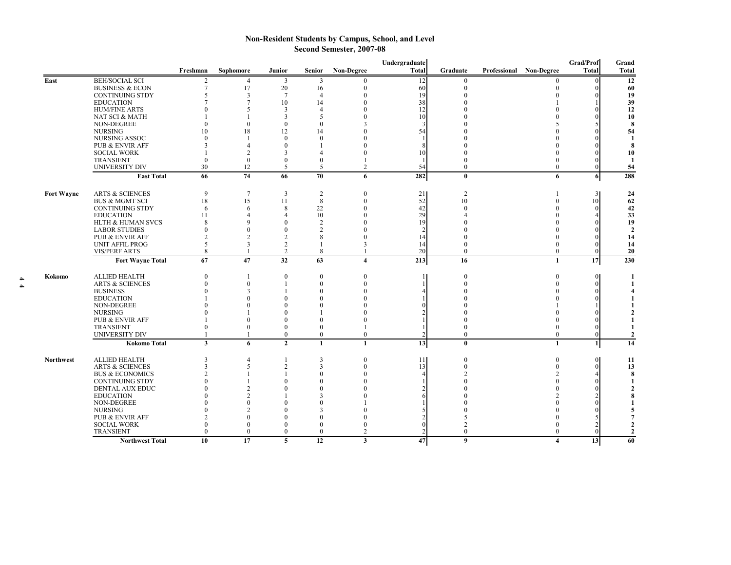# Non-Resident Students by Campus, School, and Level
## Second Semester, 2007-08

| | | Freshman | Sophomore | Junior | Senior | Non-Degree | Undergraduate Total | Graduate | Professional | Non-Degree | Grad/Prof Total | Grand Total |
|---|---|---|---|---|---|---|---|---|---|---|---|---|
| East | BEH/SOCIAL SCI | 2 | 4 | 3 | 3 | 0 | 12 | 0 | | 0 | 0 | **12** |
| | BUSINESS & ECON | 7 | 17 | 20 | 16 | 0 | 60 | 0 | | 0 | 0 | **60** |
| | CONTINUING STDY | 5 | 3 | 7 | 4 | 0 | 19 | 0 | | 0 | 0 | **19** |
| | EDUCATION | 7 | 7 | 10 | 14 | 0 | 38 | 0 | | 1 | 1 | **39** |
| | HUM/FINE ARTS | 0 | 5 | 3 | 4 | 0 | 12 | 0 | | 0 | 0 | **12** |
| | NAT SCI & MATH | 1 | 1 | 3 | 5 | 0 | 10 | 0 | | 0 | 0 | **10** |
| | NON-DEGREE | 0 | 0 | 0 | 0 | 3 | 3 | 0 | | 5 | 5 | **8** |
| | NURSING | 10 | 18 | 12 | 14 | 0 | 54 | 0 | | 0 | 0 | **54** |
| | NURSING ASSOC | 0 | 1 | 0 | 0 | 0 | 1 | 0 | | 0 | 0 | **1** |
| | PUB & ENVIR AFF | 3 | 4 | 0 | 1 | 0 | 8 | 0 | | 0 | 0 | **8** |
| | SOCIAL WORK | 1 | 2 | 3 | 4 | 0 | 10 | 0 | | 0 | 0 | **10** |
| | TRANSIENT | 0 | 0 | 0 | 0 | 1 | 1 | 0 | | 0 | 0 | **1** |
| | UNIVERSITY DIV | 30 | 12 | 5 | 5 | 2 | 54 | 0 | | 0 | 0 | **54** |
| | **East Total** | **66** | **74** | **66** | **70** | **6** | **282** | **0** | | **6** | **6** | **288** |
| Fort Wayne | ARTS & SCIENCES | 9 | 7 | 3 | 2 | 0 | 21 | 2 | | 1 | 3 | **24** |
| | BUS & MGMT SCI | 18 | 15 | 11 | 8 | 0 | 52 | 10 | | 0 | 10 | **62** |
| | CONTINUING STDY | 6 | 6 | 8 | 22 | 0 | 42 | 0 | | 0 | 0 | **42** |
| | EDUCATION | 11 | 4 | 4 | 10 | 0 | 29 | 4 | | 0 | 4 | **33** |
| | HLTH & HUMAN SVCS | 8 | 9 | 0 | 2 | 0 | 19 | 0 | | 0 | 0 | **19** |
| | LABOR STUDIES | 0 | 0 | 0 | 2 | 0 | 2 | 0 | | 0 | 0 | **2** |
| | PUB & ENVIR AFF | 2 | 2 | 2 | 8 | 0 | 14 | 0 | | 0 | 0 | **14** |
| | UNIT AFFIL PROG | 5 | 3 | 2 | 1 | 3 | 14 | 0 | | 0 | 0 | **14** |
| | VIS/PERF ARTS | 8 | 1 | 2 | 8 | 1 | 20 | 0 | | 0 | 0 | **20** |
| | **Fort Wayne Total** | **67** | **47** | **32** | **63** | **4** | **213** | **16** | | **1** | **17** | **230** |
| Kokomo | ALLIED HEALTH | 0 | 1 | 0 | 0 | 0 | 1 | 0 | | 0 | 0 | **1** |
| | ARTS & SCIENCES | 0 | 0 | 1 | 0 | 0 | 1 | 0 | | 0 | 0 | **1** |
| | BUSINESS | 0 | 3 | 1 | 0 | 0 | 4 | 0 | | 0 | 0 | **4** |
| | EDUCATION | 1 | 0 | 0 | 0 | 0 | 1 | 0 | | 0 | 0 | **1** |
| | NON-DEGREE | 0 | 0 | 0 | 0 | 0 | 0 | 0 | | 1 | 1 | **1** |
| | NURSING | 0 | 1 | 0 | 1 | 0 | 2 | 0 | | 0 | 0 | **2** |
| | PUB & ENVIR AFF | 1 | 0 | 0 | 0 | 0 | 1 | 0 | | 0 | 0 | **1** |
| | TRANSIENT | 0 | 0 | 0 | 0 | 1 | 1 | 0 | | 0 | 0 | **1** |
| | UNIVERSITY DIV | 1 | 1 | 0 | 0 | 0 | 2 | 0 | | 0 | 0 | **2** |
| | **Kokomo Total** | **3** | **6** | **2** | **1** | **1** | **13** | **0** | | **1** | **1** | **14** |
| Northwest | ALLIED HEALTH | 3 | 4 | 1 | 3 | 0 | 11 | 0 | | 0 | 0 | **11** |
| | ARTS & SCIENCES | 3 | 5 | 2 | 3 | 0 | 13 | 0 | | 0 | 0 | **13** |
| | BUS & ECONOMICS | 2 | 1 | 1 | 0 | 0 | 4 | 2 | | 2 | 4 | **8** |
| | CONTINUING STDY | 0 | 1 | 0 | 0 | 0 | 1 | 0 | | 0 | 0 | **1** |
| | DENTAL AUX EDUC | 0 | 2 | 0 | 0 | 0 | 2 | 0 | | 0 | 0 | **2** |
| | EDUCATION | 0 | 2 | 1 | 3 | 0 | 6 | 0 | | 2 | 2 | **8** |
| | NON-DEGREE | 0 | 0 | 0 | 0 | 1 | 1 | 0 | | 0 | 0 | **1** |
| | NURSING | 0 | 2 | 0 | 3 | 0 | 5 | 0 | | 0 | 0 | **5** |
| | PUB & ENVIR AFF | 2 | 0 | 0 | 0 | 0 | 2 | 5 | | 0 | 5 | **7** |
| | SOCIAL WORK | 0 | 0 | 0 | 0 | 0 | 0 | 2 | | 0 | 2 | **2** |
| | TRANSIENT | 0 | 0 | 0 | 0 | 2 | 2 | 0 | | 0 | 0 | **2** |
| | **Northwest Total** | **10** | **17** | **5** | **12** | **3** | **47** | **9** | | **4** | **13** | **60** |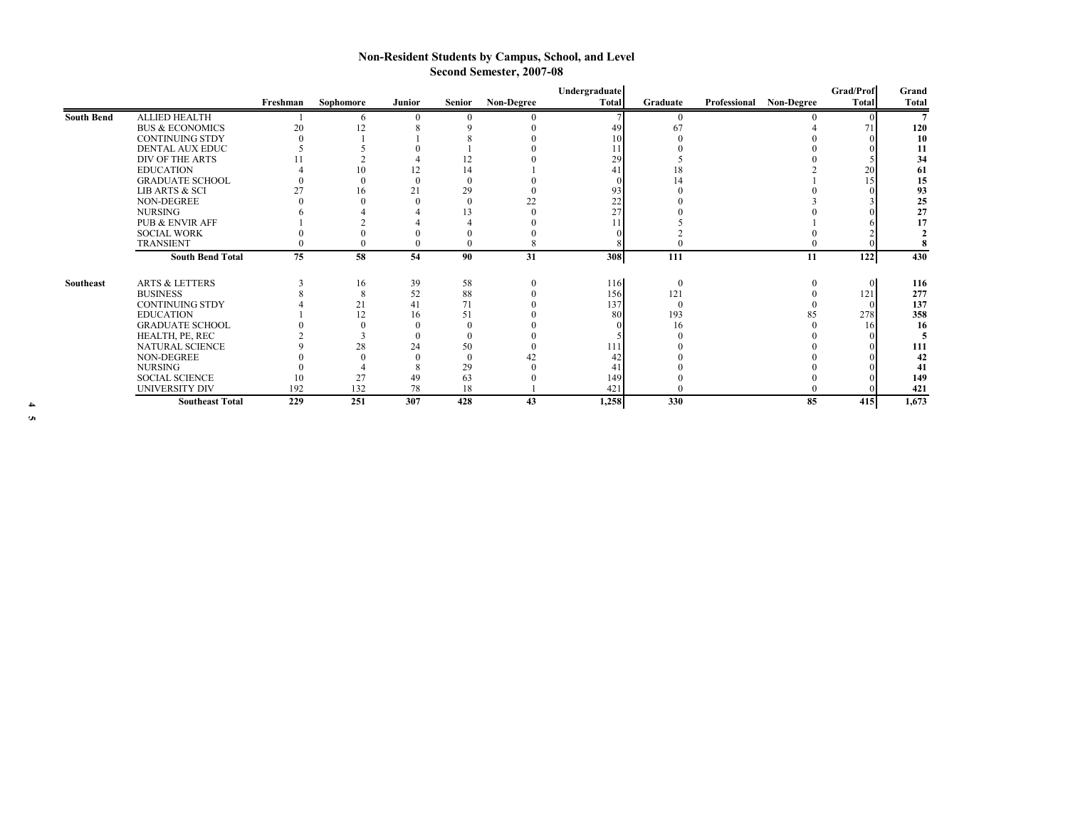# Non-Resident Students by Campus, School, and Level
## Second Semester, 2007-08

| | | Freshman | Sophomore | Junior | Senior | Non-Degree | Undergraduate Total | Graduate | Professional | Non-Degree | Grad/Prof Total | Grand Total |
|---|---|---|---|---|---|---|---|---|---|---|---|---|
| **South Bend** | ALLIED HEALTH | 1 | 6 | 0 | 0 | 0 | 7 | 0 | | 0 | 0 | **7** |
| | BUS & ECONOMICS | 20 | 12 | 8 | 9 | 0 | 49 | 67 | | 4 | 71 | **120** |
| | CONTINUING STDY | 0 | 1 | 1 | 8 | 0 | 10 | 0 | | 0 | 0 | **10** |
| | DENTAL AUX EDUC | 5 | 5 | 0 | 1 | 0 | 11 | 0 | | 0 | 0 | **11** |
| | DIV OF THE ARTS | 11 | 2 | 4 | 12 | 0 | 29 | 5 | | 0 | 5 | **34** |
| | EDUCATION | 4 | 10 | 12 | 14 | 1 | 41 | 18 | | 2 | 20 | **61** |
| | GRADUATE SCHOOL | 0 | 0 | 0 | 0 | 0 | 0 | 14 | | 1 | 15 | **15** |
| | LIB ARTS & SCI | 27 | 16 | 21 | 29 | 0 | 93 | 0 | | 0 | 0 | **93** |
| | NON-DEGREE | 0 | 0 | 0 | 0 | 22 | 22 | 0 | | 3 | 3 | **25** |
| | NURSING | 6 | 4 | 4 | 13 | 0 | 27 | 0 | | 0 | 0 | **27** |
| | PUB & ENVIR AFF | 1 | 2 | 4 | 4 | 0 | 11 | 5 | | 1 | 6 | **17** |
| | SOCIAL WORK | 0 | 0 | 0 | 0 | 0 | 0 | 2 | | 0 | 2 | **2** |
| | TRANSIENT | 0 | 0 | 0 | 0 | 8 | 8 | 0 | | 0 | 0 | **8** |
| | **South Bend Total** | **75** | **58** | **54** | **90** | **31** | **308** | **111** | | **11** | **122** | **430** |
| **Southeast** | ARTS & LETTERS | 3 | 16 | 39 | 58 | 0 | 116 | 0 | | 0 | 0 | **116** |
| | BUSINESS | 8 | 8 | 52 | 88 | 0 | 156 | 121 | | 0 | 121 | **277** |
| | CONTINUING STDY | 4 | 21 | 41 | 71 | 0 | 137 | 0 | | 0 | 0 | **137** |
| | EDUCATION | 1 | 12 | 16 | 51 | 0 | 80 | 193 | | 85 | 278 | **358** |
| | GRADUATE SCHOOL | 0 | 0 | 0 | 0 | 0 | 0 | 16 | | 0 | 16 | **16** |
| | HEALTH, PE, REC | 2 | 3 | 0 | 0 | 0 | 5 | 0 | | 0 | 0 | **5** |
| | NATURAL SCIENCE | 9 | 28 | 24 | 50 | 0 | 111 | 0 | | 0 | 0 | **111** |
| | NON-DEGREE | 0 | 0 | 0 | 0 | 42 | 42 | 0 | | 0 | 0 | **42** |
| | NURSING | 0 | 4 | 8 | 29 | 0 | 41 | 0 | | 0 | 0 | **41** |
| | SOCIAL SCIENCE | 10 | 27 | 49 | 63 | 0 | 149 | 0 | | 0 | 0 | **149** |
| | UNIVERSITY DIV | 192 | 132 | 78 | 18 | 1 | 421 | 0 | | 0 | 0 | **421** |
| | **Southeast Total** | **229** | **251** | **307** | **428** | **43** | **1,258** | **330** | | **85** | **415** | **1,673** |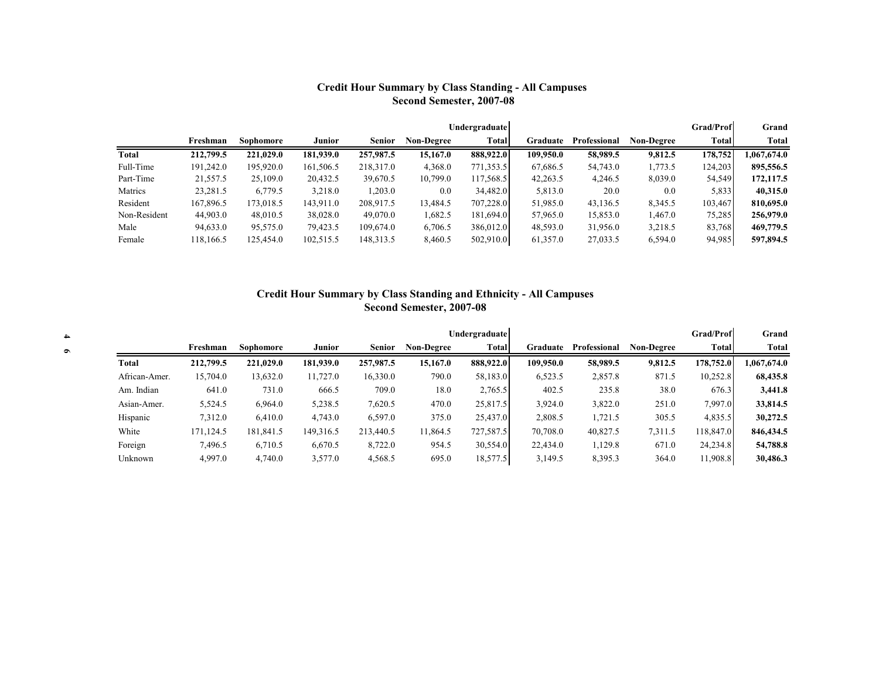## Credit Hour Summary by Class Standing - All Campuses
## Second Semester, 2007-08

| | Freshman | Sophomore | Junior | Senior | Non-Degree | Undergraduate Total | Graduate | Professional | Non-Degree | Grad/Prof Total | Grand Total |
|---|---|---|---|---|---|---|---|---|---|---|---|
| **Total** | **212,799.5** | **221,029.0** | **181,939.0** | **257,987.5** | **15,167.0** | **888,922.0** | **109,950.0** | **58,989.5** | **9,812.5** | **178,752** | **1,067,674.0** |
| Full-Time | 191,242.0 | 195,920.0 | 161,506.5 | 218,317.0 | 4,368.0 | 771,353.5 | 67,686.5 | 54,743.0 | 1,773.5 | 124,203 | **895,556.5** |
| Part-Time | 21,557.5 | 25,109.0 | 20,432.5 | 39,670.5 | 10,799.0 | 117,568.5 | 42,263.5 | 4,246.5 | 8,039.0 | 54,549 | **172,117.5** |
| Matrics | 23,281.5 | 6,779.5 | 3,218.0 | 1,203.0 | 0.0 | 34,482.0 | 5,813.0 | 20.0 | 0.0 | 5,833 | **40,315.0** |
| Resident | 167,896.5 | 173,018.5 | 143,911.0 | 208,917.5 | 13,484.5 | 707,228.0 | 51,985.0 | 43,136.5 | 8,345.5 | 103,467 | **810,695.0** |
| Non-Resident | 44,903.0 | 48,010.5 | 38,028.0 | 49,070.0 | 1,682.5 | 181,694.0 | 57,965.0 | 15,853.0 | 1,467.0 | 75,285 | **256,979.0** |
| Male | 94,633.0 | 95,575.0 | 79,423.5 | 109,674.0 | 6,706.5 | 386,012.0 | 48,593.0 | 31,956.0 | 3,218.5 | 83,768 | **469,779.5** |
| Female | 118,166.5 | 125,454.0 | 102,515.5 | 148,313.5 | 8,460.5 | 502,910.0 | 61,357.0 | 27,033.5 | 6,594.0 | 94,985 | **597,894.5** |

## Credit Hour Summary by Class Standing and Ethnicity - All Campuses
## Second Semester, 2007-08

| | Freshman | Sophomore | Junior | Senior | Non-Degree | Undergraduate Total | Graduate | Professional | Non-Degree | Grad/Prof Total | Grand Total |
|---|---|---|---|---|---|---|---|---|---|---|---|
| **Total** | **212,799.5** | **221,029.0** | **181,939.0** | **257,987.5** | **15,167.0** | **888,922.0** | **109,950.0** | **58,989.5** | **9,812.5** | **178,752.0** | **1,067,674.0** |
| African-Amer. | 15,704.0 | 13,632.0 | 11,727.0 | 16,330.0 | 790.0 | 58,183.0 | 6,523.5 | 2,857.8 | 871.5 | 10,252.8 | **68,435.8** |
| Am. Indian | 641.0 | 731.0 | 666.5 | 709.0 | 18.0 | 2,765.5 | 402.5 | 235.8 | 38.0 | 676.3 | **3,441.8** |
| Asian-Amer. | 5,524.5 | 6,964.0 | 5,238.5 | 7,620.5 | 470.0 | 25,817.5 | 3,924.0 | 3,822.0 | 251.0 | 7,997.0 | **33,814.5** |
| Hispanic | 7,312.0 | 6,410.0 | 4,743.0 | 6,597.0 | 375.0 | 25,437.0 | 2,808.5 | 1,721.5 | 305.5 | 4,835.5 | **30,272.5** |
| White | 171,124.5 | 181,841.5 | 149,316.5 | 213,440.5 | 11,864.5 | 727,587.5 | 70,708.0 | 40,827.5 | 7,311.5 | 118,847.0 | **846,434.5** |
| Foreign | 7,496.5 | 6,710.5 | 6,670.5 | 8,722.0 | 954.5 | 30,554.0 | 22,434.0 | 1,129.8 | 671.0 | 24,234.8 | **54,788.8** |
| Unknown | 4,997.0 | 4,740.0 | 3,577.0 | 4,568.5 | 695.0 | 18,577.5 | 3,149.5 | 8,395.3 | 364.0 | 11,908.8 | **30,486.3** |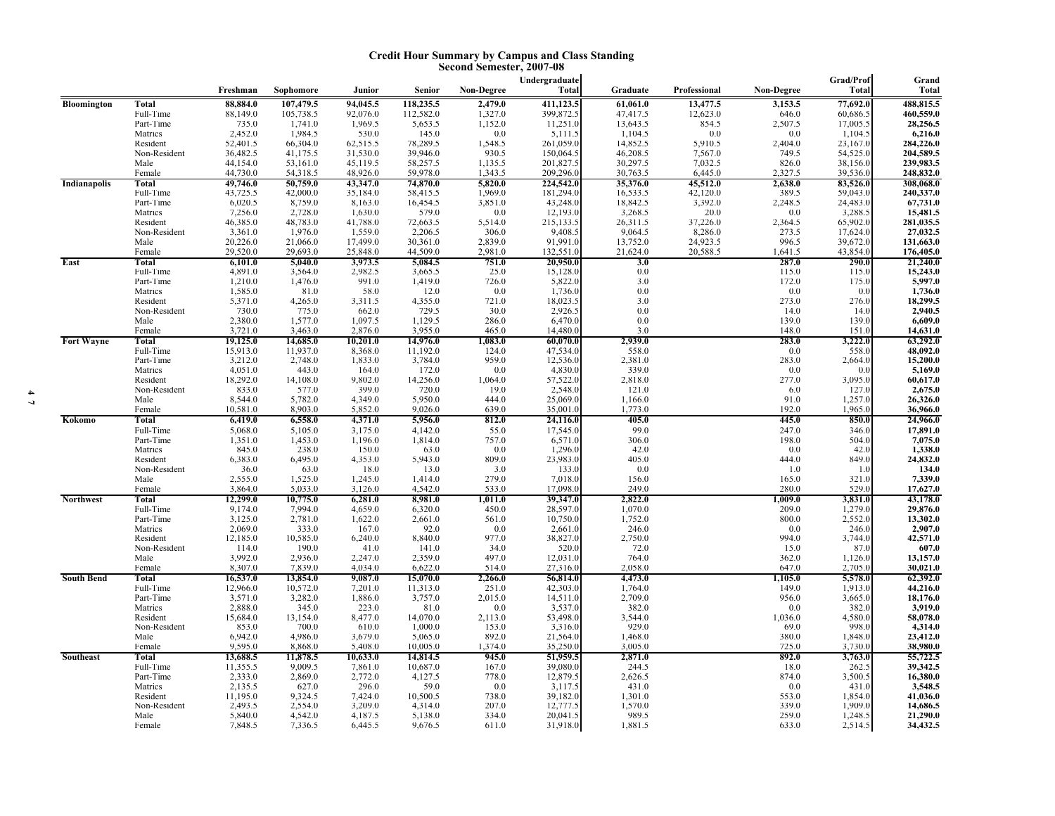# Credit Hour Summary by Campus and Class Standing
## Second Semester, 2007-08

| Campus | | Freshman | Sophomore | Junior | Senior | Non-Degree | Undergraduate Total | Graduate | Professional | Non-Degree | Grad/Prof Total | Grand Total |
|---|---|---|---|---|---|---|---|---|---|---|---|---|
| **Bloomington** | **Total** | **88,884.0** | **107,479.5** | **94,045.5** | **118,235.5** | **2,479.0** | **411,123.5** | **61,061.0** | **13,477.5** | **3,153.5** | **77,692.0** | **488,815.5** |
| | Full-Time | 88,149.0 | 105,738.5 | 92,076.0 | 112,582.0 | 1,327.0 | 399,872.5 | 47,417.5 | 12,623.0 | 646.0 | 60,686.5 | **460,559.0** |
| | Part-Time | 735.0 | 1,741.0 | 1,969.5 | 5,653.5 | 1,152.0 | 11,251.0 | 13,643.5 | 854.5 | 2,507.5 | 17,005.5 | **28,256.5** |
| | Matrics | 2,452.0 | 1,984.5 | 530.0 | 145.0 | 0.0 | 5,111.5 | 1,104.5 | 0.0 | 0.0 | 1,104.5 | **6,216.0** |
| | Resident | 52,401.5 | 66,304.0 | 62,515.5 | 78,289.5 | 1,548.5 | 261,059.0 | 14,852.5 | 5,910.5 | 2,404.0 | 23,167.0 | **284,226.0** |
| | Non-Resident | 36,482.5 | 41,175.5 | 31,530.0 | 39,946.0 | 930.5 | 150,064.5 | 46,208.5 | 7,567.0 | 749.5 | 54,525.0 | **204,589.5** |
| | Male | 44,154.0 | 53,161.0 | 45,119.5 | 58,257.5 | 1,135.5 | 201,827.5 | 30,297.5 | 7,032.5 | 826.0 | 38,156.0 | **239,983.5** |
| | Female | 44,730.0 | 54,318.5 | 48,926.0 | 59,978.0 | 1,343.5 | 209,296.0 | 30,763.5 | 6,445.0 | 2,327.5 | 39,536.0 | **248,832.0** |
| **Indianapolis** | **Total** | **49,746.0** | **50,759.0** | **43,347.0** | **74,870.0** | **5,820.0** | **224,542.0** | **35,376.0** | **45,512.0** | **2,638.0** | **83,526.0** | **308,068.0** |
| | Full-Time | 43,725.5 | 42,000.0 | 35,184.0 | 58,415.5 | 1,969.0 | 181,294.0 | 16,533.5 | 42,120.0 | 389.5 | 59,043.0 | **240,337.0** |
| | Part-Time | 6,020.5 | 8,759.0 | 8,163.0 | 16,454.5 | 3,851.0 | 43,248.0 | 18,842.5 | 3,392.0 | 2,248.5 | 24,483.0 | **67,731.0** |
| | Matrics | 7,256.0 | 2,728.0 | 1,630.0 | 579.0 | 0.0 | 12,193.0 | 3,268.5 | 20.0 | 0.0 | 3,288.5 | **15,481.5** |
| | Resident | 46,385.0 | 48,783.0 | 41,788.0 | 72,663.5 | 5,514.0 | 215,133.5 | 26,311.5 | 37,226.0 | 2,364.5 | 65,902.0 | **281,035.5** |
| | Non-Resident | 3,361.0 | 1,976.0 | 1,559.0 | 2,206.5 | 306.0 | 9,408.5 | 9,064.5 | 8,286.0 | 273.5 | 17,624.0 | **27,032.5** |
| | Male | 20,226.0 | 21,066.0 | 17,499.0 | 30,361.0 | 2,839.0 | 91,991.0 | 13,752.0 | 24,923.5 | 996.5 | 39,672.0 | **131,663.0** |
| | Female | 29,520.0 | 29,693.0 | 25,848.0 | 44,509.0 | 2,981.0 | 132,551.0 | 21,624.0 | 20,588.5 | 1,641.5 | 43,854.0 | **176,405.0** |
| **East** | **Total** | **6,101.0** | **5,040.0** | **3,973.5** | **5,084.5** | **751.0** | **20,950.0** | **3.0** | | **287.0** | **290.0** | **21,240.0** |
| | Full-Time | 4,891.0 | 3,564.0 | 2,982.5 | 3,665.5 | 25.0 | 15,128.0 | 0.0 | | 115.0 | 115.0 | **15,243.0** |
| | Part-Time | 1,210.0 | 1,476.0 | 991.0 | 1,419.0 | 726.0 | 5,822.0 | 3.0 | | 172.0 | 175.0 | **5,997.0** |
| | Matrics | 1,585.0 | 81.0 | 58.0 | 12.0 | 0.0 | 1,736.0 | 0.0 | | 0.0 | 0.0 | **1,736.0** |
| | Resident | 5,371.0 | 4,265.0 | 3,311.5 | 4,355.0 | 721.0 | 18,023.5 | 3.0 | | 273.0 | 276.0 | **18,299.5** |
| | Non-Resident | 730.0 | 775.0 | 662.0 | 729.5 | 30.0 | 2,926.5 | 0.0 | | 14.0 | 14.0 | **2,940.5** |
| | Male | 2,380.0 | 1,577.0 | 1,097.5 | 1,129.5 | 286.0 | 6,470.0 | 0.0 | | 139.0 | 139.0 | **6,609.0** |
| | Female | 3,721.0 | 3,463.0 | 2,876.0 | 3,955.0 | 465.0 | 14,480.0 | 3.0 | | 148.0 | 151.0 | **14,631.0** |
| **Fort Wayne** | **Total** | **19,125.0** | **14,685.0** | **10,201.0** | **14,976.0** | **1,083.0** | **60,070.0** | **2,939.0** | | **283.0** | **3,222.0** | **63,292.0** |
| | Full-Time | 15,913.0 | 11,937.0 | 8,368.0 | 11,192.0 | 124.0 | 47,534.0 | 558.0 | | 0.0 | 558.0 | **48,092.0** |
| | Part-Time | 3,212.0 | 2,748.0 | 1,833.0 | 3,784.0 | 959.0 | 12,536.0 | 2,381.0 | | 283.0 | 2,664.0 | **15,200.0** |
| | Matrics | 4,051.0 | 443.0 | 164.0 | 172.0 | 0.0 | 4,830.0 | 339.0 | | 0.0 | 0.0 | **5,169.0** |
| | Resident | 18,292.0 | 14,108.0 | 9,802.0 | 14,256.0 | 1,064.0 | 57,522.0 | 2,818.0 | | 277.0 | 3,095.0 | **60,617.0** |
| | Non-Resident | 833.0 | 577.0 | 399.0 | 720.0 | 19.0 | 2,548.0 | 121.0 | | 6.0 | 127.0 | **2,675.0** |
| | Male | 8,544.0 | 5,782.0 | 4,349.0 | 5,950.0 | 444.0 | 25,069.0 | 1,166.0 | | 91.0 | 1,257.0 | **26,326.0** |
| | Female | 10,581.0 | 8,903.0 | 5,852.0 | 9,026.0 | 639.0 | 35,001.0 | 1,773.0 | | 192.0 | 1,965.0 | **36,966.0** |
| **Kokomo** | **Total** | **6,419.0** | **6,558.0** | **4,371.0** | **5,956.0** | **812.0** | **24,116.0** | **405.0** | | **445.0** | **850.0** | **24,966.0** |
| | Full-Time | 5,068.0 | 5,105.0 | 3,175.0 | 4,142.0 | 55.0 | 17,545.0 | 99.0 | | 247.0 | 346.0 | **17,891.0** |
| | Part-Time | 1,351.0 | 1,453.0 | 1,196.0 | 1,814.0 | 757.0 | 6,571.0 | 306.0 | | 198.0 | 504.0 | **7,075.0** |
| | Matrics | 845.0 | 238.0 | 150.0 | 63.0 | 0.0 | 1,296.0 | 42.0 | | 0.0 | 42.0 | **1,338.0** |
| | Resident | 6,383.0 | 6,495.0 | 4,353.0 | 5,943.0 | 809.0 | 23,983.0 | 405.0 | | 444.0 | 849.0 | **24,832.0** |
| | Non-Resident | 36.0 | 63.0 | 18.0 | 13.0 | 3.0 | 133.0 | 0.0 | | 1.0 | 1.0 | **134.0** |
| | Male | 2,555.0 | 1,525.0 | 1,245.0 | 1,414.0 | 279.0 | 7,018.0 | 156.0 | | 165.0 | 321.0 | **7,339.0** |
| | Female | 3,864.0 | 5,033.0 | 3,126.0 | 4,542.0 | 533.0 | 17,098.0 | 249.0 | | 280.0 | 529.0 | **17,627.0** |
| **Northwest** | **Total** | **12,299.0** | **10,775.0** | **6,281.0** | **8,981.0** | **1,011.0** | **39,347.0** | **2,822.0** | | **1,009.0** | **3,831.0** | **43,178.0** |
| | Full-Time | 9,174.0 | 7,994.0 | 4,659.0 | 6,320.0 | 450.0 | 28,597.0 | 1,070.0 | | 209.0 | 1,279.0 | **29,876.0** |
| | Part-Time | 3,125.0 | 2,781.0 | 1,622.0 | 2,661.0 | 561.0 | 10,750.0 | 1,752.0 | | 800.0 | 2,552.0 | **13,302.0** |
| | Matrics | 2,069.0 | 333.0 | 167.0 | 92.0 | 0.0 | 2,661.0 | 246.0 | | 0.0 | 246.0 | **2,907.0** |
| | Resident | 12,185.0 | 10,585.0 | 6,240.0 | 8,840.0 | 977.0 | 38,827.0 | 2,750.0 | | 994.0 | 3,744.0 | **42,571.0** |
| | Non-Resident | 114.0 | 190.0 | 41.0 | 141.0 | 34.0 | 520.0 | 72.0 | | 15.0 | 87.0 | **607.0** |
| | Male | 3,992.0 | 2,936.0 | 2,247.0 | 2,359.0 | 497.0 | 12,031.0 | 764.0 | | 362.0 | 1,126.0 | **13,157.0** |
| | Female | 8,307.0 | 7,839.0 | 4,034.0 | 6,622.0 | 514.0 | 27,316.0 | 2,058.0 | | 647.0 | 2,705.0 | **30,021.0** |
| **South Bend** | **Total** | **16,537.0** | **13,854.0** | **9,087.0** | **15,070.0** | **2,266.0** | **56,814.0** | **4,473.0** | | **1,105.0** | **5,578.0** | **62,392.0** |
| | Full-Time | 12,966.0 | 10,572.0 | 7,201.0 | 11,313.0 | 251.0 | 42,303.0 | 1,764.0 | | 149.0 | 1,913.0 | **44,216.0** |
| | Part-Time | 3,571.0 | 3,282.0 | 1,886.0 | 3,757.0 | 2,015.0 | 14,511.0 | 2,709.0 | | 956.0 | 3,665.0 | **18,176.0** |
| | Matrics | 2,888.0 | 345.0 | 223.0 | 81.0 | 0.0 | 3,537.0 | 382.0 | | 0.0 | 382.0 | **3,919.0** |
| | Resident | 15,684.0 | 13,154.0 | 8,477.0 | 14,070.0 | 2,113.0 | 53,498.0 | 3,544.0 | | 1,036.0 | 4,580.0 | **58,078.0** |
| | Non-Resident | 853.0 | 700.0 | 610.0 | 1,000.0 | 153.0 | 3,316.0 | 929.0 | | 69.0 | 998.0 | **4,314.0** |
| | Male | 6,942.0 | 4,986.0 | 3,679.0 | 5,065.0 | 892.0 | 21,564.0 | 1,468.0 | | 380.0 | 1,848.0 | **23,412.0** |
| | Female | 9,595.0 | 8,868.0 | 5,408.0 | 10,005.0 | 1,374.0 | 35,250.0 | 3,005.0 | | 725.0 | 3,730.0 | **38,980.0** |
| **Southeast** | **Total** | **13,688.5** | **11,878.5** | **10,633.0** | **14,814.5** | **945.0** | **51,959.5** | **2,871.0** | | **892.0** | **3,763.0** | **55,722.5** |
| | Full-Time | 11,355.5 | 9,009.5 | 7,861.0 | 10,687.0 | 167.0 | 39,080.0 | 244.5 | | 18.0 | 262.5 | **39,342.5** |
| | Part-Time | 2,333.0 | 2,869.0 | 2,772.0 | 4,127.5 | 778.0 | 12,879.5 | 2,626.5 | | 874.0 | 3,500.5 | **16,380.0** |
| | Matrics | 2,135.5 | 627.0 | 296.0 | 59.0 | 0.0 | 3,117.5 | 431.0 | | 0.0 | 431.0 | **3,548.5** |
| | Resident | 11,195.0 | 9,324.5 | 7,424.0 | 10,500.5 | 738.0 | 39,182.0 | 1,301.0 | | 553.0 | 1,854.0 | **41,036.0** |
| | Non-Resident | 2,493.5 | 2,554.0 | 3,209.0 | 4,314.0 | 207.0 | 12,777.5 | 1,570.0 | | 339.0 | 1,909.0 | **14,686.5** |
| | Male | 5,840.0 | 4,542.0 | 4,187.5 | 5,138.0 | 334.0 | 20,041.5 | 989.5 | | 259.0 | 1,248.5 | **21,290.0** |
| | Female | 7,848.5 | 7,336.5 | 6,445.5 | 9,676.5 | 611.0 | 31,918.0 | 1,881.5 | | 633.0 | 2,514.5 | **34,432.5** |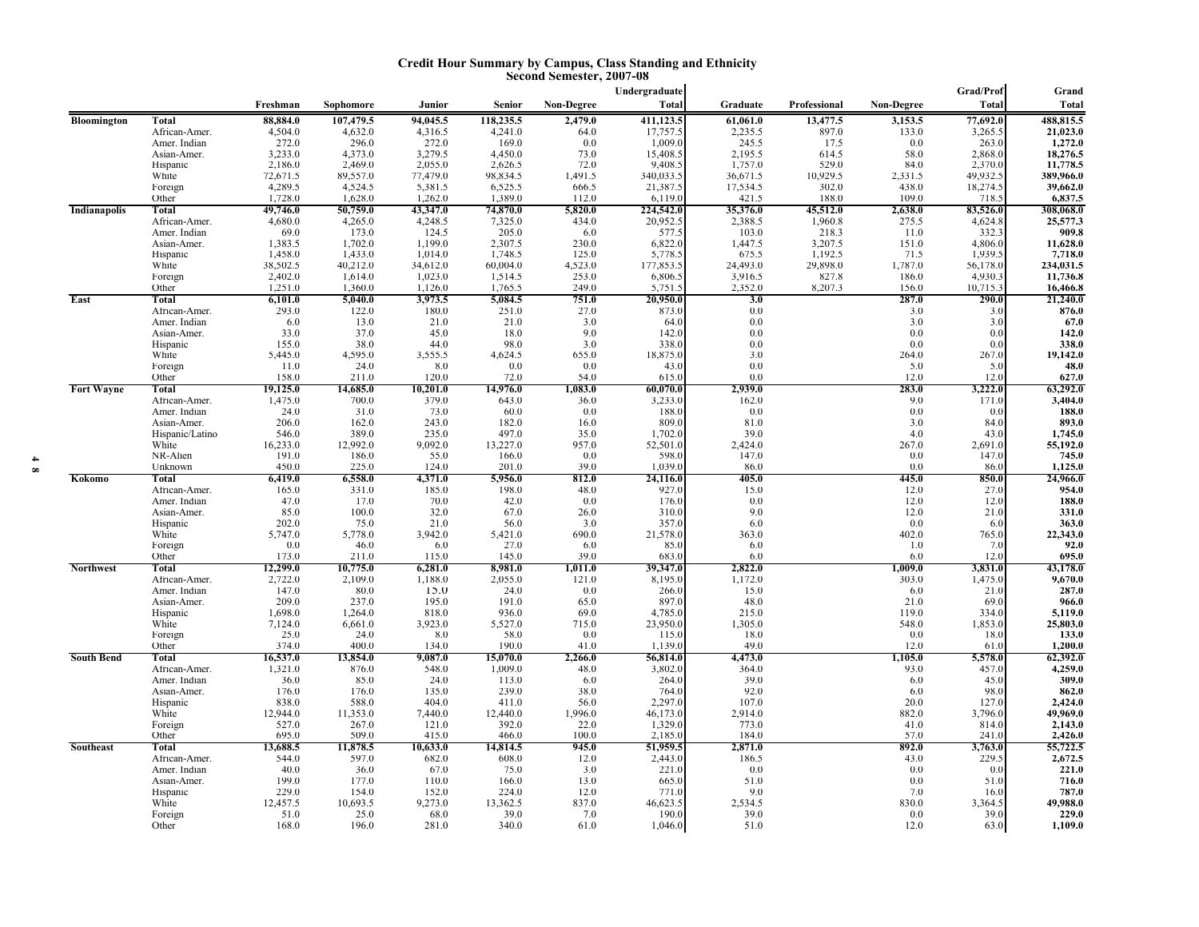# Credit Hour Summary by Campus, Class Standing and Ethnicity
## Second Semester, 2007-08

| | | Freshman | Sophomore | Junior | Senior | Non-Degree | Undergraduate Total | Graduate | Professional | Non-Degree | Grad/Prof Total | Grand Total |
|---|---|---|---|---|---|---|---|---|---|---|---|---|
| **Bloomington** | **Total** | **88,884.0** | **107,479.5** | **94,045.5** | **118,235.5** | **2,479.0** | **411,123.5** | **61,061.0** | **13,477.5** | **3,153.5** | **77,692.0** | **488,815.5** |
| | African-Amer. | 4,504.0 | 4,632.0 | 4,316.5 | 4,241.0 | 64.0 | 17,757.5 | 2,235.5 | 897.0 | 133.0 | 3,265.5 | **21,023.0** |
| | Amer. Indian | 272.0 | 296.0 | 272.0 | 169.0 | 0.0 | 1,009.0 | 245.5 | 17.5 | 0.0 | 263.0 | **1,272.0** |
| | Asian-Amer. | 3,233.0 | 4,373.0 | 3,279.5 | 4,450.0 | 73.0 | 15,408.5 | 2,195.5 | 614.5 | 58.0 | 2,868.0 | **18,276.5** |
| | Hispanic | 2,186.0 | 2,469.0 | 2,055.0 | 2,626.5 | 72.0 | 9,408.5 | 1,757.0 | 529.0 | 84.0 | 2,370.0 | **11,778.5** |
| | White | 72,671.5 | 89,557.0 | 77,479.0 | 98,834.5 | 1,491.5 | 340,033.5 | 36,671.5 | 10,929.5 | 2,331.5 | 49,932.5 | **389,966.0** |
| | Foreign | 4,289.5 | 4,524.5 | 5,381.5 | 6,525.5 | 666.5 | 21,387.5 | 17,534.5 | 302.0 | 438.0 | 18,274.5 | **39,662.0** |
| | Other | 1,728.0 | 1,628.0 | 1,262.0 | 1,389.0 | 112.0 | 6,119.0 | 421.5 | 188.0 | 109.0 | 718.5 | **6,837.5** |
| **Indianapolis** | **Total** | **49,746.0** | **50,759.0** | **43,347.0** | **74,870.0** | **5,820.0** | **224,542.0** | **35,376.0** | **45,512.0** | **2,638.0** | **83,526.0** | **308,068.0** |
| | African-Amer. | 4,680.0 | 4,265.0 | 4,248.5 | 7,325.0 | 434.0 | 20,952.5 | 2,388.5 | 1,960.8 | 275.5 | 4,624.8 | **25,577.3** |
| | Amer. Indian | 69.0 | 173.0 | 124.5 | 205.0 | 6.0 | 577.5 | 103.0 | 218.3 | 11.0 | 332.3 | **909.8** |
| | Asian-Amer. | 1,383.5 | 1,702.0 | 1,199.0 | 2,307.5 | 230.0 | 6,822.0 | 1,447.5 | 3,207.5 | 151.0 | 4,806.0 | **11,628.0** |
| | Hispanic | 1,458.0 | 1,433.0 | 1,014.0 | 1,748.5 | 125.0 | 5,778.5 | 675.5 | 1,192.5 | 71.5 | 1,939.5 | **7,718.0** |
| | White | 38,502.5 | 40,212.0 | 34,612.0 | 60,004.0 | 4,523.0 | 177,853.5 | 24,493.0 | 29,898.0 | 1,787.0 | 56,178.0 | **234,031.5** |
| | Foreign | 2,402.0 | 1,614.0 | 1,023.0 | 1,514.5 | 253.0 | 6,806.5 | 3,916.5 | 827.8 | 186.0 | 4,930.3 | **11,736.8** |
| | Other | 1,251.0 | 1,360.0 | 1,126.0 | 1,765.5 | 249.0 | 5,751.5 | 2,352.0 | 8,207.3 | 156.0 | 10,715.3 | **16,466.8** |
| **East** | **Total** | **6,101.0** | **5,040.0** | **3,973.5** | **5,084.5** | **751.0** | **20,950.0** | **3.0** | | **287.0** | **290.0** | **21,240.0** |
| | African-Amer. | 293.0 | 122.0 | 180.0 | 251.0 | 27.0 | 873.0 | 0.0 | | 3.0 | 3.0 | **876.0** |
| | Amer. Indian | 6.0 | 13.0 | 21.0 | 21.0 | 3.0 | 64.0 | 0.0 | | 3.0 | 3.0 | **67.0** |
| | Asian-Amer. | 33.0 | 37.0 | 45.0 | 18.0 | 9.0 | 142.0 | 0.0 | | 0.0 | 0.0 | **142.0** |
| | Hispanic | 155.0 | 38.0 | 44.0 | 98.0 | 3.0 | 338.0 | 0.0 | | 0.0 | 0.0 | **338.0** |
| | White | 5,445.0 | 4,595.0 | 3,555.5 | 4,624.5 | 655.0 | 18,875.0 | 3.0 | | 264.0 | 267.0 | **19,142.0** |
| | Foreign | 11.0 | 24.0 | 8.0 | 0.0 | 0.0 | 43.0 | 0.0 | | 5.0 | 5.0 | **48.0** |
| | Other | 158.0 | 211.0 | 120.0 | 72.0 | 54.0 | 615.0 | 0.0 | | 12.0 | 12.0 | **627.0** |
| **Fort Wayne** | **Total** | **19,125.0** | **14,685.0** | **10,201.0** | **14,976.0** | **1,083.0** | **60,070.0** | **2,939.0** | | **283.0** | **3,222.0** | **63,292.0** |
| | African-Amer. | 1,475.0 | 700.0 | 379.0 | 643.0 | 36.0 | 3,233.0 | 162.0 | | 9.0 | 171.0 | **3,404.0** |
| | Amer. Indian | 24.0 | 31.0 | 73.0 | 60.0 | 0.0 | 188.0 | 0.0 | | 0.0 | 0.0 | **188.0** |
| | Asian-Amer. | 206.0 | 162.0 | 243.0 | 182.0 | 16.0 | 809.0 | 81.0 | | 3.0 | 84.0 | **893.0** |
| | Hispanic/Latino | 546.0 | 389.0 | 235.0 | 497.0 | 35.0 | 1,702.0 | 39.0 | | 4.0 | 43.0 | **1,745.0** |
| | White | 16,233.0 | 12,992.0 | 9,092.0 | 13,227.0 | 957.0 | 52,501.0 | 2,424.0 | | 267.0 | 2,691.0 | **55,192.0** |
| | NR-Alien | 191.0 | 186.0 | 55.0 | 166.0 | 0.0 | 598.0 | 147.0 | | 0.0 | 147.0 | **745.0** |
| | Unknown | 450.0 | 225.0 | 124.0 | 201.0 | 39.0 | 1,039.0 | 86.0 | | 0.0 | 86.0 | **1,125.0** |
| **Kokomo** | **Total** | **6,419.0** | **6,558.0** | **4,371.0** | **5,956.0** | **812.0** | **24,116.0** | **405.0** | | **445.0** | **850.0** | **24,966.0** |
| | African-Amer. | 165.0 | 331.0 | 185.0 | 198.0 | 48.0 | 927.0 | 15.0 | | 12.0 | 27.0 | **954.0** |
| | Amer. Indian | 47.0 | 17.0 | 70.0 | 42.0 | 0.0 | 176.0 | 0.0 | | 12.0 | 12.0 | **188.0** |
| | Asian-Amer. | 85.0 | 100.0 | 32.0 | 67.0 | 26.0 | 310.0 | 9.0 | | 12.0 | 21.0 | **331.0** |
| | Hispanic | 202.0 | 75.0 | 21.0 | 56.0 | 3.0 | 357.0 | 6.0 | | 0.0 | 6.0 | **363.0** |
| | White | 5,747.0 | 5,778.0 | 3,942.0 | 5,421.0 | 690.0 | 21,578.0 | 363.0 | | 402.0 | 765.0 | **22,343.0** |
| | Foreign | 0.0 | 46.0 | 6.0 | 27.0 | 6.0 | 85.0 | 6.0 | | 1.0 | 7.0 | **92.0** |
| | Other | 173.0 | 211.0 | 115.0 | 145.0 | 39.0 | 683.0 | 6.0 | | 6.0 | 12.0 | **695.0** |
| **Northwest** | **Total** | **12,299.0** | **10,775.0** | **6,281.0** | **8,981.0** | **1,011.0** | **39,347.0** | **2,822.0** | | **1,009.0** | **3,831.0** | **43,178.0** |
| | African-Amer. | 2,722.0 | 2,109.0 | 1,188.0 | 2,055.0 | 121.0 | 8,195.0 | 1,172.0 | | 303.0 | 1,475.0 | **9,670.0** |
| | Amer. Indian | 147.0 | 80.0 | 15.0 | 24.0 | 0.0 | 266.0 | 15.0 | | 6.0 | 21.0 | **287.0** |
| | Asian-Amer. | 209.0 | 237.0 | 195.0 | 191.0 | 65.0 | 897.0 | 48.0 | | 21.0 | 69.0 | **966.0** |
| | Hispanic | 1,698.0 | 1,264.0 | 818.0 | 936.0 | 69.0 | 4,785.0 | 215.0 | | 119.0 | 334.0 | **5,119.0** |
| | White | 7,124.0 | 6,661.0 | 3,923.0 | 5,527.0 | 715.0 | 23,950.0 | 1,305.0 | | 548.0 | 1,853.0 | **25,803.0** |
| | Foreign | 25.0 | 24.0 | 8.0 | 58.0 | 0.0 | 115.0 | 18.0 | | 0.0 | 18.0 | **133.0** |
| | Other | 374.0 | 400.0 | 134.0 | 190.0 | 41.0 | 1,139.0 | 49.0 | | 12.0 | 61.0 | **1,200.0** |
| **South Bend** | **Total** | **16,537.0** | **13,854.0** | **9,087.0** | **15,070.0** | **2,266.0** | **56,814.0** | **4,473.0** | | **1,105.0** | **5,578.0** | **62,392.0** |
| | African-Amer. | 1,321.0 | 876.0 | 548.0 | 1,009.0 | 48.0 | 3,802.0 | 364.0 | | 93.0 | 457.0 | **4,259.0** |
| | Amer. Indian | 36.0 | 85.0 | 24.0 | 113.0 | 6.0 | 264.0 | 39.0 | | 6.0 | 45.0 | **309.0** |
| | Asian-Amer. | 176.0 | 176.0 | 135.0 | 239.0 | 38.0 | 764.0 | 92.0 | | 6.0 | 98.0 | **862.0** |
| | Hispanic | 838.0 | 588.0 | 404.0 | 411.0 | 56.0 | 2,297.0 | 107.0 | | 20.0 | 127.0 | **2,424.0** |
| | White | 12,944.0 | 11,353.0 | 7,440.0 | 12,440.0 | 1,996.0 | 46,173.0 | 2,914.0 | | 882.0 | 3,796.0 | **49,969.0** |
| | Foreign | 527.0 | 267.0 | 121.0 | 392.0 | 22.0 | 1,329.0 | 773.0 | | 41.0 | 814.0 | **2,143.0** |
| | Other | 695.0 | 509.0 | 415.0 | 466.0 | 100.0 | 2,185.0 | 184.0 | | 57.0 | 241.0 | **2,426.0** |
| **Southeast** | **Total** | **13,688.5** | **11,878.5** | **10,633.0** | **14,814.5** | **945.0** | **51,959.5** | **2,871.0** | | **892.0** | **3,763.0** | **55,722.5** |
| | African-Amer. | 544.0 | 597.0 | 682.0 | 608.0 | 12.0 | 2,443.0 | 186.5 | | 43.0 | 229.5 | **2,672.5** |
| | Amer. Indian | 40.0 | 36.0 | 67.0 | 75.0 | 3.0 | 221.0 | 0.0 | | 0.0 | 0.0 | **221.0** |
| | Asian-Amer. | 199.0 | 177.0 | 110.0 | 166.0 | 13.0 | 665.0 | 51.0 | | 0.0 | 51.0 | **716.0** |
| | Hispanic | 229.0 | 154.0 | 152.0 | 224.0 | 12.0 | 771.0 | 9.0 | | 7.0 | 16.0 | **787.0** |
| | White | 12,457.5 | 10,693.5 | 9,273.0 | 13,362.5 | 837.0 | 46,623.5 | 2,534.5 | | 830.0 | 3,364.5 | **49,988.0** |
| | Foreign | 51.0 | 25.0 | 68.0 | 39.0 | 7.0 | 190.0 | 39.0 | | 0.0 | 39.0 | **229.0** |
| | Other | 168.0 | 196.0 | 281.0 | 340.0 | 61.0 | 1,046.0 | 51.0 | | 12.0 | 63.0 | **1,109.0** |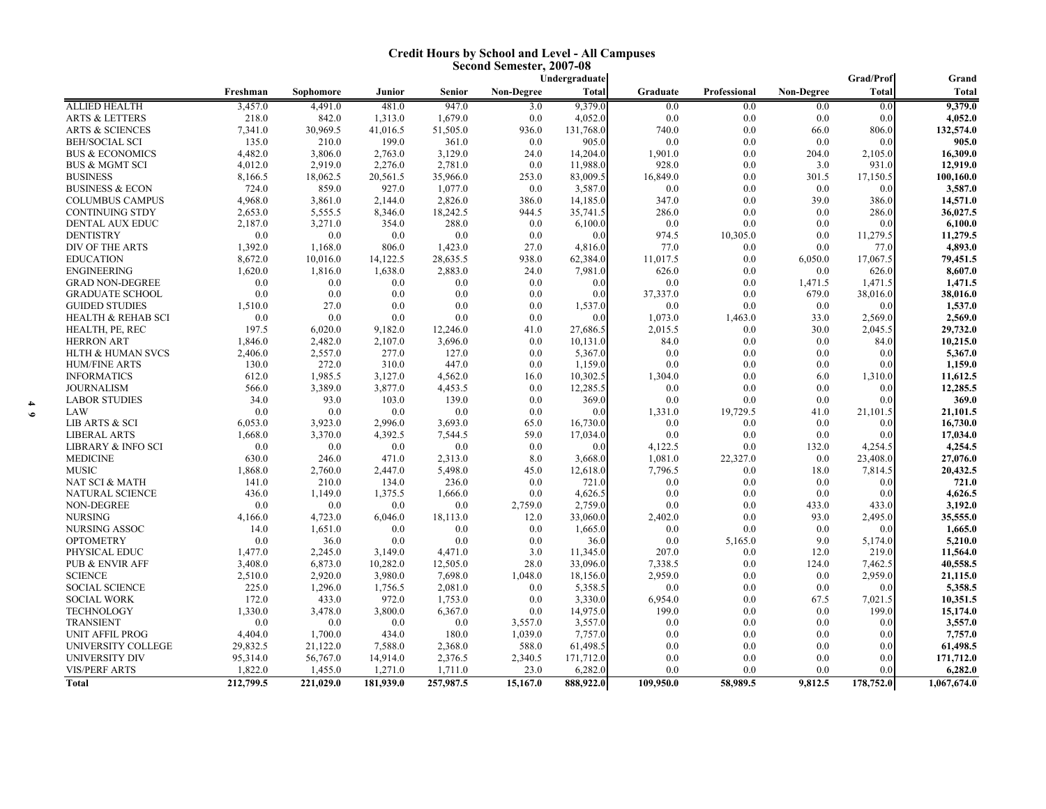# Credit Hours by School and Level - All Campuses
## Second Semester, 2007-08

| | Freshman | Sophomore | Junior | Senior | Non-Degree | Undergraduate Total | Graduate | Professional | Non-Degree | Grad/Prof Total | Grand Total |
|---|---|---|---|---|---|---|---|---|---|---|---|
| ALLIED HEALTH | 3,457.0 | 4,491.0 | 481.0 | 947.0 | 3.0 | 9,379.0 | 0.0 | 0.0 | 0.0 | 0.0 | **9,379.0** |
| ARTS & LETTERS | 218.0 | 842.0 | 1,313.0 | 1,679.0 | 0.0 | 4,052.0 | 0.0 | 0.0 | 0.0 | 0.0 | **4,052.0** |
| ARTS & SCIENCES | 7,341.0 | 30,969.5 | 41,016.5 | 51,505.0 | 936.0 | 131,768.0 | 740.0 | 0.0 | 66.0 | 806.0 | **132,574.0** |
| BEH/SOCIAL SCI | 135.0 | 210.0 | 199.0 | 361.0 | 0.0 | 905.0 | 0.0 | 0.0 | 0.0 | 0.0 | **905.0** |
| BUS & ECONOMICS | 4,482.0 | 3,806.0 | 2,763.0 | 3,129.0 | 24.0 | 14,204.0 | 1,901.0 | 0.0 | 204.0 | 2,105.0 | **16,309.0** |
| BUS & MGMT SCI | 4,012.0 | 2,919.0 | 2,276.0 | 2,781.0 | 0.0 | 11,988.0 | 928.0 | 0.0 | 3.0 | 931.0 | **12,919.0** |
| BUSINESS | 8,166.5 | 18,062.5 | 20,561.5 | 35,966.0 | 253.0 | 83,009.5 | 16,849.0 | 0.0 | 301.5 | 17,150.5 | **100,160.0** |
| BUSINESS & ECON | 724.0 | 859.0 | 927.0 | 1,077.0 | 0.0 | 3,587.0 | 0.0 | 0.0 | 0.0 | 0.0 | **3,587.0** |
| COLUMBUS CAMPUS | 4,968.0 | 3,861.0 | 2,144.0 | 2,826.0 | 386.0 | 14,185.0 | 347.0 | 0.0 | 39.0 | 386.0 | **14,571.0** |
| CONTINUING STDY | 2,653.0 | 5,555.5 | 8,346.0 | 18,242.5 | 944.5 | 35,741.5 | 286.0 | 0.0 | 0.0 | 286.0 | **36,027.5** |
| DENTAL AUX EDUC | 2,187.0 | 3,271.0 | 354.0 | 288.0 | 0.0 | 6,100.0 | 0.0 | 0.0 | 0.0 | 0.0 | **6,100.0** |
| DENTISTRY | 0.0 | 0.0 | 0.0 | 0.0 | 0.0 | 0.0 | 974.5 | 10,305.0 | 0.0 | 11,279.5 | **11,279.5** |
| DIV OF THE ARTS | 1,392.0 | 1,168.0 | 806.0 | 1,423.0 | 27.0 | 4,816.0 | 77.0 | 0.0 | 0.0 | 77.0 | **4,893.0** |
| EDUCATION | 8,672.0 | 10,016.0 | 14,122.5 | 28,635.5 | 938.0 | 62,384.0 | 11,017.5 | 0.0 | 6,050.0 | 17,067.5 | **79,451.5** |
| ENGINEERING | 1,620.0 | 1,816.0 | 1,638.0 | 2,883.0 | 24.0 | 7,981.0 | 626.0 | 0.0 | 0.0 | 626.0 | **8,607.0** |
| GRAD NON-DEGREE | 0.0 | 0.0 | 0.0 | 0.0 | 0.0 | 0.0 | 0.0 | 0.0 | 1,471.5 | 1,471.5 | **1,471.5** |
| GRADUATE SCHOOL | 0.0 | 0.0 | 0.0 | 0.0 | 0.0 | 0.0 | 37,337.0 | 0.0 | 679.0 | 38,016.0 | **38,016.0** |
| GUIDED STUDIES | 1,510.0 | 27.0 | 0.0 | 0.0 | 0.0 | 1,537.0 | 0.0 | 0.0 | 0.0 | 0.0 | **1,537.0** |
| HEALTH & REHAB SCI | 0.0 | 0.0 | 0.0 | 0.0 | 0.0 | 0.0 | 1,073.0 | 1,463.0 | 33.0 | 2,569.0 | **2,569.0** |
| HEALTH, PE, REC | 197.5 | 6,020.0 | 9,182.0 | 12,246.0 | 41.0 | 27,686.5 | 2,015.5 | 0.0 | 30.0 | 2,045.5 | **29,732.0** |
| HERRON ART | 1,846.0 | 2,482.0 | 2,107.0 | 3,696.0 | 0.0 | 10,131.0 | 84.0 | 0.0 | 0.0 | 84.0 | **10,215.0** |
| HLTH & HUMAN SVCS | 2,406.0 | 2,557.0 | 277.0 | 127.0 | 0.0 | 5,367.0 | 0.0 | 0.0 | 0.0 | 0.0 | **5,367.0** |
| HUM/FINE ARTS | 130.0 | 272.0 | 310.0 | 447.0 | 0.0 | 1,159.0 | 0.0 | 0.0 | 0.0 | 0.0 | **1,159.0** |
| INFORMATICS | 612.0 | 1,985.5 | 3,127.0 | 4,562.0 | 16.0 | 10,302.5 | 1,304.0 | 0.0 | 6.0 | 1,310.0 | **11,612.5** |
| JOURNALISM | 566.0 | 3,389.0 | 3,877.0 | 4,453.5 | 0.0 | 12,285.5 | 0.0 | 0.0 | 0.0 | 0.0 | **12,285.5** |
| LABOR STUDIES | 34.0 | 93.0 | 103.0 | 139.0 | 0.0 | 369.0 | 0.0 | 0.0 | 0.0 | 0.0 | **369.0** |
| LAW | 0.0 | 0.0 | 0.0 | 0.0 | 0.0 | 0.0 | 1,331.0 | 19,729.5 | 41.0 | 21,101.5 | **21,101.5** |
| LIB ARTS & SCI | 6,053.0 | 3,923.0 | 2,996.0 | 3,693.0 | 65.0 | 16,730.0 | 0.0 | 0.0 | 0.0 | 0.0 | **16,730.0** |
| LIBERAL ARTS | 1,668.0 | 3,370.0 | 4,392.5 | 7,544.5 | 59.0 | 17,034.0 | 0.0 | 0.0 | 0.0 | 0.0 | **17,034.0** |
| LIBRARY & INFO SCI | 0.0 | 0.0 | 0.0 | 0.0 | 0.0 | 0.0 | 4,122.5 | 0.0 | 132.0 | 4,254.5 | **4,254.5** |
| MEDICINE | 630.0 | 246.0 | 471.0 | 2,313.0 | 8.0 | 3,668.0 | 1,081.0 | 22,327.0 | 0.0 | 23,408.0 | **27,076.0** |
| MUSIC | 1,868.0 | 2,760.0 | 2,447.0 | 5,498.0 | 45.0 | 12,618.0 | 7,796.5 | 0.0 | 18.0 | 7,814.5 | **20,432.5** |
| NAT SCI & MATH | 141.0 | 210.0 | 134.0 | 236.0 | 0.0 | 721.0 | 0.0 | 0.0 | 0.0 | 0.0 | **721.0** |
| NATURAL SCIENCE | 436.0 | 1,149.0 | 1,375.5 | 1,666.0 | 0.0 | 4,626.5 | 0.0 | 0.0 | 0.0 | 0.0 | **4,626.5** |
| NON-DEGREE | 0.0 | 0.0 | 0.0 | 0.0 | 2,759.0 | 2,759.0 | 0.0 | 0.0 | 433.0 | 433.0 | **3,192.0** |
| NURSING | 4,166.0 | 4,723.0 | 6,046.0 | 18,113.0 | 12.0 | 33,060.0 | 2,402.0 | 0.0 | 93.0 | 2,495.0 | **35,555.0** |
| NURSING ASSOC | 14.0 | 1,651.0 | 0.0 | 0.0 | 0.0 | 1,665.0 | 0.0 | 0.0 | 0.0 | 0.0 | **1,665.0** |
| OPTOMETRY | 0.0 | 36.0 | 0.0 | 0.0 | 0.0 | 36.0 | 0.0 | 5,165.0 | 9.0 | 5,174.0 | **5,210.0** |
| PHYSICAL EDUC | 1,477.0 | 2,245.0 | 3,149.0 | 4,471.0 | 3.0 | 11,345.0 | 207.0 | 0.0 | 12.0 | 219.0 | **11,564.0** |
| PUB & ENVIR AFF | 3,408.0 | 6,873.0 | 10,282.0 | 12,505.0 | 28.0 | 33,096.0 | 7,338.5 | 0.0 | 124.0 | 7,462.5 | **40,558.5** |
| SCIENCE | 2,510.0 | 2,920.0 | 3,980.0 | 7,698.0 | 1,048.0 | 18,156.0 | 2,959.0 | 0.0 | 0.0 | 2,959.0 | **21,115.0** |
| SOCIAL SCIENCE | 225.0 | 1,296.0 | 1,756.5 | 2,081.0 | 0.0 | 5,358.5 | 0.0 | 0.0 | 0.0 | 0.0 | **5,358.5** |
| SOCIAL WORK | 172.0 | 433.0 | 972.0 | 1,753.0 | 0.0 | 3,330.0 | 6,954.0 | 0.0 | 67.5 | 7,021.5 | **10,351.5** |
| TECHNOLOGY | 1,330.0 | 3,478.0 | 3,800.0 | 6,367.0 | 0.0 | 14,975.0 | 199.0 | 0.0 | 0.0 | 199.0 | **15,174.0** |
| TRANSIENT | 0.0 | 0.0 | 0.0 | 0.0 | 3,557.0 | 3,557.0 | 0.0 | 0.0 | 0.0 | 0.0 | **3,557.0** |
| UNIT AFFIL PROG | 4,404.0 | 1,700.0 | 434.0 | 180.0 | 1,039.0 | 7,757.0 | 0.0 | 0.0 | 0.0 | 0.0 | **7,757.0** |
| UNIVERSITY COLLEGE | 29,832.5 | 21,122.0 | 7,588.0 | 2,368.0 | 588.0 | 61,498.5 | 0.0 | 0.0 | 0.0 | 0.0 | **61,498.5** |
| UNIVERSITY DIV | 95,314.0 | 56,767.0 | 14,914.0 | 2,376.5 | 2,340.5 | 171,712.0 | 0.0 | 0.0 | 0.0 | 0.0 | **171,712.0** |
| VIS/PERF ARTS | 1,822.0 | 1,455.0 | 1,271.0 | 1,711.0 | 23.0 | 6,282.0 | 0.0 | 0.0 | 0.0 | 0.0 | **6,282.0** |
| **Total** | **212,799.5** | **221,029.0** | **181,939.0** | **257,987.5** | **15,167.0** | **888,922.0** | **109,950.0** | **58,989.5** | **9,812.5** | **178,752.0** | **1,067,674.0** |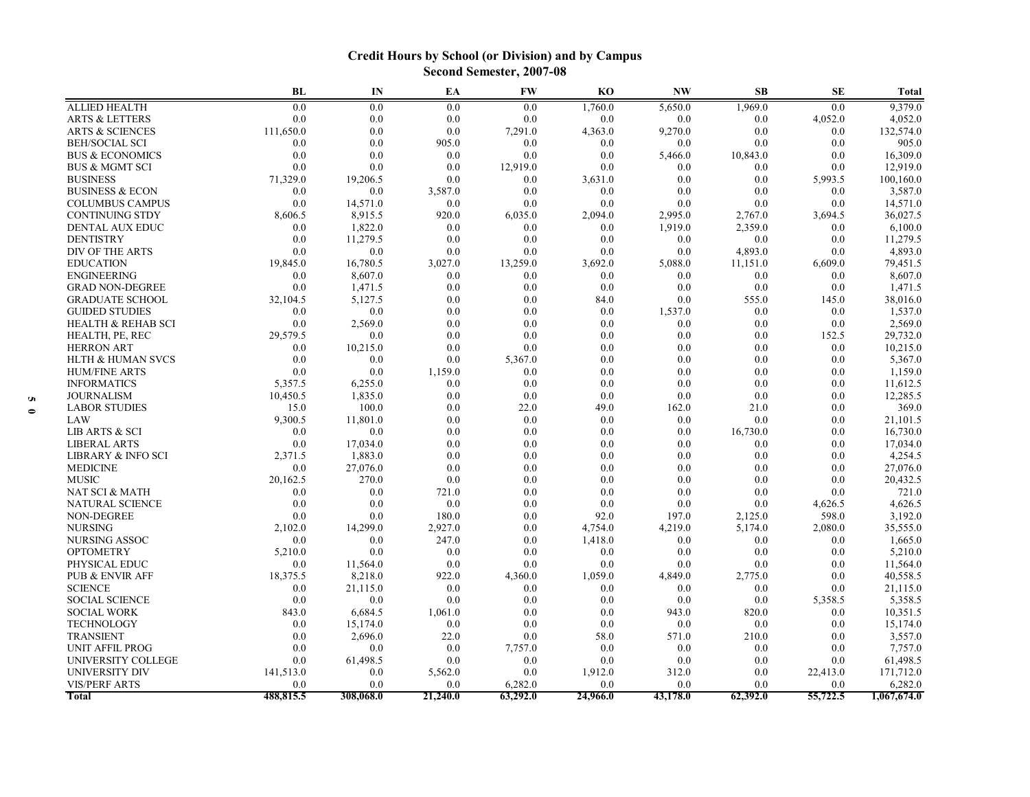## Credit Hours by School (or Division) and by Campus
### Second Semester, 2007-08

| | BL | IN | EA | FW | KO | NW | SB | SE | Total |
|---|---|---|---|---|---|---|---|---|---|
| ALLIED HEALTH | 0.0 | 0.0 | 0.0 | 0.0 | 1,760.0 | 5,650.0 | 1,969.0 | 0.0 | 9,379.0 |
| ARTS & LETTERS | 0.0 | 0.0 | 0.0 | 0.0 | 0.0 | 0.0 | 0.0 | 4,052.0 | 4,052.0 |
| ARTS & SCIENCES | 111,650.0 | 0.0 | 0.0 | 7,291.0 | 4,363.0 | 9,270.0 | 0.0 | 0.0 | 132,574.0 |
| BEH/SOCIAL SCI | 0.0 | 0.0 | 905.0 | 0.0 | 0.0 | 0.0 | 0.0 | 0.0 | 905.0 |
| BUS & ECONOMICS | 0.0 | 0.0 | 0.0 | 0.0 | 0.0 | 5,466.0 | 10,843.0 | 0.0 | 16,309.0 |
| BUS & MGMT SCI | 0.0 | 0.0 | 0.0 | 12,919.0 | 0.0 | 0.0 | 0.0 | 0.0 | 12,919.0 |
| BUSINESS | 71,329.0 | 19,206.5 | 0.0 | 0.0 | 3,631.0 | 0.0 | 0.0 | 5,993.5 | 100,160.0 |
| BUSINESS & ECON | 0.0 | 0.0 | 3,587.0 | 0.0 | 0.0 | 0.0 | 0.0 | 0.0 | 3,587.0 |
| COLUMBUS CAMPUS | 0.0 | 14,571.0 | 0.0 | 0.0 | 0.0 | 0.0 | 0.0 | 0.0 | 14,571.0 |
| CONTINUING STDY | 8,606.5 | 8,915.5 | 920.0 | 6,035.0 | 2,094.0 | 2,995.0 | 2,767.0 | 3,694.5 | 36,027.5 |
| DENTAL AUX EDUC | 0.0 | 1,822.0 | 0.0 | 0.0 | 0.0 | 1,919.0 | 2,359.0 | 0.0 | 6,100.0 |
| DENTISTRY | 0.0 | 11,279.5 | 0.0 | 0.0 | 0.0 | 0.0 | 0.0 | 0.0 | 11,279.5 |
| DIV OF THE ARTS | 0.0 | 0.0 | 0.0 | 0.0 | 0.0 | 0.0 | 4,893.0 | 0.0 | 4,893.0 |
| EDUCATION | 19,845.0 | 16,780.5 | 3,027.0 | 13,259.0 | 3,692.0 | 5,088.0 | 11,151.0 | 6,609.0 | 79,451.5 |
| ENGINEERING | 0.0 | 8,607.0 | 0.0 | 0.0 | 0.0 | 0.0 | 0.0 | 0.0 | 8,607.0 |
| GRAD NON-DEGREE | 0.0 | 1,471.5 | 0.0 | 0.0 | 0.0 | 0.0 | 0.0 | 0.0 | 1,471.5 |
| GRADUATE SCHOOL | 32,104.5 | 5,127.5 | 0.0 | 0.0 | 84.0 | 0.0 | 555.0 | 145.0 | 38,016.0 |
| GUIDED STUDIES | 0.0 | 0.0 | 0.0 | 0.0 | 0.0 | 1,537.0 | 0.0 | 0.0 | 1,537.0 |
| HEALTH & REHAB SCI | 0.0 | 2,569.0 | 0.0 | 0.0 | 0.0 | 0.0 | 0.0 | 0.0 | 2,569.0 |
| HEALTH, PE, REC | 29,579.5 | 0.0 | 0.0 | 0.0 | 0.0 | 0.0 | 0.0 | 152.5 | 29,732.0 |
| HERRON ART | 0.0 | 10,215.0 | 0.0 | 0.0 | 0.0 | 0.0 | 0.0 | 0.0 | 10,215.0 |
| HLTH & HUMAN SVCS | 0.0 | 0.0 | 0.0 | 5,367.0 | 0.0 | 0.0 | 0.0 | 0.0 | 5,367.0 |
| HUM/FINE ARTS | 0.0 | 0.0 | 1,159.0 | 0.0 | 0.0 | 0.0 | 0.0 | 0.0 | 1,159.0 |
| INFORMATICS | 5,357.5 | 6,255.0 | 0.0 | 0.0 | 0.0 | 0.0 | 0.0 | 0.0 | 11,612.5 |
| JOURNALISM | 10,450.5 | 1,835.0 | 0.0 | 0.0 | 0.0 | 0.0 | 0.0 | 0.0 | 12,285.5 |
| LABOR STUDIES | 15.0 | 100.0 | 0.0 | 22.0 | 49.0 | 162.0 | 21.0 | 0.0 | 369.0 |
| LAW | 9,300.5 | 11,801.0 | 0.0 | 0.0 | 0.0 | 0.0 | 0.0 | 0.0 | 21,101.5 |
| LIB ARTS & SCI | 0.0 | 0.0 | 0.0 | 0.0 | 0.0 | 0.0 | 16,730.0 | 0.0 | 16,730.0 |
| LIBERAL ARTS | 0.0 | 17,034.0 | 0.0 | 0.0 | 0.0 | 0.0 | 0.0 | 0.0 | 17,034.0 |
| LIBRARY & INFO SCI | 2,371.5 | 1,883.0 | 0.0 | 0.0 | 0.0 | 0.0 | 0.0 | 0.0 | 4,254.5 |
| MEDICINE | 0.0 | 27,076.0 | 0.0 | 0.0 | 0.0 | 0.0 | 0.0 | 0.0 | 27,076.0 |
| MUSIC | 20,162.5 | 270.0 | 0.0 | 0.0 | 0.0 | 0.0 | 0.0 | 0.0 | 20,432.5 |
| NAT SCI & MATH | 0.0 | 0.0 | 721.0 | 0.0 | 0.0 | 0.0 | 0.0 | 0.0 | 721.0 |
| NATURAL SCIENCE | 0.0 | 0.0 | 0.0 | 0.0 | 0.0 | 0.0 | 0.0 | 4,626.5 | 4,626.5 |
| NON-DEGREE | 0.0 | 0.0 | 180.0 | 0.0 | 92.0 | 197.0 | 2,125.0 | 598.0 | 3,192.0 |
| NURSING | 2,102.0 | 14,299.0 | 2,927.0 | 0.0 | 4,754.0 | 4,219.0 | 5,174.0 | 2,080.0 | 35,555.0 |
| NURSING ASSOC | 0.0 | 0.0 | 247.0 | 0.0 | 1,418.0 | 0.0 | 0.0 | 0.0 | 1,665.0 |
| OPTOMETRY | 5,210.0 | 0.0 | 0.0 | 0.0 | 0.0 | 0.0 | 0.0 | 0.0 | 5,210.0 |
| PHYSICAL EDUC | 0.0 | 11,564.0 | 0.0 | 0.0 | 0.0 | 0.0 | 0.0 | 0.0 | 11,564.0 |
| PUB & ENVIR AFF | 18,375.5 | 8,218.0 | 922.0 | 4,360.0 | 1,059.0 | 4,849.0 | 2,775.0 | 0.0 | 40,558.5 |
| SCIENCE | 0.0 | 21,115.0 | 0.0 | 0.0 | 0.0 | 0.0 | 0.0 | 0.0 | 21,115.0 |
| SOCIAL SCIENCE | 0.0 | 0.0 | 0.0 | 0.0 | 0.0 | 0.0 | 0.0 | 5,358.5 | 5,358.5 |
| SOCIAL WORK | 843.0 | 6,684.5 | 1,061.0 | 0.0 | 0.0 | 943.0 | 820.0 | 0.0 | 10,351.5 |
| TECHNOLOGY | 0.0 | 15,174.0 | 0.0 | 0.0 | 0.0 | 0.0 | 0.0 | 0.0 | 15,174.0 |
| TRANSIENT | 0.0 | 2,696.0 | 22.0 | 0.0 | 58.0 | 571.0 | 210.0 | 0.0 | 3,557.0 |
| UNIT AFFIL PROG | 0.0 | 0.0 | 0.0 | 7,757.0 | 0.0 | 0.0 | 0.0 | 0.0 | 7,757.0 |
| UNIVERSITY COLLEGE | 0.0 | 61,498.5 | 0.0 | 0.0 | 0.0 | 0.0 | 0.0 | 0.0 | 61,498.5 |
| UNIVERSITY DIV | 141,513.0 | 0.0 | 5,562.0 | 0.0 | 1,912.0 | 312.0 | 0.0 | 22,413.0 | 171,712.0 |
| VIS/PERF ARTS | 0.0 | 0.0 | 0.0 | 6,282.0 | 0.0 | 0.0 | 0.0 | 0.0 | 6,282.0 |
| **Total** | **488,815.5** | **308,068.0** | **21,240.0** | **63,292.0** | **24,966.0** | **43,178.0** | **62,392.0** | **55,722.5** | **1,067,674.0** |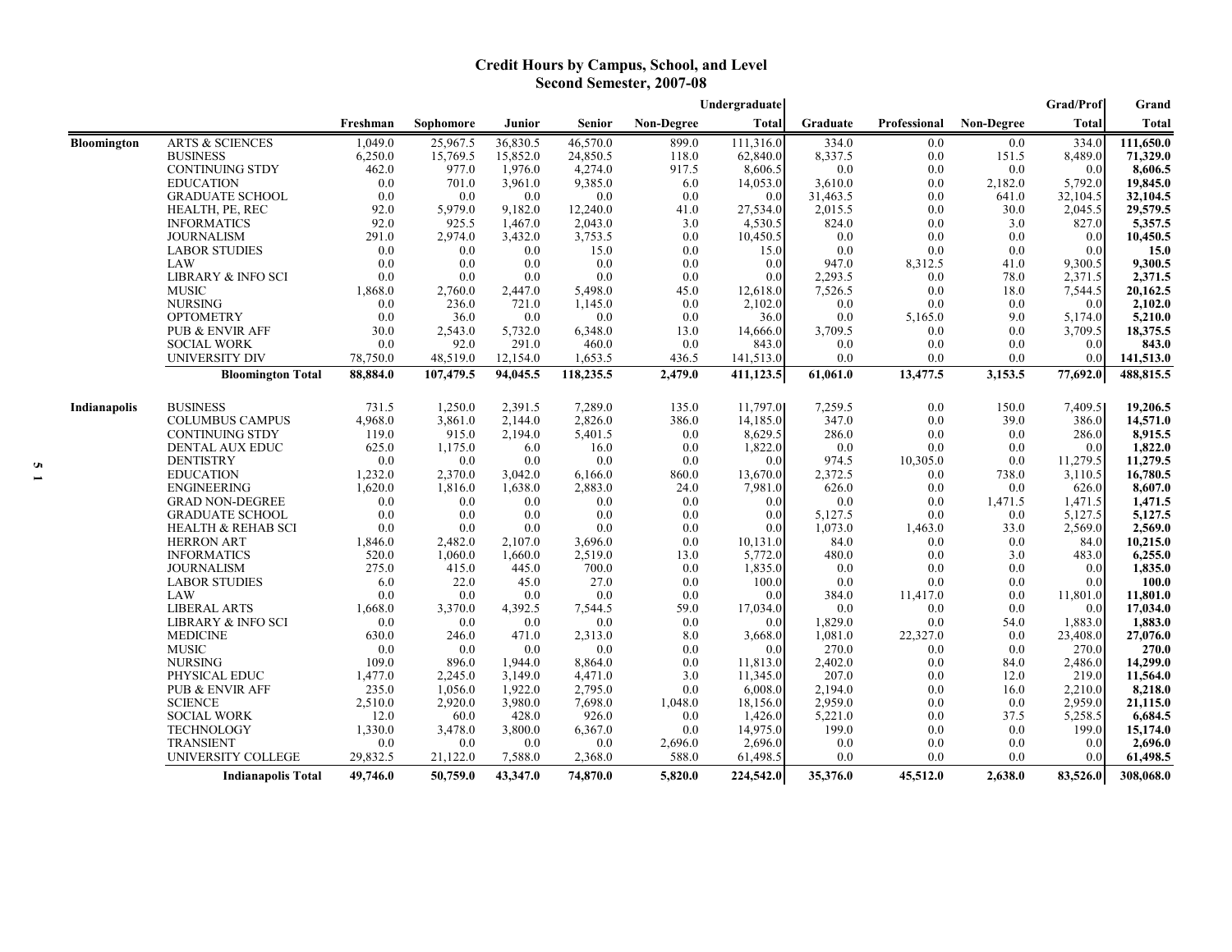# Credit Hours by Campus, School, and Level
## Second Semester, 2007-08

| | | Freshman | Sophomore | Junior | Senior | Non-Degree | Undergraduate Total | Graduate | Professional | Non-Degree | Grad/Prof Total | Grand Total |
|---|---|---|---|---|---|---|---|---|---|---|---|---|
| **Bloomington** | ARTS & SCIENCES | 1,049.0 | 25,967.5 | 36,830.5 | 46,570.0 | 899.0 | 111,316.0 | 334.0 | 0.0 | 0.0 | 334.0 | **111,650.0** |
| | BUSINESS | 6,250.0 | 15,769.5 | 15,852.0 | 24,850.5 | 118.0 | 62,840.0 | 8,337.5 | 0.0 | 151.5 | 8,489.0 | **71,329.0** |
| | CONTINUING STDY | 462.0 | 977.0 | 1,976.0 | 4,274.0 | 917.5 | 8,606.5 | 0.0 | 0.0 | 0.0 | 0.0 | **8,606.5** |
| | EDUCATION | 0.0 | 701.0 | 3,961.0 | 9,385.0 | 6.0 | 14,053.0 | 3,610.0 | 0.0 | 2,182.0 | 5,792.0 | **19,845.0** |
| | GRADUATE SCHOOL | 0.0 | 0.0 | 0.0 | 0.0 | 0.0 | 0.0 | 31,463.5 | 0.0 | 641.0 | 32,104.5 | **32,104.5** |
| | HEALTH, PE, REC | 92.0 | 5,979.0 | 9,182.0 | 12,240.0 | 41.0 | 27,534.0 | 2,015.5 | 0.0 | 30.0 | 2,045.5 | **29,579.5** |
| | INFORMATICS | 92.0 | 925.5 | 1,467.0 | 2,043.0 | 3.0 | 4,530.5 | 824.0 | 0.0 | 3.0 | 827.0 | **5,357.5** |
| | JOURNALISM | 291.0 | 2,974.0 | 3,432.0 | 3,753.5 | 0.0 | 10,450.5 | 0.0 | 0.0 | 0.0 | 0.0 | **10,450.5** |
| | LABOR STUDIES | 0.0 | 0.0 | 0.0 | 15.0 | 0.0 | 15.0 | 0.0 | 0.0 | 0.0 | 0.0 | **15.0** |
| | LAW | 0.0 | 0.0 | 0.0 | 0.0 | 0.0 | 0.0 | 947.0 | 8,312.5 | 41.0 | 9,300.5 | **9,300.5** |
| | LIBRARY & INFO SCI | 0.0 | 0.0 | 0.0 | 0.0 | 0.0 | 0.0 | 2,293.5 | 0.0 | 78.0 | 2,371.5 | **2,371.5** |
| | MUSIC | 1,868.0 | 2,760.0 | 2,447.0 | 5,498.0 | 45.0 | 12,618.0 | 7,526.5 | 0.0 | 18.0 | 7,544.5 | **20,162.5** |
| | NURSING | 0.0 | 236.0 | 721.0 | 1,145.0 | 0.0 | 2,102.0 | 0.0 | 0.0 | 0.0 | 0.0 | **2,102.0** |
| | OPTOMETRY | 0.0 | 36.0 | 0.0 | 0.0 | 0.0 | 36.0 | 0.0 | 5,165.0 | 9.0 | 5,174.0 | **5,210.0** |
| | PUB & ENVIR AFF | 30.0 | 2,543.0 | 5,732.0 | 6,348.0 | 13.0 | 14,666.0 | 3,709.5 | 0.0 | 0.0 | 3,709.5 | **18,375.5** |
| | SOCIAL WORK | 0.0 | 92.0 | 291.0 | 460.0 | 0.0 | 843.0 | 0.0 | 0.0 | 0.0 | 0.0 | **843.0** |
| | UNIVERSITY DIV | 78,750.0 | 48,519.0 | 12,154.0 | 1,653.5 | 436.5 | 141,513.0 | 0.0 | 0.0 | 0.0 | 0.0 | **141,513.0** |
| | **Bloomington Total** | **88,884.0** | **107,479.5** | **94,045.5** | **118,235.5** | **2,479.0** | **411,123.5** | **61,061.0** | **13,477.5** | **3,153.5** | **77,692.0** | **488,815.5** |
| **Indianapolis** | BUSINESS | 731.5 | 1,250.0 | 2,391.5 | 7,289.0 | 135.0 | 11,797.0 | 7,259.5 | 0.0 | 150.0 | 7,409.5 | **19,206.5** |
| | COLUMBUS CAMPUS | 4,968.0 | 3,861.0 | 2,144.0 | 2,826.0 | 386.0 | 14,185.0 | 347.0 | 0.0 | 39.0 | 386.0 | **14,571.0** |
| | CONTINUING STDY | 119.0 | 915.0 | 2,194.0 | 5,401.5 | 0.0 | 8,629.5 | 286.0 | 0.0 | 0.0 | 286.0 | **8,915.5** |
| | DENTAL AUX EDUC | 625.0 | 1,175.0 | 6.0 | 16.0 | 0.0 | 1,822.0 | 0.0 | 0.0 | 0.0 | 0.0 | **1,822.0** |
| | DENTISTRY | 0.0 | 0.0 | 0.0 | 0.0 | 0.0 | 0.0 | 974.5 | 10,305.0 | 0.0 | 11,279.5 | **11,279.5** |
| | EDUCATION | 1,232.0 | 2,370.0 | 3,042.0 | 6,166.0 | 860.0 | 13,670.0 | 2,372.5 | 0.0 | 738.0 | 3,110.5 | **16,780.5** |
| | ENGINEERING | 1,620.0 | 1,816.0 | 1,638.0 | 2,883.0 | 24.0 | 7,981.0 | 626.0 | 0.0 | 0.0 | 626.0 | **8,607.0** |
| | GRAD NON-DEGREE | 0.0 | 0.0 | 0.0 | 0.0 | 0.0 | 0.0 | 0.0 | 0.0 | 1,471.5 | 1,471.5 | **1,471.5** |
| | GRADUATE SCHOOL | 0.0 | 0.0 | 0.0 | 0.0 | 0.0 | 0.0 | 5,127.5 | 0.0 | 0.0 | 5,127.5 | **5,127.5** |
| | HEALTH & REHAB SCI | 0.0 | 0.0 | 0.0 | 0.0 | 0.0 | 0.0 | 1,073.0 | 1,463.0 | 33.0 | 2,569.0 | **2,569.0** |
| | HERRON ART | 1,846.0 | 2,482.0 | 2,107.0 | 3,696.0 | 0.0 | 10,131.0 | 84.0 | 0.0 | 0.0 | 84.0 | **10,215.0** |
| | INFORMATICS | 520.0 | 1,060.0 | 1,660.0 | 2,519.0 | 13.0 | 5,772.0 | 480.0 | 0.0 | 3.0 | 483.0 | **6,255.0** |
| | JOURNALISM | 275.0 | 415.0 | 445.0 | 700.0 | 0.0 | 1,835.0 | 0.0 | 0.0 | 0.0 | 0.0 | **1,835.0** |
| | LABOR STUDIES | 6.0 | 22.0 | 45.0 | 27.0 | 0.0 | 100.0 | 0.0 | 0.0 | 0.0 | 0.0 | **100.0** |
| | LAW | 0.0 | 0.0 | 0.0 | 0.0 | 0.0 | 0.0 | 384.0 | 11,417.0 | 0.0 | 11,801.0 | **11,801.0** |
| | LIBERAL ARTS | 1,668.0 | 3,370.0 | 4,392.5 | 7,544.5 | 59.0 | 17,034.0 | 0.0 | 0.0 | 0.0 | 0.0 | **17,034.0** |
| | LIBRARY & INFO SCI | 0.0 | 0.0 | 0.0 | 0.0 | 0.0 | 0.0 | 1,829.0 | 0.0 | 54.0 | 1,883.0 | **1,883.0** |
| | MEDICINE | 630.0 | 246.0 | 471.0 | 2,313.0 | 8.0 | 3,668.0 | 1,081.0 | 22,327.0 | 0.0 | 23,408.0 | **27,076.0** |
| | MUSIC | 0.0 | 0.0 | 0.0 | 0.0 | 0.0 | 0.0 | 270.0 | 0.0 | 0.0 | 270.0 | **270.0** |
| | NURSING | 109.0 | 896.0 | 1,944.0 | 8,864.0 | 0.0 | 11,813.0 | 2,402.0 | 0.0 | 84.0 | 2,486.0 | **14,299.0** |
| | PHYSICAL EDUC | 1,477.0 | 2,245.0 | 3,149.0 | 4,471.0 | 3.0 | 11,345.0 | 207.0 | 0.0 | 12.0 | 219.0 | **11,564.0** |
| | PUB & ENVIR AFF | 235.0 | 1,056.0 | 1,922.0 | 2,795.0 | 0.0 | 6,008.0 | 2,194.0 | 0.0 | 16.0 | 2,210.0 | **8,218.0** |
| | SCIENCE | 2,510.0 | 2,920.0 | 3,980.0 | 7,698.0 | 1,048.0 | 18,156.0 | 2,959.0 | 0.0 | 0.0 | 2,959.0 | **21,115.0** |
| | SOCIAL WORK | 12.0 | 60.0 | 428.0 | 926.0 | 0.0 | 1,426.0 | 5,221.0 | 0.0 | 37.5 | 5,258.5 | **6,684.5** |
| | TECHNOLOGY | 1,330.0 | 3,478.0 | 3,800.0 | 6,367.0 | 0.0 | 14,975.0 | 199.0 | 0.0 | 0.0 | 199.0 | **15,174.0** |
| | TRANSIENT | 0.0 | 0.0 | 0.0 | 0.0 | 2,696.0 | 2,696.0 | 0.0 | 0.0 | 0.0 | 0.0 | **2,696.0** |
| | UNIVERSITY COLLEGE | 29,832.5 | 21,122.0 | 7,588.0 | 2,368.0 | 588.0 | 61,498.5 | 0.0 | 0.0 | 0.0 | 0.0 | **61,498.5** |
| | **Indianapolis Total** | **49,746.0** | **50,759.0** | **43,347.0** | **74,870.0** | **5,820.0** | **224,542.0** | **35,376.0** | **45,512.0** | **2,638.0** | **83,526.0** | **308,068.0** |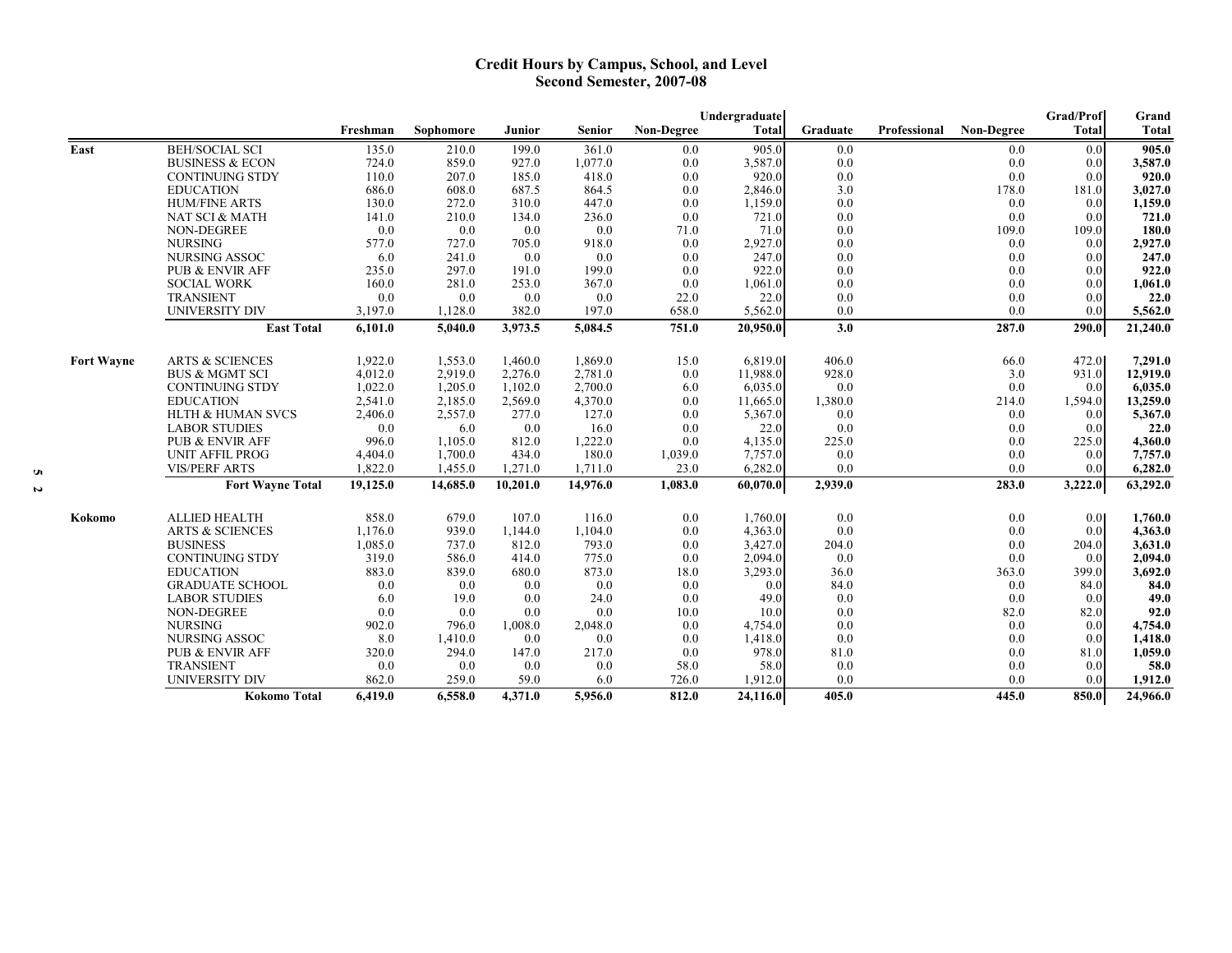# Credit Hours by Campus, School, and Level
## Second Semester, 2007-08

| | | Freshman | Sophomore | Junior | Senior | Non-Degree | Undergraduate Total | Graduate | Professional | Non-Degree | Grad/Prof Total | Grand Total |
|---|---|---|---|---|---|---|---|---|---|---|---|---|
| East | BEH/SOCIAL SCI | 135.0 | 210.0 | 199.0 | 361.0 | 0.0 | 905.0 | 0.0 | | 0.0 | 0.0 | **905.0** |
| | BUSINESS & ECON | 724.0 | 859.0 | 927.0 | 1,077.0 | 0.0 | 3,587.0 | 0.0 | | 0.0 | 0.0 | **3,587.0** |
| | CONTINUING STDY | 110.0 | 207.0 | 185.0 | 418.0 | 0.0 | 920.0 | 0.0 | | 0.0 | 0.0 | **920.0** |
| | EDUCATION | 686.0 | 608.0 | 687.5 | 864.5 | 0.0 | 2,846.0 | 3.0 | | 178.0 | 181.0 | **3,027.0** |
| | HUM/FINE ARTS | 130.0 | 272.0 | 310.0 | 447.0 | 0.0 | 1,159.0 | 0.0 | | 0.0 | 0.0 | **1,159.0** |
| | NAT SCI & MATH | 141.0 | 210.0 | 134.0 | 236.0 | 0.0 | 721.0 | 0.0 | | 0.0 | 0.0 | **721.0** |
| | NON-DEGREE | 0.0 | 0.0 | 0.0 | 0.0 | 71.0 | 71.0 | 0.0 | | 109.0 | 109.0 | **180.0** |
| | NURSING | 577.0 | 727.0 | 705.0 | 918.0 | 0.0 | 2,927.0 | 0.0 | | 0.0 | 0.0 | **2,927.0** |
| | NURSING ASSOC | 6.0 | 241.0 | 0.0 | 0.0 | 0.0 | 247.0 | 0.0 | | 0.0 | 0.0 | **247.0** |
| | PUB & ENVIR AFF | 235.0 | 297.0 | 191.0 | 199.0 | 0.0 | 922.0 | 0.0 | | 0.0 | 0.0 | **922.0** |
| | SOCIAL WORK | 160.0 | 281.0 | 253.0 | 367.0 | 0.0 | 1,061.0 | 0.0 | | 0.0 | 0.0 | **1,061.0** |
| | TRANSIENT | 0.0 | 0.0 | 0.0 | 0.0 | 22.0 | 22.0 | 0.0 | | 0.0 | 0.0 | **22.0** |
| | UNIVERSITY DIV | 3,197.0 | 1,128.0 | 382.0 | 197.0 | 658.0 | 5,562.0 | 0.0 | | 0.0 | 0.0 | **5,562.0** |
| | **East Total** | **6,101.0** | **5,040.0** | **3,973.5** | **5,084.5** | **751.0** | **20,950.0** | **3.0** | | **287.0** | **290.0** | **21,240.0** |
| Fort Wayne | ARTS & SCIENCES | 1,922.0 | 1,553.0 | 1,460.0 | 1,869.0 | 15.0 | 6,819.0 | 406.0 | | 66.0 | 472.0 | **7,291.0** |
| | BUS & MGMT SCI | 4,012.0 | 2,919.0 | 2,276.0 | 2,781.0 | 0.0 | 11,988.0 | 928.0 | | 3.0 | 931.0 | **12,919.0** |
| | CONTINUING STDY | 1,022.0 | 1,205.0 | 1,102.0 | 2,700.0 | 6.0 | 6,035.0 | 0.0 | | 0.0 | 0.0 | **6,035.0** |
| | EDUCATION | 2,541.0 | 2,185.0 | 2,569.0 | 4,370.0 | 0.0 | 11,665.0 | 1,380.0 | | 214.0 | 1,594.0 | **13,259.0** |
| | HLTH & HUMAN SVCS | 2,406.0 | 2,557.0 | 277.0 | 127.0 | 0.0 | 5,367.0 | 0.0 | | 0.0 | 0.0 | **5,367.0** |
| | LABOR STUDIES | 0.0 | 6.0 | 0.0 | 16.0 | 0.0 | 22.0 | 0.0 | | 0.0 | 0.0 | **22.0** |
| | PUB & ENVIR AFF | 996.0 | 1,105.0 | 812.0 | 1,222.0 | 0.0 | 4,135.0 | 225.0 | | 0.0 | 225.0 | **4,360.0** |
| | UNIT AFFIL PROG | 4,404.0 | 1,700.0 | 434.0 | 180.0 | 1,039.0 | 7,757.0 | 0.0 | | 0.0 | 0.0 | **7,757.0** |
| | VIS/PERF ARTS | 1,822.0 | 1,455.0 | 1,271.0 | 1,711.0 | 23.0 | 6,282.0 | 0.0 | | 0.0 | 0.0 | **6,282.0** |
| | **Fort Wayne Total** | **19,125.0** | **14,685.0** | **10,201.0** | **14,976.0** | **1,083.0** | **60,070.0** | **2,939.0** | | **283.0** | **3,222.0** | **63,292.0** |
| Kokomo | ALLIED HEALTH | 858.0 | 679.0 | 107.0 | 116.0 | 0.0 | 1,760.0 | 0.0 | | 0.0 | 0.0 | **1,760.0** |
| | ARTS & SCIENCES | 1,176.0 | 939.0 | 1,144.0 | 1,104.0 | 0.0 | 4,363.0 | 0.0 | | 0.0 | 0.0 | **4,363.0** |
| | BUSINESS | 1,085.0 | 737.0 | 812.0 | 793.0 | 0.0 | 3,427.0 | 204.0 | | 0.0 | 204.0 | **3,631.0** |
| | CONTINUING STDY | 319.0 | 586.0 | 414.0 | 775.0 | 0.0 | 2,094.0 | 0.0 | | 0.0 | 0.0 | **2,094.0** |
| | EDUCATION | 883.0 | 839.0 | 680.0 | 873.0 | 18.0 | 3,293.0 | 36.0 | | 363.0 | 399.0 | **3,692.0** |
| | GRADUATE SCHOOL | 0.0 | 0.0 | 0.0 | 0.0 | 0.0 | 0.0 | 84.0 | | 0.0 | 84.0 | **84.0** |
| | LABOR STUDIES | 6.0 | 19.0 | 0.0 | 24.0 | 0.0 | 49.0 | 0.0 | | 0.0 | 0.0 | **49.0** |
| | NON-DEGREE | 0.0 | 0.0 | 0.0 | 0.0 | 10.0 | 10.0 | 0.0 | | 82.0 | 82.0 | **92.0** |
| | NURSING | 902.0 | 796.0 | 1,008.0 | 2,048.0 | 0.0 | 4,754.0 | 0.0 | | 0.0 | 0.0 | **4,754.0** |
| | NURSING ASSOC | 8.0 | 1,410.0 | 0.0 | 0.0 | 0.0 | 1,418.0 | 0.0 | | 0.0 | 0.0 | **1,418.0** |
| | PUB & ENVIR AFF | 320.0 | 294.0 | 147.0 | 217.0 | 0.0 | 978.0 | 81.0 | | 0.0 | 81.0 | **1,059.0** |
| | TRANSIENT | 0.0 | 0.0 | 0.0 | 0.0 | 58.0 | 58.0 | 0.0 | | 0.0 | 0.0 | **58.0** |
| | UNIVERSITY DIV | 862.0 | 259.0 | 59.0 | 6.0 | 726.0 | 1,912.0 | 0.0 | | 0.0 | 0.0 | **1,912.0** |
| | **Kokomo Total** | **6,419.0** | **6,558.0** | **4,371.0** | **5,956.0** | **812.0** | **24,116.0** | **405.0** | | **445.0** | **850.0** | **24,966.0** |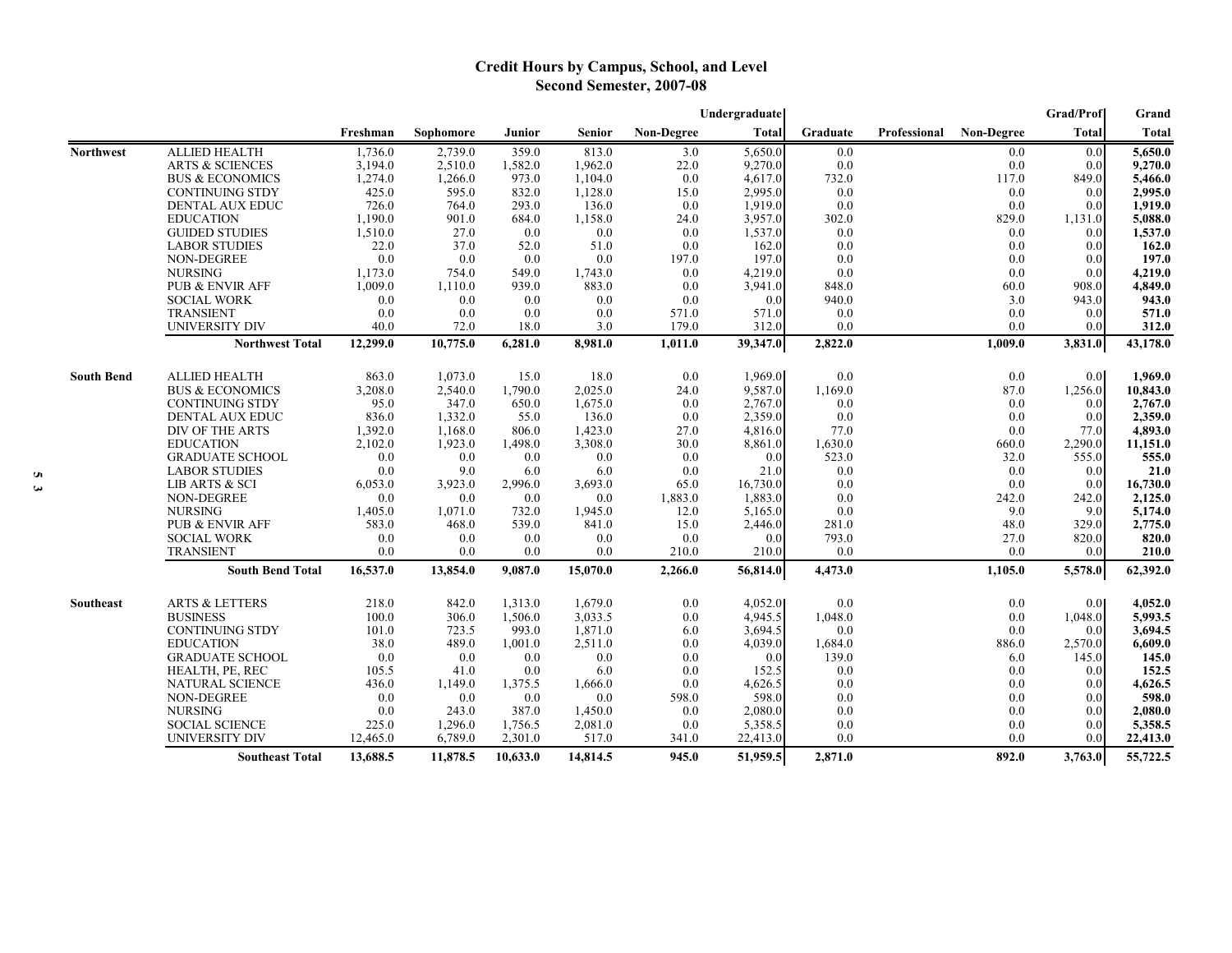# Credit Hours by Campus, School, and Level
## Second Semester, 2007-08

| | | Freshman | Sophomore | Junior | Senior | Non-Degree | Undergraduate Total | Graduate | Professional | Non-Degree | Grad/Prof Total | Grand Total |
|---|---|---|---|---|---|---|---|---|---|---|---|---|
| **Northwest** | ALLIED HEALTH | 1,736.0 | 2,739.0 | 359.0 | 813.0 | 3.0 | 5,650.0 | 0.0 | | 0.0 | 0.0 | **5,650.0** |
| | ARTS & SCIENCES | 3,194.0 | 2,510.0 | 1,582.0 | 1,962.0 | 22.0 | 9,270.0 | 0.0 | | 0.0 | 0.0 | **9,270.0** |
| | BUS & ECONOMICS | 1,274.0 | 1,266.0 | 973.0 | 1,104.0 | 0.0 | 4,617.0 | 732.0 | | 117.0 | 849.0 | **5,466.0** |
| | CONTINUING STDY | 425.0 | 595.0 | 832.0 | 1,128.0 | 15.0 | 2,995.0 | 0.0 | | 0.0 | 0.0 | **2,995.0** |
| | DENTAL AUX EDUC | 726.0 | 764.0 | 293.0 | 136.0 | 0.0 | 1,919.0 | 0.0 | | 0.0 | 0.0 | **1,919.0** |
| | EDUCATION | 1,190.0 | 901.0 | 684.0 | 1,158.0 | 24.0 | 3,957.0 | 302.0 | | 829.0 | 1,131.0 | **5,088.0** |
| | GUIDED STUDIES | 1,510.0 | 27.0 | 0.0 | 0.0 | 0.0 | 1,537.0 | 0.0 | | 0.0 | 0.0 | **1,537.0** |
| | LABOR STUDIES | 22.0 | 37.0 | 52.0 | 51.0 | 0.0 | 162.0 | 0.0 | | 0.0 | 0.0 | **162.0** |
| | NON-DEGREE | 0.0 | 0.0 | 0.0 | 0.0 | 197.0 | 197.0 | 0.0 | | 0.0 | 0.0 | **197.0** |
| | NURSING | 1,173.0 | 754.0 | 549.0 | 1,743.0 | 0.0 | 4,219.0 | 0.0 | | 0.0 | 0.0 | **4,219.0** |
| | PUB & ENVIR AFF | 1,009.0 | 1,110.0 | 939.0 | 883.0 | 0.0 | 3,941.0 | 848.0 | | 60.0 | 908.0 | **4,849.0** |
| | SOCIAL WORK | 0.0 | 0.0 | 0.0 | 0.0 | 0.0 | 0.0 | 940.0 | | 3.0 | 943.0 | **943.0** |
| | TRANSIENT | 0.0 | 0.0 | 0.0 | 0.0 | 571.0 | 571.0 | 0.0 | | 0.0 | 0.0 | **571.0** |
| | UNIVERSITY DIV | 40.0 | 72.0 | 18.0 | 3.0 | 179.0 | 312.0 | 0.0 | | 0.0 | 0.0 | **312.0** |
| | **Northwest Total** | **12,299.0** | **10,775.0** | **6,281.0** | **8,981.0** | **1,011.0** | **39,347.0** | **2,822.0** | | **1,009.0** | **3,831.0** | **43,178.0** |
| **South Bend** | ALLIED HEALTH | 863.0 | 1,073.0 | 15.0 | 18.0 | 0.0 | 1,969.0 | 0.0 | | 0.0 | 0.0 | **1,969.0** |
| | BUS & ECONOMICS | 3,208.0 | 2,540.0 | 1,790.0 | 2,025.0 | 24.0 | 9,587.0 | 1,169.0 | | 87.0 | 1,256.0 | **10,843.0** |
| | CONTINUING STDY | 95.0 | 347.0 | 650.0 | 1,675.0 | 0.0 | 2,767.0 | 0.0 | | 0.0 | 0.0 | **2,767.0** |
| | DENTAL AUX EDUC | 836.0 | 1,332.0 | 55.0 | 136.0 | 0.0 | 2,359.0 | 0.0 | | 0.0 | 0.0 | **2,359.0** |
| | DIV OF THE ARTS | 1,392.0 | 1,168.0 | 806.0 | 1,423.0 | 27.0 | 4,816.0 | 77.0 | | 0.0 | 77.0 | **4,893.0** |
| | EDUCATION | 2,102.0 | 1,923.0 | 1,498.0 | 3,308.0 | 30.0 | 8,861.0 | 1,630.0 | | 660.0 | 2,290.0 | **11,151.0** |
| | GRADUATE SCHOOL | 0.0 | 0.0 | 0.0 | 0.0 | 0.0 | 0.0 | 523.0 | | 32.0 | 555.0 | **555.0** |
| | LABOR STUDIES | 0.0 | 9.0 | 6.0 | 6.0 | 0.0 | 21.0 | 0.0 | | 0.0 | 0.0 | **21.0** |
| | LIB ARTS & SCI | 6,053.0 | 3,923.0 | 2,996.0 | 3,693.0 | 65.0 | 16,730.0 | 0.0 | | 0.0 | 0.0 | **16,730.0** |
| | NON-DEGREE | 0.0 | 0.0 | 0.0 | 0.0 | 1,883.0 | 1,883.0 | 0.0 | | 242.0 | 242.0 | **2,125.0** |
| | NURSING | 1,405.0 | 1,071.0 | 732.0 | 1,945.0 | 12.0 | 5,165.0 | 0.0 | | 9.0 | 9.0 | **5,174.0** |
| | PUB & ENVIR AFF | 583.0 | 468.0 | 539.0 | 841.0 | 15.0 | 2,446.0 | 281.0 | | 48.0 | 329.0 | **2,775.0** |
| | SOCIAL WORK | 0.0 | 0.0 | 0.0 | 0.0 | 0.0 | 0.0 | 793.0 | | 27.0 | 820.0 | **820.0** |
| | TRANSIENT | 0.0 | 0.0 | 0.0 | 0.0 | 210.0 | 210.0 | 0.0 | | 0.0 | 0.0 | **210.0** |
| | **South Bend Total** | **16,537.0** | **13,854.0** | **9,087.0** | **15,070.0** | **2,266.0** | **56,814.0** | **4,473.0** | | **1,105.0** | **5,578.0** | **62,392.0** |
| **Southeast** | ARTS & LETTERS | 218.0 | 842.0 | 1,313.0 | 1,679.0 | 0.0 | 4,052.0 | 0.0 | | 0.0 | 0.0 | **4,052.0** |
| | BUSINESS | 100.0 | 306.0 | 1,506.0 | 3,033.5 | 0.0 | 4,945.5 | 1,048.0 | | 0.0 | 1,048.0 | **5,993.5** |
| | CONTINUING STDY | 101.0 | 723.5 | 993.0 | 1,871.0 | 6.0 | 3,694.5 | 0.0 | | 0.0 | 0.0 | **3,694.5** |
| | EDUCATION | 38.0 | 489.0 | 1,001.0 | 2,511.0 | 0.0 | 4,039.0 | 1,684.0 | | 886.0 | 2,570.0 | **6,609.0** |
| | GRADUATE SCHOOL | 0.0 | 0.0 | 0.0 | 0.0 | 0.0 | 0.0 | 139.0 | | 6.0 | 145.0 | **145.0** |
| | HEALTH, PE, REC | 105.5 | 41.0 | 0.0 | 6.0 | 0.0 | 152.5 | 0.0 | | 0.0 | 0.0 | **152.5** |
| | NATURAL SCIENCE | 436.0 | 1,149.0 | 1,375.5 | 1,666.0 | 0.0 | 4,626.5 | 0.0 | | 0.0 | 0.0 | **4,626.5** |
| | NON-DEGREE | 0.0 | 0.0 | 0.0 | 0.0 | 598.0 | 598.0 | 0.0 | | 0.0 | 0.0 | **598.0** |
| | NURSING | 0.0 | 243.0 | 387.0 | 1,450.0 | 0.0 | 2,080.0 | 0.0 | | 0.0 | 0.0 | **2,080.0** |
| | SOCIAL SCIENCE | 225.0 | 1,296.0 | 1,756.5 | 2,081.0 | 0.0 | 5,358.5 | 0.0 | | 0.0 | 0.0 | **5,358.5** |
| | UNIVERSITY DIV | 12,465.0 | 6,789.0 | 2,301.0 | 517.0 | 341.0 | 22,413.0 | 0.0 | | 0.0 | 0.0 | **22,413.0** |
| | **Southeast Total** | **13,688.5** | **11,878.5** | **10,633.0** | **14,814.5** | **945.0** | **51,959.5** | **2,871.0** | | **892.0** | **3,763.0** | **55,722.5** |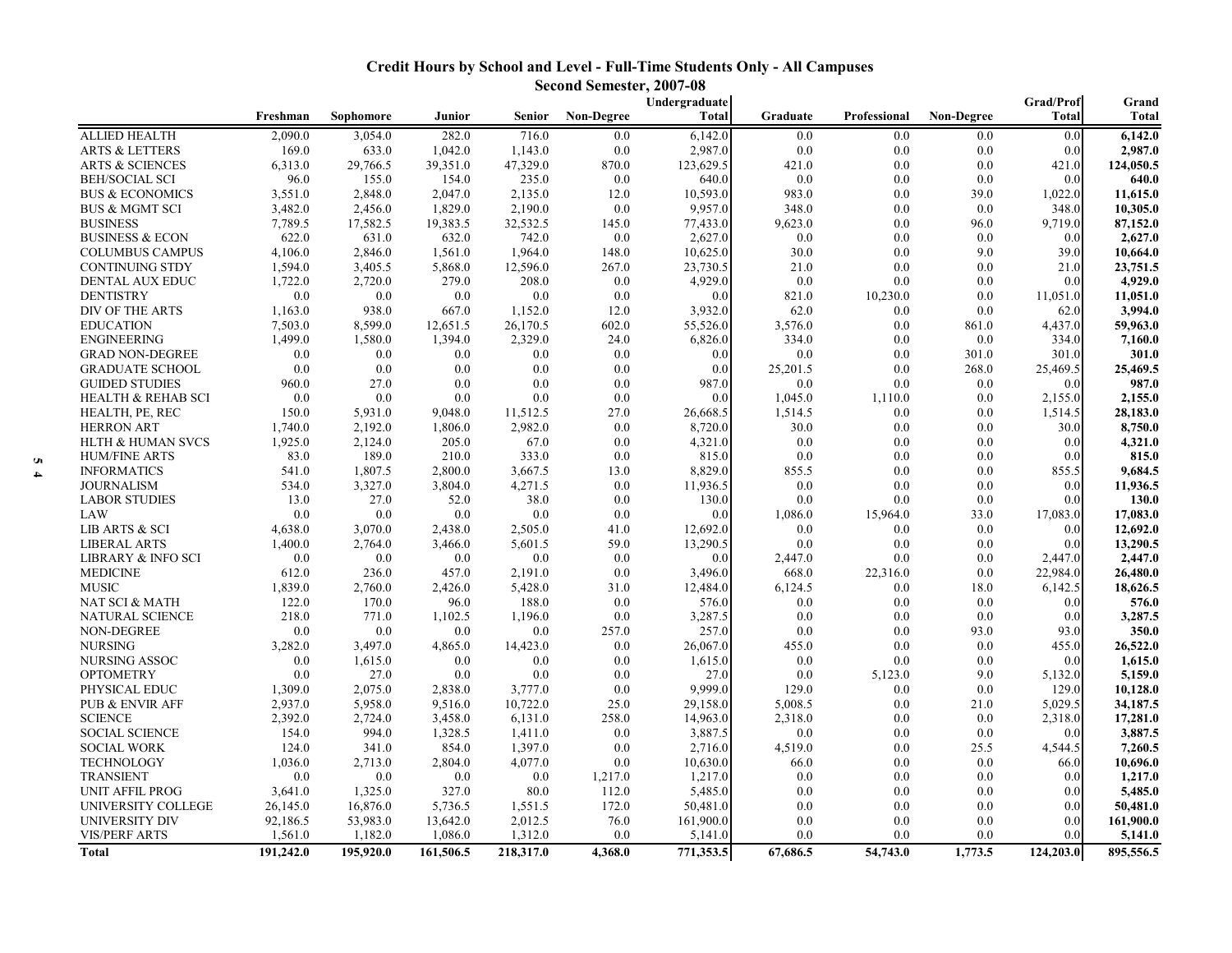## Credit Hours by School and Level - Full-Time Students Only - All Campuses

### Second Semester, 2007-08

| | Freshman | Sophomore | Junior | Senior | Non-Degree | Undergraduate Total | Graduate | Professional | Non-Degree | Grad/Prof Total | Grand Total |
|---|---|---|---|---|---|---|---|---|---|---|---|
| ALLIED HEALTH | 2,090.0 | 3,054.0 | 282.0 | 716.0 | 0.0 | 6,142.0 | 0.0 | 0.0 | 0.0 | 0.0 | **6,142.0** |
| ARTS & LETTERS | 169.0 | 633.0 | 1,042.0 | 1,143.0 | 0.0 | 2,987.0 | 0.0 | 0.0 | 0.0 | 0.0 | **2,987.0** |
| ARTS & SCIENCES | 6,313.0 | 29,766.5 | 39,351.0 | 47,329.0 | 870.0 | 123,629.5 | 421.0 | 0.0 | 0.0 | 421.0 | **124,050.5** |
| BEH/SOCIAL SCI | 96.0 | 155.0 | 154.0 | 235.0 | 0.0 | 640.0 | 0.0 | 0.0 | 0.0 | 0.0 | **640.0** |
| BUS & ECONOMICS | 3,551.0 | 2,848.0 | 2,047.0 | 2,135.0 | 12.0 | 10,593.0 | 983.0 | 0.0 | 39.0 | 1,022.0 | **11,615.0** |
| BUS & MGMT SCI | 3,482.0 | 2,456.0 | 1,829.0 | 2,190.0 | 0.0 | 9,957.0 | 348.0 | 0.0 | 0.0 | 348.0 | **10,305.0** |
| BUSINESS | 7,789.5 | 17,582.5 | 19,383.5 | 32,532.5 | 145.0 | 77,433.0 | 9,623.0 | 0.0 | 96.0 | 9,719.0 | **87,152.0** |
| BUSINESS & ECON | 622.0 | 631.0 | 632.0 | 742.0 | 0.0 | 2,627.0 | 0.0 | 0.0 | 0.0 | 0.0 | **2,627.0** |
| COLUMBUS CAMPUS | 4,106.0 | 2,846.0 | 1,561.0 | 1,964.0 | 148.0 | 10,625.0 | 30.0 | 0.0 | 9.0 | 39.0 | **10,664.0** |
| CONTINUING STDY | 1,594.0 | 3,405.5 | 5,868.0 | 12,596.0 | 267.0 | 23,730.5 | 21.0 | 0.0 | 0.0 | 21.0 | **23,751.5** |
| DENTAL AUX EDUC | 1,722.0 | 2,720.0 | 279.0 | 208.0 | 0.0 | 4,929.0 | 0.0 | 0.0 | 0.0 | 0.0 | **4,929.0** |
| DENTISTRY | 0.0 | 0.0 | 0.0 | 0.0 | 0.0 | 0.0 | 821.0 | 10,230.0 | 0.0 | 11,051.0 | **11,051.0** |
| DIV OF THE ARTS | 1,163.0 | 938.0 | 667.0 | 1,152.0 | 12.0 | 3,932.0 | 62.0 | 0.0 | 0.0 | 62.0 | **3,994.0** |
| EDUCATION | 7,503.0 | 8,599.0 | 12,651.5 | 26,170.5 | 602.0 | 55,526.0 | 3,576.0 | 0.0 | 861.0 | 4,437.0 | **59,963.0** |
| ENGINEERING | 1,499.0 | 1,580.0 | 1,394.0 | 2,329.0 | 24.0 | 6,826.0 | 334.0 | 0.0 | 0.0 | 334.0 | **7,160.0** |
| GRAD NON-DEGREE | 0.0 | 0.0 | 0.0 | 0.0 | 0.0 | 0.0 | 0.0 | 0.0 | 301.0 | 301.0 | **301.0** |
| GRADUATE SCHOOL | 0.0 | 0.0 | 0.0 | 0.0 | 0.0 | 0.0 | 25,201.5 | 0.0 | 268.0 | 25,469.5 | **25,469.5** |
| GUIDED STUDIES | 960.0 | 27.0 | 0.0 | 0.0 | 0.0 | 987.0 | 0.0 | 0.0 | 0.0 | 0.0 | **987.0** |
| HEALTH & REHAB SCI | 0.0 | 0.0 | 0.0 | 0.0 | 0.0 | 0.0 | 1,045.0 | 1,110.0 | 0.0 | 2,155.0 | **2,155.0** |
| HEALTH, PE, REC | 150.0 | 5,931.0 | 9,048.0 | 11,512.5 | 27.0 | 26,668.5 | 1,514.5 | 0.0 | 0.0 | 1,514.5 | **28,183.0** |
| HERRON ART | 1,740.0 | 2,192.0 | 1,806.0 | 2,982.0 | 0.0 | 8,720.0 | 30.0 | 0.0 | 0.0 | 30.0 | **8,750.0** |
| HLTH & HUMAN SVCS | 1,925.0 | 2,124.0 | 205.0 | 67.0 | 0.0 | 4,321.0 | 0.0 | 0.0 | 0.0 | 0.0 | **4,321.0** |
| HUM/FINE ARTS | 83.0 | 189.0 | 210.0 | 333.0 | 0.0 | 815.0 | 0.0 | 0.0 | 0.0 | 0.0 | **815.0** |
| INFORMATICS | 541.0 | 1,807.5 | 2,800.0 | 3,667.5 | 13.0 | 8,829.0 | 855.5 | 0.0 | 0.0 | 855.5 | **9,684.5** |
| JOURNALISM | 534.0 | 3,327.0 | 3,804.0 | 4,271.5 | 0.0 | 11,936.5 | 0.0 | 0.0 | 0.0 | 0.0 | **11,936.5** |
| LABOR STUDIES | 13.0 | 27.0 | 52.0 | 38.0 | 0.0 | 130.0 | 0.0 | 0.0 | 0.0 | 0.0 | **130.0** |
| LAW | 0.0 | 0.0 | 0.0 | 0.0 | 0.0 | 0.0 | 1,086.0 | 15,964.0 | 33.0 | 17,083.0 | **17,083.0** |
| LIB ARTS & SCI | 4,638.0 | 3,070.0 | 2,438.0 | 2,505.0 | 41.0 | 12,692.0 | 0.0 | 0.0 | 0.0 | 0.0 | **12,692.0** |
| LIBERAL ARTS | 1,400.0 | 2,764.0 | 3,466.0 | 5,601.5 | 59.0 | 13,290.5 | 0.0 | 0.0 | 0.0 | 0.0 | **13,290.5** |
| LIBRARY & INFO SCI | 0.0 | 0.0 | 0.0 | 0.0 | 0.0 | 0.0 | 2,447.0 | 0.0 | 0.0 | 2,447.0 | **2,447.0** |
| MEDICINE | 612.0 | 236.0 | 457.0 | 2,191.0 | 0.0 | 3,496.0 | 668.0 | 22,316.0 | 0.0 | 22,984.0 | **26,480.0** |
| MUSIC | 1,839.0 | 2,760.0 | 2,426.0 | 5,428.0 | 31.0 | 12,484.0 | 6,124.5 | 0.0 | 18.0 | 6,142.5 | **18,626.5** |
| NAT SCI & MATH | 122.0 | 170.0 | 96.0 | 188.0 | 0.0 | 576.0 | 0.0 | 0.0 | 0.0 | 0.0 | **576.0** |
| NATURAL SCIENCE | 218.0 | 771.0 | 1,102.5 | 1,196.0 | 0.0 | 3,287.5 | 0.0 | 0.0 | 0.0 | 0.0 | **3,287.5** |
| NON-DEGREE | 0.0 | 0.0 | 0.0 | 0.0 | 257.0 | 257.0 | 0.0 | 0.0 | 93.0 | 93.0 | **350.0** |
| NURSING | 3,282.0 | 3,497.0 | 4,865.0 | 14,423.0 | 0.0 | 26,067.0 | 455.0 | 0.0 | 0.0 | 455.0 | **26,522.0** |
| NURSING ASSOC | 0.0 | 1,615.0 | 0.0 | 0.0 | 0.0 | 1,615.0 | 0.0 | 0.0 | 0.0 | 0.0 | **1,615.0** |
| OPTOMETRY | 0.0 | 27.0 | 0.0 | 0.0 | 0.0 | 27.0 | 0.0 | 5,123.0 | 9.0 | 5,132.0 | **5,159.0** |
| PHYSICAL EDUC | 1,309.0 | 2,075.0 | 2,838.0 | 3,777.0 | 0.0 | 9,999.0 | 129.0 | 0.0 | 0.0 | 129.0 | **10,128.0** |
| PUB & ENVIR AFF | 2,937.0 | 5,958.0 | 9,516.0 | 10,722.0 | 25.0 | 29,158.0 | 5,008.5 | 0.0 | 21.0 | 5,029.5 | **34,187.5** |
| SCIENCE | 2,392.0 | 2,724.0 | 3,458.0 | 6,131.0 | 258.0 | 14,963.0 | 2,318.0 | 0.0 | 0.0 | 2,318.0 | **17,281.0** |
| SOCIAL SCIENCE | 154.0 | 994.0 | 1,328.5 | 1,411.0 | 0.0 | 3,887.5 | 0.0 | 0.0 | 0.0 | 0.0 | **3,887.5** |
| SOCIAL WORK | 124.0 | 341.0 | 854.0 | 1,397.0 | 0.0 | 2,716.0 | 4,519.0 | 0.0 | 25.5 | 4,544.5 | **7,260.5** |
| TECHNOLOGY | 1,036.0 | 2,713.0 | 2,804.0 | 4,077.0 | 0.0 | 10,630.0 | 66.0 | 0.0 | 0.0 | 66.0 | **10,696.0** |
| TRANSIENT | 0.0 | 0.0 | 0.0 | 0.0 | 1,217.0 | 1,217.0 | 0.0 | 0.0 | 0.0 | 0.0 | **1,217.0** |
| UNIT AFFIL PROG | 3,641.0 | 1,325.0 | 327.0 | 80.0 | 112.0 | 5,485.0 | 0.0 | 0.0 | 0.0 | 0.0 | **5,485.0** |
| UNIVERSITY COLLEGE | 26,145.0 | 16,876.0 | 5,736.5 | 1,551.5 | 172.0 | 50,481.0 | 0.0 | 0.0 | 0.0 | 0.0 | **50,481.0** |
| UNIVERSITY DIV | 92,186.5 | 53,983.0 | 13,642.0 | 2,012.5 | 76.0 | 161,900.0 | 0.0 | 0.0 | 0.0 | 0.0 | **161,900.0** |
| VIS/PERF ARTS | 1,561.0 | 1,182.0 | 1,086.0 | 1,312.0 | 0.0 | 5,141.0 | 0.0 | 0.0 | 0.0 | 0.0 | **5,141.0** |
| **Total** | **191,242.0** | **195,920.0** | **161,506.5** | **218,317.0** | **4,368.0** | **771,353.5** | **67,686.5** | **54,743.0** | **1,773.5** | **124,203.0** | **895,556.5** |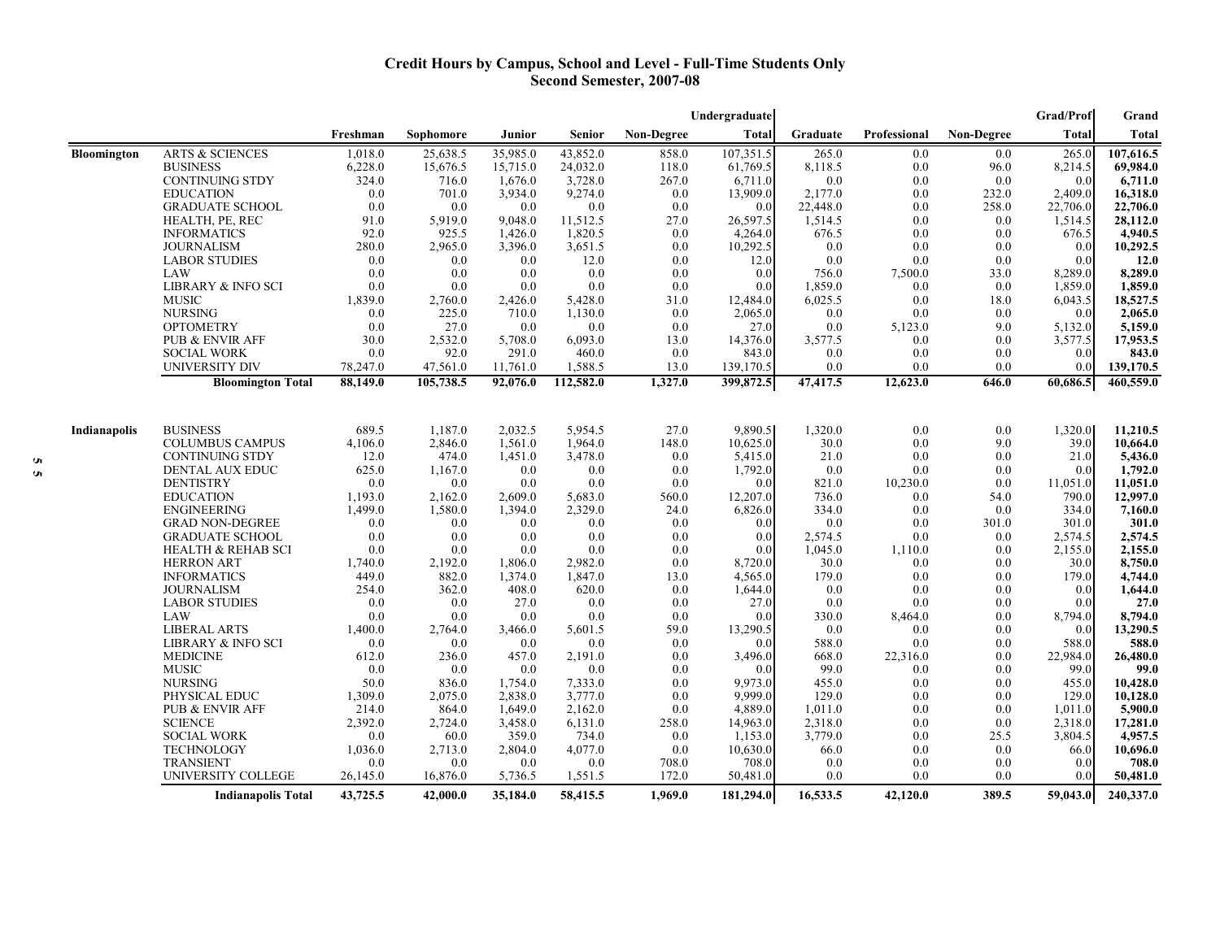# Credit Hours by Campus, School and Level - Full-Time Students Only
## Second Semester, 2007-08

| | | | | | | | Undergraduate | | | | Grad/Prof | Grand |
|---|---|---|---|---|---|---|---|---|---|---|---|---|
| | | Freshman | Sophomore | Junior | Senior | Non-Degree | Total | Graduate | Professional | Non-Degree | Total | Total |
| Bloomington | ARTS & SCIENCES | 1,018.0 | 25,638.5 | 35,985.0 | 43,852.0 | 858.0 | 107,351.5 | 265.0 | 0.0 | 0.0 | 265.0 | **107,616.5** |
| | BUSINESS | 6,228.0 | 15,676.5 | 15,715.0 | 24,032.0 | 118.0 | 61,769.5 | 8,118.5 | 0.0 | 96.0 | 8,214.5 | **69,984.0** |
| | CONTINUING STDY | 324.0 | 716.0 | 1,676.0 | 3,728.0 | 267.0 | 6,711.0 | 0.0 | 0.0 | 0.0 | 0.0 | **6,711.0** |
| | EDUCATION | 0.0 | 701.0 | 3,934.0 | 9,274.0 | 0.0 | 13,909.0 | 2,177.0 | 0.0 | 232.0 | 2,409.0 | **16,318.0** |
| | GRADUATE SCHOOL | 0.0 | 0.0 | 0.0 | 0.0 | 0.0 | 0.0 | 22,448.0 | 0.0 | 258.0 | 22,706.0 | **22,706.0** |
| | HEALTH, PE, REC | 91.0 | 5,919.0 | 9,048.0 | 11,512.5 | 27.0 | 26,597.5 | 1,514.5 | 0.0 | 0.0 | 1,514.5 | **28,112.0** |
| | INFORMATICS | 92.0 | 925.5 | 1,426.0 | 1,820.5 | 0.0 | 4,264.0 | 676.5 | 0.0 | 0.0 | 676.5 | **4,940.5** |
| | JOURNALISM | 280.0 | 2,965.0 | 3,396.0 | 3,651.5 | 0.0 | 10,292.5 | 0.0 | 0.0 | 0.0 | 0.0 | **10,292.5** |
| | LABOR STUDIES | 0.0 | 0.0 | 0.0 | 12.0 | 0.0 | 12.0 | 0.0 | 0.0 | 0.0 | 0.0 | **12.0** |
| | LAW | 0.0 | 0.0 | 0.0 | 0.0 | 0.0 | 0.0 | 756.0 | 7,500.0 | 33.0 | 8,289.0 | **8,289.0** |
| | LIBRARY & INFO SCI | 0.0 | 0.0 | 0.0 | 0.0 | 0.0 | 0.0 | 1,859.0 | 0.0 | 0.0 | 1,859.0 | **1,859.0** |
| | MUSIC | 1,839.0 | 2,760.0 | 2,426.0 | 5,428.0 | 31.0 | 12,484.0 | 6,025.5 | 0.0 | 18.0 | 6,043.5 | **18,527.5** |
| | NURSING | 0.0 | 225.0 | 710.0 | 1,130.0 | 0.0 | 2,065.0 | 0.0 | 0.0 | 0.0 | 0.0 | **2,065.0** |
| | OPTOMETRY | 0.0 | 27.0 | 0.0 | 0.0 | 0.0 | 27.0 | 0.0 | 5,123.0 | 9.0 | 5,132.0 | **5,159.0** |
| | PUB & ENVIR AFF | 30.0 | 2,532.0 | 5,708.0 | 6,093.0 | 13.0 | 14,376.0 | 3,577.5 | 0.0 | 0.0 | 3,577.5 | **17,953.5** |
| | SOCIAL WORK | 0.0 | 92.0 | 291.0 | 460.0 | 0.0 | 843.0 | 0.0 | 0.0 | 0.0 | 0.0 | **843.0** |
| | UNIVERSITY DIV | 78,247.0 | 47,561.0 | 11,761.0 | 1,588.5 | 13.0 | 139,170.5 | 0.0 | 0.0 | 0.0 | 0.0 | **139,170.5** |
| | **Bloomington Total** | **88,149.0** | **105,738.5** | **92,076.0** | **112,582.0** | **1,327.0** | **399,872.5** | **47,417.5** | **12,623.0** | **646.0** | **60,686.5** | **460,559.0** |
| Indianapolis | BUSINESS | 689.5 | 1,187.0 | 2,032.5 | 5,954.5 | 27.0 | 9,890.5 | 1,320.0 | 0.0 | 0.0 | 1,320.0 | **11,210.5** |
| | COLUMBUS CAMPUS | 4,106.0 | 2,846.0 | 1,561.0 | 1,964.0 | 148.0 | 10,625.0 | 30.0 | 0.0 | 9.0 | 39.0 | **10,664.0** |
| | CONTINUING STDY | 12.0 | 474.0 | 1,451.0 | 3,478.0 | 0.0 | 5,415.0 | 21.0 | 0.0 | 0.0 | 21.0 | **5,436.0** |
| | DENTAL AUX EDUC | 625.0 | 1,167.0 | 0.0 | 0.0 | 0.0 | 1,792.0 | 0.0 | 0.0 | 0.0 | 0.0 | **1,792.0** |
| | DENTISTRY | 0.0 | 0.0 | 0.0 | 0.0 | 0.0 | 0.0 | 821.0 | 10,230.0 | 0.0 | 11,051.0 | **11,051.0** |
| | EDUCATION | 1,193.0 | 2,162.0 | 2,609.0 | 5,683.0 | 560.0 | 12,207.0 | 736.0 | 0.0 | 54.0 | 790.0 | **12,997.0** |
| | ENGINEERING | 1,499.0 | 1,580.0 | 1,394.0 | 2,329.0 | 24.0 | 6,826.0 | 334.0 | 0.0 | 0.0 | 334.0 | **7,160.0** |
| | GRAD NON-DEGREE | 0.0 | 0.0 | 0.0 | 0.0 | 0.0 | 0.0 | 0.0 | 0.0 | 301.0 | 301.0 | **301.0** |
| | GRADUATE SCHOOL | 0.0 | 0.0 | 0.0 | 0.0 | 0.0 | 0.0 | 2,574.5 | 0.0 | 0.0 | 2,574.5 | **2,574.5** |
| | HEALTH & REHAB SCI | 0.0 | 0.0 | 0.0 | 0.0 | 0.0 | 0.0 | 1,045.0 | 1,110.0 | 0.0 | 2,155.0 | **2,155.0** |
| | HERRON ART | 1,740.0 | 2,192.0 | 1,806.0 | 2,982.0 | 0.0 | 8,720.0 | 30.0 | 0.0 | 0.0 | 30.0 | **8,750.0** |
| | INFORMATICS | 449.0 | 882.0 | 1,374.0 | 1,847.0 | 13.0 | 4,565.0 | 179.0 | 0.0 | 0.0 | 179.0 | **4,744.0** |
| | JOURNALISM | 254.0 | 362.0 | 408.0 | 620.0 | 0.0 | 1,644.0 | 0.0 | 0.0 | 0.0 | 0.0 | **1,644.0** |
| | LABOR STUDIES | 0.0 | 0.0 | 27.0 | 0.0 | 0.0 | 27.0 | 0.0 | 0.0 | 0.0 | 0.0 | **27.0** |
| | LAW | 0.0 | 0.0 | 0.0 | 0.0 | 0.0 | 0.0 | 330.0 | 8,464.0 | 0.0 | 8,794.0 | **8,794.0** |
| | LIBERAL ARTS | 1,400.0 | 2,764.0 | 3,466.0 | 5,601.5 | 59.0 | 13,290.5 | 0.0 | 0.0 | 0.0 | 0.0 | **13,290.5** |
| | LIBRARY & INFO SCI | 0.0 | 0.0 | 0.0 | 0.0 | 0.0 | 0.0 | 588.0 | 0.0 | 0.0 | 588.0 | **588.0** |
| | MEDICINE | 612.0 | 236.0 | 457.0 | 2,191.0 | 0.0 | 3,496.0 | 668.0 | 22,316.0 | 0.0 | 22,984.0 | **26,480.0** |
| | MUSIC | 0.0 | 0.0 | 0.0 | 0.0 | 0.0 | 0.0 | 99.0 | 0.0 | 0.0 | 99.0 | **99.0** |
| | NURSING | 50.0 | 836.0 | 1,754.0 | 7,333.0 | 0.0 | 9,973.0 | 455.0 | 0.0 | 0.0 | 455.0 | **10,428.0** |
| | PHYSICAL EDUC | 1,309.0 | 2,075.0 | 2,838.0 | 3,777.0 | 0.0 | 9,999.0 | 129.0 | 0.0 | 0.0 | 129.0 | **10,128.0** |
| | PUB & ENVIR AFF | 214.0 | 864.0 | 1,649.0 | 2,162.0 | 0.0 | 4,889.0 | 1,011.0 | 0.0 | 0.0 | 1,011.0 | **5,900.0** |
| | SCIENCE | 2,392.0 | 2,724.0 | 3,458.0 | 6,131.0 | 258.0 | 14,963.0 | 2,318.0 | 0.0 | 0.0 | 2,318.0 | **17,281.0** |
| | SOCIAL WORK | 0.0 | 60.0 | 359.0 | 734.0 | 0.0 | 1,153.0 | 3,779.0 | 0.0 | 25.5 | 3,804.5 | **4,957.5** |
| | TECHNOLOGY | 1,036.0 | 2,713.0 | 2,804.0 | 4,077.0 | 0.0 | 10,630.0 | 66.0 | 0.0 | 0.0 | 66.0 | **10,696.0** |
| | TRANSIENT | 0.0 | 0.0 | 0.0 | 0.0 | 708.0 | 708.0 | 0.0 | 0.0 | 0.0 | 0.0 | **708.0** |
| | UNIVERSITY COLLEGE | 26,145.0 | 16,876.0 | 5,736.5 | 1,551.5 | 172.0 | 50,481.0 | 0.0 | 0.0 | 0.0 | 0.0 | **50,481.0** |
| | **Indianapolis Total** | **43,725.5** | **42,000.0** | **35,184.0** | **58,415.5** | **1,969.0** | **181,294.0** | **16,533.5** | **42,120.0** | **389.5** | **59,043.0** | **240,337.0** |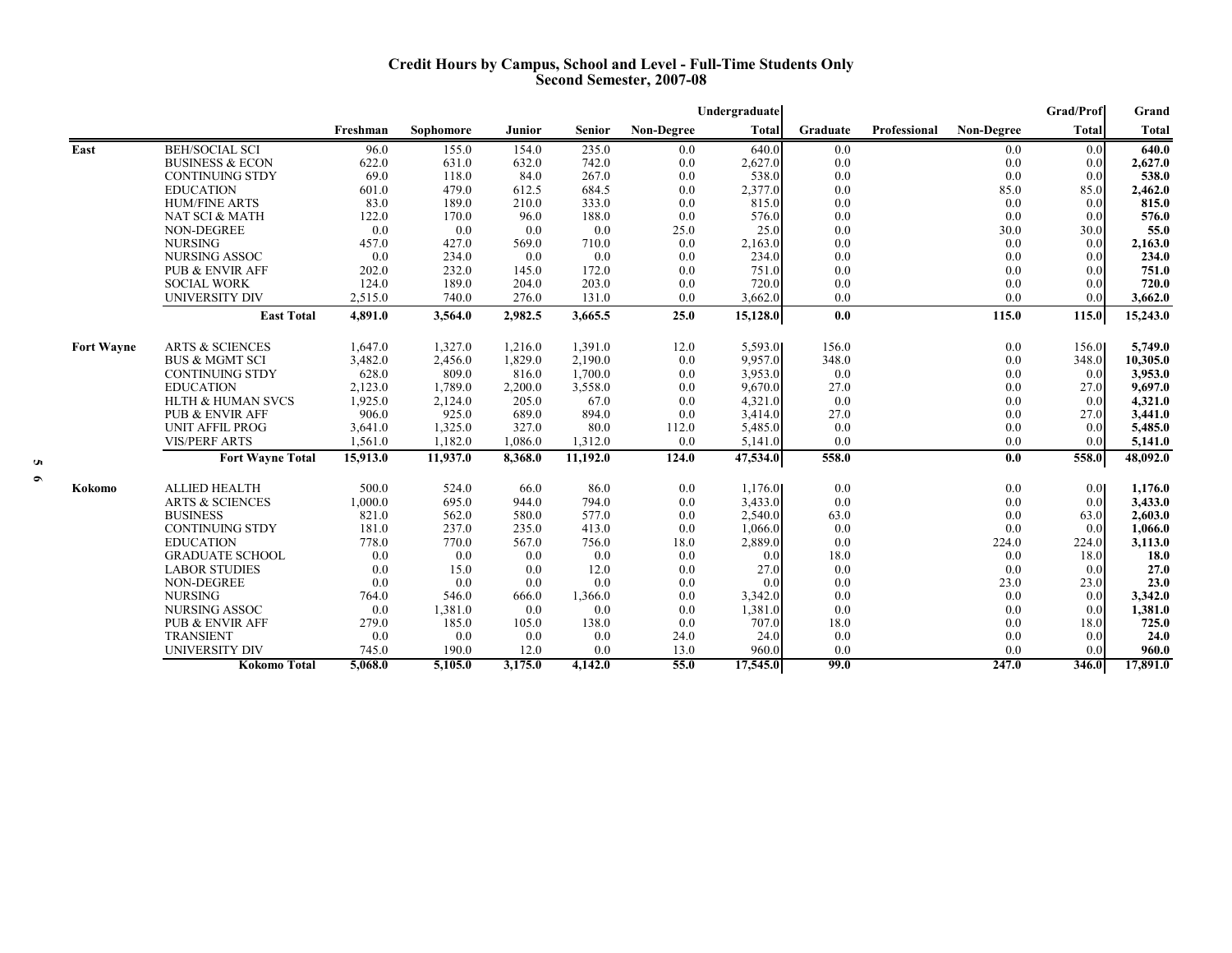## Credit Hours by Campus, School and Level - Full-Time Students Only
### Second Semester, 2007-08

| | | | | | | | Undergraduate | | | | Grad/Prof | Grand |
|---|---|---|---|---|---|---|---|---|---|---|---|---|
| | | Freshman | Sophomore | Junior | Senior | Non-Degree | Total | Graduate | Professional | Non-Degree | Total | Total |
| East | BEH/SOCIAL SCI | 96.0 | 155.0 | 154.0 | 235.0 | 0.0 | 640.0 | 0.0 | | 0.0 | 0.0 | **640.0** |
| | BUSINESS & ECON | 622.0 | 631.0 | 632.0 | 742.0 | 0.0 | 2,627.0 | 0.0 | | 0.0 | 0.0 | **2,627.0** |
| | CONTINUING STDY | 69.0 | 118.0 | 84.0 | 267.0 | 0.0 | 538.0 | 0.0 | | 0.0 | 0.0 | **538.0** |
| | EDUCATION | 601.0 | 479.0 | 612.5 | 684.5 | 0.0 | 2,377.0 | 0.0 | | 85.0 | 85.0 | **2,462.0** |
| | HUM/FINE ARTS | 83.0 | 189.0 | 210.0 | 333.0 | 0.0 | 815.0 | 0.0 | | 0.0 | 0.0 | **815.0** |
| | NAT SCI & MATH | 122.0 | 170.0 | 96.0 | 188.0 | 0.0 | 576.0 | 0.0 | | 0.0 | 0.0 | **576.0** |
| | NON-DEGREE | 0.0 | 0.0 | 0.0 | 0.0 | 25.0 | 25.0 | 0.0 | | 30.0 | 30.0 | **55.0** |
| | NURSING | 457.0 | 427.0 | 569.0 | 710.0 | 0.0 | 2,163.0 | 0.0 | | 0.0 | 0.0 | **2,163.0** |
| | NURSING ASSOC | 0.0 | 234.0 | 0.0 | 0.0 | 0.0 | 234.0 | 0.0 | | 0.0 | 0.0 | **234.0** |
| | PUB & ENVIR AFF | 202.0 | 232.0 | 145.0 | 172.0 | 0.0 | 751.0 | 0.0 | | 0.0 | 0.0 | **751.0** |
| | SOCIAL WORK | 124.0 | 189.0 | 204.0 | 203.0 | 0.0 | 720.0 | 0.0 | | 0.0 | 0.0 | **720.0** |
| | UNIVERSITY DIV | 2,515.0 | 740.0 | 276.0 | 131.0 | 0.0 | 3,662.0 | 0.0 | | 0.0 | 0.0 | **3,662.0** |
| | **East Total** | **4,891.0** | **3,564.0** | **2,982.5** | **3,665.5** | **25.0** | **15,128.0** | **0.0** | | **115.0** | **115.0** | **15,243.0** |
| Fort Wayne | ARTS & SCIENCES | 1,647.0 | 1,327.0 | 1,216.0 | 1,391.0 | 12.0 | 5,593.0 | 156.0 | | 0.0 | 156.0 | **5,749.0** |
| | BUS & MGMT SCI | 3,482.0 | 2,456.0 | 1,829.0 | 2,190.0 | 0.0 | 9,957.0 | 348.0 | | 0.0 | 348.0 | **10,305.0** |
| | CONTINUING STDY | 628.0 | 809.0 | 816.0 | 1,700.0 | 0.0 | 3,953.0 | 0.0 | | 0.0 | 0.0 | **3,953.0** |
| | EDUCATION | 2,123.0 | 1,789.0 | 2,200.0 | 3,558.0 | 0.0 | 9,670.0 | 27.0 | | 0.0 | 27.0 | **9,697.0** |
| | HLTH & HUMAN SVCS | 1,925.0 | 2,124.0 | 205.0 | 67.0 | 0.0 | 4,321.0 | 0.0 | | 0.0 | 0.0 | **4,321.0** |
| | PUB & ENVIR AFF | 906.0 | 925.0 | 689.0 | 894.0 | 0.0 | 3,414.0 | 27.0 | | 0.0 | 27.0 | **3,441.0** |
| | UNIT AFFIL PROG | 3,641.0 | 1,325.0 | 327.0 | 80.0 | 112.0 | 5,485.0 | 0.0 | | 0.0 | 0.0 | **5,485.0** |
| | VIS/PERF ARTS | 1,561.0 | 1,182.0 | 1,086.0 | 1,312.0 | 0.0 | 5,141.0 | 0.0 | | 0.0 | 0.0 | **5,141.0** |
| | **Fort Wayne Total** | **15,913.0** | **11,937.0** | **8,368.0** | **11,192.0** | **124.0** | **47,534.0** | **558.0** | | **0.0** | **558.0** | **48,092.0** |
| Kokomo | ALLIED HEALTH | 500.0 | 524.0 | 66.0 | 86.0 | 0.0 | 1,176.0 | 0.0 | | 0.0 | 0.0 | **1,176.0** |
| | ARTS & SCIENCES | 1,000.0 | 695.0 | 944.0 | 794.0 | 0.0 | 3,433.0 | 0.0 | | 0.0 | 0.0 | **3,433.0** |
| | BUSINESS | 821.0 | 562.0 | 580.0 | 577.0 | 0.0 | 2,540.0 | 63.0 | | 0.0 | 63.0 | **2,603.0** |
| | CONTINUING STDY | 181.0 | 237.0 | 235.0 | 413.0 | 0.0 | 1,066.0 | 0.0 | | 0.0 | 0.0 | **1,066.0** |
| | EDUCATION | 778.0 | 770.0 | 567.0 | 756.0 | 18.0 | 2,889.0 | 0.0 | | 224.0 | 224.0 | **3,113.0** |
| | GRADUATE SCHOOL | 0.0 | 0.0 | 0.0 | 0.0 | 0.0 | 0.0 | 18.0 | | 0.0 | 18.0 | **18.0** |
| | LABOR STUDIES | 0.0 | 15.0 | 0.0 | 12.0 | 0.0 | 27.0 | 0.0 | | 0.0 | 0.0 | **27.0** |
| | NON-DEGREE | 0.0 | 0.0 | 0.0 | 0.0 | 0.0 | 0.0 | 0.0 | | 23.0 | 23.0 | **23.0** |
| | NURSING | 764.0 | 546.0 | 666.0 | 1,366.0 | 0.0 | 3,342.0 | 0.0 | | 0.0 | 0.0 | **3,342.0** |
| | NURSING ASSOC | 0.0 | 1,381.0 | 0.0 | 0.0 | 0.0 | 1,381.0 | 0.0 | | 0.0 | 0.0 | **1,381.0** |
| | PUB & ENVIR AFF | 279.0 | 185.0 | 105.0 | 138.0 | 0.0 | 707.0 | 18.0 | | 0.0 | 18.0 | **725.0** |
| | TRANSIENT | 0.0 | 0.0 | 0.0 | 0.0 | 24.0 | 24.0 | 0.0 | | 0.0 | 0.0 | **24.0** |
| | UNIVERSITY DIV | 745.0 | 190.0 | 12.0 | 0.0 | 13.0 | 960.0 | 0.0 | | 0.0 | 0.0 | **960.0** |
| | **Kokomo Total** | **5,068.0** | **5,105.0** | **3,175.0** | **4,142.0** | **55.0** | **17,545.0** | **99.0** | | **247.0** | **346.0** | **17,891.0** |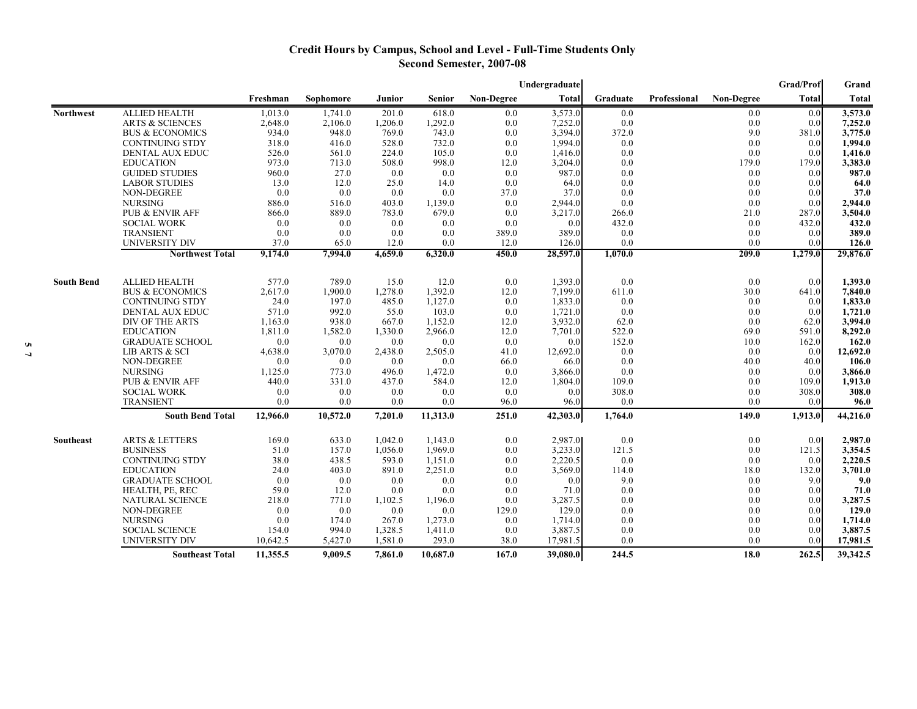# Credit Hours by Campus, School and Level - Full-Time Students Only
## Second Semester, 2007-08

| | | Freshman | Sophomore | Junior | Senior | Non-Degree | Undergraduate Total | Graduate | Professional | Non-Degree | Grad/Prof Total | Grand Total |
|---|---|---|---|---|---|---|---|---|---|---|---|---|
| **Northwest** | ALLIED HEALTH | 1,013.0 | 1,741.0 | 201.0 | 618.0 | 0.0 | 3,573.0 | 0.0 | | 0.0 | 0.0 | **3,573.0** |
| | ARTS & SCIENCES | 2,648.0 | 2,106.0 | 1,206.0 | 1,292.0 | 0.0 | 7,252.0 | 0.0 | | 0.0 | 0.0 | **7,252.0** |
| | BUS & ECONOMICS | 934.0 | 948.0 | 769.0 | 743.0 | 0.0 | 3,394.0 | 372.0 | | 9.0 | 381.0 | **3,775.0** |
| | CONTINUING STDY | 318.0 | 416.0 | 528.0 | 732.0 | 0.0 | 1,994.0 | 0.0 | | 0.0 | 0.0 | **1,994.0** |
| | DENTAL AUX EDUC | 526.0 | 561.0 | 224.0 | 105.0 | 0.0 | 1,416.0 | 0.0 | | 0.0 | 0.0 | **1,416.0** |
| | EDUCATION | 973.0 | 713.0 | 508.0 | 998.0 | 12.0 | 3,204.0 | 0.0 | | 179.0 | 179.0 | **3,383.0** |
| | GUIDED STUDIES | 960.0 | 27.0 | 0.0 | 0.0 | 0.0 | 987.0 | 0.0 | | 0.0 | 0.0 | **987.0** |
| | LABOR STUDIES | 13.0 | 12.0 | 25.0 | 14.0 | 0.0 | 64.0 | 0.0 | | 0.0 | 0.0 | **64.0** |
| | NON-DEGREE | 0.0 | 0.0 | 0.0 | 0.0 | 37.0 | 37.0 | 0.0 | | 0.0 | 0.0 | **37.0** |
| | NURSING | 886.0 | 516.0 | 403.0 | 1,139.0 | 0.0 | 2,944.0 | 0.0 | | 0.0 | 0.0 | **2,944.0** |
| | PUB & ENVIR AFF | 866.0 | 889.0 | 783.0 | 679.0 | 0.0 | 3,217.0 | 266.0 | | 21.0 | 287.0 | **3,504.0** |
| | SOCIAL WORK | 0.0 | 0.0 | 0.0 | 0.0 | 0.0 | 0.0 | 432.0 | | 0.0 | 432.0 | **432.0** |
| | TRANSIENT | 0.0 | 0.0 | 0.0 | 0.0 | 389.0 | 389.0 | 0.0 | | 0.0 | 0.0 | **389.0** |
| | UNIVERSITY DIV | 37.0 | 65.0 | 12.0 | 0.0 | 12.0 | 126.0 | 0.0 | | 0.0 | 0.0 | **126.0** |
| | **Northwest Total** | **9,174.0** | **7,994.0** | **4,659.0** | **6,320.0** | **450.0** | **28,597.0** | **1,070.0** | | **209.0** | **1,279.0** | **29,876.0** |
| **South Bend** | ALLIED HEALTH | 577.0 | 789.0 | 15.0 | 12.0 | 0.0 | 1,393.0 | 0.0 | | 0.0 | 0.0 | **1,393.0** |
| | BUS & ECONOMICS | 2,617.0 | 1,900.0 | 1,278.0 | 1,392.0 | 12.0 | 7,199.0 | 611.0 | | 30.0 | 641.0 | **7,840.0** |
| | CONTINUING STDY | 24.0 | 197.0 | 485.0 | 1,127.0 | 0.0 | 1,833.0 | 0.0 | | 0.0 | 0.0 | **1,833.0** |
| | DENTAL AUX EDUC | 571.0 | 992.0 | 55.0 | 103.0 | 0.0 | 1,721.0 | 0.0 | | 0.0 | 0.0 | **1,721.0** |
| | DIV OF THE ARTS | 1,163.0 | 938.0 | 667.0 | 1,152.0 | 12.0 | 3,932.0 | 62.0 | | 0.0 | 62.0 | **3,994.0** |
| | EDUCATION | 1,811.0 | 1,582.0 | 1,330.0 | 2,966.0 | 12.0 | 7,701.0 | 522.0 | | 69.0 | 591.0 | **8,292.0** |
| | GRADUATE SCHOOL | 0.0 | 0.0 | 0.0 | 0.0 | 0.0 | 0.0 | 152.0 | | 10.0 | 162.0 | **162.0** |
| | LIB ARTS & SCI | 4,638.0 | 3,070.0 | 2,438.0 | 2,505.0 | 41.0 | 12,692.0 | 0.0 | | 0.0 | 0.0 | **12,692.0** |
| | NON-DEGREE | 0.0 | 0.0 | 0.0 | 0.0 | 66.0 | 66.0 | 0.0 | | 40.0 | 40.0 | **106.0** |
| | NURSING | 1,125.0 | 773.0 | 496.0 | 1,472.0 | 0.0 | 3,866.0 | 0.0 | | 0.0 | 0.0 | **3,866.0** |
| | PUB & ENVIR AFF | 440.0 | 331.0 | 437.0 | 584.0 | 12.0 | 1,804.0 | 109.0 | | 0.0 | 109.0 | **1,913.0** |
| | SOCIAL WORK | 0.0 | 0.0 | 0.0 | 0.0 | 0.0 | 0.0 | 308.0 | | 0.0 | 308.0 | **308.0** |
| | TRANSIENT | 0.0 | 0.0 | 0.0 | 0.0 | 96.0 | 96.0 | 0.0 | | 0.0 | 0.0 | **96.0** |
| | **South Bend Total** | **12,966.0** | **10,572.0** | **7,201.0** | **11,313.0** | **251.0** | **42,303.0** | **1,764.0** | | **149.0** | **1,913.0** | **44,216.0** |
| **Southeast** | ARTS & LETTERS | 169.0 | 633.0 | 1,042.0 | 1,143.0 | 0.0 | 2,987.0 | 0.0 | | 0.0 | 0.0 | **2,987.0** |
| | BUSINESS | 51.0 | 157.0 | 1,056.0 | 1,969.0 | 0.0 | 3,233.0 | 121.5 | | 0.0 | 121.5 | **3,354.5** |
| | CONTINUING STDY | 38.0 | 438.5 | 593.0 | 1,151.0 | 0.0 | 2,220.5 | 0.0 | | 0.0 | 0.0 | **2,220.5** |
| | EDUCATION | 24.0 | 403.0 | 891.0 | 2,251.0 | 0.0 | 3,569.0 | 114.0 | | 18.0 | 132.0 | **3,701.0** |
| | GRADUATE SCHOOL | 0.0 | 0.0 | 0.0 | 0.0 | 0.0 | 0.0 | 9.0 | | 0.0 | 9.0 | **9.0** |
| | HEALTH, PE, REC | 59.0 | 12.0 | 0.0 | 0.0 | 0.0 | 71.0 | 0.0 | | 0.0 | 0.0 | **71.0** |
| | NATURAL SCIENCE | 218.0 | 771.0 | 1,102.5 | 1,196.0 | 0.0 | 3,287.5 | 0.0 | | 0.0 | 0.0 | **3,287.5** |
| | NON-DEGREE | 0.0 | 0.0 | 0.0 | 0.0 | 129.0 | 129.0 | 0.0 | | 0.0 | 0.0 | **129.0** |
| | NURSING | 0.0 | 174.0 | 267.0 | 1,273.0 | 0.0 | 1,714.0 | 0.0 | | 0.0 | 0.0 | **1,714.0** |
| | SOCIAL SCIENCE | 154.0 | 994.0 | 1,328.5 | 1,411.0 | 0.0 | 3,887.5 | 0.0 | | 0.0 | 0.0 | **3,887.5** |
| | UNIVERSITY DIV | 10,642.5 | 5,427.0 | 1,581.0 | 293.0 | 38.0 | 17,981.5 | 0.0 | | 0.0 | 0.0 | **17,981.5** |
| | **Southeast Total** | **11,355.5** | **9,009.5** | **7,861.0** | **10,687.0** | **167.0** | **39,080.0** | **244.5** | | **18.0** | **262.5** | **39,342.5** |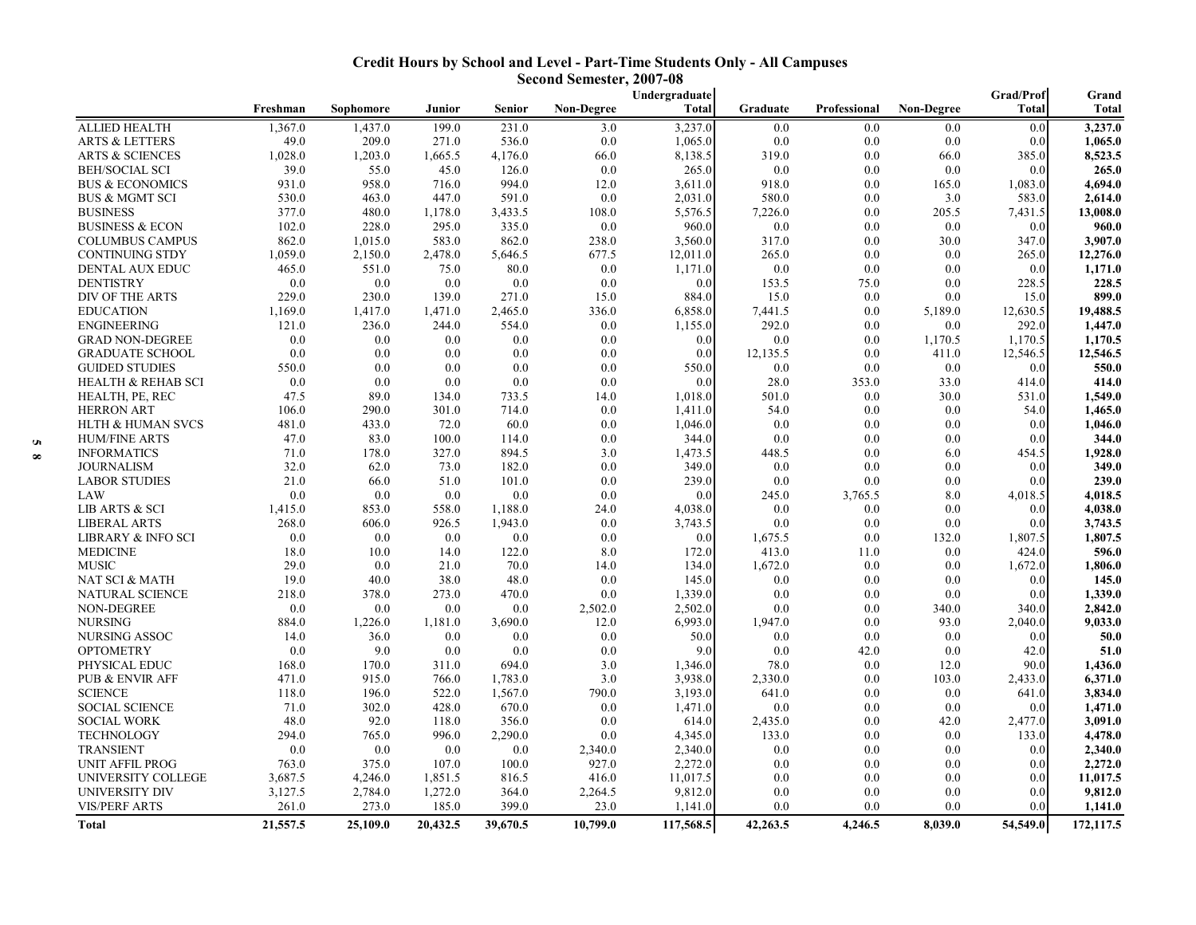## Credit Hours by School and Level - Part-Time Students Only - All Campuses
### Second Semester, 2007-08

| | Freshman | Sophomore | Junior | Senior | Non-Degree | Undergraduate Total | Graduate | Professional | Non-Degree | Grad/Prof Total | Grand Total |
|---|---|---|---|---|---|---|---|---|---|---|---|
| ALLIED HEALTH | 1,367.0 | 1,437.0 | 199.0 | 231.0 | 3.0 | 3,237.0 | 0.0 | 0.0 | 0.0 | 0.0 | **3,237.0** |
| ARTS & LETTERS | 49.0 | 209.0 | 271.0 | 536.0 | 0.0 | 1,065.0 | 0.0 | 0.0 | 0.0 | 0.0 | **1,065.0** |
| ARTS & SCIENCES | 1,028.0 | 1,203.0 | 1,665.5 | 4,176.0 | 66.0 | 8,138.5 | 319.0 | 0.0 | 66.0 | 385.0 | **8,523.5** |
| BEH/SOCIAL SCI | 39.0 | 55.0 | 45.0 | 126.0 | 0.0 | 265.0 | 0.0 | 0.0 | 0.0 | 0.0 | **265.0** |
| BUS & ECONOMICS | 931.0 | 958.0 | 716.0 | 994.0 | 12.0 | 3,611.0 | 918.0 | 0.0 | 165.0 | 1,083.0 | **4,694.0** |
| BUS & MGMT SCI | 530.0 | 463.0 | 447.0 | 591.0 | 0.0 | 2,031.0 | 580.0 | 0.0 | 3.0 | 583.0 | **2,614.0** |
| BUSINESS | 377.0 | 480.0 | 1,178.0 | 3,433.5 | 108.0 | 5,576.5 | 7,226.0 | 0.0 | 205.5 | 7,431.5 | **13,008.0** |
| BUSINESS & ECON | 102.0 | 228.0 | 295.0 | 335.0 | 0.0 | 960.0 | 0.0 | 0.0 | 0.0 | 0.0 | **960.0** |
| COLUMBUS CAMPUS | 862.0 | 1,015.0 | 583.0 | 862.0 | 238.0 | 3,560.0 | 317.0 | 0.0 | 30.0 | 347.0 | **3,907.0** |
| CONTINUING STDY | 1,059.0 | 2,150.0 | 2,478.0 | 5,646.5 | 677.5 | 12,011.0 | 265.0 | 0.0 | 0.0 | 265.0 | **12,276.0** |
| DENTAL AUX EDUC | 465.0 | 551.0 | 75.0 | 80.0 | 0.0 | 1,171.0 | 0.0 | 0.0 | 0.0 | 0.0 | **1,171.0** |
| DENTISTRY | 0.0 | 0.0 | 0.0 | 0.0 | 0.0 | 0.0 | 153.5 | 75.0 | 0.0 | 228.5 | **228.5** |
| DIV OF THE ARTS | 229.0 | 230.0 | 139.0 | 271.0 | 15.0 | 884.0 | 15.0 | 0.0 | 0.0 | 15.0 | **899.0** |
| EDUCATION | 1,169.0 | 1,417.0 | 1,471.0 | 2,465.0 | 336.0 | 6,858.0 | 7,441.5 | 0.0 | 5,189.0 | 12,630.5 | **19,488.5** |
| ENGINEERING | 121.0 | 236.0 | 244.0 | 554.0 | 0.0 | 1,155.0 | 292.0 | 0.0 | 0.0 | 292.0 | **1,447.0** |
| GRAD NON-DEGREE | 0.0 | 0.0 | 0.0 | 0.0 | 0.0 | 0.0 | 0.0 | 0.0 | 1,170.5 | 1,170.5 | **1,170.5** |
| GRADUATE SCHOOL | 0.0 | 0.0 | 0.0 | 0.0 | 0.0 | 0.0 | 12,135.5 | 0.0 | 411.0 | 12,546.5 | **12,546.5** |
| GUIDED STUDIES | 550.0 | 0.0 | 0.0 | 0.0 | 0.0 | 550.0 | 0.0 | 0.0 | 0.0 | 0.0 | **550.0** |
| HEALTH & REHAB SCI | 0.0 | 0.0 | 0.0 | 0.0 | 0.0 | 0.0 | 28.0 | 353.0 | 33.0 | 414.0 | **414.0** |
| HEALTH, PE, REC | 47.5 | 89.0 | 134.0 | 733.5 | 14.0 | 1,018.0 | 501.0 | 0.0 | 30.0 | 531.0 | **1,549.0** |
| HERRON ART | 106.0 | 290.0 | 301.0 | 714.0 | 0.0 | 1,411.0 | 54.0 | 0.0 | 0.0 | 54.0 | **1,465.0** |
| HLTH & HUMAN SVCS | 481.0 | 433.0 | 72.0 | 60.0 | 0.0 | 1,046.0 | 0.0 | 0.0 | 0.0 | 0.0 | **1,046.0** |
| HUM/FINE ARTS | 47.0 | 83.0 | 100.0 | 114.0 | 0.0 | 344.0 | 0.0 | 0.0 | 0.0 | 0.0 | **344.0** |
| INFORMATICS | 71.0 | 178.0 | 327.0 | 894.5 | 3.0 | 1,473.5 | 448.5 | 0.0 | 6.0 | 454.5 | **1,928.0** |
| JOURNALISM | 32.0 | 62.0 | 73.0 | 182.0 | 0.0 | 349.0 | 0.0 | 0.0 | 0.0 | 0.0 | **349.0** |
| LABOR STUDIES | 21.0 | 66.0 | 51.0 | 101.0 | 0.0 | 239.0 | 0.0 | 0.0 | 0.0 | 0.0 | **239.0** |
| LAW | 0.0 | 0.0 | 0.0 | 0.0 | 0.0 | 0.0 | 245.0 | 3,765.5 | 8.0 | 4,018.5 | **4,018.5** |
| LIB ARTS & SCI | 1,415.0 | 853.0 | 558.0 | 1,188.0 | 24.0 | 4,038.0 | 0.0 | 0.0 | 0.0 | 0.0 | **4,038.0** |
| LIBERAL ARTS | 268.0 | 606.0 | 926.5 | 1,943.0 | 0.0 | 3,743.5 | 0.0 | 0.0 | 0.0 | 0.0 | **3,743.5** |
| LIBRARY & INFO SCI | 0.0 | 0.0 | 0.0 | 0.0 | 0.0 | 0.0 | 1,675.5 | 0.0 | 132.0 | 1,807.5 | **1,807.5** |
| MEDICINE | 18.0 | 10.0 | 14.0 | 122.0 | 8.0 | 172.0 | 413.0 | 11.0 | 0.0 | 424.0 | **596.0** |
| MUSIC | 29.0 | 0.0 | 21.0 | 70.0 | 14.0 | 134.0 | 1,672.0 | 0.0 | 0.0 | 1,672.0 | **1,806.0** |
| NAT SCI & MATH | 19.0 | 40.0 | 38.0 | 48.0 | 0.0 | 145.0 | 0.0 | 0.0 | 0.0 | 0.0 | **145.0** |
| NATURAL SCIENCE | 218.0 | 378.0 | 273.0 | 470.0 | 0.0 | 1,339.0 | 0.0 | 0.0 | 0.0 | 0.0 | **1,339.0** |
| NON-DEGREE | 0.0 | 0.0 | 0.0 | 0.0 | 2,502.0 | 2,502.0 | 0.0 | 0.0 | 340.0 | 340.0 | **2,842.0** |
| NURSING | 884.0 | 1,226.0 | 1,181.0 | 3,690.0 | 12.0 | 6,993.0 | 1,947.0 | 0.0 | 93.0 | 2,040.0 | **9,033.0** |
| NURSING ASSOC | 14.0 | 36.0 | 0.0 | 0.0 | 0.0 | 50.0 | 0.0 | 0.0 | 0.0 | 0.0 | **50.0** |
| OPTOMETRY | 0.0 | 9.0 | 0.0 | 0.0 | 0.0 | 9.0 | 0.0 | 42.0 | 0.0 | 42.0 | **51.0** |
| PHYSICAL EDUC | 168.0 | 170.0 | 311.0 | 694.0 | 3.0 | 1,346.0 | 78.0 | 0.0 | 12.0 | 90.0 | **1,436.0** |
| PUB & ENVIR AFF | 471.0 | 915.0 | 766.0 | 1,783.0 | 3.0 | 3,938.0 | 2,330.0 | 0.0 | 103.0 | 2,433.0 | **6,371.0** |
| SCIENCE | 118.0 | 196.0 | 522.0 | 1,567.0 | 790.0 | 3,193.0 | 641.0 | 0.0 | 0.0 | 641.0 | **3,834.0** |
| SOCIAL SCIENCE | 71.0 | 302.0 | 428.0 | 670.0 | 0.0 | 1,471.0 | 0.0 | 0.0 | 0.0 | 0.0 | **1,471.0** |
| SOCIAL WORK | 48.0 | 92.0 | 118.0 | 356.0 | 0.0 | 614.0 | 2,435.0 | 0.0 | 42.0 | 2,477.0 | **3,091.0** |
| TECHNOLOGY | 294.0 | 765.0 | 996.0 | 2,290.0 | 0.0 | 4,345.0 | 133.0 | 0.0 | 0.0 | 133.0 | **4,478.0** |
| TRANSIENT | 0.0 | 0.0 | 0.0 | 0.0 | 2,340.0 | 2,340.0 | 0.0 | 0.0 | 0.0 | 0.0 | **2,340.0** |
| UNIT AFFIL PROG | 763.0 | 375.0 | 107.0 | 100.0 | 927.0 | 2,272.0 | 0.0 | 0.0 | 0.0 | 0.0 | **2,272.0** |
| UNIVERSITY COLLEGE | 3,687.5 | 4,246.0 | 1,851.5 | 816.5 | 416.0 | 11,017.5 | 0.0 | 0.0 | 0.0 | 0.0 | **11,017.5** |
| UNIVERSITY DIV | 3,127.5 | 2,784.0 | 1,272.0 | 364.0 | 2,264.5 | 9,812.0 | 0.0 | 0.0 | 0.0 | 0.0 | **9,812.0** |
| VIS/PERF ARTS | 261.0 | 273.0 | 185.0 | 399.0 | 23.0 | 1,141.0 | 0.0 | 0.0 | 0.0 | 0.0 | **1,141.0** |
| **Total** | **21,557.5** | **25,109.0** | **20,432.5** | **39,670.5** | **10,799.0** | **117,568.5** | **42,263.5** | **4,246.5** | **8,039.0** | **54,549.0** | **172,117.5** |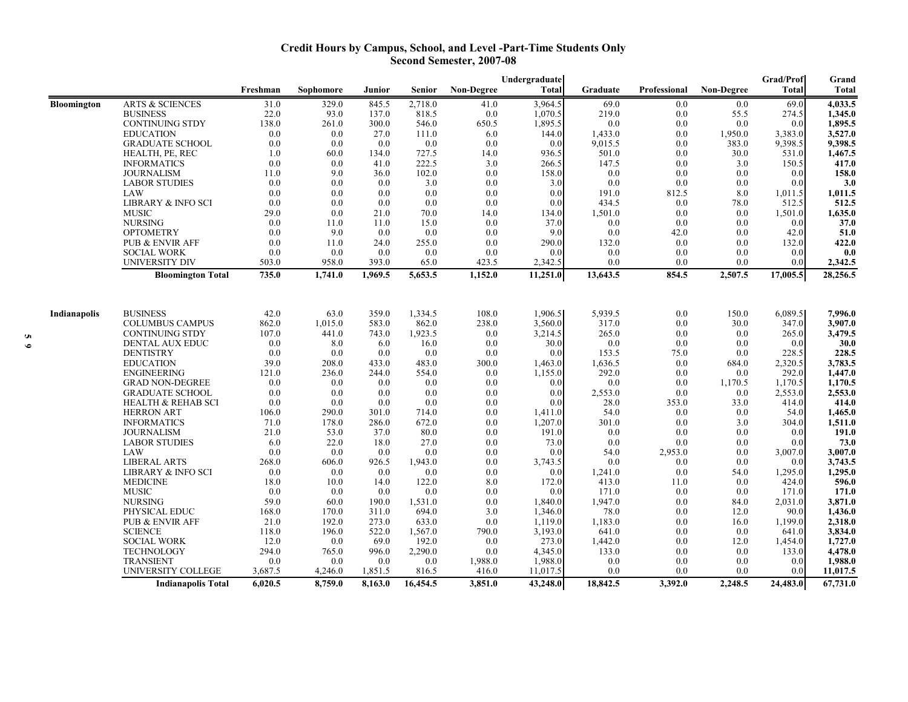# Credit Hours by Campus, School, and Level -Part-Time Students Only
## Second Semester, 2007-08

| | | Freshman | Sophomore | Junior | Senior | Non-Degree | Undergraduate Total | Graduate | Professional | Non-Degree | Grad/Prof Total | Grand Total |
|---|---|---|---|---|---|---|---|---|---|---|---|---|
| Bloomington | ARTS & SCIENCES | 31.0 | 329.0 | 845.5 | 2,718.0 | 41.0 | 3,964.5 | 69.0 | 0.0 | 0.0 | 69.0 | **4,033.5** |
| | BUSINESS | 22.0 | 93.0 | 137.0 | 818.5 | 0.0 | 1,070.5 | 219.0 | 0.0 | 55.5 | 274.5 | **1,345.0** |
| | CONTINUING STDY | 138.0 | 261.0 | 300.0 | 546.0 | 650.5 | 1,895.5 | 0.0 | 0.0 | 0.0 | 0.0 | **1,895.5** |
| | EDUCATION | 0.0 | 0.0 | 27.0 | 111.0 | 6.0 | 144.0 | 1,433.0 | 0.0 | 1,950.0 | 3,383.0 | **3,527.0** |
| | GRADUATE SCHOOL | 0.0 | 0.0 | 0.0 | 0.0 | 0.0 | 0.0 | 9,015.5 | 0.0 | 383.0 | 9,398.5 | **9,398.5** |
| | HEALTH, PE, REC | 1.0 | 60.0 | 134.0 | 727.5 | 14.0 | 936.5 | 501.0 | 0.0 | 30.0 | 531.0 | **1,467.5** |
| | INFORMATICS | 0.0 | 0.0 | 41.0 | 222.5 | 3.0 | 266.5 | 147.5 | 0.0 | 3.0 | 150.5 | **417.0** |
| | JOURNALISM | 11.0 | 9.0 | 36.0 | 102.0 | 0.0 | 158.0 | 0.0 | 0.0 | 0.0 | 0.0 | **158.0** |
| | LABOR STUDIES | 0.0 | 0.0 | 0.0 | 3.0 | 0.0 | 3.0 | 0.0 | 0.0 | 0.0 | 0.0 | **3.0** |
| | LAW | 0.0 | 0.0 | 0.0 | 0.0 | 0.0 | 0.0 | 191.0 | 812.5 | 8.0 | 1,011.5 | **1,011.5** |
| | LIBRARY & INFO SCI | 0.0 | 0.0 | 0.0 | 0.0 | 0.0 | 0.0 | 434.5 | 0.0 | 78.0 | 512.5 | **512.5** |
| | MUSIC | 29.0 | 0.0 | 21.0 | 70.0 | 14.0 | 134.0 | 1,501.0 | 0.0 | 0.0 | 1,501.0 | **1,635.0** |
| | NURSING | 0.0 | 11.0 | 11.0 | 15.0 | 0.0 | 37.0 | 0.0 | 0.0 | 0.0 | 0.0 | **37.0** |
| | OPTOMETRY | 0.0 | 9.0 | 0.0 | 0.0 | 0.0 | 9.0 | 0.0 | 42.0 | 0.0 | 42.0 | **51.0** |
| | PUB & ENVIR AFF | 0.0 | 11.0 | 24.0 | 255.0 | 0.0 | 290.0 | 132.0 | 0.0 | 0.0 | 132.0 | **422.0** |
| | SOCIAL WORK | 0.0 | 0.0 | 0.0 | 0.0 | 0.0 | 0.0 | 0.0 | 0.0 | 0.0 | 0.0 | **0.0** |
| | UNIVERSITY DIV | 503.0 | 958.0 | 393.0 | 65.0 | 423.5 | 2,342.5 | 0.0 | 0.0 | 0.0 | 0.0 | **2,342.5** |
| | **Bloomington Total** | **735.0** | **1,741.0** | **1,969.5** | **5,653.5** | **1,152.0** | **11,251.0** | **13,643.5** | **854.5** | **2,507.5** | **17,005.5** | **28,256.5** |
| Indianapolis | BUSINESS | 42.0 | 63.0 | 359.0 | 1,334.5 | 108.0 | 1,906.5 | 5,939.5 | 0.0 | 150.0 | 6,089.5 | **7,996.0** |
| | COLUMBUS CAMPUS | 862.0 | 1,015.0 | 583.0 | 862.0 | 238.0 | 3,560.0 | 317.0 | 0.0 | 30.0 | 347.0 | **3,907.0** |
| | CONTINUING STDY | 107.0 | 441.0 | 743.0 | 1,923.5 | 0.0 | 3,214.5 | 265.0 | 0.0 | 0.0 | 265.0 | **3,479.5** |
| | DENTAL AUX EDUC | 0.0 | 8.0 | 6.0 | 16.0 | 0.0 | 30.0 | 0.0 | 0.0 | 0.0 | 0.0 | **30.0** |
| | DENTISTRY | 0.0 | 0.0 | 0.0 | 0.0 | 0.0 | 0.0 | 153.5 | 75.0 | 0.0 | 228.5 | **228.5** |
| | EDUCATION | 39.0 | 208.0 | 433.0 | 483.0 | 300.0 | 1,463.0 | 1,636.5 | 0.0 | 684.0 | 2,320.5 | **3,783.5** |
| | ENGINEERING | 121.0 | 236.0 | 244.0 | 554.0 | 0.0 | 1,155.0 | 292.0 | 0.0 | 0.0 | 292.0 | **1,447.0** |
| | GRAD NON-DEGREE | 0.0 | 0.0 | 0.0 | 0.0 | 0.0 | 0.0 | 0.0 | 0.0 | 1,170.5 | 1,170.5 | **1,170.5** |
| | GRADUATE SCHOOL | 0.0 | 0.0 | 0.0 | 0.0 | 0.0 | 0.0 | 2,553.0 | 0.0 | 0.0 | 2,553.0 | **2,553.0** |
| | HEALTH & REHAB SCI | 0.0 | 0.0 | 0.0 | 0.0 | 0.0 | 0.0 | 28.0 | 353.0 | 33.0 | 414.0 | **414.0** |
| | HERRON ART | 106.0 | 290.0 | 301.0 | 714.0 | 0.0 | 1,411.0 | 54.0 | 0.0 | 0.0 | 54.0 | **1,465.0** |
| | INFORMATICS | 71.0 | 178.0 | 286.0 | 672.0 | 0.0 | 1,207.0 | 301.0 | 0.0 | 3.0 | 304.0 | **1,511.0** |
| | JOURNALISM | 21.0 | 53.0 | 37.0 | 80.0 | 0.0 | 191.0 | 0.0 | 0.0 | 0.0 | 0.0 | **191.0** |
| | LABOR STUDIES | 6.0 | 22.0 | 18.0 | 27.0 | 0.0 | 73.0 | 0.0 | 0.0 | 0.0 | 0.0 | **73.0** |
| | LAW | 0.0 | 0.0 | 0.0 | 0.0 | 0.0 | 0.0 | 54.0 | 2,953.0 | 0.0 | 3,007.0 | **3,007.0** |
| | LIBERAL ARTS | 268.0 | 606.0 | 926.5 | 1,943.0 | 0.0 | 3,743.5 | 0.0 | 0.0 | 0.0 | 0.0 | **3,743.5** |
| | LIBRARY & INFO SCI | 0.0 | 0.0 | 0.0 | 0.0 | 0.0 | 0.0 | 1,241.0 | 0.0 | 54.0 | 1,295.0 | **1,295.0** |
| | MEDICINE | 18.0 | 10.0 | 14.0 | 122.0 | 8.0 | 172.0 | 413.0 | 11.0 | 0.0 | 424.0 | **596.0** |
| | MUSIC | 0.0 | 0.0 | 0.0 | 0.0 | 0.0 | 0.0 | 171.0 | 0.0 | 0.0 | 171.0 | **171.0** |
| | NURSING | 59.0 | 60.0 | 190.0 | 1,531.0 | 0.0 | 1,840.0 | 1,947.0 | 0.0 | 84.0 | 2,031.0 | **3,871.0** |
| | PHYSICAL EDUC | 168.0 | 170.0 | 311.0 | 694.0 | 3.0 | 1,346.0 | 78.0 | 0.0 | 12.0 | 90.0 | **1,436.0** |
| | PUB & ENVIR AFF | 21.0 | 192.0 | 273.0 | 633.0 | 0.0 | 1,119.0 | 1,183.0 | 0.0 | 16.0 | 1,199.0 | **2,318.0** |
| | SCIENCE | 118.0 | 196.0 | 522.0 | 1,567.0 | 790.0 | 3,193.0 | 641.0 | 0.0 | 0.0 | 641.0 | **3,834.0** |
| | SOCIAL WORK | 12.0 | 0.0 | 69.0 | 192.0 | 0.0 | 273.0 | 1,442.0 | 0.0 | 12.0 | 1,454.0 | **1,727.0** |
| | TECHNOLOGY | 294.0 | 765.0 | 996.0 | 2,290.0 | 0.0 | 4,345.0 | 133.0 | 0.0 | 0.0 | 133.0 | **4,478.0** |
| | TRANSIENT | 0.0 | 0.0 | 0.0 | 0.0 | 1,988.0 | 1,988.0 | 0.0 | 0.0 | 0.0 | 0.0 | **1,988.0** |
| | UNIVERSITY COLLEGE | 3,687.5 | 4,246.0 | 1,851.5 | 816.5 | 416.0 | 11,017.5 | 0.0 | 0.0 | 0.0 | 0.0 | **11,017.5** |
| | **Indianapolis Total** | **6,020.5** | **8,759.0** | **8,163.0** | **16,454.5** | **3,851.0** | **43,248.0** | **18,842.5** | **3,392.0** | **2,248.5** | **24,483.0** | **67,731.0** |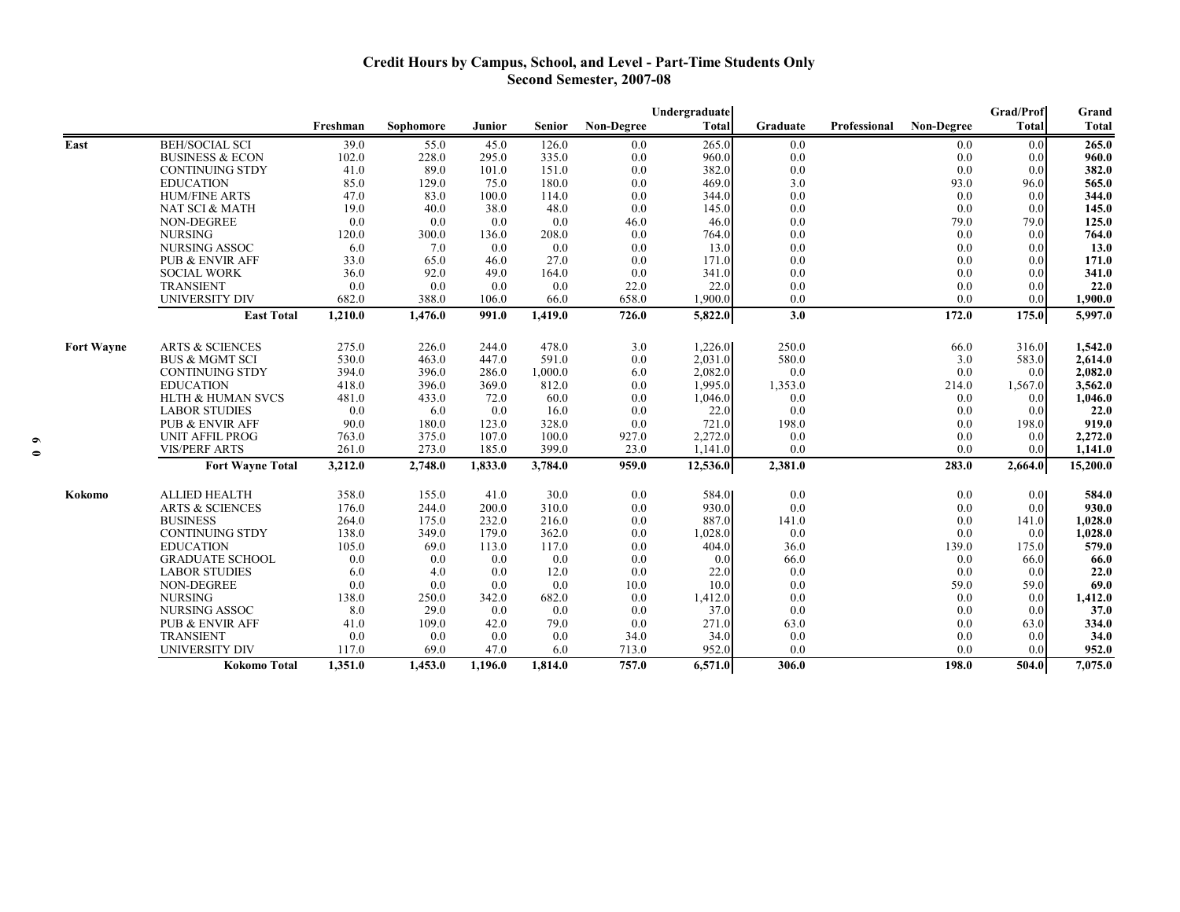## Credit Hours by Campus, School, and Level - Part-Time Students Only
## Second Semester, 2007-08

| | | Freshman | Sophomore | Junior | Senior | Non-Degree | Undergraduate Total | Graduate | Professional | Non-Degree | Grad/Prof Total | Grand Total |
|---|---|---|---|---|---|---|---|---|---|---|---|---|
| East | BEH/SOCIAL SCI | 39.0 | 55.0 | 45.0 | 126.0 | 0.0 | 265.0 | 0.0 | | 0.0 | 0.0 | **265.0** |
| | BUSINESS & ECON | 102.0 | 228.0 | 295.0 | 335.0 | 0.0 | 960.0 | 0.0 | | 0.0 | 0.0 | **960.0** |
| | CONTINUING STDY | 41.0 | 89.0 | 101.0 | 151.0 | 0.0 | 382.0 | 0.0 | | 0.0 | 0.0 | **382.0** |
| | EDUCATION | 85.0 | 129.0 | 75.0 | 180.0 | 0.0 | 469.0 | 3.0 | | 93.0 | 96.0 | **565.0** |
| | HUM/FINE ARTS | 47.0 | 83.0 | 100.0 | 114.0 | 0.0 | 344.0 | 0.0 | | 0.0 | 0.0 | **344.0** |
| | NAT SCI & MATH | 19.0 | 40.0 | 38.0 | 48.0 | 0.0 | 145.0 | 0.0 | | 0.0 | 0.0 | **145.0** |
| | NON-DEGREE | 0.0 | 0.0 | 0.0 | 0.0 | 46.0 | 46.0 | 0.0 | | 79.0 | 79.0 | **125.0** |
| | NURSING | 120.0 | 300.0 | 136.0 | 208.0 | 0.0 | 764.0 | 0.0 | | 0.0 | 0.0 | **764.0** |
| | NURSING ASSOC | 6.0 | 7.0 | 0.0 | 0.0 | 0.0 | 13.0 | 0.0 | | 0.0 | 0.0 | **13.0** |
| | PUB & ENVIR AFF | 33.0 | 65.0 | 46.0 | 27.0 | 0.0 | 171.0 | 0.0 | | 0.0 | 0.0 | **171.0** |
| | SOCIAL WORK | 36.0 | 92.0 | 49.0 | 164.0 | 0.0 | 341.0 | 0.0 | | 0.0 | 0.0 | **341.0** |
| | TRANSIENT | 0.0 | 0.0 | 0.0 | 0.0 | 22.0 | 22.0 | 0.0 | | 0.0 | 0.0 | **22.0** |
| | UNIVERSITY DIV | 682.0 | 388.0 | 106.0 | 66.0 | 658.0 | 1,900.0 | 0.0 | | 0.0 | 0.0 | **1,900.0** |
| | **East Total** | **1,210.0** | **1,476.0** | **991.0** | **1,419.0** | **726.0** | **5,822.0** | **3.0** | | **172.0** | **175.0** | **5,997.0** |
| Fort Wayne | ARTS & SCIENCES | 275.0 | 226.0 | 244.0 | 478.0 | 3.0 | 1,226.0 | 250.0 | | 66.0 | 316.0 | **1,542.0** |
| | BUS & MGMT SCI | 530.0 | 463.0 | 447.0 | 591.0 | 0.0 | 2,031.0 | 580.0 | | 3.0 | 583.0 | **2,614.0** |
| | CONTINUING STDY | 394.0 | 396.0 | 286.0 | 1,000.0 | 6.0 | 2,082.0 | 0.0 | | 0.0 | 0.0 | **2,082.0** |
| | EDUCATION | 418.0 | 396.0 | 369.0 | 812.0 | 0.0 | 1,995.0 | 1,353.0 | | 214.0 | 1,567.0 | **3,562.0** |
| | HLTH & HUMAN SVCS | 481.0 | 433.0 | 72.0 | 60.0 | 0.0 | 1,046.0 | 0.0 | | 0.0 | 0.0 | **1,046.0** |
| | LABOR STUDIES | 0.0 | 6.0 | 0.0 | 16.0 | 0.0 | 22.0 | 0.0 | | 0.0 | 0.0 | **22.0** |
| | PUB & ENVIR AFF | 90.0 | 180.0 | 123.0 | 328.0 | 0.0 | 721.0 | 198.0 | | 0.0 | 198.0 | **919.0** |
| | UNIT AFFIL PROG | 763.0 | 375.0 | 107.0 | 100.0 | 927.0 | 2,272.0 | 0.0 | | 0.0 | 0.0 | **2,272.0** |
| | VIS/PERF ARTS | 261.0 | 273.0 | 185.0 | 399.0 | 23.0 | 1,141.0 | 0.0 | | 0.0 | 0.0 | **1,141.0** |
| | **Fort Wayne Total** | **3,212.0** | **2,748.0** | **1,833.0** | **3,784.0** | **959.0** | **12,536.0** | **2,381.0** | | **283.0** | **2,664.0** | **15,200.0** |
| Kokomo | ALLIED HEALTH | 358.0 | 155.0 | 41.0 | 30.0 | 0.0 | 584.0 | 0.0 | | 0.0 | 0.0 | **584.0** |
| | ARTS & SCIENCES | 176.0 | 244.0 | 200.0 | 310.0 | 0.0 | 930.0 | 0.0 | | 0.0 | 0.0 | **930.0** |
| | BUSINESS | 264.0 | 175.0 | 232.0 | 216.0 | 0.0 | 887.0 | 141.0 | | 0.0 | 141.0 | **1,028.0** |
| | CONTINUING STDY | 138.0 | 349.0 | 179.0 | 362.0 | 0.0 | 1,028.0 | 0.0 | | 0.0 | 0.0 | **1,028.0** |
| | EDUCATION | 105.0 | 69.0 | 113.0 | 117.0 | 0.0 | 404.0 | 36.0 | | 139.0 | 175.0 | **579.0** |
| | GRADUATE SCHOOL | 0.0 | 0.0 | 0.0 | 0.0 | 0.0 | 0.0 | 66.0 | | 0.0 | 66.0 | **66.0** |
| | LABOR STUDIES | 6.0 | 4.0 | 0.0 | 12.0 | 0.0 | 22.0 | 0.0 | | 0.0 | 0.0 | **22.0** |
| | NON-DEGREE | 0.0 | 0.0 | 0.0 | 0.0 | 10.0 | 10.0 | 0.0 | | 59.0 | 59.0 | **69.0** |
| | NURSING | 138.0 | 250.0 | 342.0 | 682.0 | 0.0 | 1,412.0 | 0.0 | | 0.0 | 0.0 | **1,412.0** |
| | NURSING ASSOC | 8.0 | 29.0 | 0.0 | 0.0 | 0.0 | 37.0 | 0.0 | | 0.0 | 0.0 | **37.0** |
| | PUB & ENVIR AFF | 41.0 | 109.0 | 42.0 | 79.0 | 0.0 | 271.0 | 63.0 | | 0.0 | 63.0 | **334.0** |
| | TRANSIENT | 0.0 | 0.0 | 0.0 | 0.0 | 34.0 | 34.0 | 0.0 | | 0.0 | 0.0 | **34.0** |
| | UNIVERSITY DIV | 117.0 | 69.0 | 47.0 | 6.0 | 713.0 | 952.0 | 0.0 | | 0.0 | 0.0 | **952.0** |
| | **Kokomo Total** | **1,351.0** | **1,453.0** | **1,196.0** | **1,814.0** | **757.0** | **6,571.0** | **306.0** | | **198.0** | **504.0** | **7,075.0** |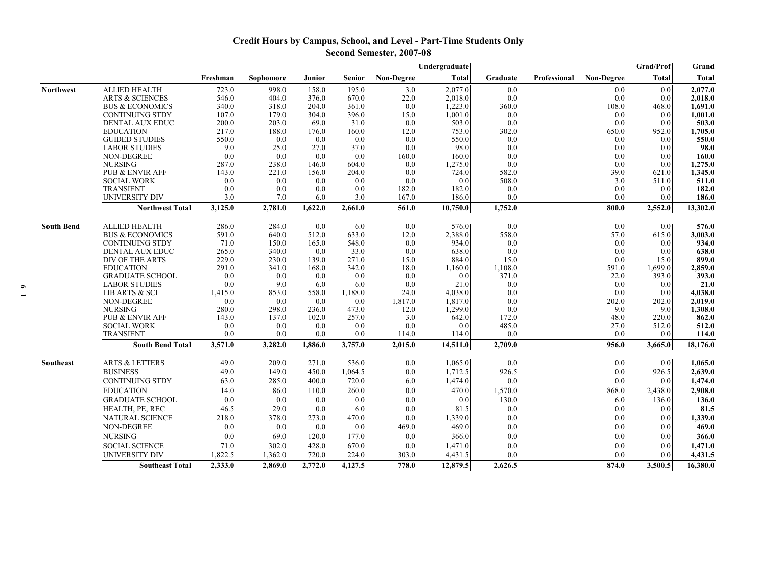## Credit Hours by Campus, School, and Level - Part-Time Students Only
## Second Semester, 2007-08

| | | Freshman | Sophomore | Junior | Senior | Non-Degree | Undergraduate Total | Graduate | Professional | Non-Degree | Grad/Prof Total | Grand Total |
|---|---|---|---|---|---|---|---|---|---|---|---|---|
| Northwest | ALLIED HEALTH | 723.0 | 998.0 | 158.0 | 195.0 | 3.0 | 2,077.0 | 0.0 | | 0.0 | 0.0 | **2,077.0** |
| | ARTS & SCIENCES | 546.0 | 404.0 | 376.0 | 670.0 | 22.0 | 2,018.0 | 0.0 | | 0.0 | 0.0 | **2,018.0** |
| | BUS & ECONOMICS | 340.0 | 318.0 | 204.0 | 361.0 | 0.0 | 1,223.0 | 360.0 | | 108.0 | 468.0 | **1,691.0** |
| | CONTINUING STDY | 107.0 | 179.0 | 304.0 | 396.0 | 15.0 | 1,001.0 | 0.0 | | 0.0 | 0.0 | **1,001.0** |
| | DENTAL AUX EDUC | 200.0 | 203.0 | 69.0 | 31.0 | 0.0 | 503.0 | 0.0 | | 0.0 | 0.0 | **503.0** |
| | EDUCATION | 217.0 | 188.0 | 176.0 | 160.0 | 12.0 | 753.0 | 302.0 | | 650.0 | 952.0 | **1,705.0** |
| | GUIDED STUDIES | 550.0 | 0.0 | 0.0 | 0.0 | 0.0 | 550.0 | 0.0 | | 0.0 | 0.0 | **550.0** |
| | LABOR STUDIES | 9.0 | 25.0 | 27.0 | 37.0 | 0.0 | 98.0 | 0.0 | | 0.0 | 0.0 | **98.0** |
| | NON-DEGREE | 0.0 | 0.0 | 0.0 | 0.0 | 160.0 | 160.0 | 0.0 | | 0.0 | 0.0 | **160.0** |
| | NURSING | 287.0 | 238.0 | 146.0 | 604.0 | 0.0 | 1,275.0 | 0.0 | | 0.0 | 0.0 | **1,275.0** |
| | PUB & ENVIR AFF | 143.0 | 221.0 | 156.0 | 204.0 | 0.0 | 724.0 | 582.0 | | 39.0 | 621.0 | **1,345.0** |
| | SOCIAL WORK | 0.0 | 0.0 | 0.0 | 0.0 | 0.0 | 0.0 | 508.0 | | 3.0 | 511.0 | **511.0** |
| | TRANSIENT | 0.0 | 0.0 | 0.0 | 0.0 | 182.0 | 182.0 | 0.0 | | 0.0 | 0.0 | **182.0** |
| | UNIVERSITY DIV | 3.0 | 7.0 | 6.0 | 3.0 | 167.0 | 186.0 | 0.0 | | 0.0 | 0.0 | **186.0** |
| | **Northwest Total** | **3,125.0** | **2,781.0** | **1,622.0** | **2,661.0** | **561.0** | **10,750.0** | **1,752.0** | | **800.0** | **2,552.0** | **13,302.0** |
| South Bend | ALLIED HEALTH | 286.0 | 284.0 | 0.0 | 6.0 | 0.0 | 576.0 | 0.0 | | 0.0 | 0.0 | **576.0** |
| | BUS & ECONOMICS | 591.0 | 640.0 | 512.0 | 633.0 | 12.0 | 2,388.0 | 558.0 | | 57.0 | 615.0 | **3,003.0** |
| | CONTINUING STDY | 71.0 | 150.0 | 165.0 | 548.0 | 0.0 | 934.0 | 0.0 | | 0.0 | 0.0 | **934.0** |
| | DENTAL AUX EDUC | 265.0 | 340.0 | 0.0 | 33.0 | 0.0 | 638.0 | 0.0 | | 0.0 | 0.0 | **638.0** |
| | DIV OF THE ARTS | 229.0 | 230.0 | 139.0 | 271.0 | 15.0 | 884.0 | 15.0 | | 0.0 | 15.0 | **899.0** |
| | EDUCATION | 291.0 | 341.0 | 168.0 | 342.0 | 18.0 | 1,160.0 | 1,108.0 | | 591.0 | 1,699.0 | **2,859.0** |
| | GRADUATE SCHOOL | 0.0 | 0.0 | 0.0 | 0.0 | 0.0 | 0.0 | 371.0 | | 22.0 | 393.0 | **393.0** |
| | LABOR STUDIES | 0.0 | 9.0 | 6.0 | 6.0 | 0.0 | 21.0 | 0.0 | | 0.0 | 0.0 | **21.0** |
| | LIB ARTS & SCI | 1,415.0 | 853.0 | 558.0 | 1,188.0 | 24.0 | 4,038.0 | 0.0 | | 0.0 | 0.0 | **4,038.0** |
| | NON-DEGREE | 0.0 | 0.0 | 0.0 | 0.0 | 1,817.0 | 1,817.0 | 0.0 | | 202.0 | 202.0 | **2,019.0** |
| | NURSING | 280.0 | 298.0 | 236.0 | 473.0 | 12.0 | 1,299.0 | 0.0 | | 9.0 | 9.0 | **1,308.0** |
| | PUB & ENVIR AFF | 143.0 | 137.0 | 102.0 | 257.0 | 3.0 | 642.0 | 172.0 | | 48.0 | 220.0 | **862.0** |
| | SOCIAL WORK | 0.0 | 0.0 | 0.0 | 0.0 | 0.0 | 0.0 | 485.0 | | 27.0 | 512.0 | **512.0** |
| | TRANSIENT | 0.0 | 0.0 | 0.0 | 0.0 | 114.0 | 114.0 | 0.0 | | 0.0 | 0.0 | **114.0** |
| | **South Bend Total** | **3,571.0** | **3,282.0** | **1,886.0** | **3,757.0** | **2,015.0** | **14,511.0** | **2,709.0** | | **956.0** | **3,665.0** | **18,176.0** |
| Southeast | ARTS & LETTERS | 49.0 | 209.0 | 271.0 | 536.0 | 0.0 | 1,065.0 | 0.0 | | 0.0 | 0.0 | **1,065.0** |
| | BUSINESS | 49.0 | 149.0 | 450.0 | 1,064.5 | 0.0 | 1,712.5 | 926.5 | | 0.0 | 926.5 | **2,639.0** |
| | CONTINUING STDY | 63.0 | 285.0 | 400.0 | 720.0 | 6.0 | 1,474.0 | 0.0 | | 0.0 | 0.0 | **1,474.0** |
| | EDUCATION | 14.0 | 86.0 | 110.0 | 260.0 | 0.0 | 470.0 | 1,570.0 | | 868.0 | 2,438.0 | **2,908.0** |
| | GRADUATE SCHOOL | 0.0 | 0.0 | 0.0 | 0.0 | 0.0 | 0.0 | 130.0 | | 6.0 | 136.0 | **136.0** |
| | HEALTH, PE, REC | 46.5 | 29.0 | 0.0 | 6.0 | 0.0 | 81.5 | 0.0 | | 0.0 | 0.0 | **81.5** |
| | NATURAL SCIENCE | 218.0 | 378.0 | 273.0 | 470.0 | 0.0 | 1,339.0 | 0.0 | | 0.0 | 0.0 | **1,339.0** |
| | NON-DEGREE | 0.0 | 0.0 | 0.0 | 0.0 | 469.0 | 469.0 | 0.0 | | 0.0 | 0.0 | **469.0** |
| | NURSING | 0.0 | 69.0 | 120.0 | 177.0 | 0.0 | 366.0 | 0.0 | | 0.0 | 0.0 | **366.0** |
| | SOCIAL SCIENCE | 71.0 | 302.0 | 428.0 | 670.0 | 0.0 | 1,471.0 | 0.0 | | 0.0 | 0.0 | **1,471.0** |
| | UNIVERSITY DIV | 1,822.5 | 1,362.0 | 720.0 | 224.0 | 303.0 | 4,431.5 | 0.0 | | 0.0 | 0.0 | **4,431.5** |
| | **Southeast Total** | **2,333.0** | **2,869.0** | **2,772.0** | **4,127.5** | **778.0** | **12,879.5** | **2,626.5** | | **874.0** | **3,500.5** | **16,380.0** |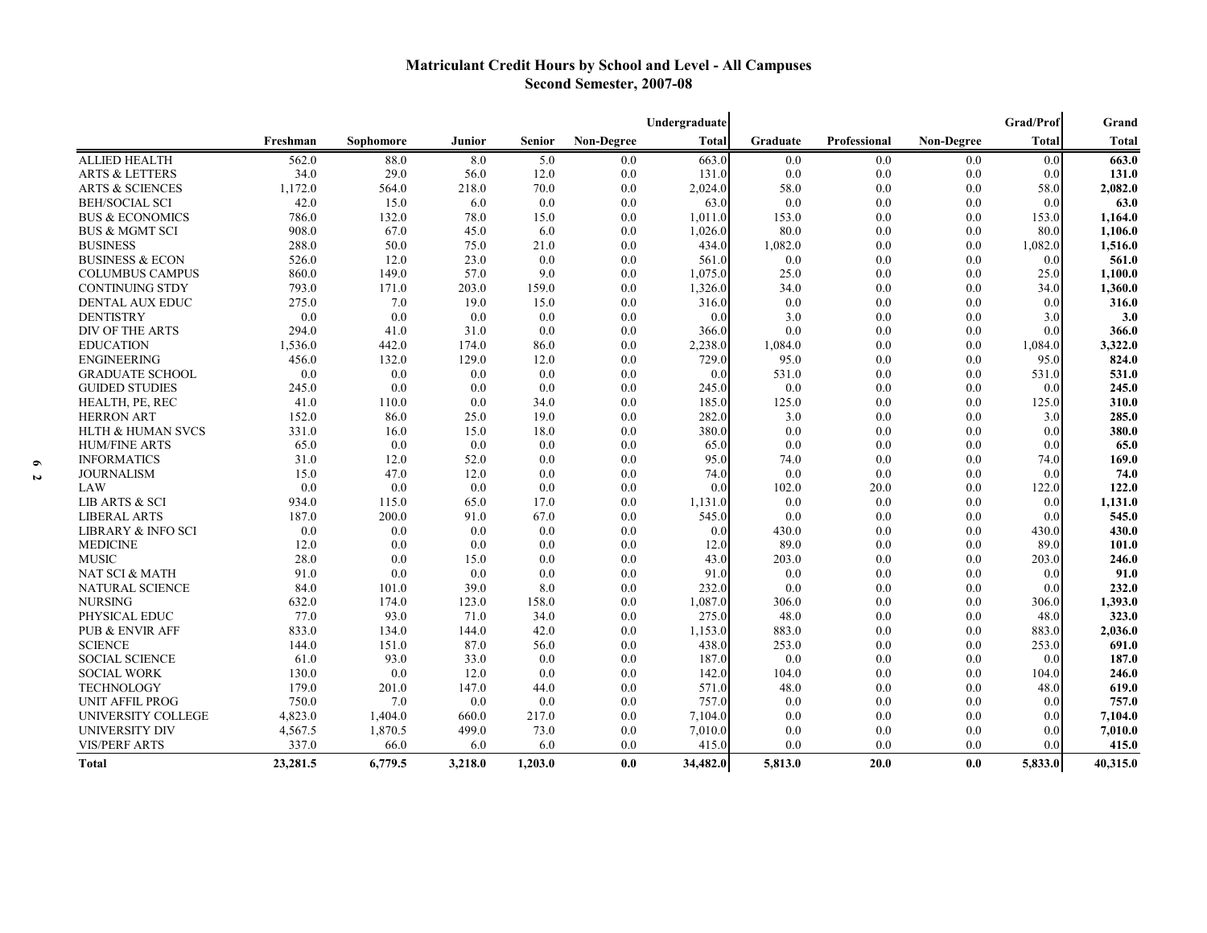# Matriculant Credit Hours by School and Level - All Campuses
## Second Semester, 2007-08

| | Freshman | Sophomore | Junior | Senior | Non-Degree | Undergraduate Total | Graduate | Professional | Non-Degree | Grad/Prof Total | Grand Total |
|---|---|---|---|---|---|---|---|---|---|---|---|
| ALLIED HEALTH | 562.0 | 88.0 | 8.0 | 5.0 | 0.0 | 663.0 | 0.0 | 0.0 | 0.0 | 0.0 | **663.0** |
| ARTS & LETTERS | 34.0 | 29.0 | 56.0 | 12.0 | 0.0 | 131.0 | 0.0 | 0.0 | 0.0 | 0.0 | **131.0** |
| ARTS & SCIENCES | 1,172.0 | 564.0 | 218.0 | 70.0 | 0.0 | 2,024.0 | 58.0 | 0.0 | 0.0 | 58.0 | **2,082.0** |
| BEH/SOCIAL SCI | 42.0 | 15.0 | 6.0 | 0.0 | 0.0 | 63.0 | 0.0 | 0.0 | 0.0 | 0.0 | **63.0** |
| BUS & ECONOMICS | 786.0 | 132.0 | 78.0 | 15.0 | 0.0 | 1,011.0 | 153.0 | 0.0 | 0.0 | 153.0 | **1,164.0** |
| BUS & MGMT SCI | 908.0 | 67.0 | 45.0 | 6.0 | 0.0 | 1,026.0 | 80.0 | 0.0 | 0.0 | 80.0 | **1,106.0** |
| BUSINESS | 288.0 | 50.0 | 75.0 | 21.0 | 0.0 | 434.0 | 1,082.0 | 0.0 | 0.0 | 1,082.0 | **1,516.0** |
| BUSINESS & ECON | 526.0 | 12.0 | 23.0 | 0.0 | 0.0 | 561.0 | 0.0 | 0.0 | 0.0 | 0.0 | **561.0** |
| COLUMBUS CAMPUS | 860.0 | 149.0 | 57.0 | 9.0 | 0.0 | 1,075.0 | 25.0 | 0.0 | 0.0 | 25.0 | **1,100.0** |
| CONTINUING STDY | 793.0 | 171.0 | 203.0 | 159.0 | 0.0 | 1,326.0 | 34.0 | 0.0 | 0.0 | 34.0 | **1,360.0** |
| DENTAL AUX EDUC | 275.0 | 7.0 | 19.0 | 15.0 | 0.0 | 316.0 | 0.0 | 0.0 | 0.0 | 0.0 | **316.0** |
| DENTISTRY | 0.0 | 0.0 | 0.0 | 0.0 | 0.0 | 0.0 | 3.0 | 0.0 | 0.0 | 3.0 | **3.0** |
| DIV OF THE ARTS | 294.0 | 41.0 | 31.0 | 0.0 | 0.0 | 366.0 | 0.0 | 0.0 | 0.0 | 0.0 | **366.0** |
| EDUCATION | 1,536.0 | 442.0 | 174.0 | 86.0 | 0.0 | 2,238.0 | 1,084.0 | 0.0 | 0.0 | 1,084.0 | **3,322.0** |
| ENGINEERING | 456.0 | 132.0 | 129.0 | 12.0 | 0.0 | 729.0 | 95.0 | 0.0 | 0.0 | 95.0 | **824.0** |
| GRADUATE SCHOOL | 0.0 | 0.0 | 0.0 | 0.0 | 0.0 | 0.0 | 531.0 | 0.0 | 0.0 | 531.0 | **531.0** |
| GUIDED STUDIES | 245.0 | 0.0 | 0.0 | 0.0 | 0.0 | 245.0 | 0.0 | 0.0 | 0.0 | 0.0 | **245.0** |
| HEALTH, PE, REC | 41.0 | 110.0 | 0.0 | 34.0 | 0.0 | 185.0 | 125.0 | 0.0 | 0.0 | 125.0 | **310.0** |
| HERRON ART | 152.0 | 86.0 | 25.0 | 19.0 | 0.0 | 282.0 | 3.0 | 0.0 | 0.0 | 3.0 | **285.0** |
| HLTH & HUMAN SVCS | 331.0 | 16.0 | 15.0 | 18.0 | 0.0 | 380.0 | 0.0 | 0.0 | 0.0 | 0.0 | **380.0** |
| HUM/FINE ARTS | 65.0 | 0.0 | 0.0 | 0.0 | 0.0 | 65.0 | 0.0 | 0.0 | 0.0 | 0.0 | **65.0** |
| INFORMATICS | 31.0 | 12.0 | 52.0 | 0.0 | 0.0 | 95.0 | 74.0 | 0.0 | 0.0 | 74.0 | **169.0** |
| JOURNALISM | 15.0 | 47.0 | 12.0 | 0.0 | 0.0 | 74.0 | 0.0 | 0.0 | 0.0 | 0.0 | **74.0** |
| LAW | 0.0 | 0.0 | 0.0 | 0.0 | 0.0 | 0.0 | 102.0 | 20.0 | 0.0 | 122.0 | **122.0** |
| LIB ARTS & SCI | 934.0 | 115.0 | 65.0 | 17.0 | 0.0 | 1,131.0 | 0.0 | 0.0 | 0.0 | 0.0 | **1,131.0** |
| LIBERAL ARTS | 187.0 | 200.0 | 91.0 | 67.0 | 0.0 | 545.0 | 0.0 | 0.0 | 0.0 | 0.0 | **545.0** |
| LIBRARY & INFO SCI | 0.0 | 0.0 | 0.0 | 0.0 | 0.0 | 0.0 | 430.0 | 0.0 | 0.0 | 430.0 | **430.0** |
| MEDICINE | 12.0 | 0.0 | 0.0 | 0.0 | 0.0 | 12.0 | 89.0 | 0.0 | 0.0 | 89.0 | **101.0** |
| MUSIC | 28.0 | 0.0 | 15.0 | 0.0 | 0.0 | 43.0 | 203.0 | 0.0 | 0.0 | 203.0 | **246.0** |
| NAT SCI & MATH | 91.0 | 0.0 | 0.0 | 0.0 | 0.0 | 91.0 | 0.0 | 0.0 | 0.0 | 0.0 | **91.0** |
| NATURAL SCIENCE | 84.0 | 101.0 | 39.0 | 8.0 | 0.0 | 232.0 | 0.0 | 0.0 | 0.0 | 0.0 | **232.0** |
| NURSING | 632.0 | 174.0 | 123.0 | 158.0 | 0.0 | 1,087.0 | 306.0 | 0.0 | 0.0 | 306.0 | **1,393.0** |
| PHYSICAL EDUC | 77.0 | 93.0 | 71.0 | 34.0 | 0.0 | 275.0 | 48.0 | 0.0 | 0.0 | 48.0 | **323.0** |
| PUB & ENVIR AFF | 833.0 | 134.0 | 144.0 | 42.0 | 0.0 | 1,153.0 | 883.0 | 0.0 | 0.0 | 883.0 | **2,036.0** |
| SCIENCE | 144.0 | 151.0 | 87.0 | 56.0 | 0.0 | 438.0 | 253.0 | 0.0 | 0.0 | 253.0 | **691.0** |
| SOCIAL SCIENCE | 61.0 | 93.0 | 33.0 | 0.0 | 0.0 | 187.0 | 0.0 | 0.0 | 0.0 | 0.0 | **187.0** |
| SOCIAL WORK | 130.0 | 0.0 | 12.0 | 0.0 | 0.0 | 142.0 | 104.0 | 0.0 | 0.0 | 104.0 | **246.0** |
| TECHNOLOGY | 179.0 | 201.0 | 147.0 | 44.0 | 0.0 | 571.0 | 48.0 | 0.0 | 0.0 | 48.0 | **619.0** |
| UNIT AFFIL PROG | 750.0 | 7.0 | 0.0 | 0.0 | 0.0 | 757.0 | 0.0 | 0.0 | 0.0 | 0.0 | **757.0** |
| UNIVERSITY COLLEGE | 4,823.0 | 1,404.0 | 660.0 | 217.0 | 0.0 | 7,104.0 | 0.0 | 0.0 | 0.0 | 0.0 | **7,104.0** |
| UNIVERSITY DIV | 4,567.5 | 1,870.5 | 499.0 | 73.0 | 0.0 | 7,010.0 | 0.0 | 0.0 | 0.0 | 0.0 | **7,010.0** |
| VIS/PERF ARTS | 337.0 | 66.0 | 6.0 | 6.0 | 0.0 | 415.0 | 0.0 | 0.0 | 0.0 | 0.0 | **415.0** |
| **Total** | **23,281.5** | **6,779.5** | **3,218.0** | **1,203.0** | **0.0** | **34,482.0** | **5,813.0** | **20.0** | **0.0** | **5,833.0** | **40,315.0** |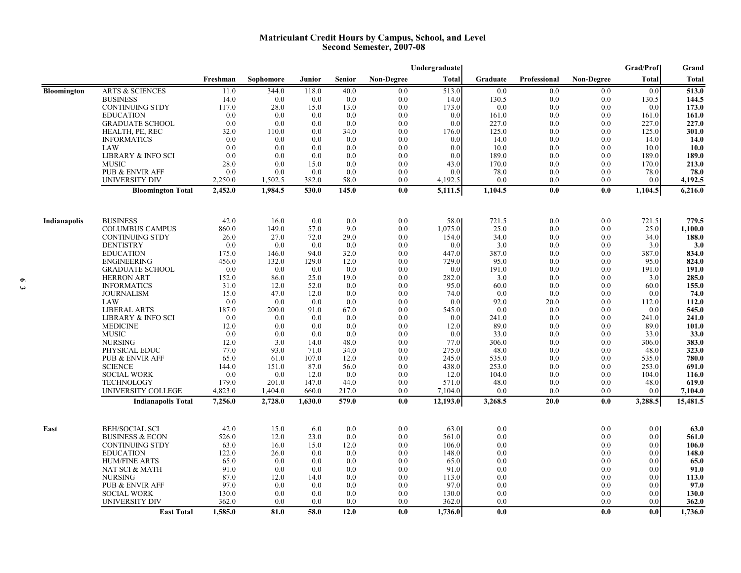# Matriculant Credit Hours by Campus, School, and Level
## Second Semester, 2007-08

| Campus | School | Freshman | Sophomore | Junior | Senior | Non-Degree | Undergraduate Total | Graduate | Professional | Non-Degree | Grad/Prof Total | Grand Total |
|---|---|---|---|---|---|---|---|---|---|---|---|---|
| Bloomington | ARTS & SCIENCES | 11.0 | 344.0 | 118.0 | 40.0 | 0.0 | 513.0 | 0.0 | 0.0 | 0.0 | 0.0 | **513.0** |
| | BUSINESS | 14.0 | 0.0 | 0.0 | 0.0 | 0.0 | 14.0 | 130.5 | 0.0 | 0.0 | 130.5 | **144.5** |
| | CONTINUING STDY | 117.0 | 28.0 | 15.0 | 13.0 | 0.0 | 173.0 | 0.0 | 0.0 | 0.0 | 0.0 | **173.0** |
| | EDUCATION | 0.0 | 0.0 | 0.0 | 0.0 | 0.0 | 0.0 | 161.0 | 0.0 | 0.0 | 161.0 | **161.0** |
| | GRADUATE SCHOOL | 0.0 | 0.0 | 0.0 | 0.0 | 0.0 | 0.0 | 227.0 | 0.0 | 0.0 | 227.0 | **227.0** |
| | HEALTH, PE, REC | 32.0 | 110.0 | 0.0 | 34.0 | 0.0 | 176.0 | 125.0 | 0.0 | 0.0 | 125.0 | **301.0** |
| | INFORMATICS | 0.0 | 0.0 | 0.0 | 0.0 | 0.0 | 0.0 | 14.0 | 0.0 | 0.0 | 14.0 | **14.0** |
| | LAW | 0.0 | 0.0 | 0.0 | 0.0 | 0.0 | 0.0 | 10.0 | 0.0 | 0.0 | 10.0 | **10.0** |
| | LIBRARY & INFO SCI | 0.0 | 0.0 | 0.0 | 0.0 | 0.0 | 0.0 | 189.0 | 0.0 | 0.0 | 189.0 | **189.0** |
| | MUSIC | 28.0 | 0.0 | 15.0 | 0.0 | 0.0 | 43.0 | 170.0 | 0.0 | 0.0 | 170.0 | **213.0** |
| | PUB & ENVIR AFF | 0.0 | 0.0 | 0.0 | 0.0 | 0.0 | 0.0 | 78.0 | 0.0 | 0.0 | 78.0 | **78.0** |
| | UNIVERSITY DIV | 2,250.0 | 1,502.5 | 382.0 | 58.0 | 0.0 | 4,192.5 | 0.0 | 0.0 | 0.0 | 0.0 | **4,192.5** |
| | **Bloomington Total** | **2,452.0** | **1,984.5** | **530.0** | **145.0** | **0.0** | **5,111.5** | **1,104.5** | **0.0** | **0.0** | **1,104.5** | **6,216.0** |
| Indianapolis | BUSINESS | 42.0 | 16.0 | 0.0 | 0.0 | 0.0 | 58.0 | 721.5 | 0.0 | 0.0 | 721.5 | **779.5** |
| | COLUMBUS CAMPUS | 860.0 | 149.0 | 57.0 | 9.0 | 0.0 | 1,075.0 | 25.0 | 0.0 | 0.0 | 25.0 | **1,100.0** |
| | CONTINUING STDY | 26.0 | 27.0 | 72.0 | 29.0 | 0.0 | 154.0 | 34.0 | 0.0 | 0.0 | 34.0 | **188.0** |
| | DENTISTRY | 0.0 | 0.0 | 0.0 | 0.0 | 0.0 | 0.0 | 3.0 | 0.0 | 0.0 | 3.0 | **3.0** |
| | EDUCATION | 175.0 | 146.0 | 94.0 | 32.0 | 0.0 | 447.0 | 387.0 | 0.0 | 0.0 | 387.0 | **834.0** |
| | ENGINEERING | 456.0 | 132.0 | 129.0 | 12.0 | 0.0 | 729.0 | 95.0 | 0.0 | 0.0 | 95.0 | **824.0** |
| | GRADUATE SCHOOL | 0.0 | 0.0 | 0.0 | 0.0 | 0.0 | 0.0 | 191.0 | 0.0 | 0.0 | 191.0 | **191.0** |
| | HERRON ART | 152.0 | 86.0 | 25.0 | 19.0 | 0.0 | 282.0 | 3.0 | 0.0 | 0.0 | 3.0 | **285.0** |
| | INFORMATICS | 31.0 | 12.0 | 52.0 | 0.0 | 0.0 | 95.0 | 60.0 | 0.0 | 0.0 | 60.0 | **155.0** |
| | JOURNALISM | 15.0 | 47.0 | 12.0 | 0.0 | 0.0 | 74.0 | 0.0 | 0.0 | 0.0 | 0.0 | **74.0** |
| | LAW | 0.0 | 0.0 | 0.0 | 0.0 | 0.0 | 0.0 | 92.0 | 20.0 | 0.0 | 112.0 | **112.0** |
| | LIBERAL ARTS | 187.0 | 200.0 | 91.0 | 67.0 | 0.0 | 545.0 | 0.0 | 0.0 | 0.0 | 0.0 | **545.0** |
| | LIBRARY & INFO SCI | 0.0 | 0.0 | 0.0 | 0.0 | 0.0 | 0.0 | 241.0 | 0.0 | 0.0 | 241.0 | **241.0** |
| | MEDICINE | 12.0 | 0.0 | 0.0 | 0.0 | 0.0 | 12.0 | 89.0 | 0.0 | 0.0 | 89.0 | **101.0** |
| | MUSIC | 0.0 | 0.0 | 0.0 | 0.0 | 0.0 | 0.0 | 33.0 | 0.0 | 0.0 | 33.0 | **33.0** |
| | NURSING | 12.0 | 3.0 | 14.0 | 48.0 | 0.0 | 77.0 | 306.0 | 0.0 | 0.0 | 306.0 | **383.0** |
| | PHYSICAL EDUC | 77.0 | 93.0 | 71.0 | 34.0 | 0.0 | 275.0 | 48.0 | 0.0 | 0.0 | 48.0 | **323.0** |
| | PUB & ENVIR AFF | 65.0 | 61.0 | 107.0 | 12.0 | 0.0 | 245.0 | 535.0 | 0.0 | 0.0 | 535.0 | **780.0** |
| | SCIENCE | 144.0 | 151.0 | 87.0 | 56.0 | 0.0 | 438.0 | 253.0 | 0.0 | 0.0 | 253.0 | **691.0** |
| | SOCIAL WORK | 0.0 | 0.0 | 12.0 | 0.0 | 0.0 | 12.0 | 104.0 | 0.0 | 0.0 | 104.0 | **116.0** |
| | TECHNOLOGY | 179.0 | 201.0 | 147.0 | 44.0 | 0.0 | 571.0 | 48.0 | 0.0 | 0.0 | 48.0 | **619.0** |
| | UNIVERSITY COLLEGE | 4,823.0 | 1,404.0 | 660.0 | 217.0 | 0.0 | 7,104.0 | 0.0 | 0.0 | 0.0 | 0.0 | **7,104.0** |
| | **Indianapolis Total** | **7,256.0** | **2,728.0** | **1,630.0** | **579.0** | **0.0** | **12,193.0** | **3,268.5** | **20.0** | **0.0** | **3,288.5** | **15,481.5** |
| East | BEH/SOCIAL SCI | 42.0 | 15.0 | 6.0 | 0.0 | 0.0 | 63.0 | 0.0 | | 0.0 | 0.0 | **63.0** |
| | BUSINESS & ECON | 526.0 | 12.0 | 23.0 | 0.0 | 0.0 | 561.0 | 0.0 | | 0.0 | 0.0 | **561.0** |
| | CONTINUING STDY | 63.0 | 16.0 | 15.0 | 12.0 | 0.0 | 106.0 | 0.0 | | 0.0 | 0.0 | **106.0** |
| | EDUCATION | 122.0 | 26.0 | 0.0 | 0.0 | 0.0 | 148.0 | 0.0 | | 0.0 | 0.0 | **148.0** |
| | HUM/FINE ARTS | 65.0 | 0.0 | 0.0 | 0.0 | 0.0 | 65.0 | 0.0 | | 0.0 | 0.0 | **65.0** |
| | NAT SCI & MATH | 91.0 | 0.0 | 0.0 | 0.0 | 0.0 | 91.0 | 0.0 | | 0.0 | 0.0 | **91.0** |
| | NURSING | 87.0 | 12.0 | 14.0 | 0.0 | 0.0 | 113.0 | 0.0 | | 0.0 | 0.0 | **113.0** |
| | PUB & ENVIR AFF | 97.0 | 0.0 | 0.0 | 0.0 | 0.0 | 97.0 | 0.0 | | 0.0 | 0.0 | **97.0** |
| | SOCIAL WORK | 130.0 | 0.0 | 0.0 | 0.0 | 0.0 | 130.0 | 0.0 | | 0.0 | 0.0 | **130.0** |
| | UNIVERSITY DIV | 362.0 | 0.0 | 0.0 | 0.0 | 0.0 | 362.0 | 0.0 | | 0.0 | 0.0 | **362.0** |
| | **East Total** | **1,585.0** | **81.0** | **58.0** | **12.0** | **0.0** | **1,736.0** | **0.0** | | **0.0** | **0.0** | **1,736.0** |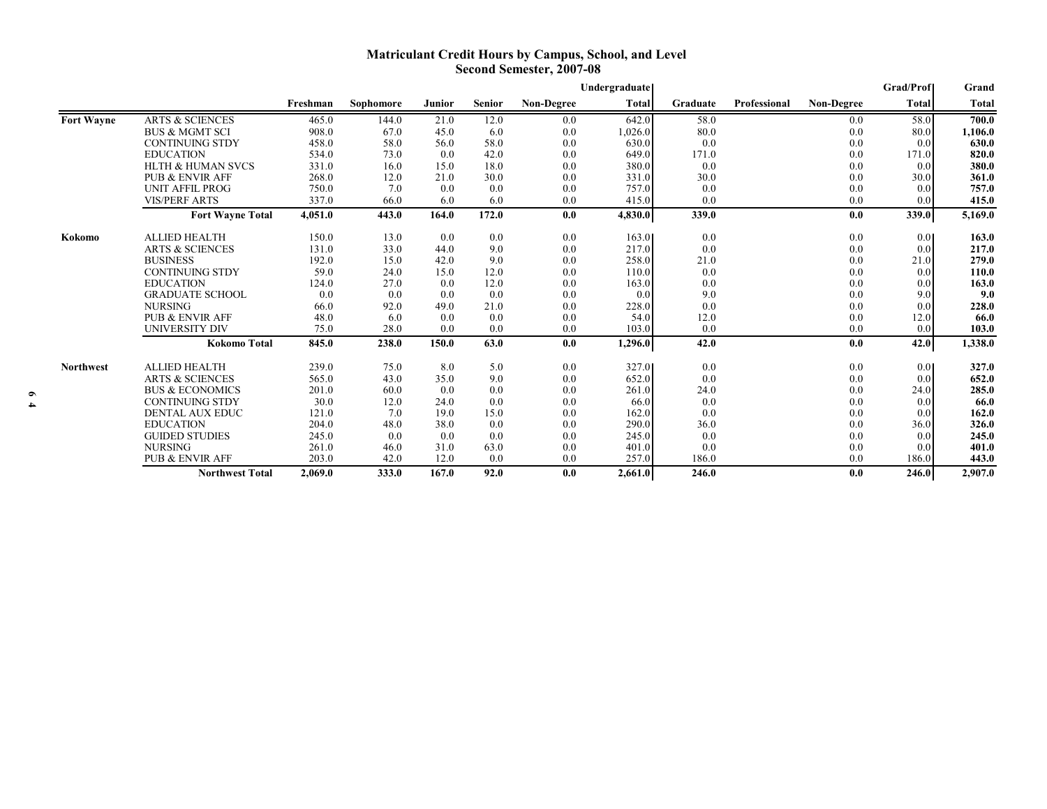# Matriculant Credit Hours by Campus, School, and Level
## Second Semester, 2007-08

| | | Freshman | Sophomore | Junior | Senior | Non-Degree | Undergraduate Total | Graduate | Professional | Non-Degree | Grad/Prof Total | Grand Total |
|---|---|---|---|---|---|---|---|---|---|---|---|---|
| Fort Wayne | ARTS & SCIENCES | 465.0 | 144.0 | 21.0 | 12.0 | 0.0 | 642.0 | 58.0 | | 0.0 | 58.0 | **700.0** |
| | BUS & MGMT SCI | 908.0 | 67.0 | 45.0 | 6.0 | 0.0 | 1,026.0 | 80.0 | | 0.0 | 80.0 | **1,106.0** |
| | CONTINUING STDY | 458.0 | 58.0 | 56.0 | 58.0 | 0.0 | 630.0 | 0.0 | | 0.0 | 0.0 | **630.0** |
| | EDUCATION | 534.0 | 73.0 | 0.0 | 42.0 | 0.0 | 649.0 | 171.0 | | 0.0 | 171.0 | **820.0** |
| | HLTH & HUMAN SVCS | 331.0 | 16.0 | 15.0 | 18.0 | 0.0 | 380.0 | 0.0 | | 0.0 | 0.0 | **380.0** |
| | PUB & ENVIR AFF | 268.0 | 12.0 | 21.0 | 30.0 | 0.0 | 331.0 | 30.0 | | 0.0 | 30.0 | **361.0** |
| | UNIT AFFIL PROG | 750.0 | 7.0 | 0.0 | 0.0 | 0.0 | 757.0 | 0.0 | | 0.0 | 0.0 | **757.0** |
| | VIS/PERF ARTS | 337.0 | 66.0 | 6.0 | 6.0 | 0.0 | 415.0 | 0.0 | | 0.0 | 0.0 | **415.0** |
| | **Fort Wayne Total** | **4,051.0** | **443.0** | **164.0** | **172.0** | **0.0** | **4,830.0** | **339.0** | | **0.0** | **339.0** | **5,169.0** |
| Kokomo | ALLIED HEALTH | 150.0 | 13.0 | 0.0 | 0.0 | 0.0 | 163.0 | 0.0 | | 0.0 | 0.0 | **163.0** |
| | ARTS & SCIENCES | 131.0 | 33.0 | 44.0 | 9.0 | 0.0 | 217.0 | 0.0 | | 0.0 | 0.0 | **217.0** |
| | BUSINESS | 192.0 | 15.0 | 42.0 | 9.0 | 0.0 | 258.0 | 21.0 | | 0.0 | 21.0 | **279.0** |
| | CONTINUING STDY | 59.0 | 24.0 | 15.0 | 12.0 | 0.0 | 110.0 | 0.0 | | 0.0 | 0.0 | **110.0** |
| | EDUCATION | 124.0 | 27.0 | 0.0 | 12.0 | 0.0 | 163.0 | 0.0 | | 0.0 | 0.0 | **163.0** |
| | GRADUATE SCHOOL | 0.0 | 0.0 | 0.0 | 0.0 | 0.0 | 0.0 | 9.0 | | 0.0 | 9.0 | **9.0** |
| | NURSING | 66.0 | 92.0 | 49.0 | 21.0 | 0.0 | 228.0 | 0.0 | | 0.0 | 0.0 | **228.0** |
| | PUB & ENVIR AFF | 48.0 | 6.0 | 0.0 | 0.0 | 0.0 | 54.0 | 12.0 | | 0.0 | 12.0 | **66.0** |
| | UNIVERSITY DIV | 75.0 | 28.0 | 0.0 | 0.0 | 0.0 | 103.0 | 0.0 | | 0.0 | 0.0 | **103.0** |
| | **Kokomo Total** | **845.0** | **238.0** | **150.0** | **63.0** | **0.0** | **1,296.0** | **42.0** | | **0.0** | **42.0** | **1,338.0** |
| Northwest | ALLIED HEALTH | 239.0 | 75.0 | 8.0 | 5.0 | 0.0 | 327.0 | 0.0 | | 0.0 | 0.0 | **327.0** |
| | ARTS & SCIENCES | 565.0 | 43.0 | 35.0 | 9.0 | 0.0 | 652.0 | 0.0 | | 0.0 | 0.0 | **652.0** |
| | BUS & ECONOMICS | 201.0 | 60.0 | 0.0 | 0.0 | 0.0 | 261.0 | 24.0 | | 0.0 | 24.0 | **285.0** |
| | CONTINUING STDY | 30.0 | 12.0 | 24.0 | 0.0 | 0.0 | 66.0 | 0.0 | | 0.0 | 0.0 | **66.0** |
| | DENTAL AUX EDUC | 121.0 | 7.0 | 19.0 | 15.0 | 0.0 | 162.0 | 0.0 | | 0.0 | 0.0 | **162.0** |
| | EDUCATION | 204.0 | 48.0 | 38.0 | 0.0 | 0.0 | 290.0 | 36.0 | | 0.0 | 36.0 | **326.0** |
| | GUIDED STUDIES | 245.0 | 0.0 | 0.0 | 0.0 | 0.0 | 245.0 | 0.0 | | 0.0 | 0.0 | **245.0** |
| | NURSING | 261.0 | 46.0 | 31.0 | 63.0 | 0.0 | 401.0 | 0.0 | | 0.0 | 0.0 | **401.0** |
| | PUB & ENVIR AFF | 203.0 | 42.0 | 12.0 | 0.0 | 0.0 | 257.0 | 186.0 | | 0.0 | 186.0 | **443.0** |
| | **Northwest Total** | **2,069.0** | **333.0** | **167.0** | **92.0** | **0.0** | **2,661.0** | **246.0** | | **0.0** | **246.0** | **2,907.0** |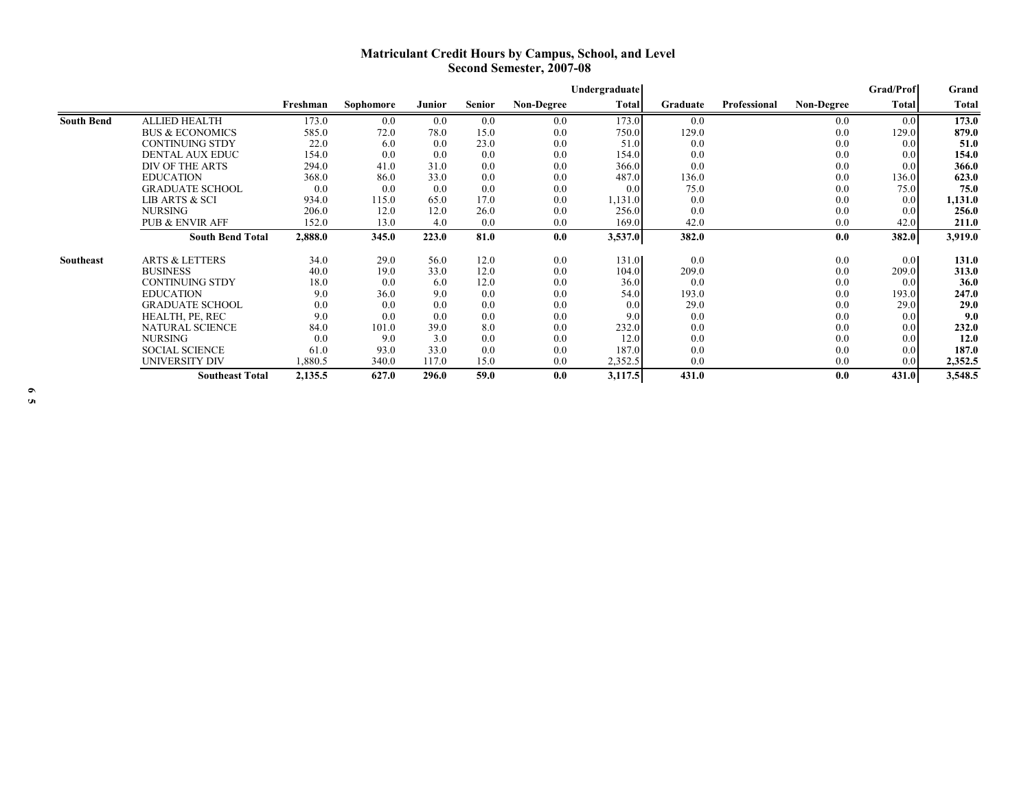**Matriculant Credit Hours by Campus, School, and Level**
**Second Semester, 2007-08**

| | | Freshman | Sophomore | Junior | Senior | Non-Degree | Undergraduate Total | Graduate | Professional | Non-Degree | Grad/Prof Total | Grand Total |
|---|---|---|---|---|---|---|---|---|---|---|---|---|
| **South Bend** | ALLIED HEALTH | 173.0 | 0.0 | 0.0 | 0.0 | 0.0 | 173.0 | 0.0 | | 0.0 | 0.0 | **173.0** |
| | BUS & ECONOMICS | 585.0 | 72.0 | 78.0 | 15.0 | 0.0 | 750.0 | 129.0 | | 0.0 | 129.0 | **879.0** |
| | CONTINUING STDY | 22.0 | 6.0 | 0.0 | 23.0 | 0.0 | 51.0 | 0.0 | | 0.0 | 0.0 | **51.0** |
| | DENTAL AUX EDUC | 154.0 | 0.0 | 0.0 | 0.0 | 0.0 | 154.0 | 0.0 | | 0.0 | 0.0 | **154.0** |
| | DIV OF THE ARTS | 294.0 | 41.0 | 31.0 | 0.0 | 0.0 | 366.0 | 0.0 | | 0.0 | 0.0 | **366.0** |
| | EDUCATION | 368.0 | 86.0 | 33.0 | 0.0 | 0.0 | 487.0 | 136.0 | | 0.0 | 136.0 | **623.0** |
| | GRADUATE SCHOOL | 0.0 | 0.0 | 0.0 | 0.0 | 0.0 | 0.0 | 75.0 | | 0.0 | 75.0 | **75.0** |
| | LIB ARTS & SCI | 934.0 | 115.0 | 65.0 | 17.0 | 0.0 | 1,131.0 | 0.0 | | 0.0 | 0.0 | **1,131.0** |
| | NURSING | 206.0 | 12.0 | 12.0 | 26.0 | 0.0 | 256.0 | 0.0 | | 0.0 | 0.0 | **256.0** |
| | PUB & ENVIR AFF | 152.0 | 13.0 | 4.0 | 0.0 | 0.0 | 169.0 | 42.0 | | 0.0 | 42.0 | **211.0** |
| | **South Bend Total** | **2,888.0** | **345.0** | **223.0** | **81.0** | **0.0** | **3,537.0** | **382.0** | | **0.0** | **382.0** | **3,919.0** |
| **Southeast** | ARTS & LETTERS | 34.0 | 29.0 | 56.0 | 12.0 | 0.0 | 131.0 | 0.0 | | 0.0 | 0.0 | **131.0** |
| | BUSINESS | 40.0 | 19.0 | 33.0 | 12.0 | 0.0 | 104.0 | 209.0 | | 0.0 | 209.0 | **313.0** |
| | CONTINUING STDY | 18.0 | 0.0 | 6.0 | 12.0 | 0.0 | 36.0 | 0.0 | | 0.0 | 0.0 | **36.0** |
| | EDUCATION | 9.0 | 36.0 | 9.0 | 0.0 | 0.0 | 54.0 | 193.0 | | 0.0 | 193.0 | **247.0** |
| | GRADUATE SCHOOL | 0.0 | 0.0 | 0.0 | 0.0 | 0.0 | 0.0 | 29.0 | | 0.0 | 29.0 | **29.0** |
| | HEALTH, PE, REC | 9.0 | 0.0 | 0.0 | 0.0 | 0.0 | 9.0 | 0.0 | | 0.0 | 0.0 | **9.0** |
| | NATURAL SCIENCE | 84.0 | 101.0 | 39.0 | 8.0 | 0.0 | 232.0 | 0.0 | | 0.0 | 0.0 | **232.0** |
| | NURSING | 0.0 | 9.0 | 3.0 | 0.0 | 0.0 | 12.0 | 0.0 | | 0.0 | 0.0 | **12.0** |
| | SOCIAL SCIENCE | 61.0 | 93.0 | 33.0 | 0.0 | 0.0 | 187.0 | 0.0 | | 0.0 | 0.0 | **187.0** |
| | UNIVERSITY DIV | 1,880.5 | 340.0 | 117.0 | 15.0 | 0.0 | 2,352.5 | 0.0 | | 0.0 | 0.0 | **2,352.5** |
| | **Southeast Total** | **2,135.5** | **627.0** | **296.0** | **59.0** | **0.0** | **3,117.5** | **431.0** | | **0.0** | **431.0** | **3,548.5** |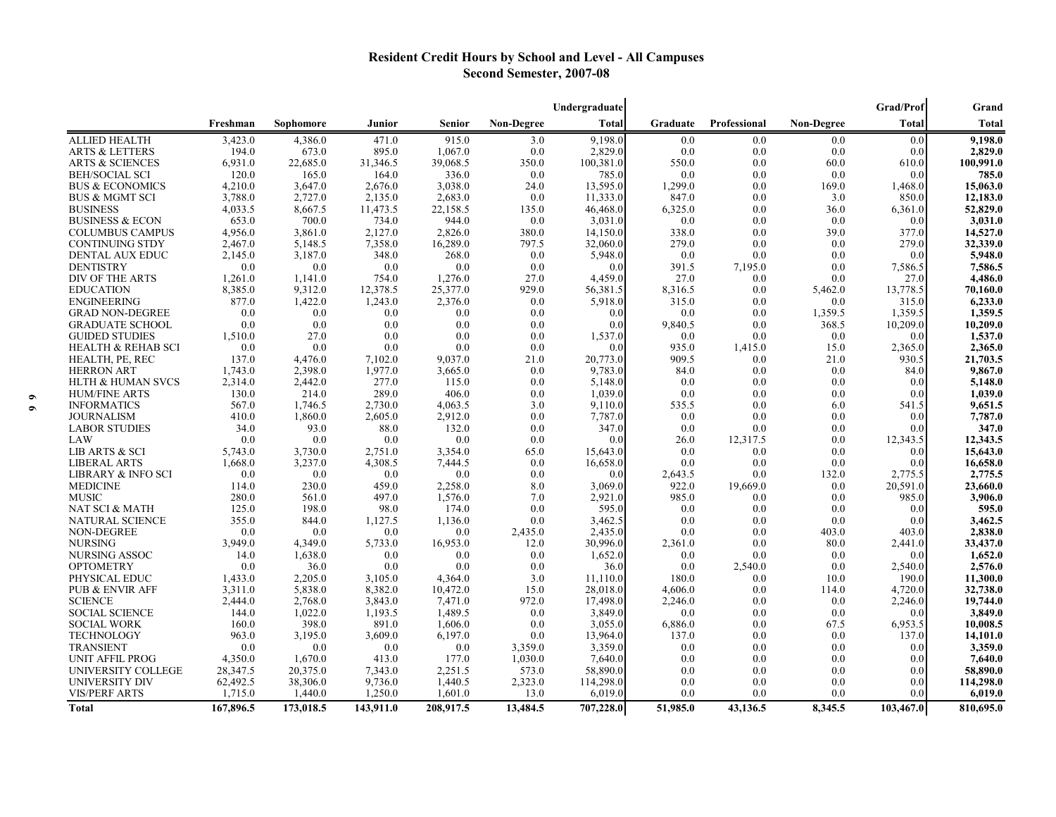# Resident Credit Hours by School and Level - All Campuses
## Second Semester, 2007-08

| | Freshman | Sophomore | Junior | Senior | Non-Degree | Undergraduate Total | Graduate | Professional | Non-Degree | Grad/Prof Total | Grand Total |
|---|---|---|---|---|---|---|---|---|---|---|---|
| ALLIED HEALTH | 3,423.0 | 4,386.0 | 471.0 | 915.0 | 3.0 | 9,198.0 | 0.0 | 0.0 | 0.0 | 0.0 | **9,198.0** |
| ARTS & LETTERS | 194.0 | 673.0 | 895.0 | 1,067.0 | 0.0 | 2,829.0 | 0.0 | 0.0 | 0.0 | 0.0 | **2,829.0** |
| ARTS & SCIENCES | 6,931.0 | 22,685.0 | 31,346.5 | 39,068.5 | 350.0 | 100,381.0 | 550.0 | 0.0 | 60.0 | 610.0 | **100,991.0** |
| BEH/SOCIAL SCI | 120.0 | 165.0 | 164.0 | 336.0 | 0.0 | 785.0 | 0.0 | 0.0 | 0.0 | 0.0 | **785.0** |
| BUS & ECONOMICS | 4,210.0 | 3,647.0 | 2,676.0 | 3,038.0 | 24.0 | 13,595.0 | 1,299.0 | 0.0 | 169.0 | 1,468.0 | **15,063.0** |
| BUS & MGMT SCI | 3,788.0 | 2,727.0 | 2,135.0 | 2,683.0 | 0.0 | 11,333.0 | 847.0 | 0.0 | 3.0 | 850.0 | **12,183.0** |
| BUSINESS | 4,033.5 | 8,667.5 | 11,473.5 | 22,158.5 | 135.0 | 46,468.0 | 6,325.0 | 0.0 | 36.0 | 6,361.0 | **52,829.0** |
| BUSINESS & ECON | 653.0 | 700.0 | 734.0 | 944.0 | 0.0 | 3,031.0 | 0.0 | 0.0 | 0.0 | 0.0 | **3,031.0** |
| COLUMBUS CAMPUS | 4,956.0 | 3,861.0 | 2,127.0 | 2,826.0 | 380.0 | 14,150.0 | 338.0 | 0.0 | 39.0 | 377.0 | **14,527.0** |
| CONTINUING STDY | 2,467.0 | 5,148.5 | 7,358.0 | 16,289.0 | 797.5 | 32,060.0 | 279.0 | 0.0 | 0.0 | 279.0 | **32,339.0** |
| DENTAL AUX EDUC | 2,145.0 | 3,187.0 | 348.0 | 268.0 | 0.0 | 5,948.0 | 0.0 | 0.0 | 0.0 | 0.0 | **5,948.0** |
| DENTISTRY | 0.0 | 0.0 | 0.0 | 0.0 | 0.0 | 0.0 | 391.5 | 7,195.0 | 0.0 | 7,586.5 | **7,586.5** |
| DIV OF THE ARTS | 1,261.0 | 1,141.0 | 754.0 | 1,276.0 | 27.0 | 4,459.0 | 27.0 | 0.0 | 0.0 | 27.0 | **4,486.0** |
| EDUCATION | 8,385.0 | 9,312.0 | 12,378.5 | 25,377.0 | 929.0 | 56,381.5 | 8,316.5 | 0.0 | 5,462.0 | 13,778.5 | **70,160.0** |
| ENGINEERING | 877.0 | 1,422.0 | 1,243.0 | 2,376.0 | 0.0 | 5,918.0 | 315.0 | 0.0 | 0.0 | 315.0 | **6,233.0** |
| GRAD NON-DEGREE | 0.0 | 0.0 | 0.0 | 0.0 | 0.0 | 0.0 | 0.0 | 0.0 | 1,359.5 | 1,359.5 | **1,359.5** |
| GRADUATE SCHOOL | 0.0 | 0.0 | 0.0 | 0.0 | 0.0 | 0.0 | 9,840.5 | 0.0 | 368.5 | 10,209.0 | **10,209.0** |
| GUIDED STUDIES | 1,510.0 | 27.0 | 0.0 | 0.0 | 0.0 | 1,537.0 | 0.0 | 0.0 | 0.0 | 0.0 | **1,537.0** |
| HEALTH & REHAB SCI | 0.0 | 0.0 | 0.0 | 0.0 | 0.0 | 0.0 | 935.0 | 1,415.0 | 15.0 | 2,365.0 | **2,365.0** |
| HEALTH, PE, REC | 137.0 | 4,476.0 | 7,102.0 | 9,037.0 | 21.0 | 20,773.0 | 909.5 | 0.0 | 21.0 | 930.5 | **21,703.5** |
| HERRON ART | 1,743.0 | 2,398.0 | 1,977.0 | 3,665.0 | 0.0 | 9,783.0 | 84.0 | 0.0 | 0.0 | 84.0 | **9,867.0** |
| HLTH & HUMAN SVCS | 2,314.0 | 2,442.0 | 277.0 | 115.0 | 0.0 | 5,148.0 | 0.0 | 0.0 | 0.0 | 0.0 | **5,148.0** |
| HUM/FINE ARTS | 130.0 | 214.0 | 289.0 | 406.0 | 0.0 | 1,039.0 | 0.0 | 0.0 | 0.0 | 0.0 | **1,039.0** |
| INFORMATICS | 567.0 | 1,746.5 | 2,730.0 | 4,063.5 | 3.0 | 9,110.0 | 535.5 | 0.0 | 6.0 | 541.5 | **9,651.5** |
| JOURNALISM | 410.0 | 1,860.0 | 2,605.0 | 2,912.0 | 0.0 | 7,787.0 | 0.0 | 0.0 | 0.0 | 0.0 | **7,787.0** |
| LABOR STUDIES | 34.0 | 93.0 | 88.0 | 132.0 | 0.0 | 347.0 | 0.0 | 0.0 | 0.0 | 0.0 | **347.0** |
| LAW | 0.0 | 0.0 | 0.0 | 0.0 | 0.0 | 0.0 | 26.0 | 12,317.5 | 0.0 | 12,343.5 | **12,343.5** |
| LIB ARTS & SCI | 5,743.0 | 3,730.0 | 2,751.0 | 3,354.0 | 65.0 | 15,643.0 | 0.0 | 0.0 | 0.0 | 0.0 | **15,643.0** |
| LIBERAL ARTS | 1,668.0 | 3,237.0 | 4,308.5 | 7,444.5 | 0.0 | 16,658.0 | 0.0 | 0.0 | 0.0 | 0.0 | **16,658.0** |
| LIBRARY & INFO SCI | 0.0 | 0.0 | 0.0 | 0.0 | 0.0 | 0.0 | 2,643.5 | 0.0 | 132.0 | 2,775.5 | **2,775.5** |
| MEDICINE | 114.0 | 230.0 | 459.0 | 2,258.0 | 8.0 | 3,069.0 | 922.0 | 19,669.0 | 0.0 | 20,591.0 | **23,660.0** |
| MUSIC | 280.0 | 561.0 | 497.0 | 1,576.0 | 7.0 | 2,921.0 | 985.0 | 0.0 | 0.0 | 985.0 | **3,906.0** |
| NAT SCI & MATH | 125.0 | 198.0 | 98.0 | 174.0 | 0.0 | 595.0 | 0.0 | 0.0 | 0.0 | 0.0 | **595.0** |
| NATURAL SCIENCE | 355.0 | 844.0 | 1,127.5 | 1,136.0 | 0.0 | 3,462.5 | 0.0 | 0.0 | 0.0 | 0.0 | **3,462.5** |
| NON-DEGREE | 0.0 | 0.0 | 0.0 | 0.0 | 2,435.0 | 2,435.0 | 0.0 | 0.0 | 403.0 | 403.0 | **2,838.0** |
| NURSING | 3,949.0 | 4,349.0 | 5,733.0 | 16,953.0 | 12.0 | 30,996.0 | 2,361.0 | 0.0 | 80.0 | 2,441.0 | **33,437.0** |
| NURSING ASSOC | 14.0 | 1,638.0 | 0.0 | 0.0 | 0.0 | 1,652.0 | 0.0 | 0.0 | 0.0 | 0.0 | **1,652.0** |
| OPTOMETRY | 0.0 | 36.0 | 0.0 | 0.0 | 0.0 | 36.0 | 0.0 | 2,540.0 | 0.0 | 2,540.0 | **2,576.0** |
| PHYSICAL EDUC | 1,433.0 | 2,205.0 | 3,105.0 | 4,364.0 | 3.0 | 11,110.0 | 180.0 | 0.0 | 10.0 | 190.0 | **11,300.0** |
| PUB & ENVIR AFF | 3,311.0 | 5,838.0 | 8,382.0 | 10,472.0 | 15.0 | 28,018.0 | 4,606.0 | 0.0 | 114.0 | 4,720.0 | **32,738.0** |
| SCIENCE | 2,444.0 | 2,768.0 | 3,843.0 | 7,471.0 | 972.0 | 17,498.0 | 2,246.0 | 0.0 | 0.0 | 2,246.0 | **19,744.0** |
| SOCIAL SCIENCE | 144.0 | 1,022.0 | 1,193.5 | 1,489.5 | 0.0 | 3,849.0 | 0.0 | 0.0 | 0.0 | 0.0 | **3,849.0** |
| SOCIAL WORK | 160.0 | 398.0 | 891.0 | 1,606.0 | 0.0 | 3,055.0 | 6,886.0 | 0.0 | 67.5 | 6,953.5 | **10,008.5** |
| TECHNOLOGY | 963.0 | 3,195.0 | 3,609.0 | 6,197.0 | 0.0 | 13,964.0 | 137.0 | 0.0 | 0.0 | 137.0 | **14,101.0** |
| TRANSIENT | 0.0 | 0.0 | 0.0 | 0.0 | 3,359.0 | 3,359.0 | 0.0 | 0.0 | 0.0 | 0.0 | **3,359.0** |
| UNIT AFFIL PROG | 4,350.0 | 1,670.0 | 413.0 | 177.0 | 1,030.0 | 7,640.0 | 0.0 | 0.0 | 0.0 | 0.0 | **7,640.0** |
| UNIVERSITY COLLEGE | 28,347.5 | 20,375.0 | 7,343.0 | 2,251.5 | 573.0 | 58,890.0 | 0.0 | 0.0 | 0.0 | 0.0 | **58,890.0** |
| UNIVERSITY DIV | 62,492.5 | 38,306.0 | 9,736.0 | 1,440.5 | 2,323.0 | 114,298.0 | 0.0 | 0.0 | 0.0 | 0.0 | **114,298.0** |
| VIS/PERF ARTS | 1,715.0 | 1,440.0 | 1,250.0 | 1,601.0 | 13.0 | 6,019.0 | 0.0 | 0.0 | 0.0 | 0.0 | **6,019.0** |
| **Total** | **167,896.5** | **173,018.5** | **143,911.0** | **208,917.5** | **13,484.5** | **707,228.0** | **51,985.0** | **43,136.5** | **8,345.5** | **103,467.0** | **810,695.0** |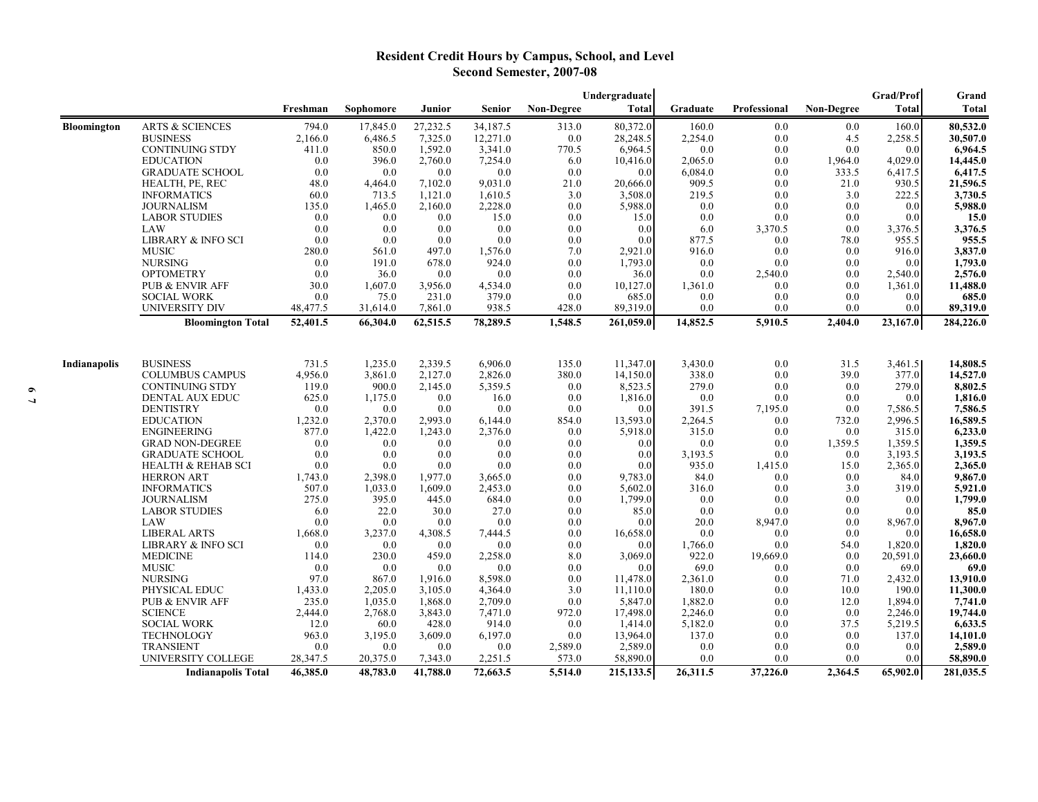## Resident Credit Hours by Campus, School, and Level
## Second Semester, 2007-08

| | | Freshman | Sophomore | Junior | Senior | Non-Degree | Undergraduate Total | Graduate | Professional | Non-Degree | Grad/Prof Total | Grand Total |
|---|---|---|---|---|---|---|---|---|---|---|---|---|
| **Bloomington** | ARTS & SCIENCES | 794.0 | 17,845.0 | 27,232.5 | 34,187.5 | 313.0 | 80,372.0 | 160.0 | 0.0 | 0.0 | 160.0 | **80,532.0** |
| | BUSINESS | 2,166.0 | 6,486.5 | 7,325.0 | 12,271.0 | 0.0 | 28,248.5 | 2,254.0 | 0.0 | 4.5 | 2,258.5 | **30,507.0** |
| | CONTINUING STDY | 411.0 | 850.0 | 1,592.0 | 3,341.0 | 770.5 | 6,964.5 | 0.0 | 0.0 | 0.0 | 0.0 | **6,964.5** |
| | EDUCATION | 0.0 | 396.0 | 2,760.0 | 7,254.0 | 6.0 | 10,416.0 | 2,065.0 | 0.0 | 1,964.0 | 4,029.0 | **14,445.0** |
| | GRADUATE SCHOOL | 0.0 | 0.0 | 0.0 | 0.0 | 0.0 | 0.0 | 6,084.0 | 0.0 | 333.5 | 6,417.5 | **6,417.5** |
| | HEALTH, PE, REC | 48.0 | 4,464.0 | 7,102.0 | 9,031.0 | 21.0 | 20,666.0 | 909.5 | 0.0 | 21.0 | 930.5 | **21,596.5** |
| | INFORMATICS | 60.0 | 713.5 | 1,121.0 | 1,610.5 | 3.0 | 3,508.0 | 219.5 | 0.0 | 3.0 | 222.5 | **3,730.5** |
| | JOURNALISM | 135.0 | 1,465.0 | 2,160.0 | 2,228.0 | 0.0 | 5,988.0 | 0.0 | 0.0 | 0.0 | 0.0 | **5,988.0** |
| | LABOR STUDIES | 0.0 | 0.0 | 0.0 | 15.0 | 0.0 | 15.0 | 0.0 | 0.0 | 0.0 | 0.0 | **15.0** |
| | LAW | 0.0 | 0.0 | 0.0 | 0.0 | 0.0 | 0.0 | 6.0 | 3,370.5 | 0.0 | 3,376.5 | **3,376.5** |
| | LIBRARY & INFO SCI | 0.0 | 0.0 | 0.0 | 0.0 | 0.0 | 0.0 | 877.5 | 0.0 | 78.0 | 955.5 | **955.5** |
| | MUSIC | 280.0 | 561.0 | 497.0 | 1,576.0 | 7.0 | 2,921.0 | 916.0 | 0.0 | 0.0 | 916.0 | **3,837.0** |
| | NURSING | 0.0 | 191.0 | 678.0 | 924.0 | 0.0 | 1,793.0 | 0.0 | 0.0 | 0.0 | 0.0 | **1,793.0** |
| | OPTOMETRY | 0.0 | 36.0 | 0.0 | 0.0 | 0.0 | 36.0 | 0.0 | 2,540.0 | 0.0 | 2,540.0 | **2,576.0** |
| | PUB & ENVIR AFF | 30.0 | 1,607.0 | 3,956.0 | 4,534.0 | 0.0 | 10,127.0 | 1,361.0 | 0.0 | 0.0 | 1,361.0 | **11,488.0** |
| | SOCIAL WORK | 0.0 | 75.0 | 231.0 | 379.0 | 0.0 | 685.0 | 0.0 | 0.0 | 0.0 | 0.0 | **685.0** |
| | UNIVERSITY DIV | 48,477.5 | 31,614.0 | 7,861.0 | 938.5 | 428.0 | 89,319.0 | 0.0 | 0.0 | 0.0 | 0.0 | **89,319.0** |
| | **Bloomington Total** | **52,401.5** | **66,304.0** | **62,515.5** | **78,289.5** | **1,548.5** | **261,059.0** | **14,852.5** | **5,910.5** | **2,404.0** | **23,167.0** | **284,226.0** |
| **Indianapolis** | BUSINESS | 731.5 | 1,235.0 | 2,339.5 | 6,906.0 | 135.0 | 11,347.0 | 3,430.0 | 0.0 | 31.5 | 3,461.5 | **14,808.5** |
| | COLUMBUS CAMPUS | 4,956.0 | 3,861.0 | 2,127.0 | 2,826.0 | 380.0 | 14,150.0 | 338.0 | 0.0 | 39.0 | 377.0 | **14,527.0** |
| | CONTINUING STDY | 119.0 | 900.0 | 2,145.0 | 5,359.5 | 0.0 | 8,523.5 | 279.0 | 0.0 | 0.0 | 279.0 | **8,802.5** |
| | DENTAL AUX EDUC | 625.0 | 1,175.0 | 0.0 | 16.0 | 0.0 | 1,816.0 | 0.0 | 0.0 | 0.0 | 0.0 | **1,816.0** |
| | DENTISTRY | 0.0 | 0.0 | 0.0 | 0.0 | 0.0 | 0.0 | 391.5 | 7,195.0 | 0.0 | 7,586.5 | **7,586.5** |
| | EDUCATION | 1,232.0 | 2,370.0 | 2,993.0 | 6,144.0 | 854.0 | 13,593.0 | 2,264.5 | 0.0 | 732.0 | 2,996.5 | **16,589.5** |
| | ENGINEERING | 877.0 | 1,422.0 | 1,243.0 | 2,376.0 | 0.0 | 5,918.0 | 315.0 | 0.0 | 0.0 | 315.0 | **6,233.0** |
| | GRAD NON-DEGREE | 0.0 | 0.0 | 0.0 | 0.0 | 0.0 | 0.0 | 0.0 | 0.0 | 1,359.5 | 1,359.5 | **1,359.5** |
| | GRADUATE SCHOOL | 0.0 | 0.0 | 0.0 | 0.0 | 0.0 | 0.0 | 3,193.5 | 0.0 | 0.0 | 3,193.5 | **3,193.5** |
| | HEALTH & REHAB SCI | 0.0 | 0.0 | 0.0 | 0.0 | 0.0 | 0.0 | 935.0 | 1,415.0 | 15.0 | 2,365.0 | **2,365.0** |
| | HERRON ART | 1,743.0 | 2,398.0 | 1,977.0 | 3,665.0 | 0.0 | 9,783.0 | 84.0 | 0.0 | 0.0 | 84.0 | **9,867.0** |
| | INFORMATICS | 507.0 | 1,033.0 | 1,609.0 | 2,453.0 | 0.0 | 5,602.0 | 316.0 | 0.0 | 3.0 | 319.0 | **5,921.0** |
| | JOURNALISM | 275.0 | 395.0 | 445.0 | 684.0 | 0.0 | 1,799.0 | 0.0 | 0.0 | 0.0 | 0.0 | **1,799.0** |
| | LABOR STUDIES | 6.0 | 22.0 | 30.0 | 27.0 | 0.0 | 85.0 | 0.0 | 0.0 | 0.0 | 0.0 | **85.0** |
| | LAW | 0.0 | 0.0 | 0.0 | 0.0 | 0.0 | 0.0 | 20.0 | 8,947.0 | 0.0 | 8,967.0 | **8,967.0** |
| | LIBERAL ARTS | 1,668.0 | 3,237.0 | 4,308.5 | 7,444.5 | 0.0 | 16,658.0 | 0.0 | 0.0 | 0.0 | 0.0 | **16,658.0** |
| | LIBRARY & INFO SCI | 0.0 | 0.0 | 0.0 | 0.0 | 0.0 | 0.0 | 1,766.0 | 0.0 | 54.0 | 1,820.0 | **1,820.0** |
| | MEDICINE | 114.0 | 230.0 | 459.0 | 2,258.0 | 8.0 | 3,069.0 | 922.0 | 19,669.0 | 0.0 | 20,591.0 | **23,660.0** |
| | MUSIC | 0.0 | 0.0 | 0.0 | 0.0 | 0.0 | 0.0 | 69.0 | 0.0 | 0.0 | 69.0 | **69.0** |
| | NURSING | 97.0 | 867.0 | 1,916.0 | 8,598.0 | 0.0 | 11,478.0 | 2,361.0 | 0.0 | 71.0 | 2,432.0 | **13,910.0** |
| | PHYSICAL EDUC | 1,433.0 | 2,205.0 | 3,105.0 | 4,364.0 | 3.0 | 11,110.0 | 180.0 | 0.0 | 10.0 | 190.0 | **11,300.0** |
| | PUB & ENVIR AFF | 235.0 | 1,035.0 | 1,868.0 | 2,709.0 | 0.0 | 5,847.0 | 1,882.0 | 0.0 | 12.0 | 1,894.0 | **7,741.0** |
| | SCIENCE | 2,444.0 | 2,768.0 | 3,843.0 | 7,471.0 | 972.0 | 17,498.0 | 2,246.0 | 0.0 | 0.0 | 2,246.0 | **19,744.0** |
| | SOCIAL WORK | 12.0 | 60.0 | 428.0 | 914.0 | 0.0 | 1,414.0 | 5,182.0 | 0.0 | 37.5 | 5,219.5 | **6,633.5** |
| | TECHNOLOGY | 963.0 | 3,195.0 | 3,609.0 | 6,197.0 | 0.0 | 13,964.0 | 137.0 | 0.0 | 0.0 | 137.0 | **14,101.0** |
| | TRANSIENT | 0.0 | 0.0 | 0.0 | 0.0 | 2,589.0 | 2,589.0 | 0.0 | 0.0 | 0.0 | 0.0 | **2,589.0** |
| | UNIVERSITY COLLEGE | 28,347.5 | 20,375.0 | 7,343.0 | 2,251.5 | 573.0 | 58,890.0 | 0.0 | 0.0 | 0.0 | 0.0 | **58,890.0** |
| | **Indianapolis Total** | **46,385.0** | **48,783.0** | **41,788.0** | **72,663.5** | **5,514.0** | **215,133.5** | **26,311.5** | **37,226.0** | **2,364.5** | **65,902.0** | **281,035.5** |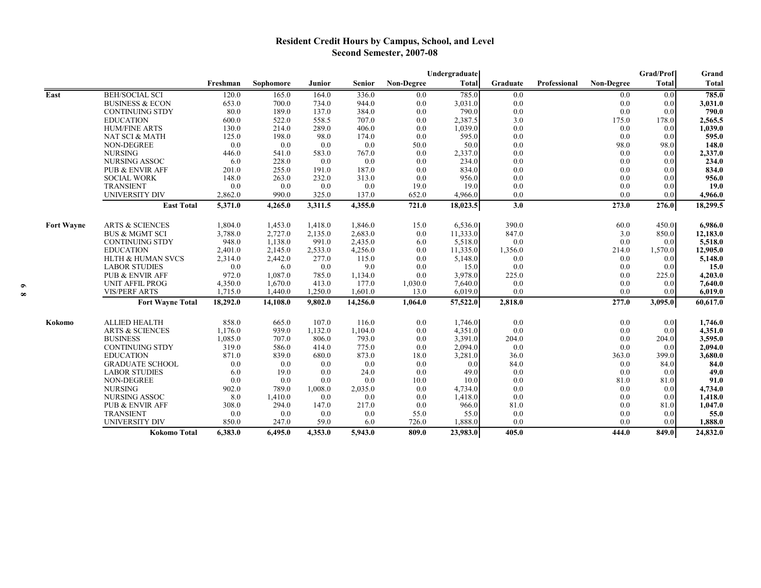# Resident Credit Hours by Campus, School, and Level
## Second Semester, 2007-08

| | | Freshman | Sophomore | Junior | Senior | Non-Degree | Undergraduate Total | Graduate | Professional | Non-Degree | Grad/Prof Total | Grand Total |
|---|---|---|---|---|---|---|---|---|---|---|---|---|
| East | BEH/SOCIAL SCI | 120.0 | 165.0 | 164.0 | 336.0 | 0.0 | 785.0 | 0.0 | | 0.0 | 0.0 | **785.0** |
| | BUSINESS & ECON | 653.0 | 700.0 | 734.0 | 944.0 | 0.0 | 3,031.0 | 0.0 | | 0.0 | 0.0 | **3,031.0** |
| | CONTINUING STDY | 80.0 | 189.0 | 137.0 | 384.0 | 0.0 | 790.0 | 0.0 | | 0.0 | 0.0 | **790.0** |
| | EDUCATION | 600.0 | 522.0 | 558.5 | 707.0 | 0.0 | 2,387.5 | 3.0 | | 175.0 | 178.0 | **2,565.5** |
| | HUM/FINE ARTS | 130.0 | 214.0 | 289.0 | 406.0 | 0.0 | 1,039.0 | 0.0 | | 0.0 | 0.0 | **1,039.0** |
| | NAT SCI & MATH | 125.0 | 198.0 | 98.0 | 174.0 | 0.0 | 595.0 | 0.0 | | 0.0 | 0.0 | **595.0** |
| | NON-DEGREE | 0.0 | 0.0 | 0.0 | 0.0 | 50.0 | 50.0 | 0.0 | | 98.0 | 98.0 | **148.0** |
| | NURSING | 446.0 | 541.0 | 583.0 | 767.0 | 0.0 | 2,337.0 | 0.0 | | 0.0 | 0.0 | **2,337.0** |
| | NURSING ASSOC | 6.0 | 228.0 | 0.0 | 0.0 | 0.0 | 234.0 | 0.0 | | 0.0 | 0.0 | **234.0** |
| | PUB & ENVIR AFF | 201.0 | 255.0 | 191.0 | 187.0 | 0.0 | 834.0 | 0.0 | | 0.0 | 0.0 | **834.0** |
| | SOCIAL WORK | 148.0 | 263.0 | 232.0 | 313.0 | 0.0 | 956.0 | 0.0 | | 0.0 | 0.0 | **956.0** |
| | TRANSIENT | 0.0 | 0.0 | 0.0 | 0.0 | 19.0 | 19.0 | 0.0 | | 0.0 | 0.0 | **19.0** |
| | UNIVERSITY DIV | 2,862.0 | 990.0 | 325.0 | 137.0 | 652.0 | 4,966.0 | 0.0 | | 0.0 | 0.0 | **4,966.0** |
| | **East Total** | **5,371.0** | **4,265.0** | **3,311.5** | **4,355.0** | **721.0** | **18,023.5** | **3.0** | | **273.0** | **276.0** | **18,299.5** |
| Fort Wayne | ARTS & SCIENCES | 1,804.0 | 1,453.0 | 1,418.0 | 1,846.0 | 15.0 | 6,536.0 | 390.0 | | 60.0 | 450.0 | **6,986.0** |
| | BUS & MGMT SCI | 3,788.0 | 2,727.0 | 2,135.0 | 2,683.0 | 0.0 | 11,333.0 | 847.0 | | 3.0 | 850.0 | **12,183.0** |
| | CONTINUING STDY | 948.0 | 1,138.0 | 991.0 | 2,435.0 | 6.0 | 5,518.0 | 0.0 | | 0.0 | 0.0 | **5,518.0** |
| | EDUCATION | 2,401.0 | 2,145.0 | 2,533.0 | 4,256.0 | 0.0 | 11,335.0 | 1,356.0 | | 214.0 | 1,570.0 | **12,905.0** |
| | HLTH & HUMAN SVCS | 2,314.0 | 2,442.0 | 277.0 | 115.0 | 0.0 | 5,148.0 | 0.0 | | 0.0 | 0.0 | **5,148.0** |
| | LABOR STUDIES | 0.0 | 6.0 | 0.0 | 9.0 | 0.0 | 15.0 | 0.0 | | 0.0 | 0.0 | **15.0** |
| | PUB & ENVIR AFF | 972.0 | 1,087.0 | 785.0 | 1,134.0 | 0.0 | 3,978.0 | 225.0 | | 0.0 | 225.0 | **4,203.0** |
| | UNIT AFFIL PROG | 4,350.0 | 1,670.0 | 413.0 | 177.0 | 1,030.0 | 7,640.0 | 0.0 | | 0.0 | 0.0 | **7,640.0** |
| | VIS/PERF ARTS | 1,715.0 | 1,440.0 | 1,250.0 | 1,601.0 | 13.0 | 6,019.0 | 0.0 | | 0.0 | 0.0 | **6,019.0** |
| | **Fort Wayne Total** | **18,292.0** | **14,108.0** | **9,802.0** | **14,256.0** | **1,064.0** | **57,522.0** | **2,818.0** | | **277.0** | **3,095.0** | **60,617.0** |
| Kokomo | ALLIED HEALTH | 858.0 | 665.0 | 107.0 | 116.0 | 0.0 | 1,746.0 | 0.0 | | 0.0 | 0.0 | **1,746.0** |
| | ARTS & SCIENCES | 1,176.0 | 939.0 | 1,132.0 | 1,104.0 | 0.0 | 4,351.0 | 0.0 | | 0.0 | 0.0 | **4,351.0** |
| | BUSINESS | 1,085.0 | 707.0 | 806.0 | 793.0 | 0.0 | 3,391.0 | 204.0 | | 0.0 | 204.0 | **3,595.0** |
| | CONTINUING STDY | 319.0 | 586.0 | 414.0 | 775.0 | 0.0 | 2,094.0 | 0.0 | | 0.0 | 0.0 | **2,094.0** |
| | EDUCATION | 871.0 | 839.0 | 680.0 | 873.0 | 18.0 | 3,281.0 | 36.0 | | 363.0 | 399.0 | **3,680.0** |
| | GRADUATE SCHOOL | 0.0 | 0.0 | 0.0 | 0.0 | 0.0 | 0.0 | 84.0 | | 0.0 | 84.0 | **84.0** |
| | LABOR STUDIES | 6.0 | 19.0 | 0.0 | 24.0 | 0.0 | 49.0 | 0.0 | | 0.0 | 0.0 | **49.0** |
| | NON-DEGREE | 0.0 | 0.0 | 0.0 | 0.0 | 10.0 | 10.0 | 0.0 | | 81.0 | 81.0 | **91.0** |
| | NURSING | 902.0 | 789.0 | 1,008.0 | 2,035.0 | 0.0 | 4,734.0 | 0.0 | | 0.0 | 0.0 | **4,734.0** |
| | NURSING ASSOC | 8.0 | 1,410.0 | 0.0 | 0.0 | 0.0 | 1,418.0 | 0.0 | | 0.0 | 0.0 | **1,418.0** |
| | PUB & ENVIR AFF | 308.0 | 294.0 | 147.0 | 217.0 | 0.0 | 966.0 | 81.0 | | 0.0 | 81.0 | **1,047.0** |
| | TRANSIENT | 0.0 | 0.0 | 0.0 | 0.0 | 55.0 | 55.0 | 0.0 | | 0.0 | 0.0 | **55.0** |
| | UNIVERSITY DIV | 850.0 | 247.0 | 59.0 | 6.0 | 726.0 | 1,888.0 | 0.0 | | 0.0 | 0.0 | **1,888.0** |
| | **Kokomo Total** | **6,383.0** | **6,495.0** | **4,353.0** | **5,943.0** | **809.0** | **23,983.0** | **405.0** | | **444.0** | **849.0** | **24,832.0** |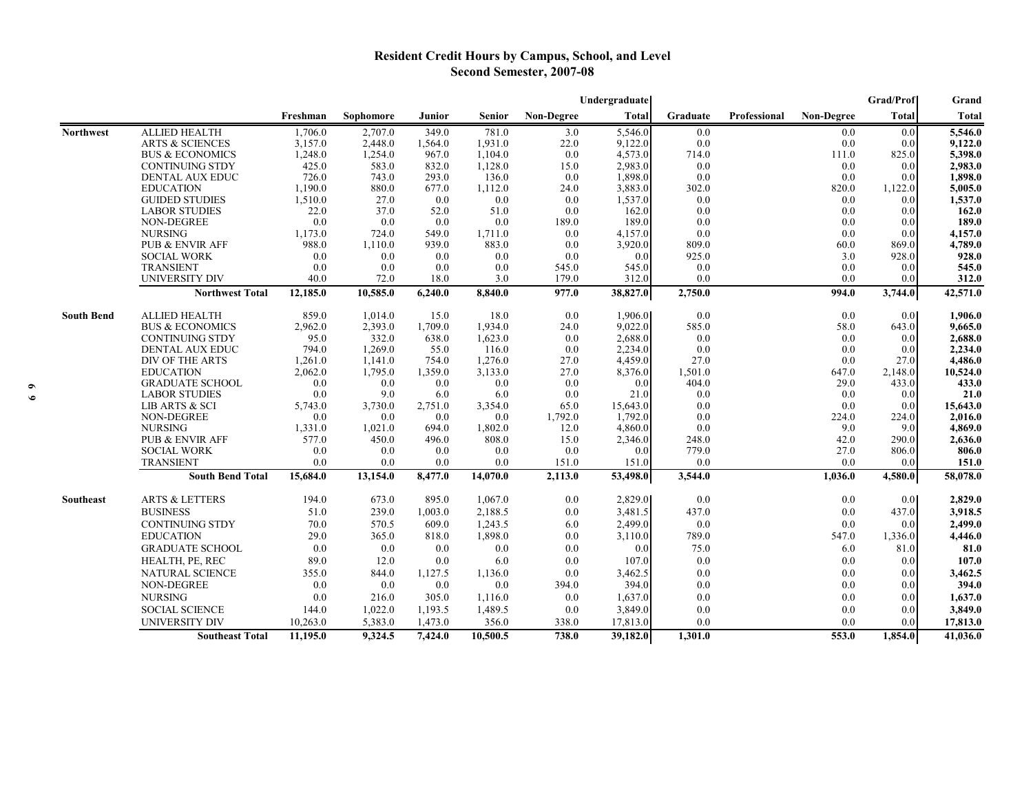# Resident Credit Hours by Campus, School, and Level
## Second Semester, 2007-08

| | | Undergraduate | | | | | | Grad/Prof | | | | Grand |
|---|---|---|---|---|---|---|---|---|---|---|---|---|
| | | Freshman | Sophomore | Junior | Senior | Non-Degree | Total | Graduate | Professional | Non-Degree | Total | Total |
| **Northwest** | ALLIED HEALTH | 1,706.0 | 2,707.0 | 349.0 | 781.0 | 3.0 | 5,546.0 | 0.0 | | 0.0 | 0.0 | **5,546.0** |
| | ARTS & SCIENCES | 3,157.0 | 2,448.0 | 1,564.0 | 1,931.0 | 22.0 | 9,122.0 | 0.0 | | 0.0 | 0.0 | **9,122.0** |
| | BUS & ECONOMICS | 1,248.0 | 1,254.0 | 967.0 | 1,104.0 | 0.0 | 4,573.0 | 714.0 | | 111.0 | 825.0 | **5,398.0** |
| | CONTINUING STDY | 425.0 | 583.0 | 832.0 | 1,128.0 | 15.0 | 2,983.0 | 0.0 | | 0.0 | 0.0 | **2,983.0** |
| | DENTAL AUX EDUC | 726.0 | 743.0 | 293.0 | 136.0 | 0.0 | 1,898.0 | 0.0 | | 0.0 | 0.0 | **1,898.0** |
| | EDUCATION | 1,190.0 | 880.0 | 677.0 | 1,112.0 | 24.0 | 3,883.0 | 302.0 | | 820.0 | 1,122.0 | **5,005.0** |
| | GUIDED STUDIES | 1,510.0 | 27.0 | 0.0 | 0.0 | 0.0 | 1,537.0 | 0.0 | | 0.0 | 0.0 | **1,537.0** |
| | LABOR STUDIES | 22.0 | 37.0 | 52.0 | 51.0 | 0.0 | 162.0 | 0.0 | | 0.0 | 0.0 | **162.0** |
| | NON-DEGREE | 0.0 | 0.0 | 0.0 | 0.0 | 189.0 | 189.0 | 0.0 | | 0.0 | 0.0 | **189.0** |
| | NURSING | 1,173.0 | 724.0 | 549.0 | 1,711.0 | 0.0 | 4,157.0 | 0.0 | | 0.0 | 0.0 | **4,157.0** |
| | PUB & ENVIR AFF | 988.0 | 1,110.0 | 939.0 | 883.0 | 0.0 | 3,920.0 | 809.0 | | 60.0 | 869.0 | **4,789.0** |
| | SOCIAL WORK | 0.0 | 0.0 | 0.0 | 0.0 | 0.0 | 0.0 | 925.0 | | 3.0 | 928.0 | **928.0** |
| | TRANSIENT | 0.0 | 0.0 | 0.0 | 0.0 | 545.0 | 545.0 | 0.0 | | 0.0 | 0.0 | **545.0** |
| | UNIVERSITY DIV | 40.0 | 72.0 | 18.0 | 3.0 | 179.0 | 312.0 | 0.0 | | 0.0 | 0.0 | **312.0** |
| | **Northwest Total** | **12,185.0** | **10,585.0** | **6,240.0** | **8,840.0** | **977.0** | **38,827.0** | **2,750.0** | | **994.0** | **3,744.0** | **42,571.0** |
| **South Bend** | ALLIED HEALTH | 859.0 | 1,014.0 | 15.0 | 18.0 | 0.0 | 1,906.0 | 0.0 | | 0.0 | 0.0 | **1,906.0** |
| | BUS & ECONOMICS | 2,962.0 | 2,393.0 | 1,709.0 | 1,934.0 | 24.0 | 9,022.0 | 585.0 | | 58.0 | 643.0 | **9,665.0** |
| | CONTINUING STDY | 95.0 | 332.0 | 638.0 | 1,623.0 | 0.0 | 2,688.0 | 0.0 | | 0.0 | 0.0 | **2,688.0** |
| | DENTAL AUX EDUC | 794.0 | 1,269.0 | 55.0 | 116.0 | 0.0 | 2,234.0 | 0.0 | | 0.0 | 0.0 | **2,234.0** |
| | DIV OF THE ARTS | 1,261.0 | 1,141.0 | 754.0 | 1,276.0 | 27.0 | 4,459.0 | 27.0 | | 0.0 | 27.0 | **4,486.0** |
| | EDUCATION | 2,062.0 | 1,795.0 | 1,359.0 | 3,133.0 | 27.0 | 8,376.0 | 1,501.0 | | 647.0 | 2,148.0 | **10,524.0** |
| | GRADUATE SCHOOL | 0.0 | 0.0 | 0.0 | 0.0 | 0.0 | 0.0 | 404.0 | | 29.0 | 433.0 | **433.0** |
| | LABOR STUDIES | 0.0 | 9.0 | 6.0 | 6.0 | 0.0 | 21.0 | 0.0 | | 0.0 | 0.0 | **21.0** |
| | LIB ARTS & SCI | 5,743.0 | 3,730.0 | 2,751.0 | 3,354.0 | 65.0 | 15,643.0 | 0.0 | | 0.0 | 0.0 | **15,643.0** |
| | NON-DEGREE | 0.0 | 0.0 | 0.0 | 0.0 | 1,792.0 | 1,792.0 | 0.0 | | 224.0 | 224.0 | **2,016.0** |
| | NURSING | 1,331.0 | 1,021.0 | 694.0 | 1,802.0 | 12.0 | 4,860.0 | 0.0 | | 9.0 | 9.0 | **4,869.0** |
| | PUB & ENVIR AFF | 577.0 | 450.0 | 496.0 | 808.0 | 15.0 | 2,346.0 | 248.0 | | 42.0 | 290.0 | **2,636.0** |
| | SOCIAL WORK | 0.0 | 0.0 | 0.0 | 0.0 | 0.0 | 0.0 | 779.0 | | 27.0 | 806.0 | **806.0** |
| | TRANSIENT | 0.0 | 0.0 | 0.0 | 0.0 | 151.0 | 151.0 | 0.0 | | 0.0 | 0.0 | **151.0** |
| | **South Bend Total** | **15,684.0** | **13,154.0** | **8,477.0** | **14,070.0** | **2,113.0** | **53,498.0** | **3,544.0** | | **1,036.0** | **4,580.0** | **58,078.0** |
| **Southeast** | ARTS & LETTERS | 194.0 | 673.0 | 895.0 | 1,067.0 | 0.0 | 2,829.0 | 0.0 | | 0.0 | 0.0 | **2,829.0** |
| | BUSINESS | 51.0 | 239.0 | 1,003.0 | 2,188.5 | 0.0 | 3,481.5 | 437.0 | | 0.0 | 437.0 | **3,918.5** |
| | CONTINUING STDY | 70.0 | 570.5 | 609.0 | 1,243.5 | 6.0 | 2,499.0 | 0.0 | | 0.0 | 0.0 | **2,499.0** |
| | EDUCATION | 29.0 | 365.0 | 818.0 | 1,898.0 | 0.0 | 3,110.0 | 789.0 | | 547.0 | 1,336.0 | **4,446.0** |
| | GRADUATE SCHOOL | 0.0 | 0.0 | 0.0 | 0.0 | 0.0 | 0.0 | 75.0 | | 6.0 | 81.0 | **81.0** |
| | HEALTH, PE, REC | 89.0 | 12.0 | 0.0 | 6.0 | 0.0 | 107.0 | 0.0 | | 0.0 | 0.0 | **107.0** |
| | NATURAL SCIENCE | 355.0 | 844.0 | 1,127.5 | 1,136.0 | 0.0 | 3,462.5 | 0.0 | | 0.0 | 0.0 | **3,462.5** |
| | NON-DEGREE | 0.0 | 0.0 | 0.0 | 0.0 | 394.0 | 394.0 | 0.0 | | 0.0 | 0.0 | **394.0** |
| | NURSING | 0.0 | 216.0 | 305.0 | 1,116.0 | 0.0 | 1,637.0 | 0.0 | | 0.0 | 0.0 | **1,637.0** |
| | SOCIAL SCIENCE | 144.0 | 1,022.0 | 1,193.5 | 1,489.5 | 0.0 | 3,849.0 | 0.0 | | 0.0 | 0.0 | **3,849.0** |
| | UNIVERSITY DIV | 10,263.0 | 5,383.0 | 1,473.0 | 356.0 | 338.0 | 17,813.0 | 0.0 | | 0.0 | 0.0 | **17,813.0** |
| | **Southeast Total** | **11,195.0** | **9,324.5** | **7,424.0** | **10,500.5** | **738.0** | **39,182.0** | **1,301.0** | | **553.0** | **1,854.0** | **41,036.0** |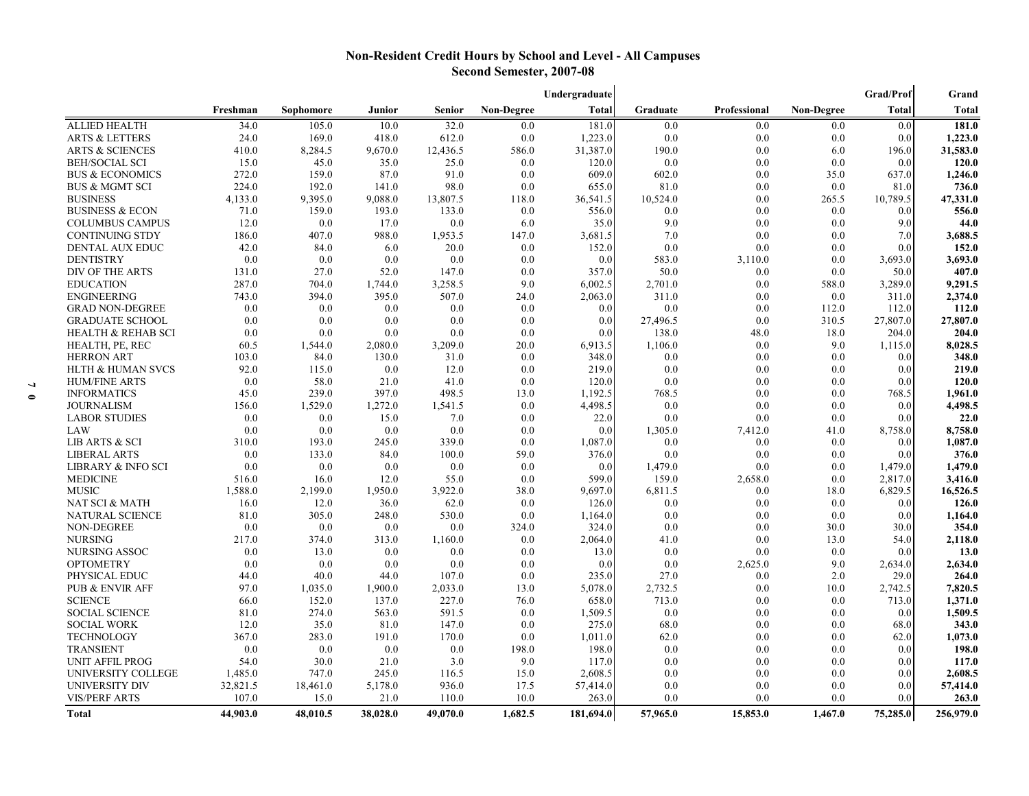# Non-Resident Credit Hours by School and Level - All Campuses
## Second Semester, 2007-08

| | Freshman | Sophomore | Junior | Senior | Non-Degree | Undergraduate Total | Graduate | Professional | Non-Degree | Grad/Prof Total | Grand Total |
|---|---|---|---|---|---|---|---|---|---|---|---|
| ALLIED HEALTH | 34.0 | 105.0 | 10.0 | 32.0 | 0.0 | 181.0 | 0.0 | 0.0 | 0.0 | 0.0 | **181.0** |
| ARTS & LETTERS | 24.0 | 169.0 | 418.0 | 612.0 | 0.0 | 1,223.0 | 0.0 | 0.0 | 0.0 | 0.0 | **1,223.0** |
| ARTS & SCIENCES | 410.0 | 8,284.5 | 9,670.0 | 12,436.5 | 586.0 | 31,387.0 | 190.0 | 0.0 | 6.0 | 196.0 | **31,583.0** |
| BEH/SOCIAL SCI | 15.0 | 45.0 | 35.0 | 25.0 | 0.0 | 120.0 | 0.0 | 0.0 | 0.0 | 0.0 | **120.0** |
| BUS & ECONOMICS | 272.0 | 159.0 | 87.0 | 91.0 | 0.0 | 609.0 | 602.0 | 0.0 | 35.0 | 637.0 | **1,246.0** |
| BUS & MGMT SCI | 224.0 | 192.0 | 141.0 | 98.0 | 0.0 | 655.0 | 81.0 | 0.0 | 0.0 | 81.0 | **736.0** |
| BUSINESS | 4,133.0 | 9,395.0 | 9,088.0 | 13,807.5 | 118.0 | 36,541.5 | 10,524.0 | 0.0 | 265.5 | 10,789.5 | **47,331.0** |
| BUSINESS & ECON | 71.0 | 159.0 | 193.0 | 133.0 | 0.0 | 556.0 | 0.0 | 0.0 | 0.0 | 0.0 | **556.0** |
| COLUMBUS CAMPUS | 12.0 | 0.0 | 17.0 | 0.0 | 6.0 | 35.0 | 9.0 | 0.0 | 0.0 | 9.0 | **44.0** |
| CONTINUING STDY | 186.0 | 407.0 | 988.0 | 1,953.5 | 147.0 | 3,681.5 | 7.0 | 0.0 | 0.0 | 7.0 | **3,688.5** |
| DENTAL AUX EDUC | 42.0 | 84.0 | 6.0 | 20.0 | 0.0 | 152.0 | 0.0 | 0.0 | 0.0 | 0.0 | **152.0** |
| DENTISTRY | 0.0 | 0.0 | 0.0 | 0.0 | 0.0 | 0.0 | 583.0 | 3,110.0 | 0.0 | 3,693.0 | **3,693.0** |
| DIV OF THE ARTS | 131.0 | 27.0 | 52.0 | 147.0 | 0.0 | 357.0 | 50.0 | 0.0 | 0.0 | 50.0 | **407.0** |
| EDUCATION | 287.0 | 704.0 | 1,744.0 | 3,258.5 | 9.0 | 6,002.5 | 2,701.0 | 0.0 | 588.0 | 3,289.0 | **9,291.5** |
| ENGINEERING | 743.0 | 394.0 | 395.0 | 507.0 | 24.0 | 2,063.0 | 311.0 | 0.0 | 0.0 | 311.0 | **2,374.0** |
| GRAD NON-DEGREE | 0.0 | 0.0 | 0.0 | 0.0 | 0.0 | 0.0 | 0.0 | 0.0 | 112.0 | 112.0 | **112.0** |
| GRADUATE SCHOOL | 0.0 | 0.0 | 0.0 | 0.0 | 0.0 | 0.0 | 27,496.5 | 0.0 | 310.5 | 27,807.0 | **27,807.0** |
| HEALTH & REHAB SCI | 0.0 | 0.0 | 0.0 | 0.0 | 0.0 | 0.0 | 138.0 | 48.0 | 18.0 | 204.0 | **204.0** |
| HEALTH, PE, REC | 60.5 | 1,544.0 | 2,080.0 | 3,209.0 | 20.0 | 6,913.5 | 1,106.0 | 0.0 | 9.0 | 1,115.0 | **8,028.5** |
| HERRON ART | 103.0 | 84.0 | 130.0 | 31.0 | 0.0 | 348.0 | 0.0 | 0.0 | 0.0 | 0.0 | **348.0** |
| HLTH & HUMAN SVCS | 92.0 | 115.0 | 0.0 | 12.0 | 0.0 | 219.0 | 0.0 | 0.0 | 0.0 | 0.0 | **219.0** |
| HUM/FINE ARTS | 0.0 | 58.0 | 21.0 | 41.0 | 0.0 | 120.0 | 0.0 | 0.0 | 0.0 | 0.0 | **120.0** |
| INFORMATICS | 45.0 | 239.0 | 397.0 | 498.5 | 13.0 | 1,192.5 | 768.5 | 0.0 | 0.0 | 768.5 | **1,961.0** |
| JOURNALISM | 156.0 | 1,529.0 | 1,272.0 | 1,541.5 | 0.0 | 4,498.5 | 0.0 | 0.0 | 0.0 | 0.0 | **4,498.5** |
| LABOR STUDIES | 0.0 | 0.0 | 15.0 | 7.0 | 0.0 | 22.0 | 0.0 | 0.0 | 0.0 | 0.0 | **22.0** |
| LAW | 0.0 | 0.0 | 0.0 | 0.0 | 0.0 | 0.0 | 1,305.0 | 7,412.0 | 41.0 | 8,758.0 | **8,758.0** |
| LIB ARTS & SCI | 310.0 | 193.0 | 245.0 | 339.0 | 0.0 | 1,087.0 | 0.0 | 0.0 | 0.0 | 0.0 | **1,087.0** |
| LIBERAL ARTS | 0.0 | 133.0 | 84.0 | 100.0 | 59.0 | 376.0 | 0.0 | 0.0 | 0.0 | 0.0 | **376.0** |
| LIBRARY & INFO SCI | 0.0 | 0.0 | 0.0 | 0.0 | 0.0 | 0.0 | 1,479.0 | 0.0 | 0.0 | 1,479.0 | **1,479.0** |
| MEDICINE | 516.0 | 16.0 | 12.0 | 55.0 | 0.0 | 599.0 | 159.0 | 2,658.0 | 0.0 | 2,817.0 | **3,416.0** |
| MUSIC | 1,588.0 | 2,199.0 | 1,950.0 | 3,922.0 | 38.0 | 9,697.0 | 6,811.5 | 0.0 | 18.0 | 6,829.5 | **16,526.5** |
| NAT SCI & MATH | 16.0 | 12.0 | 36.0 | 62.0 | 0.0 | 126.0 | 0.0 | 0.0 | 0.0 | 0.0 | **126.0** |
| NATURAL SCIENCE | 81.0 | 305.0 | 248.0 | 530.0 | 0.0 | 1,164.0 | 0.0 | 0.0 | 0.0 | 0.0 | **1,164.0** |
| NON-DEGREE | 0.0 | 0.0 | 0.0 | 0.0 | 324.0 | 324.0 | 0.0 | 0.0 | 30.0 | 30.0 | **354.0** |
| NURSING | 217.0 | 374.0 | 313.0 | 1,160.0 | 0.0 | 2,064.0 | 41.0 | 0.0 | 13.0 | 54.0 | **2,118.0** |
| NURSING ASSOC | 0.0 | 13.0 | 0.0 | 0.0 | 0.0 | 13.0 | 0.0 | 0.0 | 0.0 | 0.0 | **13.0** |
| OPTOMETRY | 0.0 | 0.0 | 0.0 | 0.0 | 0.0 | 0.0 | 0.0 | 2,625.0 | 9.0 | 2,634.0 | **2,634.0** |
| PHYSICAL EDUC | 44.0 | 40.0 | 44.0 | 107.0 | 0.0 | 235.0 | 27.0 | 0.0 | 2.0 | 29.0 | **264.0** |
| PUB & ENVIR AFF | 97.0 | 1,035.0 | 1,900.0 | 2,033.0 | 13.0 | 5,078.0 | 2,732.5 | 0.0 | 10.0 | 2,742.5 | **7,820.5** |
| SCIENCE | 66.0 | 152.0 | 137.0 | 227.0 | 76.0 | 658.0 | 713.0 | 0.0 | 0.0 | 713.0 | **1,371.0** |
| SOCIAL SCIENCE | 81.0 | 274.0 | 563.0 | 591.5 | 0.0 | 1,509.5 | 0.0 | 0.0 | 0.0 | 0.0 | **1,509.5** |
| SOCIAL WORK | 12.0 | 35.0 | 81.0 | 147.0 | 0.0 | 275.0 | 68.0 | 0.0 | 0.0 | 68.0 | **343.0** |
| TECHNOLOGY | 367.0 | 283.0 | 191.0 | 170.0 | 0.0 | 1,011.0 | 62.0 | 0.0 | 0.0 | 62.0 | **1,073.0** |
| TRANSIENT | 0.0 | 0.0 | 0.0 | 0.0 | 198.0 | 198.0 | 0.0 | 0.0 | 0.0 | 0.0 | **198.0** |
| UNIT AFFIL PROG | 54.0 | 30.0 | 21.0 | 3.0 | 9.0 | 117.0 | 0.0 | 0.0 | 0.0 | 0.0 | **117.0** |
| UNIVERSITY COLLEGE | 1,485.0 | 747.0 | 245.0 | 116.5 | 15.0 | 2,608.5 | 0.0 | 0.0 | 0.0 | 0.0 | **2,608.5** |
| UNIVERSITY DIV | 32,821.5 | 18,461.0 | 5,178.0 | 936.0 | 17.5 | 57,414.0 | 0.0 | 0.0 | 0.0 | 0.0 | **57,414.0** |
| VIS/PERF ARTS | 107.0 | 15.0 | 21.0 | 110.0 | 10.0 | 263.0 | 0.0 | 0.0 | 0.0 | 0.0 | **263.0** |
| **Total** | **44,903.0** | **48,010.5** | **38,028.0** | **49,070.0** | **1,682.5** | **181,694.0** | **57,965.0** | **15,853.0** | **1,467.0** | **75,285.0** | **256,979.0** |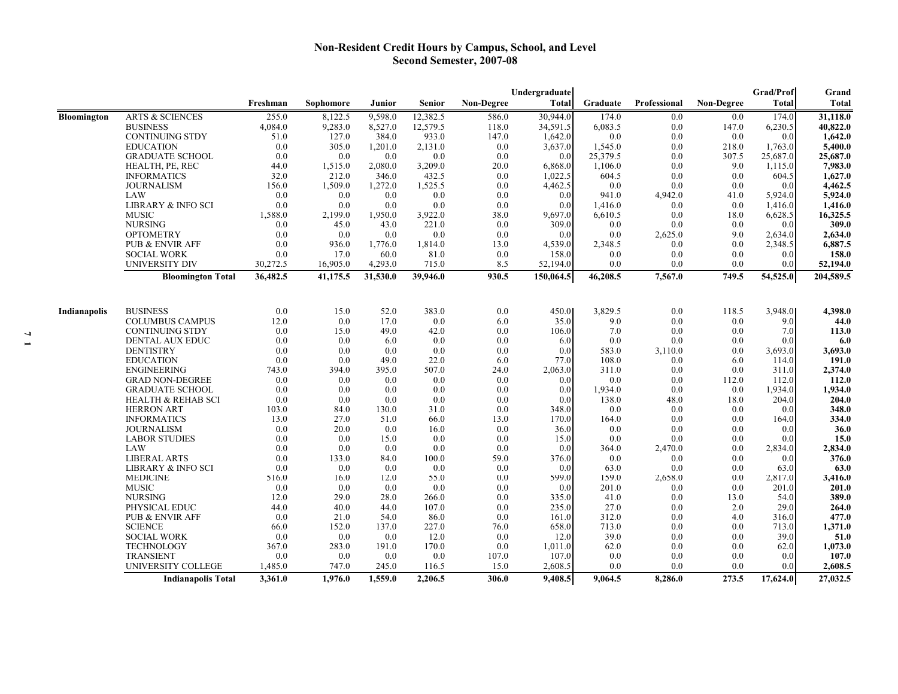## Non-Resident Credit Hours by Campus, School, and Level
## Second Semester, 2007-08

| | | Freshman | Sophomore | Junior | Senior | Non-Degree | Undergraduate Total | Graduate | Professional | Non-Degree | Grad/Prof Total | Grand Total |
|---|---|---|---|---|---|---|---|---|---|---|---|---|
| Bloomington | ARTS & SCIENCES | 255.0 | 8,122.5 | 9,598.0 | 12,382.5 | 586.0 | 30,944.0 | 174.0 | 0.0 | 0.0 | 174.0 | **31,118.0** |
| | BUSINESS | 4,084.0 | 9,283.0 | 8,527.0 | 12,579.5 | 118.0 | 34,591.5 | 6,083.5 | 0.0 | 147.0 | 6,230.5 | **40,822.0** |
| | CONTINUING STDY | 51.0 | 127.0 | 384.0 | 933.0 | 147.0 | 1,642.0 | 0.0 | 0.0 | 0.0 | 0.0 | **1,642.0** |
| | EDUCATION | 0.0 | 305.0 | 1,201.0 | 2,131.0 | 0.0 | 3,637.0 | 1,545.0 | 0.0 | 218.0 | 1,763.0 | **5,400.0** |
| | GRADUATE SCHOOL | 0.0 | 0.0 | 0.0 | 0.0 | 0.0 | 0.0 | 25,379.5 | 0.0 | 307.5 | 25,687.0 | **25,687.0** |
| | HEALTH, PE, REC | 44.0 | 1,515.0 | 2,080.0 | 3,209.0 | 20.0 | 6,868.0 | 1,106.0 | 0.0 | 9.0 | 1,115.0 | **7,983.0** |
| | INFORMATICS | 32.0 | 212.0 | 346.0 | 432.5 | 0.0 | 1,022.5 | 604.5 | 0.0 | 0.0 | 604.5 | **1,627.0** |
| | JOURNALISM | 156.0 | 1,509.0 | 1,272.0 | 1,525.5 | 0.0 | 4,462.5 | 0.0 | 0.0 | 0.0 | 0.0 | **4,462.5** |
| | LAW | 0.0 | 0.0 | 0.0 | 0.0 | 0.0 | 0.0 | 941.0 | 4,942.0 | 41.0 | 5,924.0 | **5,924.0** |
| | LIBRARY & INFO SCI | 0.0 | 0.0 | 0.0 | 0.0 | 0.0 | 0.0 | 1,416.0 | 0.0 | 0.0 | 1,416.0 | **1,416.0** |
| | MUSIC | 1,588.0 | 2,199.0 | 1,950.0 | 3,922.0 | 38.0 | 9,697.0 | 6,610.5 | 0.0 | 18.0 | 6,628.5 | **16,325.5** |
| | NURSING | 0.0 | 45.0 | 43.0 | 221.0 | 0.0 | 309.0 | 0.0 | 0.0 | 0.0 | 0.0 | **309.0** |
| | OPTOMETRY | 0.0 | 0.0 | 0.0 | 0.0 | 0.0 | 0.0 | 0.0 | 2,625.0 | 9.0 | 2,634.0 | **2,634.0** |
| | PUB & ENVIR AFF | 0.0 | 936.0 | 1,776.0 | 1,814.0 | 13.0 | 4,539.0 | 2,348.5 | 0.0 | 0.0 | 2,348.5 | **6,887.5** |
| | SOCIAL WORK | 0.0 | 17.0 | 60.0 | 81.0 | 0.0 | 158.0 | 0.0 | 0.0 | 0.0 | 0.0 | **158.0** |
| | UNIVERSITY DIV | 30,272.5 | 16,905.0 | 4,293.0 | 715.0 | 8.5 | 52,194.0 | 0.0 | 0.0 | 0.0 | 0.0 | **52,194.0** |
| | **Bloomington Total** | **36,482.5** | **41,175.5** | **31,530.0** | **39,946.0** | **930.5** | **150,064.5** | **46,208.5** | **7,567.0** | **749.5** | **54,525.0** | **204,589.5** |
| Indianapolis | BUSINESS | 0.0 | 15.0 | 52.0 | 383.0 | 0.0 | 450.0 | 3,829.5 | 0.0 | 118.5 | 3,948.0 | **4,398.0** |
| | COLUMBUS CAMPUS | 12.0 | 0.0 | 17.0 | 0.0 | 6.0 | 35.0 | 9.0 | 0.0 | 0.0 | 9.0 | **44.0** |
| | CONTINUING STDY | 0.0 | 15.0 | 49.0 | 42.0 | 0.0 | 106.0 | 7.0 | 0.0 | 0.0 | 7.0 | **113.0** |
| | DENTAL AUX EDUC | 0.0 | 0.0 | 6.0 | 0.0 | 0.0 | 6.0 | 0.0 | 0.0 | 0.0 | 0.0 | **6.0** |
| | DENTISTRY | 0.0 | 0.0 | 0.0 | 0.0 | 0.0 | 0.0 | 583.0 | 3,110.0 | 0.0 | 3,693.0 | **3,693.0** |
| | EDUCATION | 0.0 | 0.0 | 49.0 | 22.0 | 6.0 | 77.0 | 108.0 | 0.0 | 6.0 | 114.0 | **191.0** |
| | ENGINEERING | 743.0 | 394.0 | 395.0 | 507.0 | 24.0 | 2,063.0 | 311.0 | 0.0 | 0.0 | 311.0 | **2,374.0** |
| | GRAD NON-DEGREE | 0.0 | 0.0 | 0.0 | 0.0 | 0.0 | 0.0 | 0.0 | 0.0 | 112.0 | 112.0 | **112.0** |
| | GRADUATE SCHOOL | 0.0 | 0.0 | 0.0 | 0.0 | 0.0 | 0.0 | 1,934.0 | 0.0 | 0.0 | 1,934.0 | **1,934.0** |
| | HEALTH & REHAB SCI | 0.0 | 0.0 | 0.0 | 0.0 | 0.0 | 0.0 | 138.0 | 48.0 | 18.0 | 204.0 | **204.0** |
| | HERRON ART | 103.0 | 84.0 | 130.0 | 31.0 | 0.0 | 348.0 | 0.0 | 0.0 | 0.0 | 0.0 | **348.0** |
| | INFORMATICS | 13.0 | 27.0 | 51.0 | 66.0 | 13.0 | 170.0 | 164.0 | 0.0 | 0.0 | 164.0 | **334.0** |
| | JOURNALISM | 0.0 | 20.0 | 0.0 | 16.0 | 0.0 | 36.0 | 0.0 | 0.0 | 0.0 | 0.0 | **36.0** |
| | LABOR STUDIES | 0.0 | 0.0 | 15.0 | 0.0 | 0.0 | 15.0 | 0.0 | 0.0 | 0.0 | 0.0 | **15.0** |
| | LAW | 0.0 | 0.0 | 0.0 | 0.0 | 0.0 | 0.0 | 364.0 | 2,470.0 | 0.0 | 2,834.0 | **2,834.0** |
| | LIBERAL ARTS | 0.0 | 133.0 | 84.0 | 100.0 | 59.0 | 376.0 | 0.0 | 0.0 | 0.0 | 0.0 | **376.0** |
| | LIBRARY & INFO SCI | 0.0 | 0.0 | 0.0 | 0.0 | 0.0 | 0.0 | 63.0 | 0.0 | 0.0 | 63.0 | **63.0** |
| | MEDICINE | 516.0 | 16.0 | 12.0 | 55.0 | 0.0 | 599.0 | 159.0 | 2,658.0 | 0.0 | 2,817.0 | **3,416.0** |
| | MUSIC | 0.0 | 0.0 | 0.0 | 0.0 | 0.0 | 0.0 | 201.0 | 0.0 | 0.0 | 201.0 | **201.0** |
| | NURSING | 12.0 | 29.0 | 28.0 | 266.0 | 0.0 | 335.0 | 41.0 | 0.0 | 13.0 | 54.0 | **389.0** |
| | PHYSICAL EDUC | 44.0 | 40.0 | 44.0 | 107.0 | 0.0 | 235.0 | 27.0 | 0.0 | 2.0 | 29.0 | **264.0** |
| | PUB & ENVIR AFF | 0.0 | 21.0 | 54.0 | 86.0 | 0.0 | 161.0 | 312.0 | 0.0 | 4.0 | 316.0 | **477.0** |
| | SCIENCE | 66.0 | 152.0 | 137.0 | 227.0 | 76.0 | 658.0 | 713.0 | 0.0 | 0.0 | 713.0 | **1,371.0** |
| | SOCIAL WORK | 0.0 | 0.0 | 0.0 | 12.0 | 0.0 | 12.0 | 39.0 | 0.0 | 0.0 | 39.0 | **51.0** |
| | TECHNOLOGY | 367.0 | 283.0 | 191.0 | 170.0 | 0.0 | 1,011.0 | 62.0 | 0.0 | 0.0 | 62.0 | **1,073.0** |
| | TRANSIENT | 0.0 | 0.0 | 0.0 | 0.0 | 107.0 | 107.0 | 0.0 | 0.0 | 0.0 | 0.0 | **107.0** |
| | UNIVERSITY COLLEGE | 1,485.0 | 747.0 | 245.0 | 116.5 | 15.0 | 2,608.5 | 0.0 | 0.0 | 0.0 | 0.0 | **2,608.5** |
| | **Indianapolis Total** | **3,361.0** | **1,976.0** | **1,559.0** | **2,206.5** | **306.0** | **9,408.5** | **9,064.5** | **8,286.0** | **273.5** | **17,624.0** | **27,032.5** |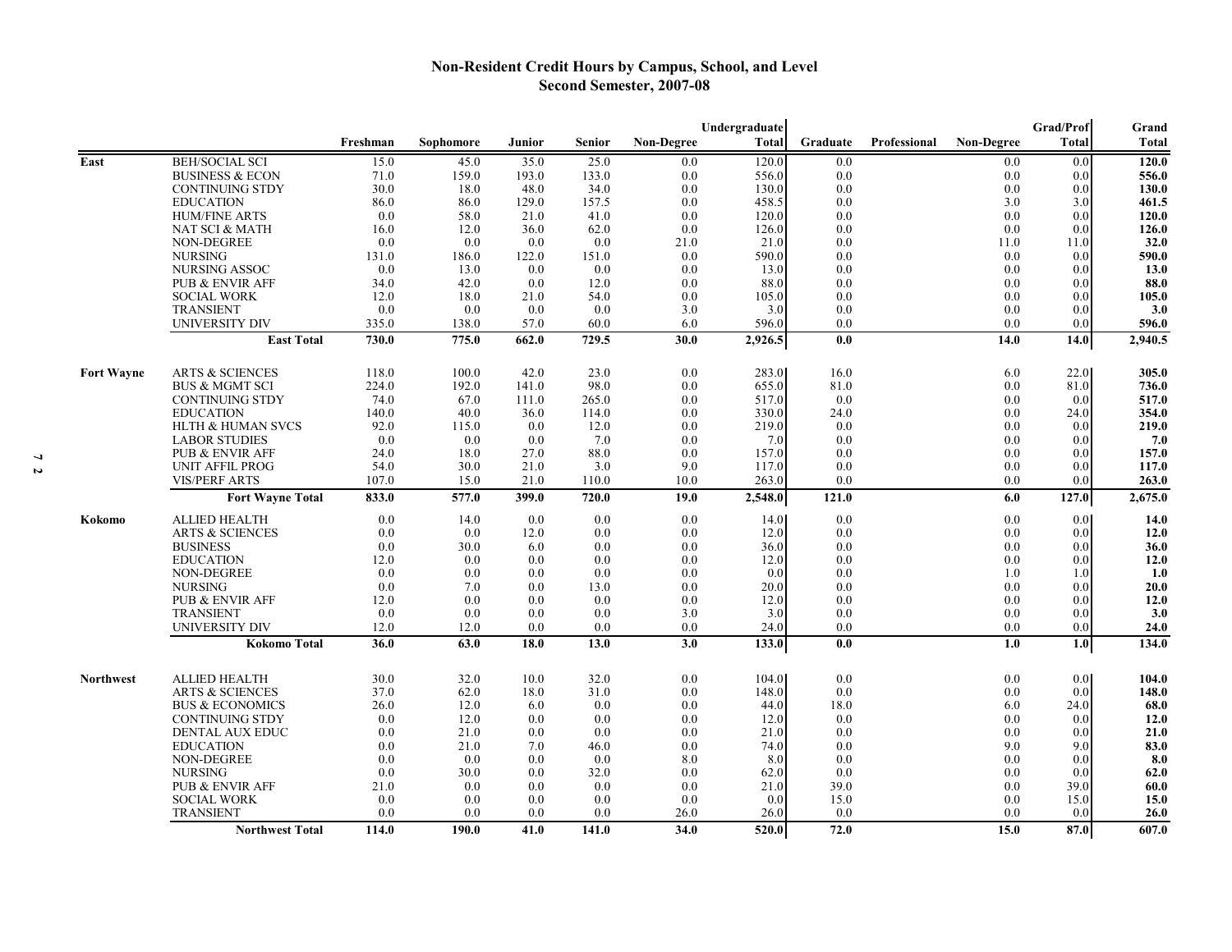# Non-Resident Credit Hours by Campus, School, and Level
## Second Semester, 2007-08

| | | Freshman | Sophomore | Junior | Senior | Non-Degree | Undergraduate Total | Graduate | Professional | Non-Degree | Grad/Prof Total | Grand Total |
|---|---|---|---|---|---|---|---|---|---|---|---|---|
| East | BEH/SOCIAL SCI | 15.0 | 45.0 | 35.0 | 25.0 | 0.0 | 120.0 | 0.0 | | 0.0 | 0.0 | **120.0** |
| | BUSINESS & ECON | 71.0 | 159.0 | 193.0 | 133.0 | 0.0 | 556.0 | 0.0 | | 0.0 | 0.0 | **556.0** |
| | CONTINUING STDY | 30.0 | 18.0 | 48.0 | 34.0 | 0.0 | 130.0 | 0.0 | | 0.0 | 0.0 | **130.0** |
| | EDUCATION | 86.0 | 86.0 | 129.0 | 157.5 | 0.0 | 458.5 | 0.0 | | 3.0 | 3.0 | **461.5** |
| | HUM/FINE ARTS | 0.0 | 58.0 | 21.0 | 41.0 | 0.0 | 120.0 | 0.0 | | 0.0 | 0.0 | **120.0** |
| | NAT SCI & MATH | 16.0 | 12.0 | 36.0 | 62.0 | 0.0 | 126.0 | 0.0 | | 0.0 | 0.0 | **126.0** |
| | NON-DEGREE | 0.0 | 0.0 | 0.0 | 0.0 | 21.0 | 21.0 | 0.0 | | 11.0 | 11.0 | **32.0** |
| | NURSING | 131.0 | 186.0 | 122.0 | 151.0 | 0.0 | 590.0 | 0.0 | | 0.0 | 0.0 | **590.0** |
| | NURSING ASSOC | 0.0 | 13.0 | 0.0 | 0.0 | 0.0 | 13.0 | 0.0 | | 0.0 | 0.0 | **13.0** |
| | PUB & ENVIR AFF | 34.0 | 42.0 | 0.0 | 12.0 | 0.0 | 88.0 | 0.0 | | 0.0 | 0.0 | **88.0** |
| | SOCIAL WORK | 12.0 | 18.0 | 21.0 | 54.0 | 0.0 | 105.0 | 0.0 | | 0.0 | 0.0 | **105.0** |
| | TRANSIENT | 0.0 | 0.0 | 0.0 | 0.0 | 3.0 | 3.0 | 0.0 | | 0.0 | 0.0 | **3.0** |
| | UNIVERSITY DIV | 335.0 | 138.0 | 57.0 | 60.0 | 6.0 | 596.0 | 0.0 | | 0.0 | 0.0 | **596.0** |
| | **East Total** | **730.0** | **775.0** | **662.0** | **729.5** | **30.0** | **2,926.5** | **0.0** | | **14.0** | **14.0** | **2,940.5** |
| Fort Wayne | ARTS & SCIENCES | 118.0 | 100.0 | 42.0 | 23.0 | 0.0 | 283.0 | 16.0 | | 6.0 | 22.0 | **305.0** |
| | BUS & MGMT SCI | 224.0 | 192.0 | 141.0 | 98.0 | 0.0 | 655.0 | 81.0 | | 0.0 | 81.0 | **736.0** |
| | CONTINUING STDY | 74.0 | 67.0 | 111.0 | 265.0 | 0.0 | 517.0 | 0.0 | | 0.0 | 0.0 | **517.0** |
| | EDUCATION | 140.0 | 40.0 | 36.0 | 114.0 | 0.0 | 330.0 | 24.0 | | 0.0 | 24.0 | **354.0** |
| | HLTH & HUMAN SVCS | 92.0 | 115.0 | 0.0 | 12.0 | 0.0 | 219.0 | 0.0 | | 0.0 | 0.0 | **219.0** |
| | LABOR STUDIES | 0.0 | 0.0 | 0.0 | 7.0 | 0.0 | 7.0 | 0.0 | | 0.0 | 0.0 | **7.0** |
| | PUB & ENVIR AFF | 24.0 | 18.0 | 27.0 | 88.0 | 0.0 | 157.0 | 0.0 | | 0.0 | 0.0 | **157.0** |
| | UNIT AFFIL PROG | 54.0 | 30.0 | 21.0 | 3.0 | 9.0 | 117.0 | 0.0 | | 0.0 | 0.0 | **117.0** |
| | VIS/PERF ARTS | 107.0 | 15.0 | 21.0 | 110.0 | 10.0 | 263.0 | 0.0 | | 0.0 | 0.0 | **263.0** |
| | **Fort Wayne Total** | **833.0** | **577.0** | **399.0** | **720.0** | **19.0** | **2,548.0** | **121.0** | | **6.0** | **127.0** | **2,675.0** |
| Kokomo | ALLIED HEALTH | 0.0 | 14.0 | 0.0 | 0.0 | 0.0 | 14.0 | 0.0 | | 0.0 | 0.0 | **14.0** |
| | ARTS & SCIENCES | 0.0 | 0.0 | 12.0 | 0.0 | 0.0 | 12.0 | 0.0 | | 0.0 | 0.0 | **12.0** |
| | BUSINESS | 0.0 | 30.0 | 6.0 | 0.0 | 0.0 | 36.0 | 0.0 | | 0.0 | 0.0 | **36.0** |
| | EDUCATION | 12.0 | 0.0 | 0.0 | 0.0 | 0.0 | 12.0 | 0.0 | | 0.0 | 0.0 | **12.0** |
| | NON-DEGREE | 0.0 | 0.0 | 0.0 | 0.0 | 0.0 | 0.0 | 0.0 | | 1.0 | 1.0 | **1.0** |
| | NURSING | 0.0 | 7.0 | 0.0 | 13.0 | 0.0 | 20.0 | 0.0 | | 0.0 | 0.0 | **20.0** |
| | PUB & ENVIR AFF | 12.0 | 0.0 | 0.0 | 0.0 | 0.0 | 12.0 | 0.0 | | 0.0 | 0.0 | **12.0** |
| | TRANSIENT | 0.0 | 0.0 | 0.0 | 0.0 | 3.0 | 3.0 | 0.0 | | 0.0 | 0.0 | **3.0** |
| | UNIVERSITY DIV | 12.0 | 12.0 | 0.0 | 0.0 | 0.0 | 24.0 | 0.0 | | 0.0 | 0.0 | **24.0** |
| | **Kokomo Total** | **36.0** | **63.0** | **18.0** | **13.0** | **3.0** | **133.0** | **0.0** | | **1.0** | **1.0** | **134.0** |
| Northwest | ALLIED HEALTH | 30.0 | 32.0 | 10.0 | 32.0 | 0.0 | 104.0 | 0.0 | | 0.0 | 0.0 | **104.0** |
| | ARTS & SCIENCES | 37.0 | 62.0 | 18.0 | 31.0 | 0.0 | 148.0 | 0.0 | | 0.0 | 0.0 | **148.0** |
| | BUS & ECONOMICS | 26.0 | 12.0 | 6.0 | 0.0 | 0.0 | 44.0 | 18.0 | | 6.0 | 24.0 | **68.0** |
| | CONTINUING STDY | 0.0 | 12.0 | 0.0 | 0.0 | 0.0 | 12.0 | 0.0 | | 0.0 | 0.0 | **12.0** |
| | DENTAL AUX EDUC | 0.0 | 21.0 | 0.0 | 0.0 | 0.0 | 21.0 | 0.0 | | 0.0 | 0.0 | **21.0** |
| | EDUCATION | 0.0 | 21.0 | 7.0 | 46.0 | 0.0 | 74.0 | 0.0 | | 9.0 | 9.0 | **83.0** |
| | NON-DEGREE | 0.0 | 0.0 | 0.0 | 0.0 | 8.0 | 8.0 | 0.0 | | 0.0 | 0.0 | **8.0** |
| | NURSING | 0.0 | 30.0 | 0.0 | 32.0 | 0.0 | 62.0 | 0.0 | | 0.0 | 0.0 | **62.0** |
| | PUB & ENVIR AFF | 21.0 | 0.0 | 0.0 | 0.0 | 0.0 | 21.0 | 39.0 | | 0.0 | 39.0 | **60.0** |
| | SOCIAL WORK | 0.0 | 0.0 | 0.0 | 0.0 | 0.0 | 0.0 | 15.0 | | 0.0 | 15.0 | **15.0** |
| | TRANSIENT | 0.0 | 0.0 | 0.0 | 0.0 | 26.0 | 26.0 | 0.0 | | 0.0 | 0.0 | **26.0** |
| | **Northwest Total** | **114.0** | **190.0** | **41.0** | **141.0** | **34.0** | **520.0** | **72.0** | | **15.0** | **87.0** | **607.0** |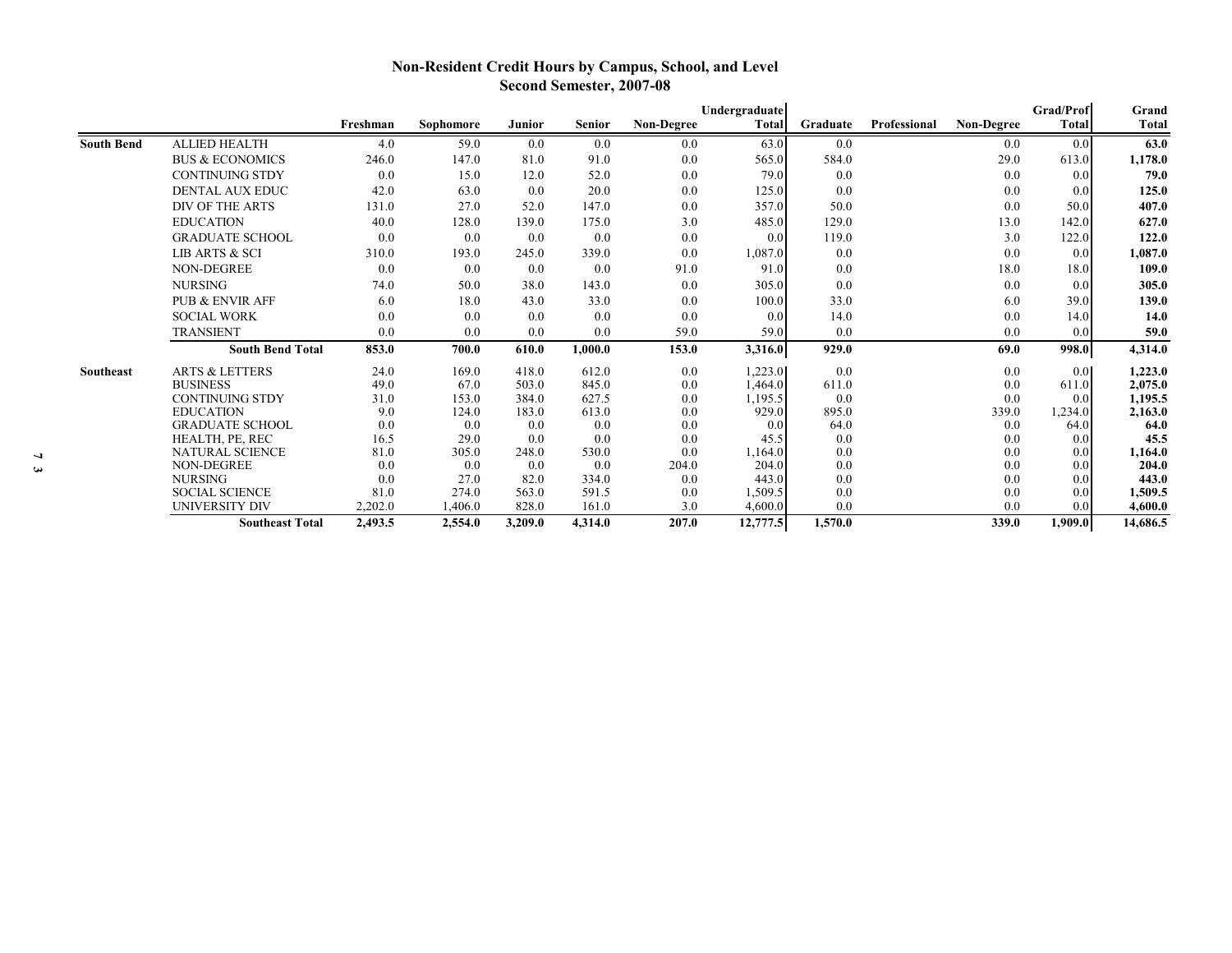# Non-Resident Credit Hours by Campus, School, and Level
## Second Semester, 2007-08

| | | Freshman | Sophomore | Junior | Senior | Non-Degree | Undergraduate Total | Graduate | Professional | Non-Degree | Grad/Prof Total | Grand Total |
|---|---|---|---|---|---|---|---|---|---|---|---|---|
| South Bend | ALLIED HEALTH | 4.0 | 59.0 | 0.0 | 0.0 | 0.0 | 63.0 | 0.0 | | 0.0 | 0.0 | **63.0** |
| | BUS & ECONOMICS | 246.0 | 147.0 | 81.0 | 91.0 | 0.0 | 565.0 | 584.0 | | 29.0 | 613.0 | **1,178.0** |
| | CONTINUING STDY | 0.0 | 15.0 | 12.0 | 52.0 | 0.0 | 79.0 | 0.0 | | 0.0 | 0.0 | **79.0** |
| | DENTAL AUX EDUC | 42.0 | 63.0 | 0.0 | 20.0 | 0.0 | 125.0 | 0.0 | | 0.0 | 0.0 | **125.0** |
| | DIV OF THE ARTS | 131.0 | 27.0 | 52.0 | 147.0 | 0.0 | 357.0 | 50.0 | | 0.0 | 50.0 | **407.0** |
| | EDUCATION | 40.0 | 128.0 | 139.0 | 175.0 | 3.0 | 485.0 | 129.0 | | 13.0 | 142.0 | **627.0** |
| | GRADUATE SCHOOL | 0.0 | 0.0 | 0.0 | 0.0 | 0.0 | 0.0 | 119.0 | | 3.0 | 122.0 | **122.0** |
| | LIB ARTS & SCI | 310.0 | 193.0 | 245.0 | 339.0 | 0.0 | 1,087.0 | 0.0 | | 0.0 | 0.0 | **1,087.0** |
| | NON-DEGREE | 0.0 | 0.0 | 0.0 | 0.0 | 91.0 | 91.0 | 0.0 | | 18.0 | 18.0 | **109.0** |
| | NURSING | 74.0 | 50.0 | 38.0 | 143.0 | 0.0 | 305.0 | 0.0 | | 0.0 | 0.0 | **305.0** |
| | PUB & ENVIR AFF | 6.0 | 18.0 | 43.0 | 33.0 | 0.0 | 100.0 | 33.0 | | 6.0 | 39.0 | **139.0** |
| | SOCIAL WORK | 0.0 | 0.0 | 0.0 | 0.0 | 0.0 | 0.0 | 14.0 | | 0.0 | 14.0 | **14.0** |
| | TRANSIENT | 0.0 | 0.0 | 0.0 | 0.0 | 59.0 | 59.0 | 0.0 | | 0.0 | 0.0 | **59.0** |
| | **South Bend Total** | **853.0** | **700.0** | **610.0** | **1,000.0** | **153.0** | **3,316.0** | **929.0** | | **69.0** | **998.0** | **4,314.0** |
| Southeast | ARTS & LETTERS | 24.0 | 169.0 | 418.0 | 612.0 | 0.0 | 1,223.0 | 0.0 | | 0.0 | 0.0 | **1,223.0** |
| | BUSINESS | 49.0 | 67.0 | 503.0 | 845.0 | 0.0 | 1,464.0 | 611.0 | | 0.0 | 611.0 | **2,075.0** |
| | CONTINUING STDY | 31.0 | 153.0 | 384.0 | 627.5 | 0.0 | 1,195.5 | 0.0 | | 0.0 | 0.0 | **1,195.5** |
| | EDUCATION | 9.0 | 124.0 | 183.0 | 613.0 | 0.0 | 929.0 | 895.0 | | 339.0 | 1,234.0 | **2,163.0** |
| | GRADUATE SCHOOL | 0.0 | 0.0 | 0.0 | 0.0 | 0.0 | 0.0 | 64.0 | | 0.0 | 64.0 | **64.0** |
| | HEALTH, PE, REC | 16.5 | 29.0 | 0.0 | 0.0 | 0.0 | 45.5 | 0.0 | | 0.0 | 0.0 | **45.5** |
| | NATURAL SCIENCE | 81.0 | 305.0 | 248.0 | 530.0 | 0.0 | 1,164.0 | 0.0 | | 0.0 | 0.0 | **1,164.0** |
| | NON-DEGREE | 0.0 | 0.0 | 0.0 | 0.0 | 204.0 | 204.0 | 0.0 | | 0.0 | 0.0 | **204.0** |
| | NURSING | 0.0 | 27.0 | 82.0 | 334.0 | 0.0 | 443.0 | 0.0 | | 0.0 | 0.0 | **443.0** |
| | SOCIAL SCIENCE | 81.0 | 274.0 | 563.0 | 591.5 | 0.0 | 1,509.5 | 0.0 | | 0.0 | 0.0 | **1,509.5** |
| | UNIVERSITY DIV | 2,202.0 | 1,406.0 | 828.0 | 161.0 | 3.0 | 4,600.0 | 0.0 | | 0.0 | 0.0 | **4,600.0** |
| | **Southeast Total** | **2,493.5** | **2,554.0** | **3,209.0** | **4,314.0** | **207.0** | **12,777.5** | **1,570.0** | | **339.0** | **1,909.0** | **14,686.5** |